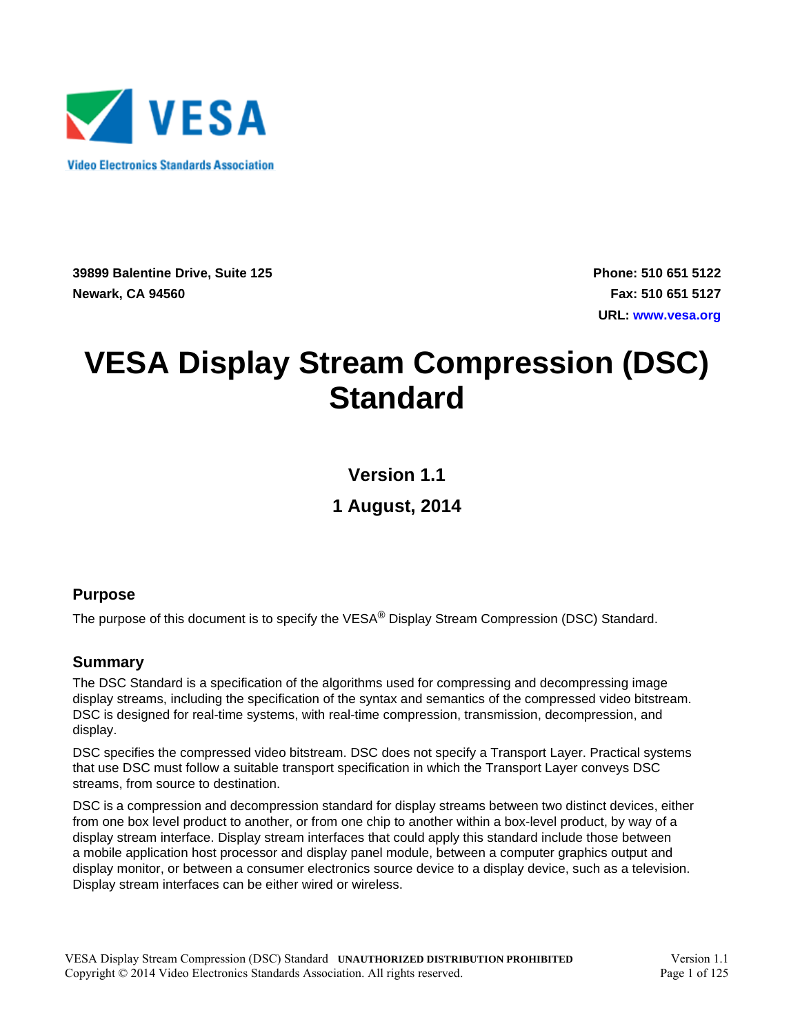**VESA**

**Video Electronics Standards Association**

**39899 Balentine Drive, Suite 125**
**Newark, CA 94560**

**Phone: 510 651 5122**
**Fax: 510 651 5127**
**URL: www.vesa.org**

# VESA Display Stream Compression (DSC) Standard

**Version 1.1**

**1 August, 2014**

## Purpose

The purpose of this document is to specify the VESA® Display Stream Compression (DSC) Standard.

## Summary

The DSC Standard is a specification of the algorithms used for compressing and decompressing image display streams, including the specification of the syntax and semantics of the compressed video bitstream. DSC is designed for real-time systems, with real-time compression, transmission, decompression, and display.

DSC specifies the compressed video bitstream. DSC does not specify a Transport Layer. Practical systems that use DSC must follow a suitable transport specification in which the Transport Layer conveys DSC streams, from source to destination.

DSC is a compression and decompression standard for display streams between two distinct devices, either from one box level product to another, or from one chip to another within a box-level product, by way of a display stream interface. Display stream interfaces that could apply this standard include those between a mobile application host processor and display panel module, between a computer graphics output and display monitor, or between a consumer electronics source device to a display device, such as a television. Display stream interfaces can be either wired or wireless.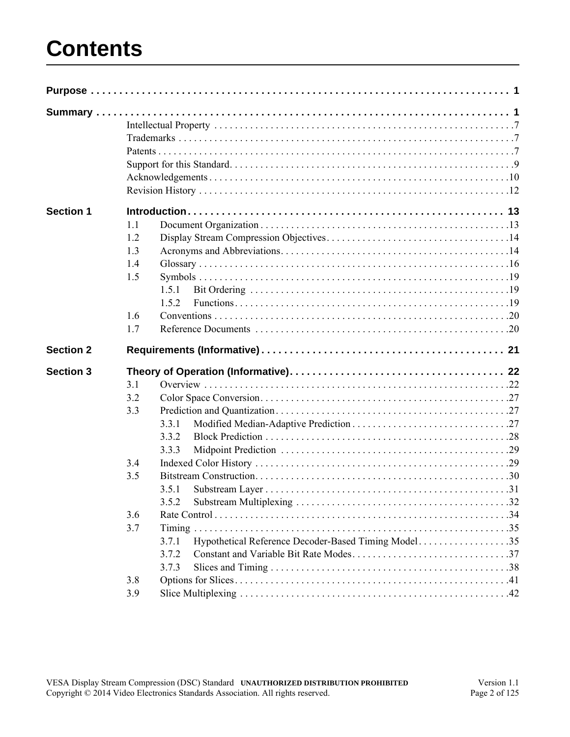# Contents

**Purpose** . . . . . . . . . . . . . . . . . . . . . . . . . . . . . . . . . . . . . . . . . . . . . . . . . . . . . . . . . . . . . . . . . . . . . . . . . 1

**Summary** . . . . . . . . . . . . . . . . . . . . . . . . . . . . . . . . . . . . . . . . . . . . . . . . . . . . . . . . . . . . . . . . . . . . . . . . 1

Intellectual Property . . . . . . . . . . . . . . . . . . . . . . . . . . . . . . . . . . . . . . . . . . . . . . . . . . . . . . . . . .7

Trademarks . . . . . . . . . . . . . . . . . . . . . . . . . . . . . . . . . . . . . . . . . . . . . . . . . . . . . . . . . . . . . . . . .7

Patents . . . . . . . . . . . . . . . . . . . . . . . . . . . . . . . . . . . . . . . . . . . . . . . . . . . . . . . . . . . . . . . . . . . .7

Support for this Standard. . . . . . . . . . . . . . . . . . . . . . . . . . . . . . . . . . . . . . . . . . . . . . . . . . . . . . .9

Acknowledgements . . . . . . . . . . . . . . . . . . . . . . . . . . . . . . . . . . . . . . . . . . . . . . . . . . . . . . . . . . .10

Revision History . . . . . . . . . . . . . . . . . . . . . . . . . . . . . . . . . . . . . . . . . . . . . . . . . . . . . . . . . . . .12

**Section 1 Introduction** . . . . . . . . . . . . . . . . . . . . . . . . . . . . . . . . . . . . . . . . . . . . . . . . . . . . . . . . 13

1.1 Document Organization . . . . . . . . . . . . . . . . . . . . . . . . . . . . . . . . . . . . . . . . . . . . . . . .13

1.2 Display Stream Compression Objectives. . . . . . . . . . . . . . . . . . . . . . . . . . . . . . . . . . . .14

1.3 Acronyms and Abbreviations. . . . . . . . . . . . . . . . . . . . . . . . . . . . . . . . . . . . . . . . . . . . .14

1.4 Glossary . . . . . . . . . . . . . . . . . . . . . . . . . . . . . . . . . . . . . . . . . . . . . . . . . . . . . . . . . . . .16

1.5 Symbols . . . . . . . . . . . . . . . . . . . . . . . . . . . . . . . . . . . . . . . . . . . . . . . . . . . . . . . . . . . .19

1.5.1 Bit Ordering . . . . . . . . . . . . . . . . . . . . . . . . . . . . . . . . . . . . . . . . . . . . . . . . . . .19

1.5.2 Functions . . . . . . . . . . . . . . . . . . . . . . . . . . . . . . . . . . . . . . . . . . . . . . . . . . . . . .19

1.6 Conventions . . . . . . . . . . . . . . . . . . . . . . . . . . . . . . . . . . . . . . . . . . . . . . . . . . . . . . . . .20

1.7 Reference Documents . . . . . . . . . . . . . . . . . . . . . . . . . . . . . . . . . . . . . . . . . . . . . . . . .20

**Section 2 Requirements (Informative)** . . . . . . . . . . . . . . . . . . . . . . . . . . . . . . . . . . . . . . . . . . . 21

**Section 3 Theory of Operation (Informative)**. . . . . . . . . . . . . . . . . . . . . . . . . . . . . . . . . . . . . . 22

3.1 Overview . . . . . . . . . . . . . . . . . . . . . . . . . . . . . . . . . . . . . . . . . . . . . . . . . . . . . . . . . . .22

3.2 Color Space Conversion. . . . . . . . . . . . . . . . . . . . . . . . . . . . . . . . . . . . . . . . . . . . . . . . .27

3.3 Prediction and Quantization . . . . . . . . . . . . . . . . . . . . . . . . . . . . . . . . . . . . . . . . . . . . .27

3.3.1 Modified Median-Adaptive Prediction . . . . . . . . . . . . . . . . . . . . . . . . . . . . . . .27

3.3.2 Block Prediction . . . . . . . . . . . . . . . . . . . . . . . . . . . . . . . . . . . . . . . . . . . . . . . .28

3.3.3 Midpoint Prediction . . . . . . . . . . . . . . . . . . . . . . . . . . . . . . . . . . . . . . . . . . . . .29

3.4 Indexed Color History . . . . . . . . . . . . . . . . . . . . . . . . . . . . . . . . . . . . . . . . . . . . . . . . .29

3.5 Bitstream Construction. . . . . . . . . . . . . . . . . . . . . . . . . . . . . . . . . . . . . . . . . . . . . . . . . .30

3.5.1 Substream Layer . . . . . . . . . . . . . . . . . . . . . . . . . . . . . . . . . . . . . . . . . . . . . . . .31

3.5.2 Substream Multiplexing . . . . . . . . . . . . . . . . . . . . . . . . . . . . . . . . . . . . . . . . . .32

3.6 Rate Control . . . . . . . . . . . . . . . . . . . . . . . . . . . . . . . . . . . . . . . . . . . . . . . . . . . . . . . . .34

3.7 Timing . . . . . . . . . . . . . . . . . . . . . . . . . . . . . . . . . . . . . . . . . . . . . . . . . . . . . . . . . . . . .35

3.7.1 Hypothetical Reference Decoder-Based Timing Model . . . . . . . . . . . . . . . . . .35

3.7.2 Constant and Variable Bit Rate Modes. . . . . . . . . . . . . . . . . . . . . . . . . . . . . . .37

3.7.3 Slices and Timing . . . . . . . . . . . . . . . . . . . . . . . . . . . . . . . . . . . . . . . . . . . . . . .38

3.8 Options for Slices. . . . . . . . . . . . . . . . . . . . . . . . . . . . . . . . . . . . . . . . . . . . . . . . . . . . . .41

3.9 Slice Multiplexing . . . . . . . . . . . . . . . . . . . . . . . . . . . . . . . . . . . . . . . . . . . . . . . . . . . .42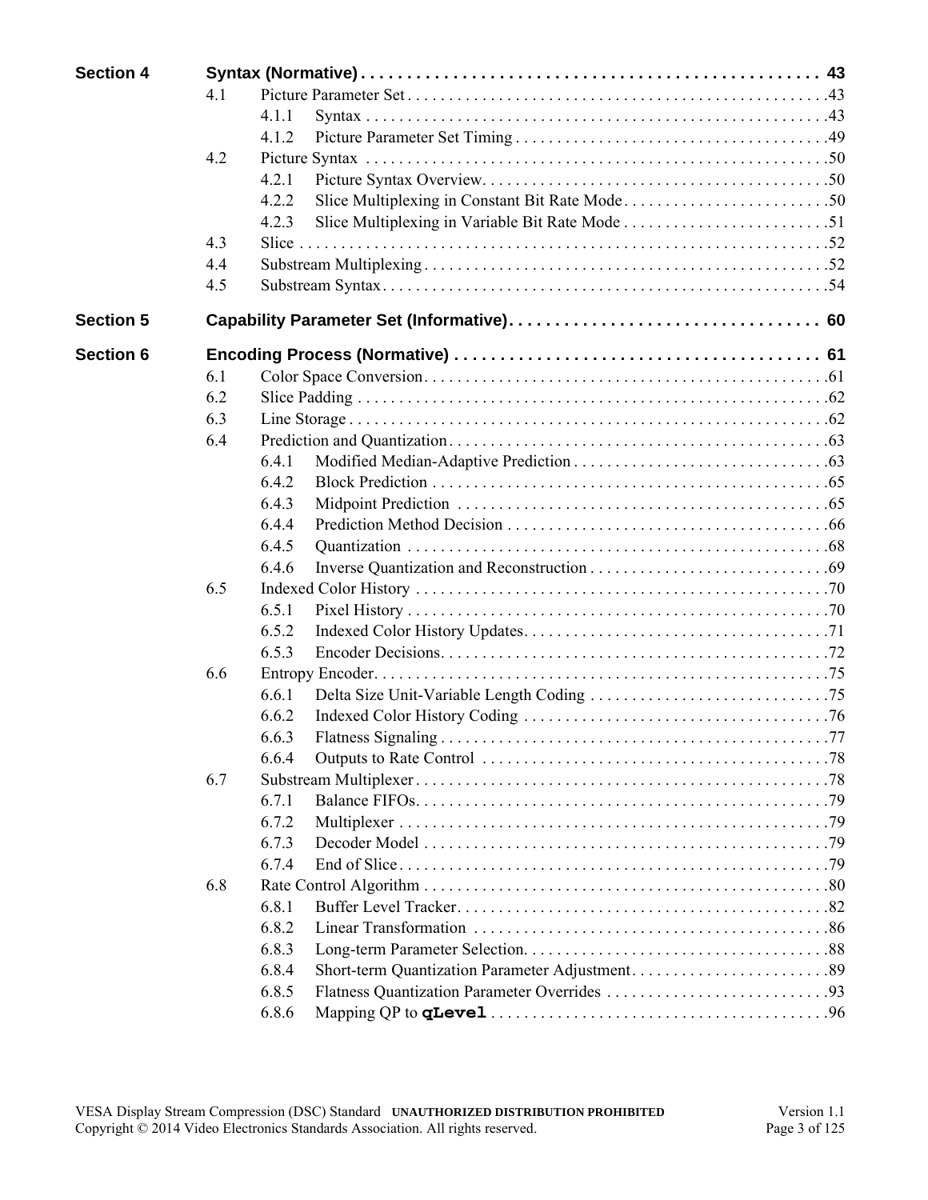| | | | |
|---|---|---|---|
| **Section 4** | **Syntax (Normative)** | | **43** |
| | 4.1 | Picture Parameter Set | 43 |
| | 4.1.1 | Syntax | 43 |
| | 4.1.2 | Picture Parameter Set Timing | 49 |
| | 4.2 | Picture Syntax | 50 |
| | 4.2.1 | Picture Syntax Overview | 50 |
| | 4.2.2 | Slice Multiplexing in Constant Bit Rate Mode | 50 |
| | 4.2.3 | Slice Multiplexing in Variable Bit Rate Mode | 51 |
| | 4.3 | Slice | 52 |
| | 4.4 | Substream Multiplexing | 52 |
| | 4.5 | Substream Syntax | 54 |
| **Section 5** | **Capability Parameter Set (Informative)** | | **60** |
| **Section 6** | **Encoding Process (Normative)** | | **61** |
| | 6.1 | Color Space Conversion | 61 |
| | 6.2 | Slice Padding | 62 |
| | 6.3 | Line Storage | 62 |
| | 6.4 | Prediction and Quantization | 63 |
| | 6.4.1 | Modified Median-Adaptive Prediction | 63 |
| | 6.4.2 | Block Prediction | 65 |
| | 6.4.3 | Midpoint Prediction | 65 |
| | 6.4.4 | Prediction Method Decision | 66 |
| | 6.4.5 | Quantization | 68 |
| | 6.4.6 | Inverse Quantization and Reconstruction | 69 |
| | 6.5 | Indexed Color History | 70 |
| | 6.5.1 | Pixel History | 70 |
| | 6.5.2 | Indexed Color History Updates | 71 |
| | 6.5.3 | Encoder Decisions | 72 |
| | 6.6 | Entropy Encoder | 75 |
| | 6.6.1 | Delta Size Unit-Variable Length Coding | 75 |
| | 6.6.2 | Indexed Color History Coding | 76 |
| | 6.6.3 | Flatness Signaling | 77 |
| | 6.6.4 | Outputs to Rate Control | 78 |
| | 6.7 | Substream Multiplexer | 78 |
| | 6.7.1 | Balance FIFOs | 79 |
| | 6.7.2 | Multiplexer | 79 |
| | 6.7.3 | Decoder Model | 79 |
| | 6.7.4 | End of Slice | 79 |
| | 6.8 | Rate Control Algorithm | 80 |
| | 6.8.1 | Buffer Level Tracker | 82 |
| | 6.8.2 | Linear Transformation | 86 |
| | 6.8.3 | Long-term Parameter Selection | 88 |
| | 6.8.4 | Short-term Quantization Parameter Adjustment | 89 |
| | 6.8.5 | Flatness Quantization Parameter Overrides | 93 |
| | 6.8.6 | Mapping QP to `qLevel` | 96 |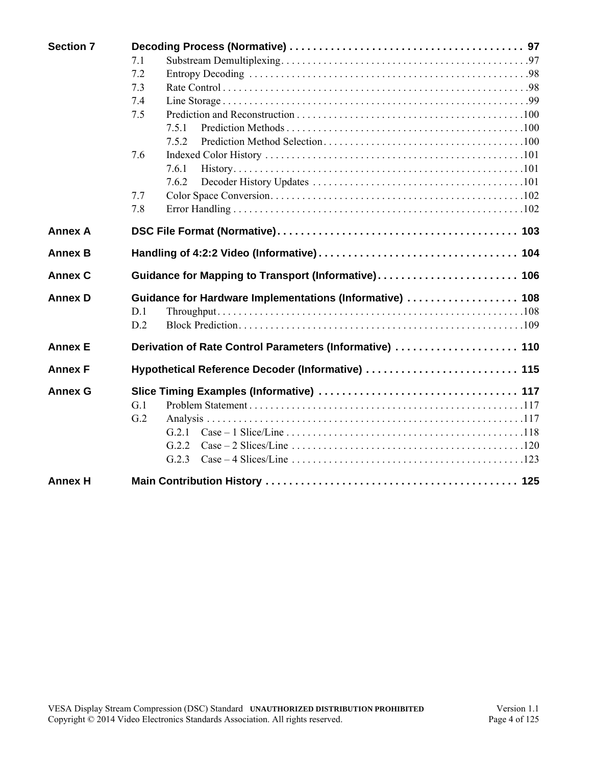**Section 7 Decoding Process (Normative) . . . . . . . . . . . . . . . . . . . . . . . . . . . . . . . . . . . . . . . 97**

- 7.1 Substream Demultiplexing . . . . . . . . . . . . . . . . . . . . . . . . . . . . . . . . . . . . . . . . . . . . . 97
- 7.2 Entropy Decoding . . . . . . . . . . . . . . . . . . . . . . . . . . . . . . . . . . . . . . . . . . . . . . . . . . 98
- 7.3 Rate Control . . . . . . . . . . . . . . . . . . . . . . . . . . . . . . . . . . . . . . . . . . . . . . . . . . . . . . . 98
- 7.4 Line Storage . . . . . . . . . . . . . . . . . . . . . . . . . . . . . . . . . . . . . . . . . . . . . . . . . . . . . . . 99
- 7.5 Prediction and Reconstruction . . . . . . . . . . . . . . . . . . . . . . . . . . . . . . . . . . . . . . . . . 100
  - 7.5.1 Prediction Methods . . . . . . . . . . . . . . . . . . . . . . . . . . . . . . . . . . . . . . . . . . . . 100
  - 7.5.2 Prediction Method Selection . . . . . . . . . . . . . . . . . . . . . . . . . . . . . . . . . . . . . 100
- 7.6 Indexed Color History . . . . . . . . . . . . . . . . . . . . . . . . . . . . . . . . . . . . . . . . . . . . . . . 101
  - 7.6.1 History . . . . . . . . . . . . . . . . . . . . . . . . . . . . . . . . . . . . . . . . . . . . . . . . . . . . . 101
  - 7.6.2 Decoder History Updates . . . . . . . . . . . . . . . . . . . . . . . . . . . . . . . . . . . . . . . 101
- 7.7 Color Space Conversion . . . . . . . . . . . . . . . . . . . . . . . . . . . . . . . . . . . . . . . . . . . . . . 102
- 7.8 Error Handling . . . . . . . . . . . . . . . . . . . . . . . . . . . . . . . . . . . . . . . . . . . . . . . . . . . . . 102

**Annex A DSC File Format (Normative) . . . . . . . . . . . . . . . . . . . . . . . . . . . . . . . . . . . . . . . 103**

**Annex B Handling of 4:2:2 Video (Informative) . . . . . . . . . . . . . . . . . . . . . . . . . . . . . . . . . 104**

**Annex C Guidance for Mapping to Transport (Informative) . . . . . . . . . . . . . . . . . . . . . . . . 106**

**Annex D Guidance for Hardware Implementations (Informative) . . . . . . . . . . . . . . . . . . . 108**

- D.1 Throughput . . . . . . . . . . . . . . . . . . . . . . . . . . . . . . . . . . . . . . . . . . . . . . . . . . . . . . . . 108
- D.2 Block Prediction . . . . . . . . . . . . . . . . . . . . . . . . . . . . . . . . . . . . . . . . . . . . . . . . . . . . 109

**Annex E Derivation of Rate Control Parameters (Informative) . . . . . . . . . . . . . . . . . . . . . 110**

**Annex F Hypothetical Reference Decoder (Informative) . . . . . . . . . . . . . . . . . . . . . . . . . . 115**

**Annex G Slice Timing Examples (Informative) . . . . . . . . . . . . . . . . . . . . . . . . . . . . . . . . . . 117**

- G.1 Problem Statement . . . . . . . . . . . . . . . . . . . . . . . . . . . . . . . . . . . . . . . . . . . . . . . . . . 117
- G.2 Analysis . . . . . . . . . . . . . . . . . . . . . . . . . . . . . . . . . . . . . . . . . . . . . . . . . . . . . . . . . . 117
  - G.2.1 Case – 1 Slice/Line . . . . . . . . . . . . . . . . . . . . . . . . . . . . . . . . . . . . . . . . . . . . 118
  - G.2.2 Case – 2 Slices/Line . . . . . . . . . . . . . . . . . . . . . . . . . . . . . . . . . . . . . . . . . . . 120
  - G.2.3 Case – 4 Slices/Line . . . . . . . . . . . . . . . . . . . . . . . . . . . . . . . . . . . . . . . . . . . 123

**Annex H Main Contribution History . . . . . . . . . . . . . . . . . . . . . . . . . . . . . . . . . . . . . . . . . . . 125**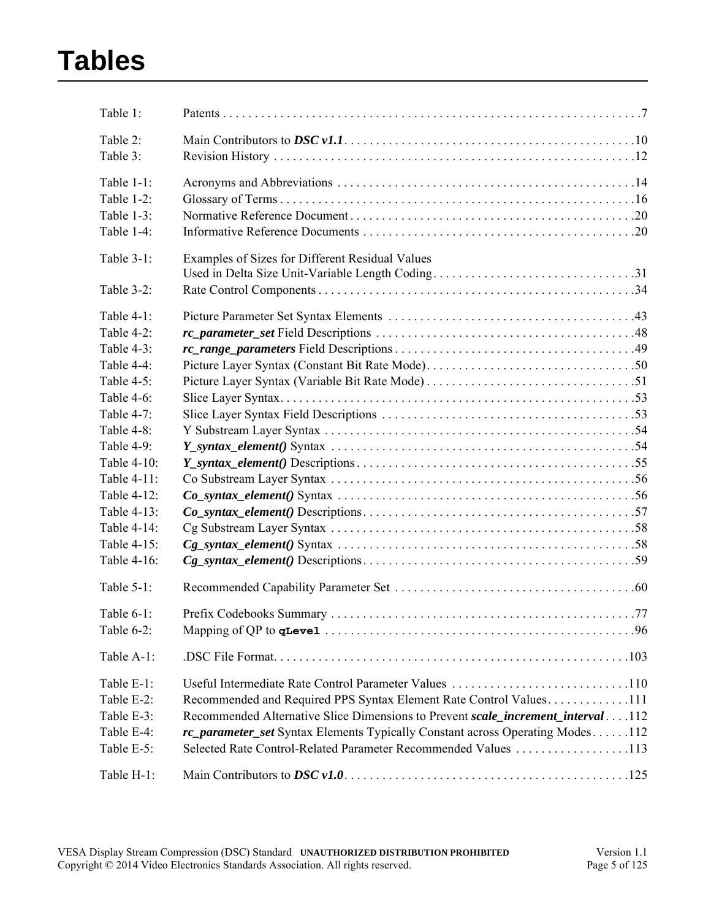# Tables

| | | |
|---|---|---|
| Table 1: | Patents | 7 |
| Table 2: | Main Contributors to ***DSC v1.1*** | 10 |
| Table 3: | Revision History | 12 |
| Table 1-1: | Acronyms and Abbreviations | 14 |
| Table 1-2: | Glossary of Terms | 16 |
| Table 1-3: | Normative Reference Document | 20 |
| Table 1-4: | Informative Reference Documents | 20 |
| Table 3-1: | Examples of Sizes for Different Residual Values Used in Delta Size Unit-Variable Length Coding | 31 |
| Table 3-2: | Rate Control Components | 34 |
| Table 4-1: | Picture Parameter Set Syntax Elements | 43 |
| Table 4-2: | ***rc_parameter_set*** Field Descriptions | 48 |
| Table 4-3: | ***rc_range_parameters*** Field Descriptions | 49 |
| Table 4-4: | Picture Layer Syntax (Constant Bit Rate Mode) | 50 |
| Table 4-5: | Picture Layer Syntax (Variable Bit Rate Mode) | 51 |
| Table 4-6: | Slice Layer Syntax | 53 |
| Table 4-7: | Slice Layer Syntax Field Descriptions | 53 |
| Table 4-8: | Y Substream Layer Syntax | 54 |
| Table 4-9: | ***Y_syntax_element()*** Syntax | 54 |
| Table 4-10: | ***Y_syntax_element()*** Descriptions | 55 |
| Table 4-11: | Co Substream Layer Syntax | 56 |
| Table 4-12: | ***Co_syntax_element()*** Syntax | 56 |
| Table 4-13: | ***Co_syntax_element()*** Descriptions | 57 |
| Table 4-14: | Cg Substream Layer Syntax | 58 |
| Table 4-15: | ***Cg_syntax_element()*** Syntax | 58 |
| Table 4-16: | ***Cg_syntax_element()*** Descriptions | 59 |
| Table 5-1: | Recommended Capability Parameter Set | 60 |
| Table 6-1: | Prefix Codebooks Summary | 77 |
| Table 6-2: | Mapping of QP to `qLevel` | 96 |
| Table A-1: | .DSC File Format | 103 |
| Table E-1: | Useful Intermediate Rate Control Parameter Values | 110 |
| Table E-2: | Recommended and Required PPS Syntax Element Rate Control Values | 111 |
| Table E-3: | Recommended Alternative Slice Dimensions to Prevent ***scale_increment_interval*** | 112 |
| Table E-4: | ***rc_parameter_set*** Syntax Elements Typically Constant across Operating Modes | 112 |
| Table E-5: | Selected Rate Control-Related Parameter Recommended Values | 113 |
| Table H-1: | Main Contributors to ***DSC v1.0*** | 125 |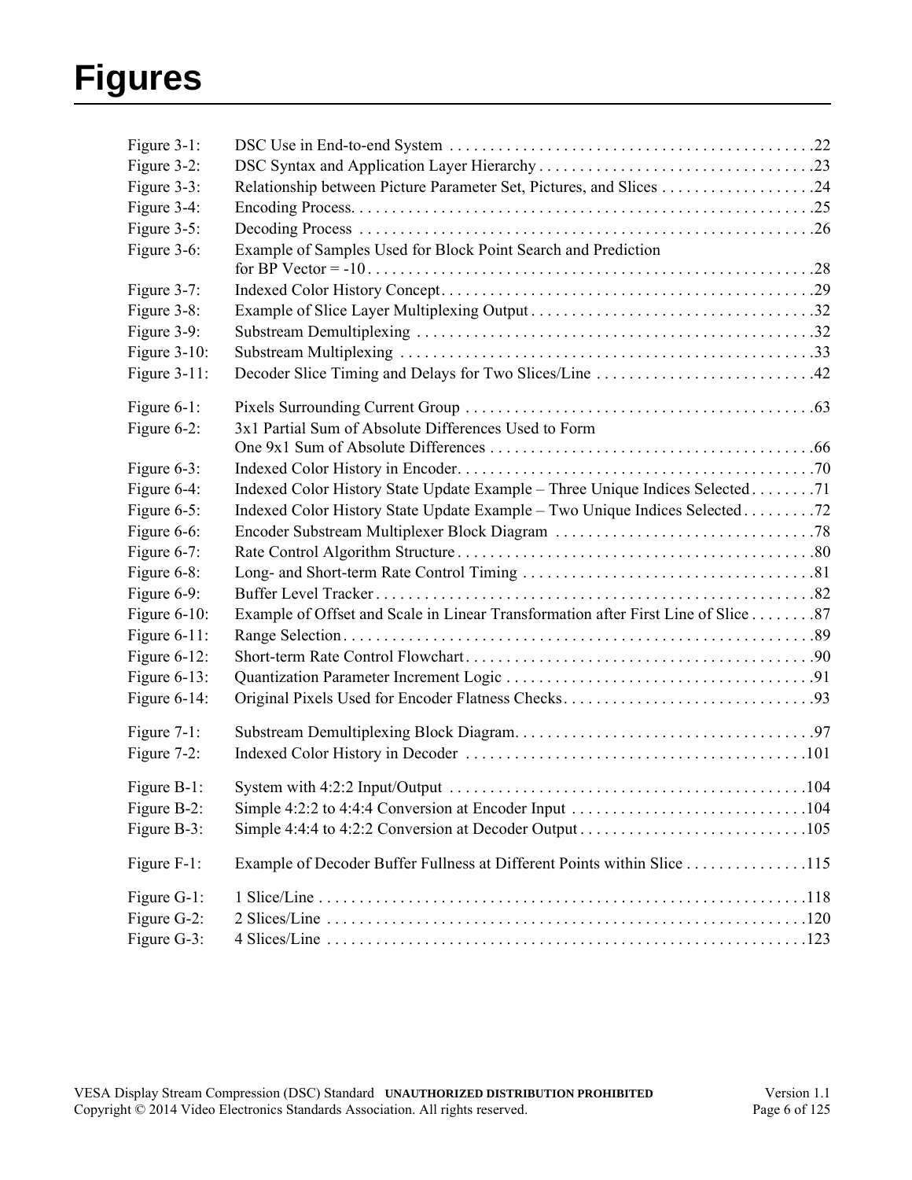# Figures

| | | |
|---|---|---|
| Figure 3-1: | DSC Use in End-to-end System | 22 |
| Figure 3-2: | DSC Syntax and Application Layer Hierarchy | 23 |
| Figure 3-3: | Relationship between Picture Parameter Set, Pictures, and Slices | 24 |
| Figure 3-4: | Encoding Process | 25 |
| Figure 3-5: | Decoding Process | 26 |
| Figure 3-6: | Example of Samples Used for Block Point Search and Prediction for BP Vector = -10 | 28 |
| Figure 3-7: | Indexed Color History Concept | 29 |
| Figure 3-8: | Example of Slice Layer Multiplexing Output | 32 |
| Figure 3-9: | Substream Demultiplexing | 32 |
| Figure 3-10: | Substream Multiplexing | 33 |
| Figure 3-11: | Decoder Slice Timing and Delays for Two Slices/Line | 42 |
| Figure 6-1: | Pixels Surrounding Current Group | 63 |
| Figure 6-2: | 3x1 Partial Sum of Absolute Differences Used to Form One 9x1 Sum of Absolute Differences | 66 |
| Figure 6-3: | Indexed Color History in Encoder | 70 |
| Figure 6-4: | Indexed Color History State Update Example – Three Unique Indices Selected | 71 |
| Figure 6-5: | Indexed Color History State Update Example – Two Unique Indices Selected | 72 |
| Figure 6-6: | Encoder Substream Multiplexer Block Diagram | 78 |
| Figure 6-7: | Rate Control Algorithm Structure | 80 |
| Figure 6-8: | Long- and Short-term Rate Control Timing | 81 |
| Figure 6-9: | Buffer Level Tracker | 82 |
| Figure 6-10: | Example of Offset and Scale in Linear Transformation after First Line of Slice | 87 |
| Figure 6-11: | Range Selection | 89 |
| Figure 6-12: | Short-term Rate Control Flowchart | 90 |
| Figure 6-13: | Quantization Parameter Increment Logic | 91 |
| Figure 6-14: | Original Pixels Used for Encoder Flatness Checks | 93 |
| Figure 7-1: | Substream Demultiplexing Block Diagram | 97 |
| Figure 7-2: | Indexed Color History in Decoder | 101 |
| Figure B-1: | System with 4:2:2 Input/Output | 104 |
| Figure B-2: | Simple 4:2:2 to 4:4:4 Conversion at Encoder Input | 104 |
| Figure B-3: | Simple 4:4:4 to 4:2:2 Conversion at Decoder Output | 105 |
| Figure F-1: | Example of Decoder Buffer Fullness at Different Points within Slice | 115 |
| Figure G-1: | 1 Slice/Line | 118 |
| Figure G-2: | 2 Slices/Line | 120 |
| Figure G-3: | 4 Slices/Line | 123 |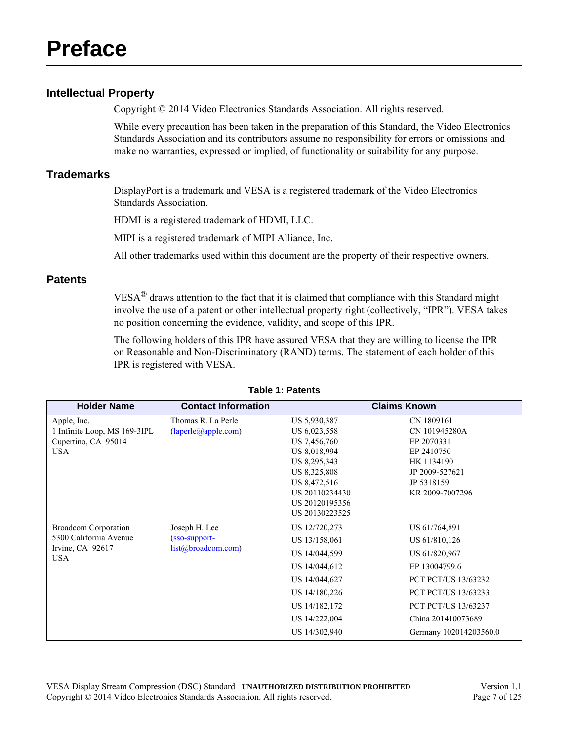# Preface

## Intellectual Property

Copyright © 2014 Video Electronics Standards Association. All rights reserved.

While every precaution has been taken in the preparation of this Standard, the Video Electronics Standards Association and its contributors assume no responsibility for errors or omissions and make no warranties, expressed or implied, of functionality or suitability for any purpose.

## Trademarks

DisplayPort is a trademark and VESA is a registered trademark of the Video Electronics Standards Association.

HDMI is a registered trademark of HDMI, LLC.

MIPI is a registered trademark of MIPI Alliance, Inc.

All other trademarks used within this document are the property of their respective owners.

## Patents

VESA® draws attention to the fact that it is claimed that compliance with this Standard might involve the use of a patent or other intellectual property right (collectively, "IPR"). VESA takes no position concerning the evidence, validity, and scope of this IPR.

The following holders of this IPR have assured VESA that they are willing to license the IPR on Reasonable and Non-Discriminatory (RAND) terms. The statement of each holder of this IPR is registered with VESA.

**Table 1: Patents**

| Holder Name | Contact Information | Claims Known | |
|---|---|---|---|
| Apple, Inc.<br>1 Infinite Loop, MS 169-3IPL<br>Cupertino, CA 95014<br>USA | Thomas R. La Perle<br>(laperle@apple.com) | US 5,930,387<br>US 6,023,558<br>US 7,456,760<br>US 8,018,994<br>US 8,295,343<br>US 8,325,808<br>US 8,472,516<br>US 20110234430<br>US 20120195356<br>US 20130223525 | CN 1809161<br>CN 101945280A<br>EP 2070331<br>EP 2410750<br>HK 1134190<br>JP 2009-527621<br>JP 5318159<br>KR 2009-7007296 |
| Broadcom Corporation<br>5300 California Avenue<br>Irvine, CA 92617<br>USA | Joseph H. Lee<br>(sso-support-list@broadcom.com) | US 12/720,273<br>US 13/158,061<br>US 14/044,599<br>US 14/044,612<br>US 14/044,627<br>US 14/180,226<br>US 14/182,172<br>US 14/222,004<br>US 14/302,940 | US 61/764,891<br>US 61/810,126<br>US 61/820,967<br>EP 13004799.6<br>PCT PCT/US 13/63232<br>PCT PCT/US 13/63233<br>PCT PCT/US 13/63237<br>China 201410073689<br>Germany 102014203560.0 |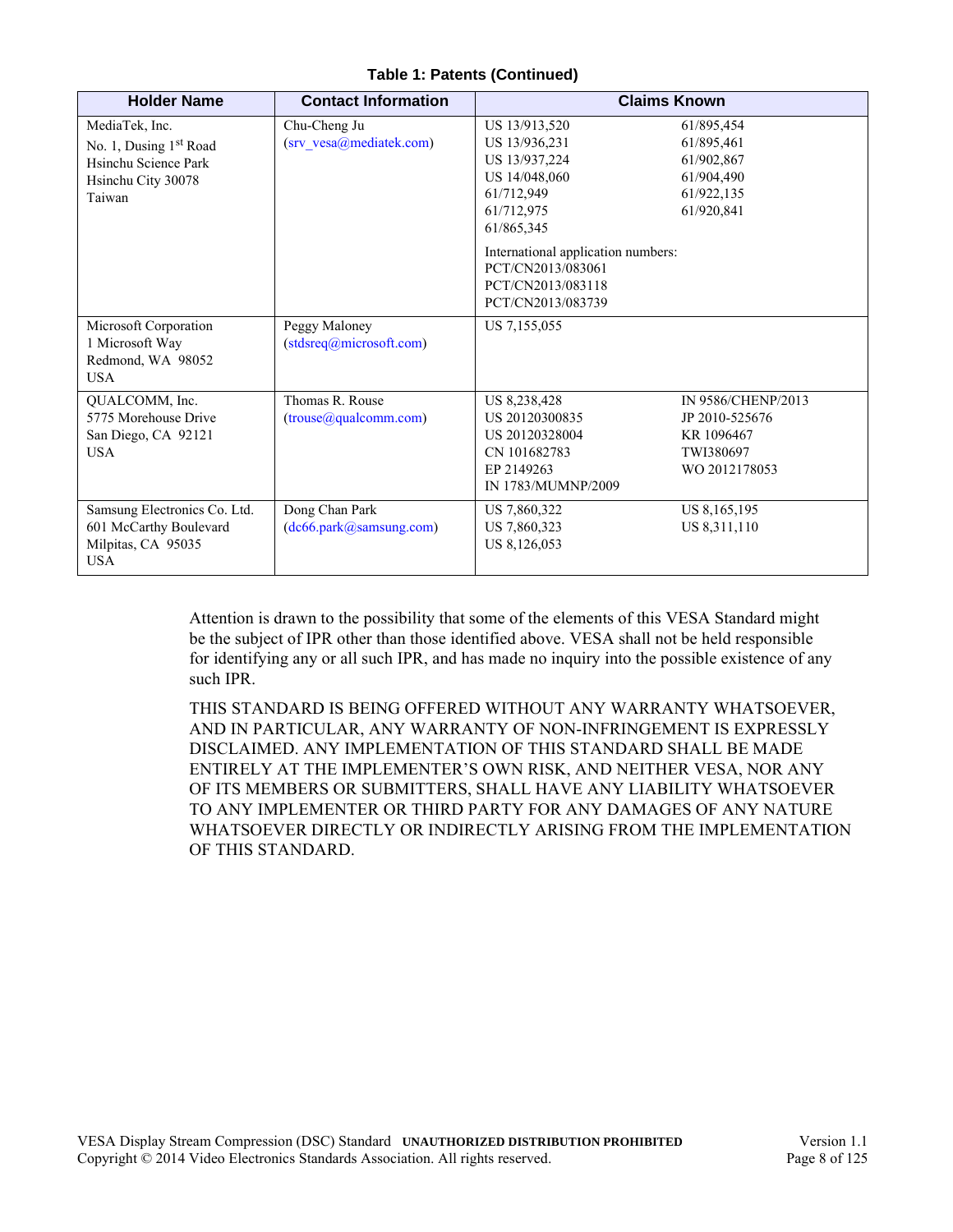**Table 1: Patents (Continued)**

| Holder Name | Contact Information | Claims Known | |
|---|---|---|---|
| MediaTek, Inc.<br>No. 1, Dusing 1st Road<br>Hsinchu Science Park<br>Hsinchu City 30078<br>Taiwan | Chu-Cheng Ju<br>(srv_vesa@mediatek.com) | US 13/913,520<br>US 13/936,231<br>US 13/937,224<br>US 14/048,060<br>61/712,949<br>61/712,975<br>61/865,345<br><br>International application numbers:<br>PCT/CN2013/083061<br>PCT/CN2013/083118<br>PCT/CN2013/083739 | 61/895,454<br>61/895,461<br>61/902,867<br>61/904,490<br>61/922,135<br>61/920,841 |
| Microsoft Corporation<br>1 Microsoft Way<br>Redmond, WA 98052<br>USA | Peggy Maloney<br>(stdsreq@microsoft.com) | US 7,155,055 | |
| QUALCOMM, Inc.<br>5775 Morehouse Drive<br>San Diego, CA 92121<br>USA | Thomas R. Rouse<br>(trouse@qualcomm.com) | US 8,238,428<br>US 20120300835<br>US 20120328004<br>CN 101682783<br>EP 2149263<br>IN 1783/MUMNP/2009 | IN 9586/CHENP/2013<br>JP 2010-525676<br>KR 1096467<br>TWI380697<br>WO 2012178053 |
| Samsung Electronics Co. Ltd.<br>601 McCarthy Boulevard<br>Milpitas, CA 95035<br>USA | Dong Chan Park<br>(dc66.park@samsung.com) | US 7,860,322<br>US 7,860,323<br>US 8,126,053 | US 8,165,195<br>US 8,311,110 |

Attention is drawn to the possibility that some of the elements of this VESA Standard might be the subject of IPR other than those identified above. VESA shall not be held responsible for identifying any or all such IPR, and has made no inquiry into the possible existence of any such IPR.

THIS STANDARD IS BEING OFFERED WITHOUT ANY WARRANTY WHATSOEVER, AND IN PARTICULAR, ANY WARRANTY OF NON-INFRINGEMENT IS EXPRESSLY DISCLAIMED. ANY IMPLEMENTATION OF THIS STANDARD SHALL BE MADE ENTIRELY AT THE IMPLEMENTER'S OWN RISK, AND NEITHER VESA, NOR ANY OF ITS MEMBERS OR SUBMITTERS, SHALL HAVE ANY LIABILITY WHATSOEVER TO ANY IMPLEMENTER OR THIRD PARTY FOR ANY DAMAGES OF ANY NATURE WHATSOEVER DIRECTLY OR INDIRECTLY ARISING FROM THE IMPLEMENTATION OF THIS STANDARD.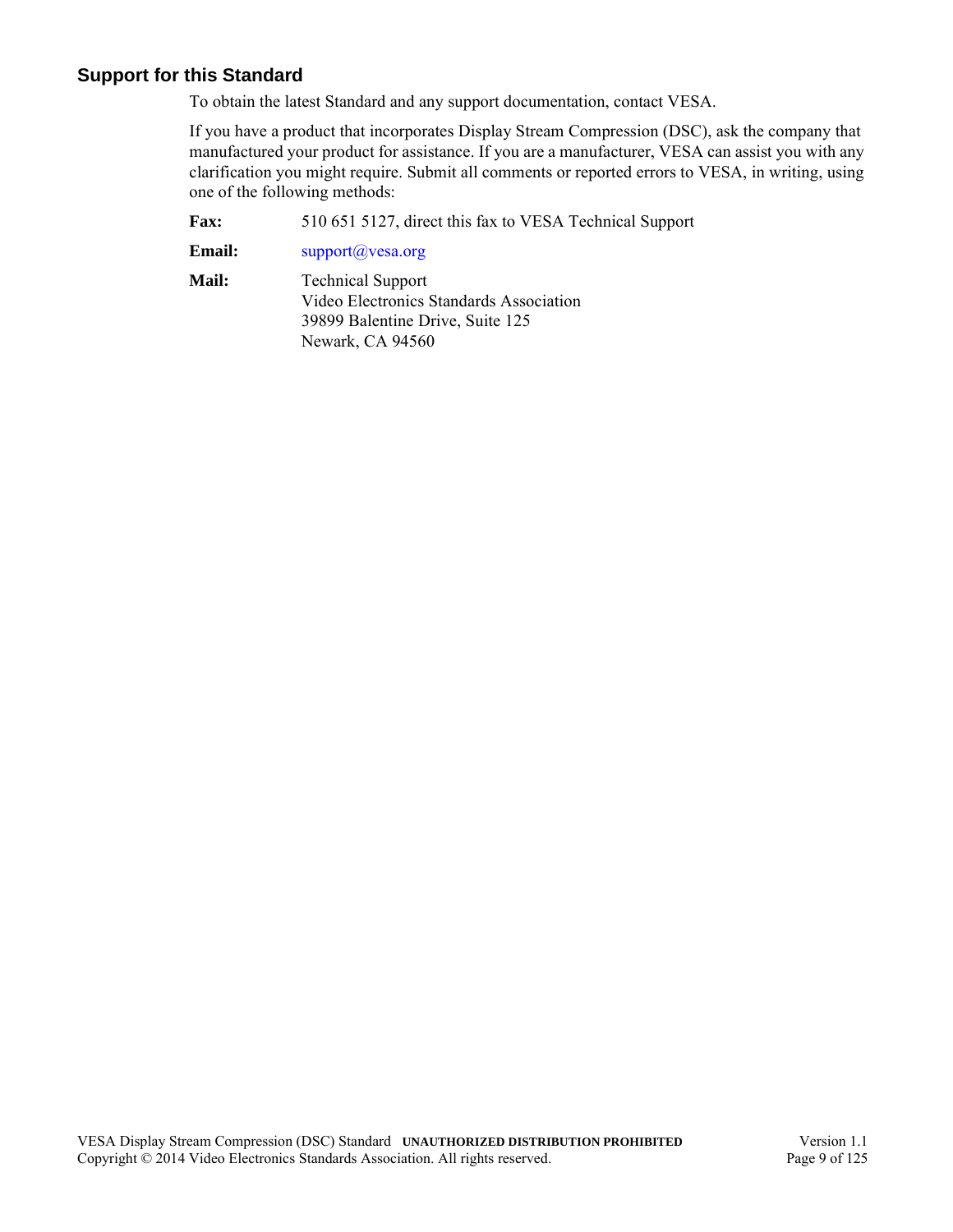## Support for this Standard

To obtain the latest Standard and any support documentation, contact VESA.

If you have a product that incorporates Display Stream Compression (DSC), ask the company that manufactured your product for assistance. If you are a manufacturer, VESA can assist you with any clarification you might require. Submit all comments or reported errors to VESA, in writing, using one of the following methods:

**Fax:** 510 651 5127, direct this fax to VESA Technical Support

**Email:** support@vesa.org

**Mail:** Technical Support
Video Electronics Standards Association
39899 Balentine Drive, Suite 125
Newark, CA 94560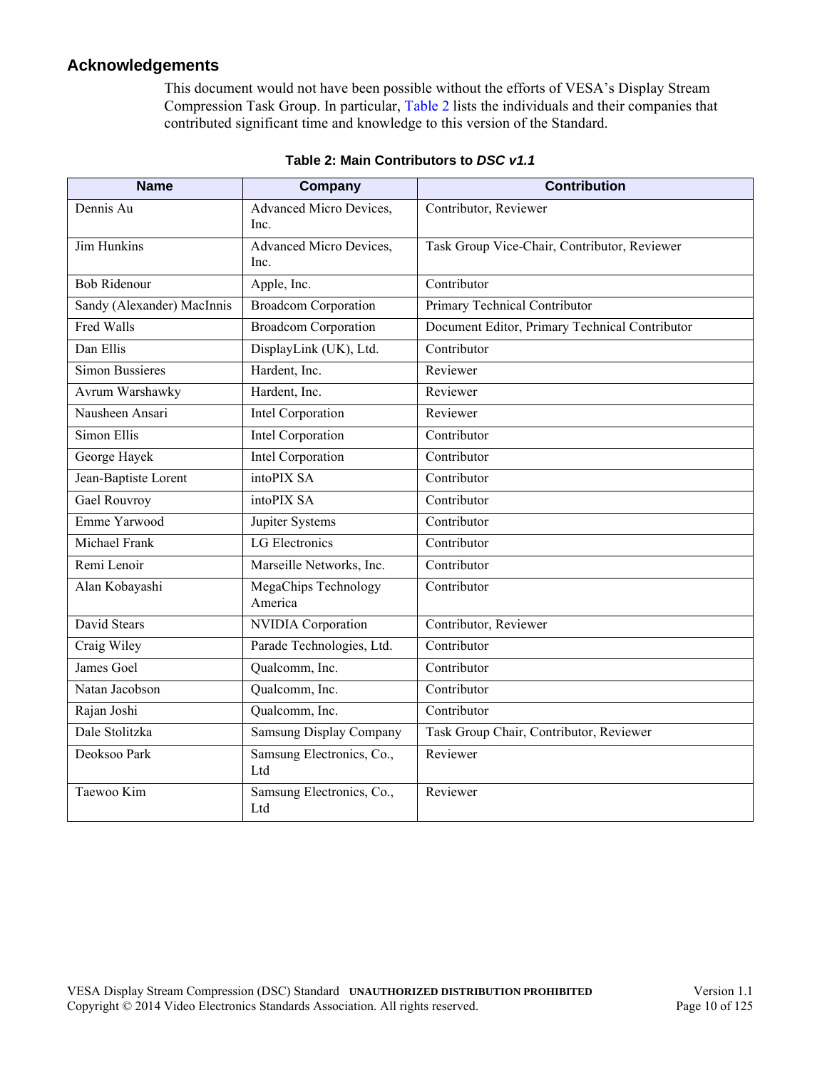## Acknowledgements

This document would not have been possible without the efforts of VESA's Display Stream Compression Task Group. In particular, Table 2 lists the individuals and their companies that contributed significant time and knowledge to this version of the Standard.

**Table 2: Main Contributors to *DSC v1.1***

| Name | Company | Contribution |
|---|---|---|
| Dennis Au | Advanced Micro Devices, Inc. | Contributor, Reviewer |
| Jim Hunkins | Advanced Micro Devices, Inc. | Task Group Vice-Chair, Contributor, Reviewer |
| Bob Ridenour | Apple, Inc. | Contributor |
| Sandy (Alexander) MacInnis | Broadcom Corporation | Primary Technical Contributor |
| Fred Walls | Broadcom Corporation | Document Editor, Primary Technical Contributor |
| Dan Ellis | DisplayLink (UK), Ltd. | Contributor |
| Simon Bussieres | Hardent, Inc. | Reviewer |
| Avrum Warshawky | Hardent, Inc. | Reviewer |
| Nausheen Ansari | Intel Corporation | Reviewer |
| Simon Ellis | Intel Corporation | Contributor |
| George Hayek | Intel Corporation | Contributor |
| Jean-Baptiste Lorent | intoPIX SA | Contributor |
| Gael Rouvroy | intoPIX SA | Contributor |
| Emme Yarwood | Jupiter Systems | Contributor |
| Michael Frank | LG Electronics | Contributor |
| Remi Lenoir | Marseille Networks, Inc. | Contributor |
| Alan Kobayashi | MegaChips Technology America | Contributor |
| David Stears | NVIDIA Corporation | Contributor, Reviewer |
| Craig Wiley | Parade Technologies, Ltd. | Contributor |
| James Goel | Qualcomm, Inc. | Contributor |
| Natan Jacobson | Qualcomm, Inc. | Contributor |
| Rajan Joshi | Qualcomm, Inc. | Contributor |
| Dale Stolitzka | Samsung Display Company | Task Group Chair, Contributor, Reviewer |
| Deoksoo Park | Samsung Electronics, Co., Ltd | Reviewer |
| Taewoo Kim | Samsung Electronics, Co., Ltd | Reviewer |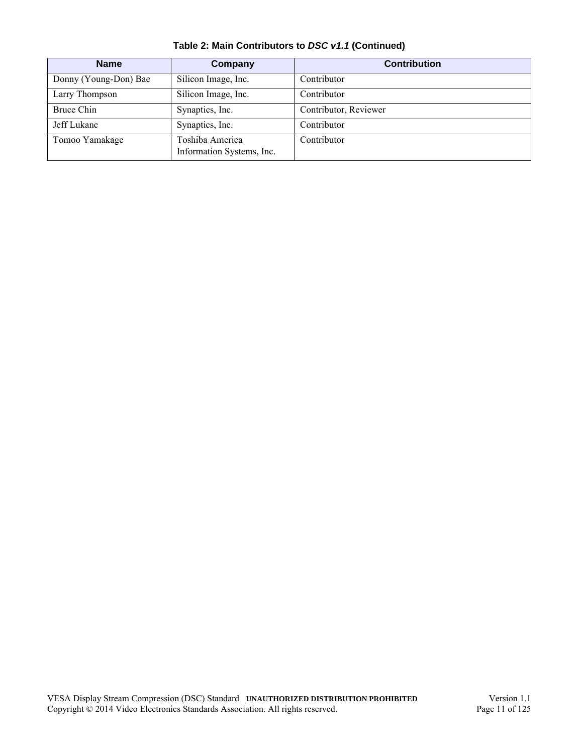**Table 2: Main Contributors to *DSC v1.1* (Continued)**

| Name | Company | Contribution |
|---|---|---|
| Donny (Young-Don) Bae | Silicon Image, Inc. | Contributor |
| Larry Thompson | Silicon Image, Inc. | Contributor |
| Bruce Chin | Synaptics, Inc. | Contributor, Reviewer |
| Jeff Lukanc | Synaptics, Inc. | Contributor |
| Tomoo Yamakage | Toshiba America Information Systems, Inc. | Contributor |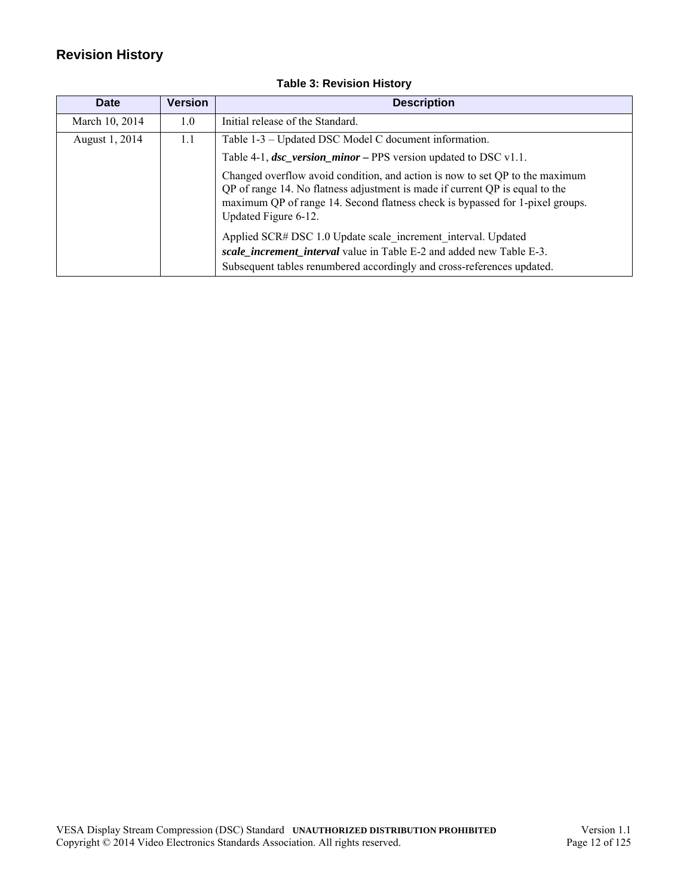## Revision History

**Table 3: Revision History**

| Date | Version | Description |
|---|---|---|
| March 10, 2014 | 1.0 | Initial release of the Standard. |
| August 1, 2014 | 1.1 | Table 1-3 – Updated DSC Model C document information.<br><br>Table 4-1, ***dsc_version_minor* –** PPS version updated to DSC v1.1.<br><br>Changed overflow avoid condition, and action is now to set QP to the maximum QP of range 14. No flatness adjustment is made if current QP is equal to the maximum QP of range 14. Second flatness check is bypassed for 1-pixel groups. Updated Figure 6-12.<br><br>Applied SCR# DSC 1.0 Update scale_increment_interval. Updated ***scale_increment_interval*** value in Table E-2 and added new Table E-3. Subsequent tables renumbered accordingly and cross-references updated. |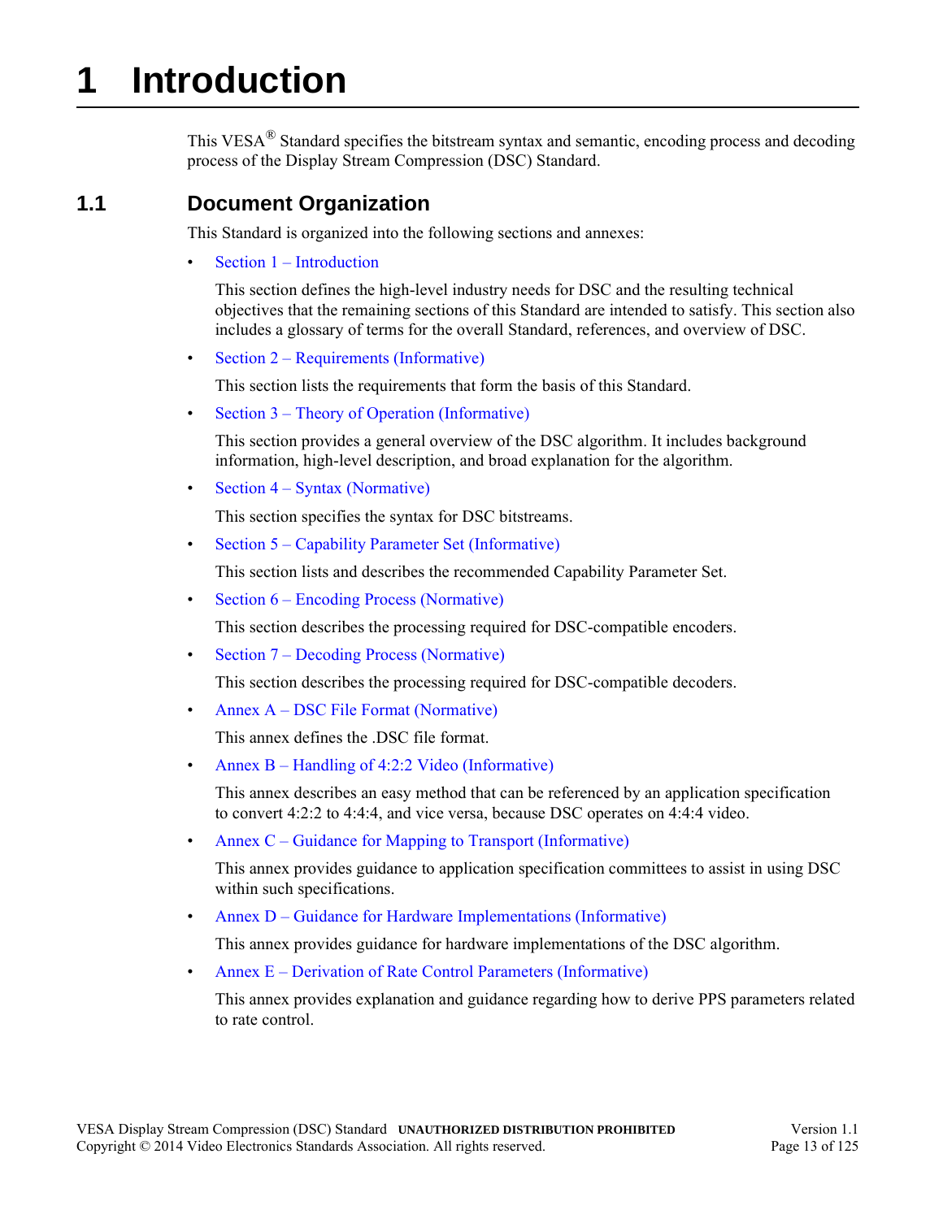# 1 Introduction

This VESA® Standard specifies the bitstream syntax and semantic, encoding process and decoding process of the Display Stream Compression (DSC) Standard.

## 1.1 Document Organization

This Standard is organized into the following sections and annexes:

- Section 1 – Introduction

  This section defines the high-level industry needs for DSC and the resulting technical objectives that the remaining sections of this Standard are intended to satisfy. This section also includes a glossary of terms for the overall Standard, references, and overview of DSC.

- Section 2 – Requirements (Informative)

  This section lists the requirements that form the basis of this Standard.

- Section 3 – Theory of Operation (Informative)

  This section provides a general overview of the DSC algorithm. It includes background information, high-level description, and broad explanation for the algorithm.

- Section 4 – Syntax (Normative)

  This section specifies the syntax for DSC bitstreams.

- Section 5 – Capability Parameter Set (Informative)

  This section lists and describes the recommended Capability Parameter Set.

- Section 6 – Encoding Process (Normative)

  This section describes the processing required for DSC-compatible encoders.

- Section 7 – Decoding Process (Normative)

  This section describes the processing required for DSC-compatible decoders.

- Annex A – DSC File Format (Normative)

  This annex defines the .DSC file format.

- Annex B – Handling of 4:2:2 Video (Informative)

  This annex describes an easy method that can be referenced by an application specification to convert 4:2:2 to 4:4:4, and vice versa, because DSC operates on 4:4:4 video.

- Annex C – Guidance for Mapping to Transport (Informative)

  This annex provides guidance to application specification committees to assist in using DSC within such specifications.

- Annex D – Guidance for Hardware Implementations (Informative)

  This annex provides guidance for hardware implementations of the DSC algorithm.

- Annex E – Derivation of Rate Control Parameters (Informative)

  This annex provides explanation and guidance regarding how to derive PPS parameters related to rate control.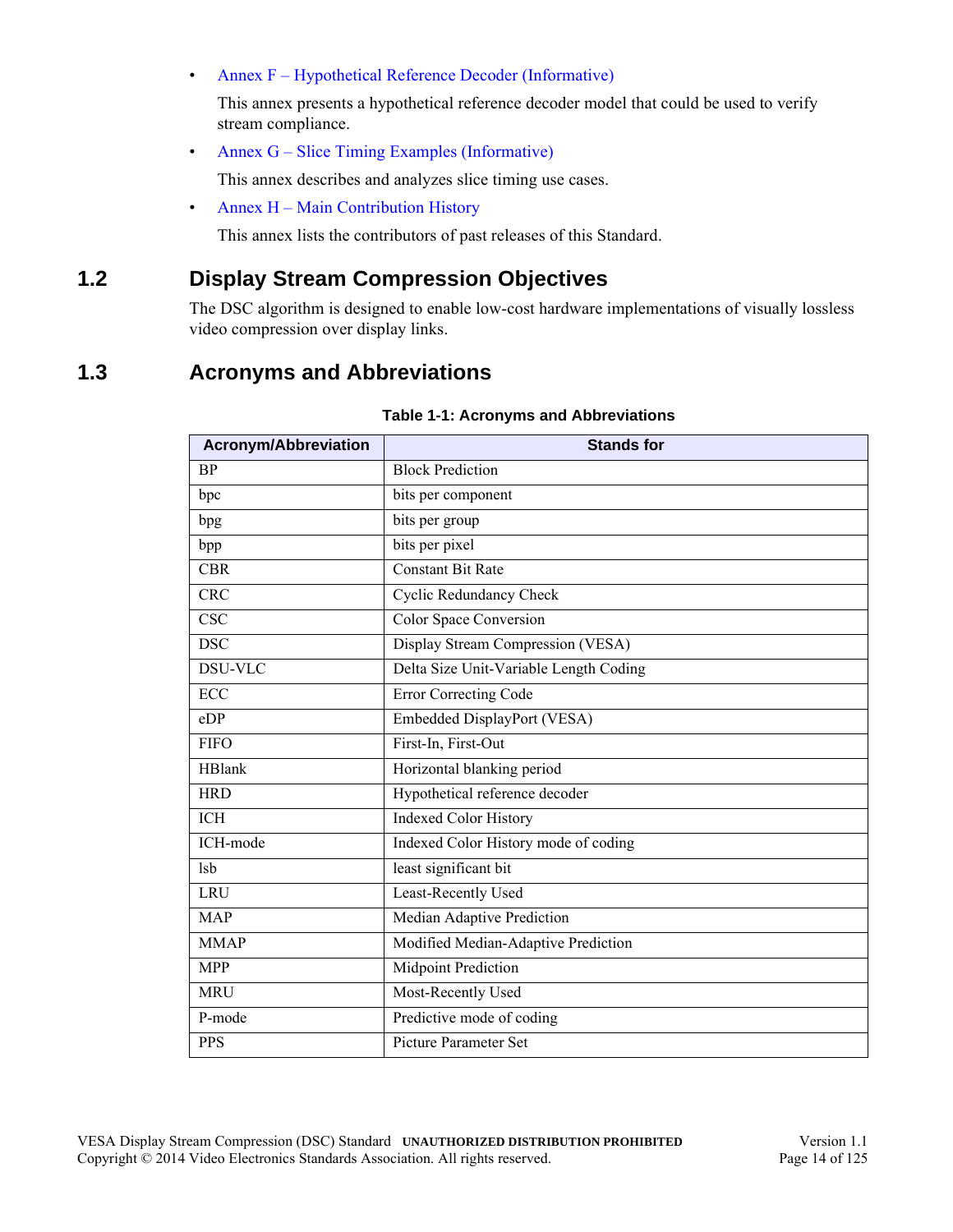- Annex F – Hypothetical Reference Decoder (Informative)

  This annex presents a hypothetical reference decoder model that could be used to verify stream compliance.

- Annex G – Slice Timing Examples (Informative)

  This annex describes and analyzes slice timing use cases.

- Annex H – Main Contribution History

  This annex lists the contributors of past releases of this Standard.

## 1.2 Display Stream Compression Objectives

The DSC algorithm is designed to enable low-cost hardware implementations of visually lossless video compression over display links.

## 1.3 Acronyms and Abbreviations

**Table 1-1: Acronyms and Abbreviations**

| Acronym/Abbreviation | Stands for |
|---|---|
| BP | Block Prediction |
| bpc | bits per component |
| bpg | bits per group |
| bpp | bits per pixel |
| CBR | Constant Bit Rate |
| CRC | Cyclic Redundancy Check |
| CSC | Color Space Conversion |
| DSC | Display Stream Compression (VESA) |
| DSU-VLC | Delta Size Unit-Variable Length Coding |
| ECC | Error Correcting Code |
| eDP | Embedded DisplayPort (VESA) |
| FIFO | First-In, First-Out |
| HBlank | Horizontal blanking period |
| HRD | Hypothetical reference decoder |
| ICH | Indexed Color History |
| ICH-mode | Indexed Color History mode of coding |
| lsb | least significant bit |
| LRU | Least-Recently Used |
| MAP | Median Adaptive Prediction |
| MMAP | Modified Median-Adaptive Prediction |
| MPP | Midpoint Prediction |
| MRU | Most-Recently Used |
| P-mode | Predictive mode of coding |
| PPS | Picture Parameter Set |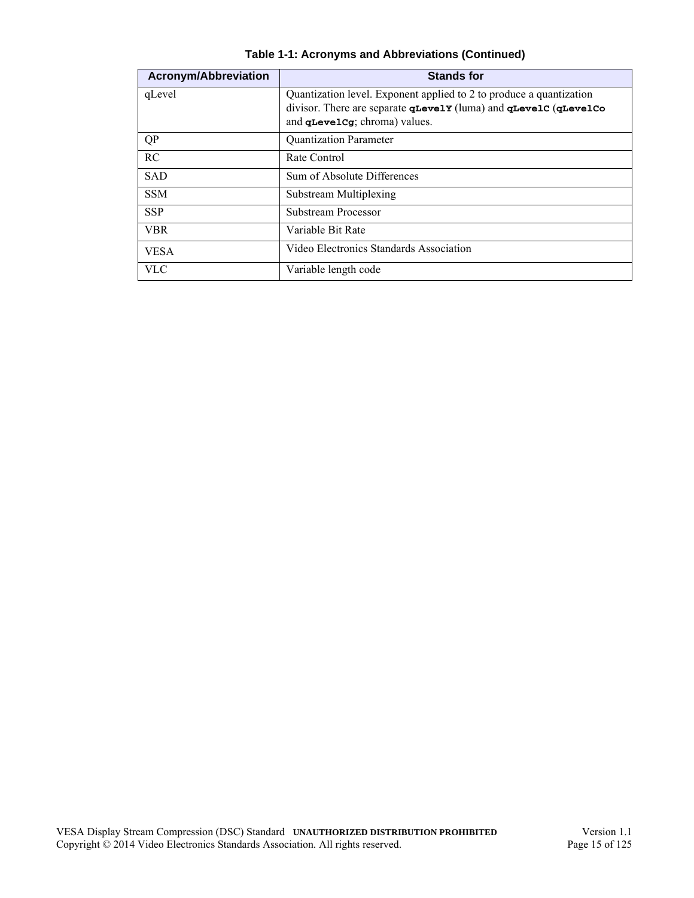**Table 1-1: Acronyms and Abbreviations (Continued)**

| Acronym/Abbreviation | Stands for |
|---|---|
| qLevel | Quantization level. Exponent applied to 2 to produce a quantization divisor. There are separate **`qLevelY`** (luma) and **`qLevelC`** (**`qLevelCo`** and **`qLevelCg`**; chroma) values. |
| QP | Quantization Parameter |
| RC | Rate Control |
| SAD | Sum of Absolute Differences |
| SSM | Substream Multiplexing |
| SSP | Substream Processor |
| VBR | Variable Bit Rate |
| VESA | Video Electronics Standards Association |
| VLC | Variable length code |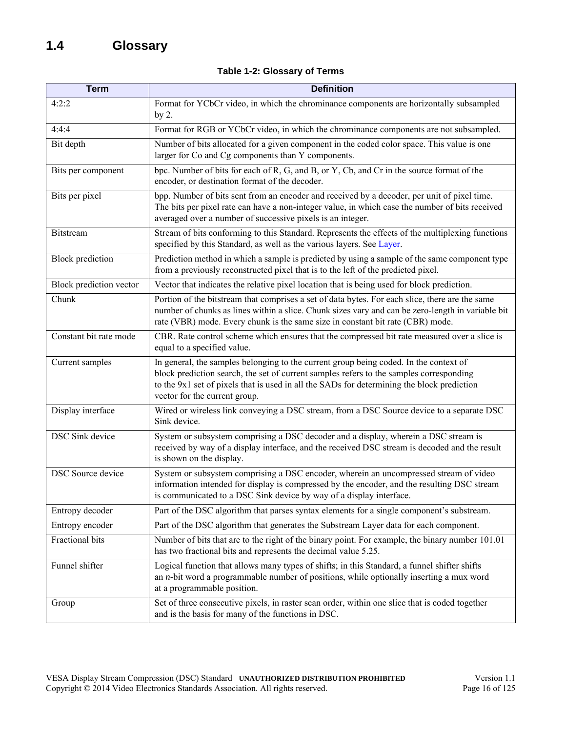## 1.4 Glossary

**Table 1-2: Glossary of Terms**

| Term | Definition |
|---|---|
| 4:2:2 | Format for YCbCr video, in which the chrominance components are horizontally subsampled by 2. |
| 4:4:4 | Format for RGB or YCbCr video, in which the chrominance components are not subsampled. |
| Bit depth | Number of bits allocated for a given component in the coded color space. This value is one larger for Co and Cg components than Y components. |
| Bits per component | bpc. Number of bits for each of R, G, and B, or Y, Cb, and Cr in the source format of the encoder, or destination format of the decoder. |
| Bits per pixel | bpp. Number of bits sent from an encoder and received by a decoder, per unit of pixel time. The bits per pixel rate can have a non-integer value, in which case the number of bits received averaged over a number of successive pixels is an integer. |
| Bitstream | Stream of bits conforming to this Standard. Represents the effects of the multiplexing functions specified by this Standard, as well as the various layers. See Layer. |
| Block prediction | Prediction method in which a sample is predicted by using a sample of the same component type from a previously reconstructed pixel that is to the left of the predicted pixel. |
| Block prediction vector | Vector that indicates the relative pixel location that is being used for block prediction. |
| Chunk | Portion of the bitstream that comprises a set of data bytes. For each slice, there are the same number of chunks as lines within a slice. Chunk sizes vary and can be zero-length in variable bit rate (VBR) mode. Every chunk is the same size in constant bit rate (CBR) mode. |
| Constant bit rate mode | CBR. Rate control scheme which ensures that the compressed bit rate measured over a slice is equal to a specified value. |
| Current samples | In general, the samples belonging to the current group being coded. In the context of block prediction search, the set of current samples refers to the samples corresponding to the 9x1 set of pixels that is used in all the SADs for determining the block prediction vector for the current group. |
| Display interface | Wired or wireless link conveying a DSC stream, from a DSC Source device to a separate DSC Sink device. |
| DSC Sink device | System or subsystem comprising a DSC decoder and a display, wherein a DSC stream is received by way of a display interface, and the received DSC stream is decoded and the result is shown on the display. |
| DSC Source device | System or subsystem comprising a DSC encoder, wherein an uncompressed stream of video information intended for display is compressed by the encoder, and the resulting DSC stream is communicated to a DSC Sink device by way of a display interface. |
| Entropy decoder | Part of the DSC algorithm that parses syntax elements for a single component's substream. |
| Entropy encoder | Part of the DSC algorithm that generates the Substream Layer data for each component. |
| Fractional bits | Number of bits that are to the right of the binary point. For example, the binary number 101.01 has two fractional bits and represents the decimal value 5.25. |
| Funnel shifter | Logical function that allows many types of shifts; in this Standard, a funnel shifter shifts an *n*-bit word a programmable number of positions, while optionally inserting a mux word at a programmable position. |
| Group | Set of three consecutive pixels, in raster scan order, within one slice that is coded together and is the basis for many of the functions in DSC. |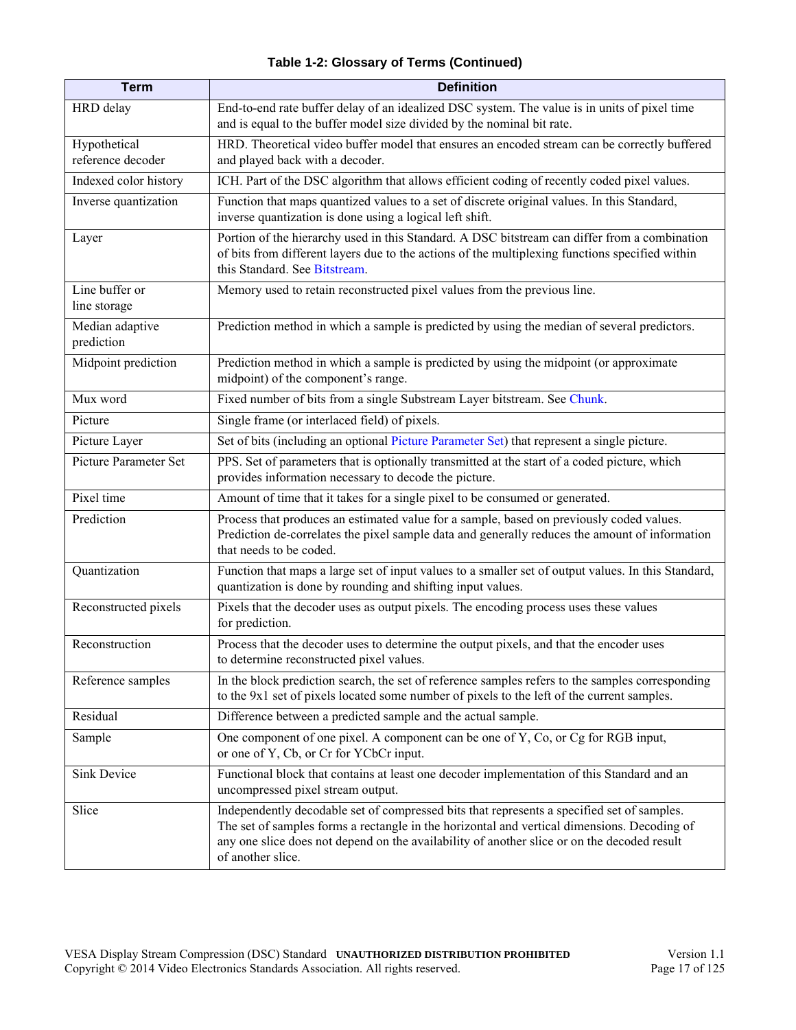**Table 1-2: Glossary of Terms (Continued)**

| Term | Definition |
|---|---|
| HRD delay | End-to-end rate buffer delay of an idealized DSC system. The value is in units of pixel time and is equal to the buffer model size divided by the nominal bit rate. |
| Hypothetical reference decoder | HRD. Theoretical video buffer model that ensures an encoded stream can be correctly buffered and played back with a decoder. |
| Indexed color history | ICH. Part of the DSC algorithm that allows efficient coding of recently coded pixel values. |
| Inverse quantization | Function that maps quantized values to a set of discrete original values. In this Standard, inverse quantization is done using a logical left shift. |
| Layer | Portion of the hierarchy used in this Standard. A DSC bitstream can differ from a combination of bits from different layers due to the actions of the multiplexing functions specified within this Standard. See Bitstream. |
| Line buffer or line storage | Memory used to retain reconstructed pixel values from the previous line. |
| Median adaptive prediction | Prediction method in which a sample is predicted by using the median of several predictors. |
| Midpoint prediction | Prediction method in which a sample is predicted by using the midpoint (or approximate midpoint) of the component's range. |
| Mux word | Fixed number of bits from a single Substream Layer bitstream. See Chunk. |
| Picture | Single frame (or interlaced field) of pixels. |
| Picture Layer | Set of bits (including an optional Picture Parameter Set) that represent a single picture. |
| Picture Parameter Set | PPS. Set of parameters that is optionally transmitted at the start of a coded picture, which provides information necessary to decode the picture. |
| Pixel time | Amount of time that it takes for a single pixel to be consumed or generated. |
| Prediction | Process that produces an estimated value for a sample, based on previously coded values. Prediction de-correlates the pixel sample data and generally reduces the amount of information that needs to be coded. |
| Quantization | Function that maps a large set of input values to a smaller set of output values. In this Standard, quantization is done by rounding and shifting input values. |
| Reconstructed pixels | Pixels that the decoder uses as output pixels. The encoding process uses these values for prediction. |
| Reconstruction | Process that the decoder uses to determine the output pixels, and that the encoder uses to determine reconstructed pixel values. |
| Reference samples | In the block prediction search, the set of reference samples refers to the samples corresponding to the 9x1 set of pixels located some number of pixels to the left of the current samples. |
| Residual | Difference between a predicted sample and the actual sample. |
| Sample | One component of one pixel. A component can be one of Y, Co, or Cg for RGB input, or one of Y, Cb, or Cr for YCbCr input. |
| Sink Device | Functional block that contains at least one decoder implementation of this Standard and an uncompressed pixel stream output. |
| Slice | Independently decodable set of compressed bits that represents a specified set of samples. The set of samples forms a rectangle in the horizontal and vertical dimensions. Decoding of any one slice does not depend on the availability of another slice or on the decoded result of another slice. |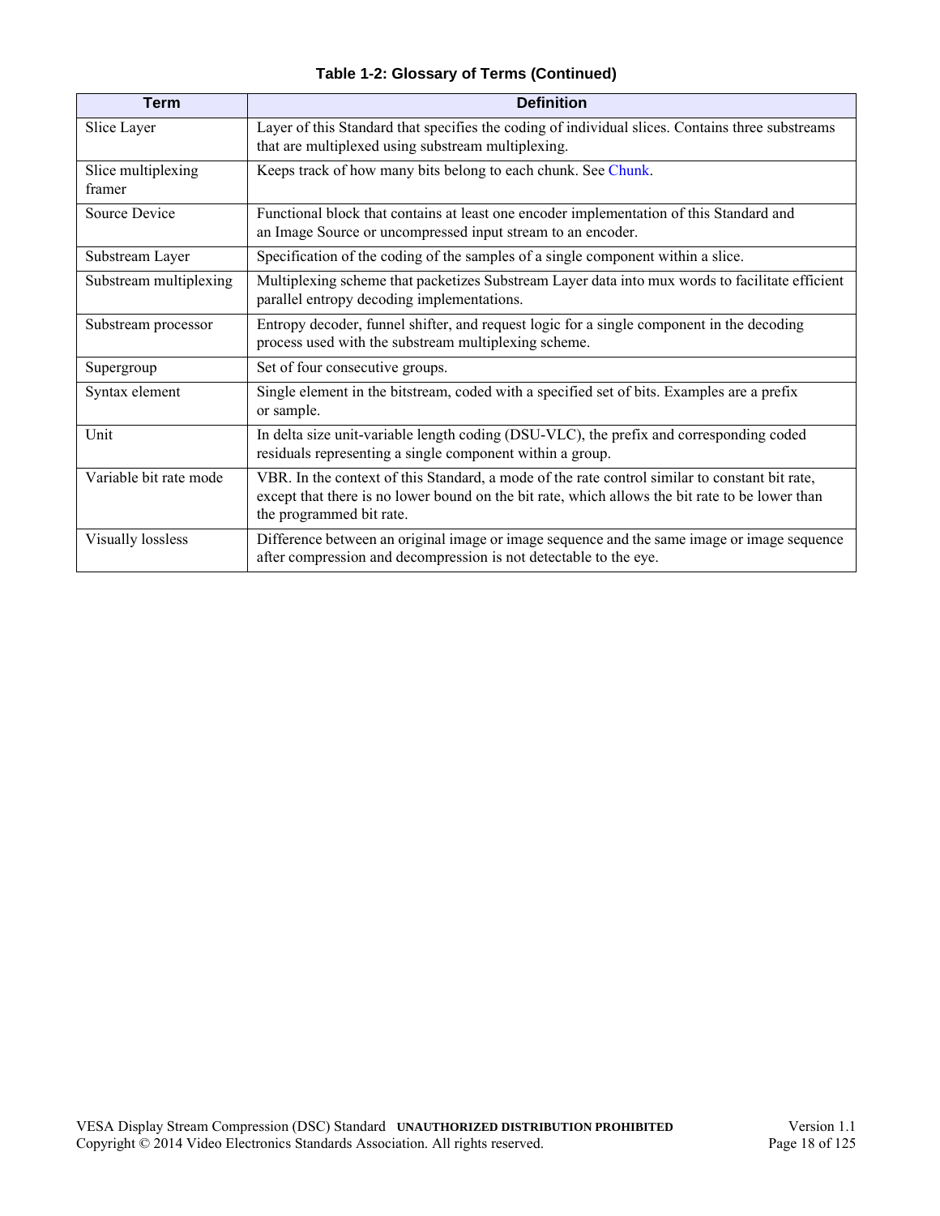**Table 1-2: Glossary of Terms (Continued)**

| Term | Definition |
|---|---|
| Slice Layer | Layer of this Standard that specifies the coding of individual slices. Contains three substreams that are multiplexed using substream multiplexing. |
| Slice multiplexing framer | Keeps track of how many bits belong to each chunk. See Chunk. |
| Source Device | Functional block that contains at least one encoder implementation of this Standard and an Image Source or uncompressed input stream to an encoder. |
| Substream Layer | Specification of the coding of the samples of a single component within a slice. |
| Substream multiplexing | Multiplexing scheme that packetizes Substream Layer data into mux words to facilitate efficient parallel entropy decoding implementations. |
| Substream processor | Entropy decoder, funnel shifter, and request logic for a single component in the decoding process used with the substream multiplexing scheme. |
| Supergroup | Set of four consecutive groups. |
| Syntax element | Single element in the bitstream, coded with a specified set of bits. Examples are a prefix or sample. |
| Unit | In delta size unit-variable length coding (DSU-VLC), the prefix and corresponding coded residuals representing a single component within a group. |
| Variable bit rate mode | VBR. In the context of this Standard, a mode of the rate control similar to constant bit rate, except that there is no lower bound on the bit rate, which allows the bit rate to be lower than the programmed bit rate. |
| Visually lossless | Difference between an original image or image sequence and the same image or image sequence after compression and decompression is not detectable to the eye. |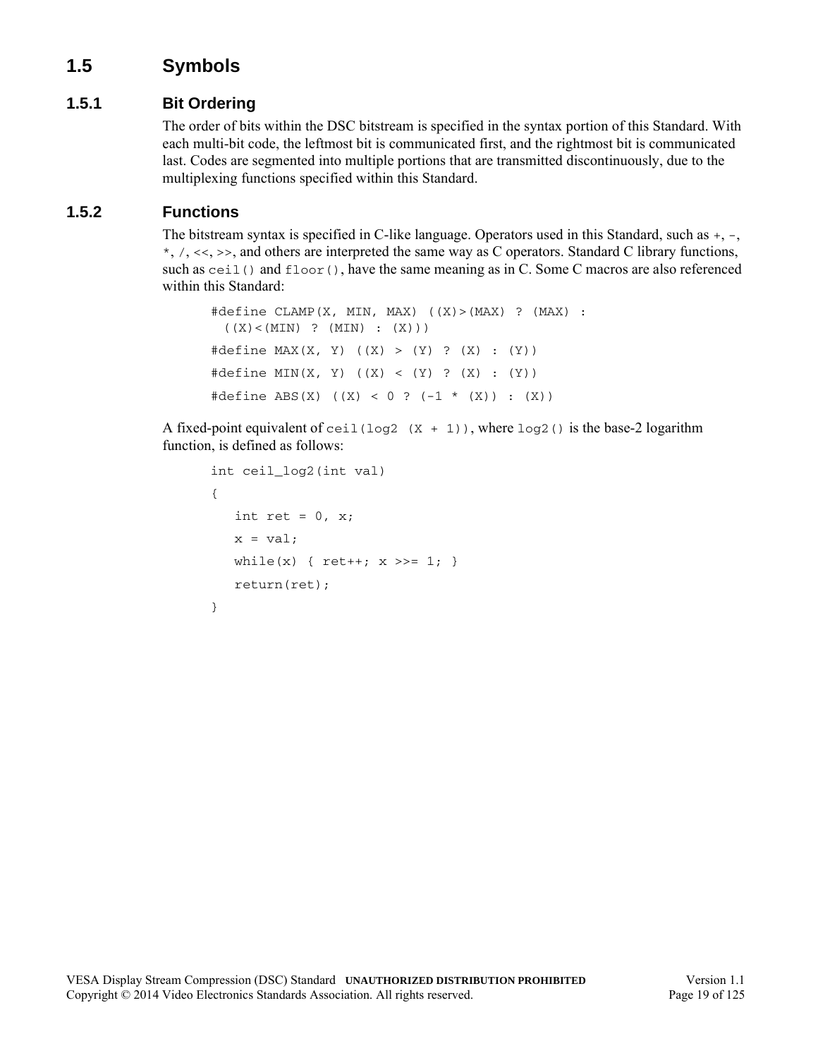## 1.5 Symbols

### 1.5.1 Bit Ordering

The order of bits within the DSC bitstream is specified in the syntax portion of this Standard. With each multi-bit code, the leftmost bit is communicated first, and the rightmost bit is communicated last. Codes are segmented into multiple portions that are transmitted discontinuously, due to the multiplexing functions specified within this Standard.

### 1.5.2 Functions

The bitstream syntax is specified in C-like language. Operators used in this Standard, such as `+`, `-`, `*`, `/`, `<<`, `>>`, and others are interpreted the same way as C operators. Standard C library functions, such as `ceil()` and `floor()`, have the same meaning as in C. Some C macros are also referenced within this Standard:

```
#define CLAMP(X, MIN, MAX) ((X)>(MAX) ? (MAX) :
  ((X)<(MIN) ? (MIN) : (X)))

#define MAX(X, Y) ((X) > (Y) ? (X) : (Y))

#define MIN(X, Y) ((X) < (Y) ? (X) : (Y))

#define ABS(X) ((X) < 0 ? (-1 * (X)) : (X))
```

A fixed-point equivalent of `ceil(log2 (X + 1))`, where `log2()` is the base-2 logarithm function, is defined as follows:

```
int ceil_log2(int val)
{
   int ret = 0, x;
   x = val;
   while(x) { ret++; x >>= 1; }
   return(ret);
}
```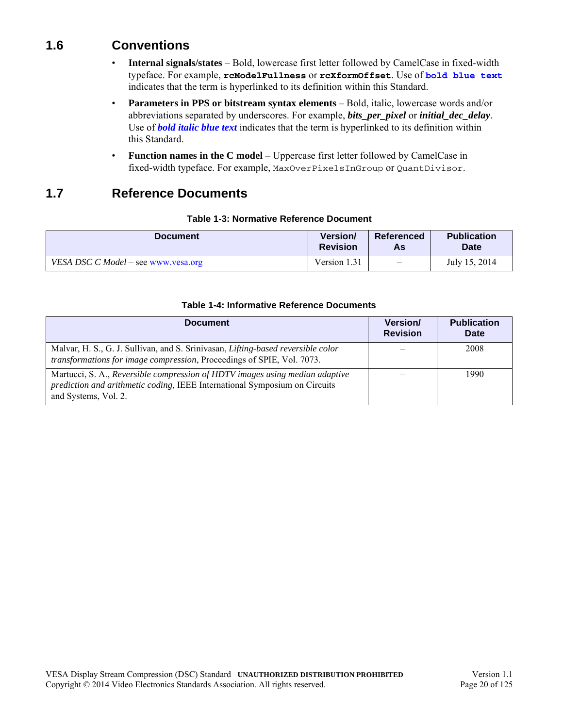## 1.6 Conventions

- **Internal signals/states** – Bold, lowercase first letter followed by CamelCase in fixed-width typeface. For example, **`rcModelFullness`** or **`rcXformOffset`**. Use of **`bold blue text`** indicates that the term is hyperlinked to its definition within this Standard.
- **Parameters in PPS or bitstream syntax elements** – Bold, italic, lowercase words and/or abbreviations separated by underscores. For example, ***bits_per_pixel*** or ***initial_dec_delay***. Use of ***bold italic blue text*** indicates that the term is hyperlinked to its definition within this Standard.
- **Function names in the C model** – Uppercase first letter followed by CamelCase in fixed-width typeface. For example, `MaxOverPixelsInGroup` or `QuantDivisor`.

## 1.7 Reference Documents

**Table 1-3: Normative Reference Document**

| Document | Version/ Revision | Referenced As | Publication Date |
|---|---|---|---|
| *VESA DSC C Model* – see www.vesa.org | Version 1.31 | – | July 15, 2014 |

**Table 1-4: Informative Reference Documents**

| Document | Version/ Revision | Publication Date |
|---|---|---|
| Malvar, H. S., G. J. Sullivan, and S. Srinivasan, *Lifting-based reversible color transformations for image compression*, Proceedings of SPIE, Vol. 7073. | – | 2008 |
| Martucci, S. A., *Reversible compression of HDTV images using median adaptive prediction and arithmetic coding*, IEEE International Symposium on Circuits and Systems, Vol. 2. | – | 1990 |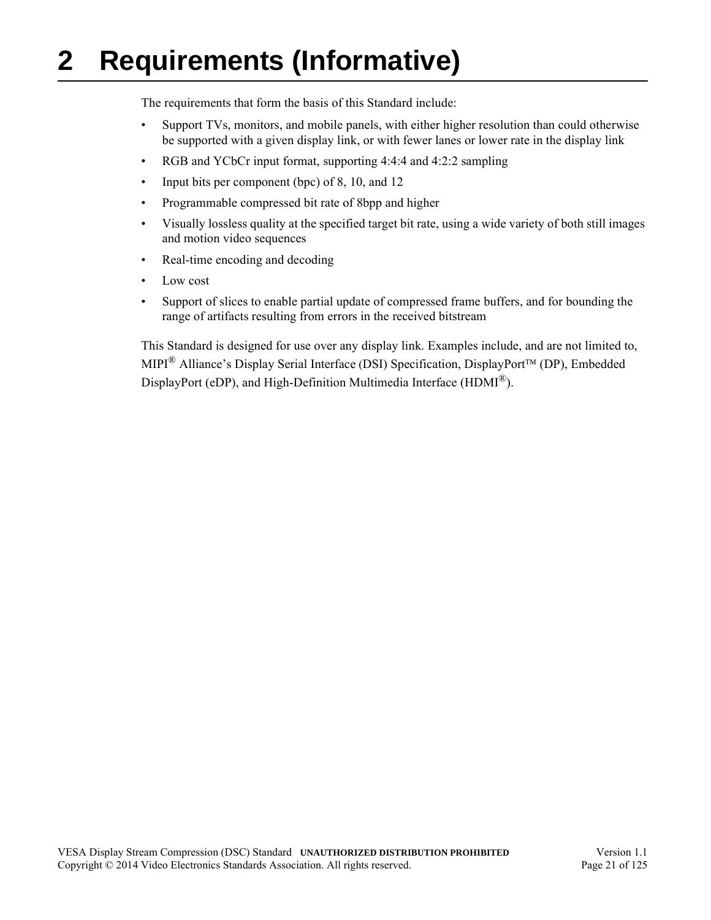# 2 Requirements (Informative)

The requirements that form the basis of this Standard include:

- Support TVs, monitors, and mobile panels, with either higher resolution than could otherwise be supported with a given display link, or with fewer lanes or lower rate in the display link
- RGB and YCbCr input format, supporting 4:4:4 and 4:2:2 sampling
- Input bits per component (bpc) of 8, 10, and 12
- Programmable compressed bit rate of 8bpp and higher
- Visually lossless quality at the specified target bit rate, using a wide variety of both still images and motion video sequences
- Real-time encoding and decoding
- Low cost
- Support of slices to enable partial update of compressed frame buffers, and for bounding the range of artifacts resulting from errors in the received bitstream

This Standard is designed for use over any display link. Examples include, and are not limited to, MIPI® Alliance's Display Serial Interface (DSI) Specification, DisplayPort™ (DP), Embedded DisplayPort (eDP), and High-Definition Multimedia Interface (HDMI®).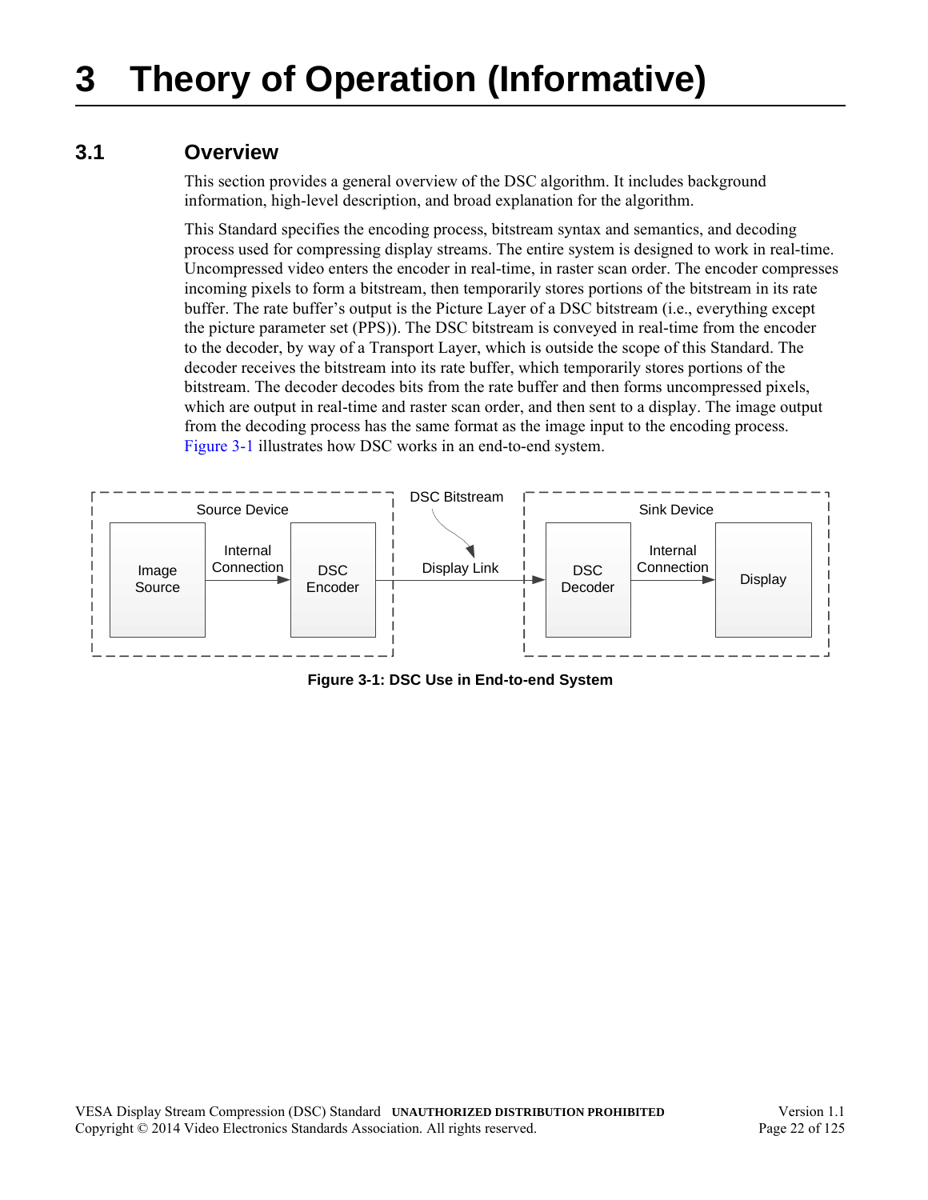# 3 Theory of Operation (Informative)

## 3.1 Overview

This section provides a general overview of the DSC algorithm. It includes background information, high-level description, and broad explanation for the algorithm.

This Standard specifies the encoding process, bitstream syntax and semantics, and decoding process used for compressing display streams. The entire system is designed to work in real-time. Uncompressed video enters the encoder in real-time, in raster scan order. The encoder compresses incoming pixels to form a bitstream, then temporarily stores portions of the bitstream in its rate buffer. The rate buffer's output is the Picture Layer of a DSC bitstream (i.e., everything except the picture parameter set (PPS)). The DSC bitstream is conveyed in real-time from the encoder to the decoder, by way of a Transport Layer, which is outside the scope of this Standard. The decoder receives the bitstream into its rate buffer, which temporarily stores portions of the bitstream. The decoder decodes bits from the rate buffer and then forms uncompressed pixels, which are output in real-time and raster scan order, and then sent to a display. The image output from the decoding process has the same format as the image input to the encoding process. Figure 3-1 illustrates how DSC works in an end-to-end system.

Source Device: Image Source → (Internal Connection) → DSC Encoder → (Display Link, DSC Bitstream) → Sink Device: DSC Decoder → (Internal Connection) → Display

**Figure 3-1: DSC Use in End-to-end System**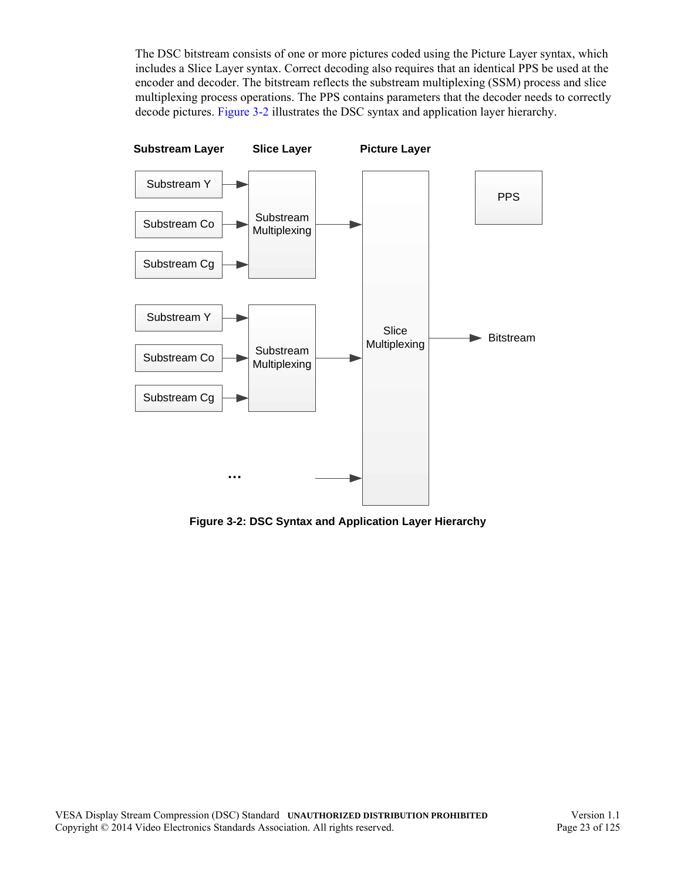The DSC bitstream consists of one or more pictures coded using the Picture Layer syntax, which includes a Slice Layer syntax. Correct decoding also requires that an identical PPS be used at the encoder and decoder. The bitstream reflects the substream multiplexing (SSM) process and slice multiplexing process operations. The PPS contains parameters that the decoder needs to correctly decode pictures. Figure 3-2 illustrates the DSC syntax and application layer hierarchy.

**Figure 3-2: DSC Syntax and Application Layer Hierarchy**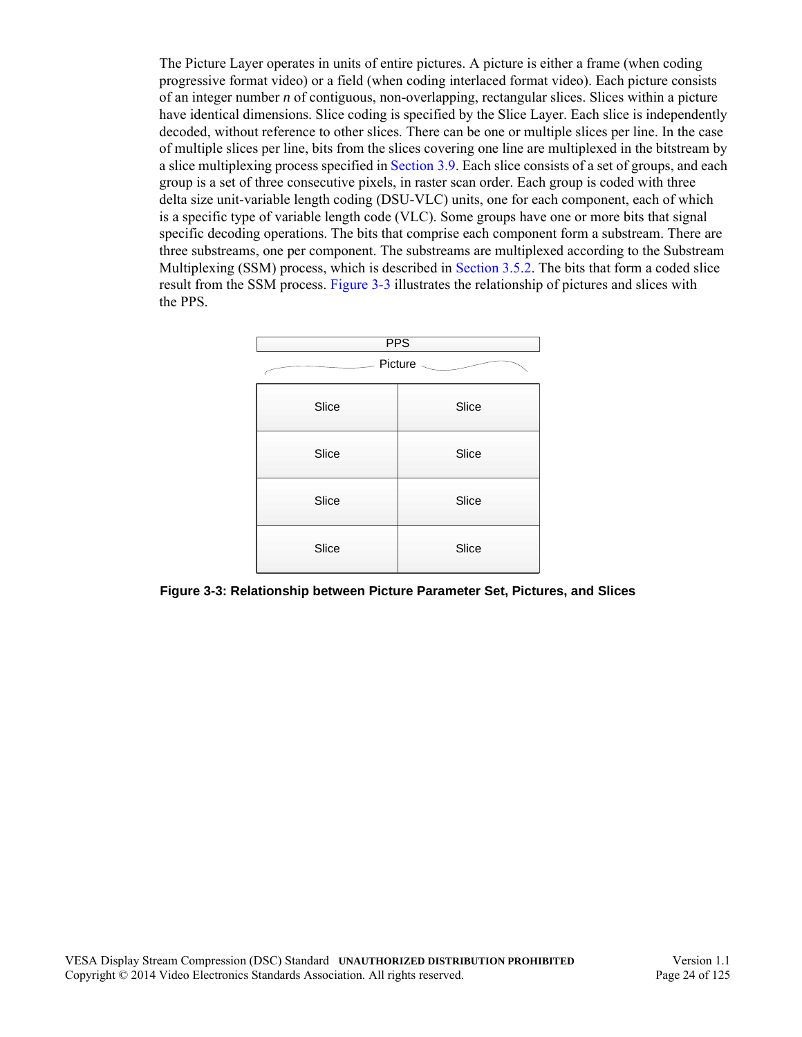The Picture Layer operates in units of entire pictures. A picture is either a frame (when coding progressive format video) or a field (when coding interlaced format video). Each picture consists of an integer number *n* of contiguous, non-overlapping, rectangular slices. Slices within a picture have identical dimensions. Slice coding is specified by the Slice Layer. Each slice is independently decoded, without reference to other slices. There can be one or multiple slices per line. In the case of multiple slices per line, bits from the slices covering one line are multiplexed in the bitstream by a slice multiplexing process specified in Section 3.9. Each slice consists of a set of groups, and each group is a set of three consecutive pixels, in raster scan order. Each group is coded with three delta size unit-variable length coding (DSU-VLC) units, one for each component, each of which is a specific type of variable length code (VLC). Some groups have one or more bits that signal specific decoding operations. The bits that comprise each component form a substream. There are three substreams, one per component. The substreams are multiplexed according to the Substream Multiplexing (SSM) process, which is described in Section 3.5.2. The bits that form a coded slice result from the SSM process. Figure 3-3 illustrates the relationship of pictures and slices with the PPS.

| PPS | |
|---|---|
| Picture | |
| Slice | Slice |
| Slice | Slice |
| Slice | Slice |
| Slice | Slice |

**Figure 3-3: Relationship between Picture Parameter Set, Pictures, and Slices**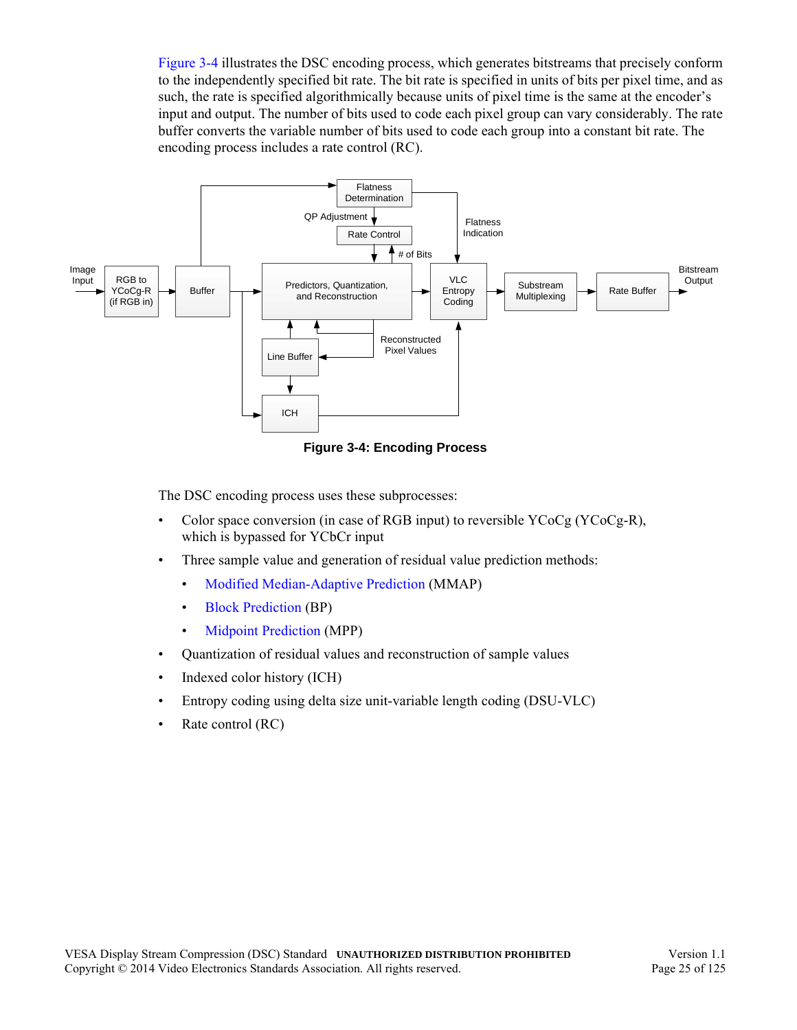Figure 3-4 illustrates the DSC encoding process, which generates bitstreams that precisely conform to the independently specified bit rate. The bit rate is specified in units of bits per pixel time, and as such, the rate is specified algorithmically because units of pixel time is the same at the encoder's input and output. The number of bits used to code each pixel group can vary considerably. The rate buffer converts the variable number of bits used to code each group into a constant bit rate. The encoding process includes a rate control (RC).

**Figure 3-4: Encoding Process**

The DSC encoding process uses these subprocesses:

- Color space conversion (in case of RGB input) to reversible YCoCg (YCoCg-R), which is bypassed for YCbCr input
- Three sample value and generation of residual value prediction methods:
  - Modified Median-Adaptive Prediction (MMAP)
  - Block Prediction (BP)
  - Midpoint Prediction (MPP)
- Quantization of residual values and reconstruction of sample values
- Indexed color history (ICH)
- Entropy coding using delta size unit-variable length coding (DSU-VLC)
- Rate control (RC)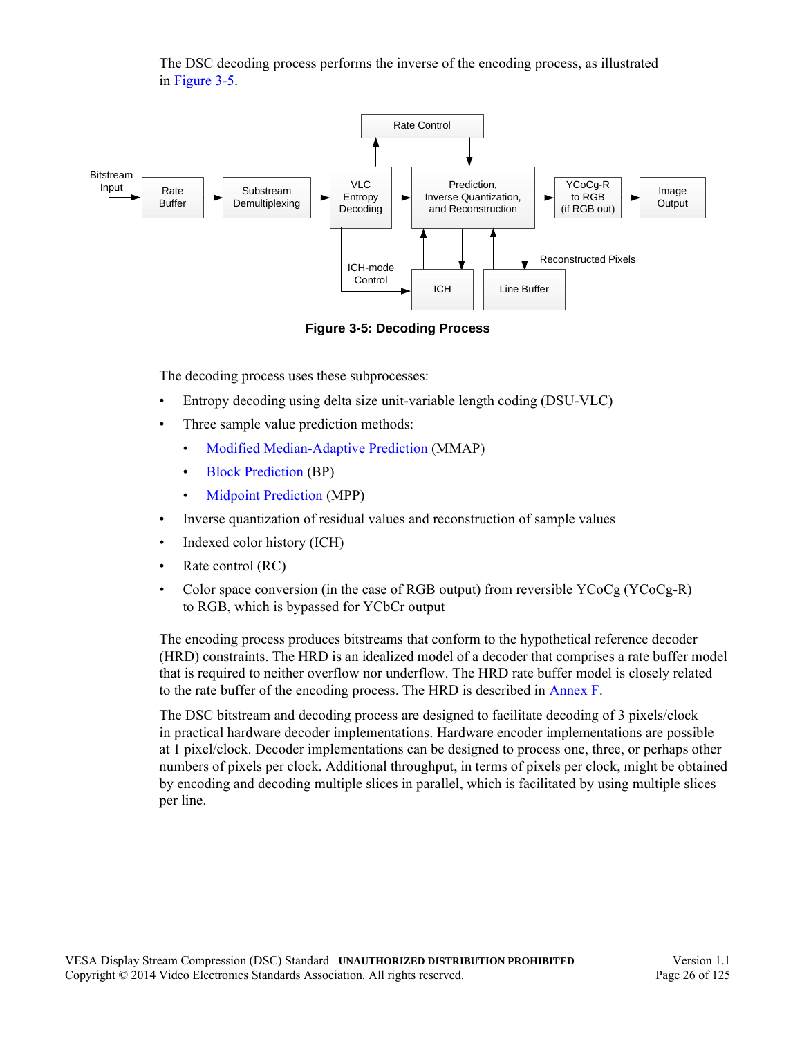The DSC decoding process performs the inverse of the encoding process, as illustrated in Figure 3-5.

**Figure 3-5: Decoding Process**

The decoding process uses these subprocesses:

- Entropy decoding using delta size unit-variable length coding (DSU-VLC)
- Three sample value prediction methods:
  - Modified Median-Adaptive Prediction (MMAP)
  - Block Prediction (BP)
  - Midpoint Prediction (MPP)
- Inverse quantization of residual values and reconstruction of sample values
- Indexed color history (ICH)
- Rate control (RC)
- Color space conversion (in the case of RGB output) from reversible YCoCg (YCoCg-R) to RGB, which is bypassed for YCbCr output

The encoding process produces bitstreams that conform to the hypothetical reference decoder (HRD) constraints. The HRD is an idealized model of a decoder that comprises a rate buffer model that is required to neither overflow nor underflow. The HRD rate buffer model is closely related to the rate buffer of the encoding process. The HRD is described in Annex F.

The DSC bitstream and decoding process are designed to facilitate decoding of 3 pixels/clock in practical hardware decoder implementations. Hardware encoder implementations are possible at 1 pixel/clock. Decoder implementations can be designed to process one, three, or perhaps other numbers of pixels per clock. Additional throughput, in terms of pixels per clock, might be obtained by encoding and decoding multiple slices in parallel, which is facilitated by using multiple slices per line.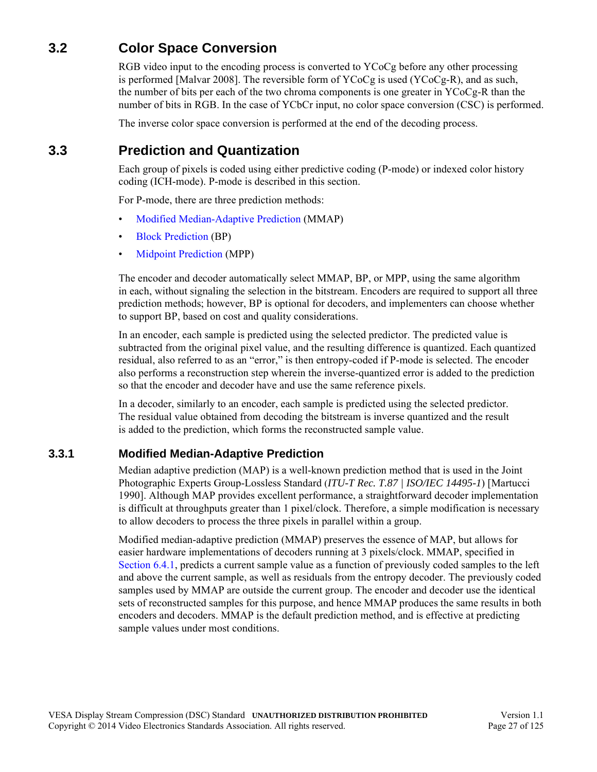## 3.2 Color Space Conversion

RGB video input to the encoding process is converted to YCoCg before any other processing is performed [Malvar 2008]. The reversible form of YCoCg is used (YCoCg-R), and as such, the number of bits per each of the two chroma components is one greater in YCoCg-R than the number of bits in RGB. In the case of YCbCr input, no color space conversion (CSC) is performed.

The inverse color space conversion is performed at the end of the decoding process.

## 3.3 Prediction and Quantization

Each group of pixels is coded using either predictive coding (P-mode) or indexed color history coding (ICH-mode). P-mode is described in this section.

For P-mode, there are three prediction methods:

- Modified Median-Adaptive Prediction (MMAP)
- Block Prediction (BP)
- Midpoint Prediction (MPP)

The encoder and decoder automatically select MMAP, BP, or MPP, using the same algorithm in each, without signaling the selection in the bitstream. Encoders are required to support all three prediction methods; however, BP is optional for decoders, and implementers can choose whether to support BP, based on cost and quality considerations.

In an encoder, each sample is predicted using the selected predictor. The predicted value is subtracted from the original pixel value, and the resulting difference is quantized. Each quantized residual, also referred to as an "error," is then entropy-coded if P-mode is selected. The encoder also performs a reconstruction step wherein the inverse-quantized error is added to the prediction so that the encoder and decoder have and use the same reference pixels.

In a decoder, similarly to an encoder, each sample is predicted using the selected predictor. The residual value obtained from decoding the bitstream is inverse quantized and the result is added to the prediction, which forms the reconstructed sample value.

### 3.3.1 Modified Median-Adaptive Prediction

Median adaptive prediction (MAP) is a well-known prediction method that is used in the Joint Photographic Experts Group-Lossless Standard (*ITU-T Rec. T.87 | ISO/IEC 14495-1*) [Martucci 1990]. Although MAP provides excellent performance, a straightforward decoder implementation is difficult at throughputs greater than 1 pixel/clock. Therefore, a simple modification is necessary to allow decoders to process the three pixels in parallel within a group.

Modified median-adaptive prediction (MMAP) preserves the essence of MAP, but allows for easier hardware implementations of decoders running at 3 pixels/clock. MMAP, specified in Section 6.4.1, predicts a current sample value as a function of previously coded samples to the left and above the current sample, as well as residuals from the entropy decoder. The previously coded samples used by MMAP are outside the current group. The encoder and decoder use the identical sets of reconstructed samples for this purpose, and hence MMAP produces the same results in both encoders and decoders. MMAP is the default prediction method, and is effective at predicting sample values under most conditions.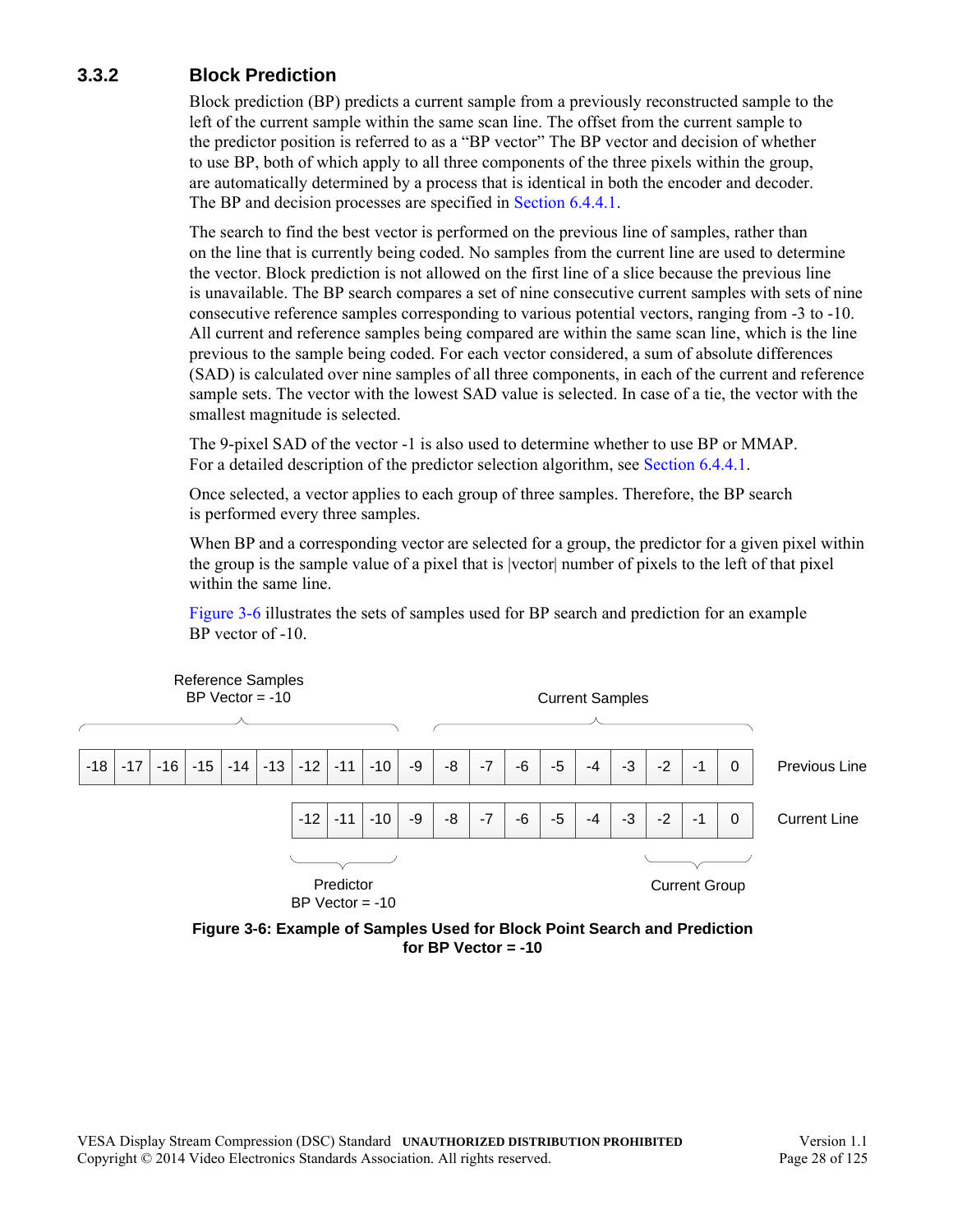### 3.3.2 Block Prediction

Block prediction (BP) predicts a current sample from a previously reconstructed sample to the left of the current sample within the same scan line. The offset from the current sample to the predictor position is referred to as a "BP vector" The BP vector and decision of whether to use BP, both of which apply to all three components of the three pixels within the group, are automatically determined by a process that is identical in both the encoder and decoder. The BP and decision processes are specified in Section 6.4.4.1.

The search to find the best vector is performed on the previous line of samples, rather than on the line that is currently being coded. No samples from the current line are used to determine the vector. Block prediction is not allowed on the first line of a slice because the previous line is unavailable. The BP search compares a set of nine consecutive current samples with sets of nine consecutive reference samples corresponding to various potential vectors, ranging from -3 to -10. All current and reference samples being compared are within the same scan line, which is the line previous to the sample being coded. For each vector considered, a sum of absolute differences (SAD) is calculated over nine samples of all three components, in each of the current and reference sample sets. The vector with the lowest SAD value is selected. In case of a tie, the vector with the smallest magnitude is selected.

The 9-pixel SAD of the vector -1 is also used to determine whether to use BP or MMAP. For a detailed description of the predictor selection algorithm, see Section 6.4.4.1.

Once selected, a vector applies to each group of three samples. Therefore, the BP search is performed every three samples.

When BP and a corresponding vector are selected for a group, the predictor for a given pixel within the group is the sample value of a pixel that is |vector| number of pixels to the left of that pixel within the same line.

Figure 3-6 illustrates the sets of samples used for BP search and prediction for an example BP vector of -10.

| Reference Samples BP Vector = -10 (-18 … -10) | | | | | | | | | | Current Samples (-8 … 0) | | | | | | | | | |
|---|---|---|---|---|---|---|---|---|---|---|---|---|---|---|---|---|---|---|---|
| -18 | -17 | -16 | -15 | -14 | -13 | -12 | -11 | -10 | -9 | -8 | -7 | -6 | -5 | -4 | -3 | -2 | -1 | 0 | Previous Line |
| | | | | | | -12 | -11 | -10 | -9 | -8 | -7 | -6 | -5 | -4 | -3 | -2 | -1 | 0 | Current Line |
| | | | | | | Predictor BP Vector = -10 (-12 … -10) | | | | | | | | | | Current Group (-2 … 0) | | | |

**Figure 3-6: Example of Samples Used for Block Point Search and Prediction for BP Vector = -10**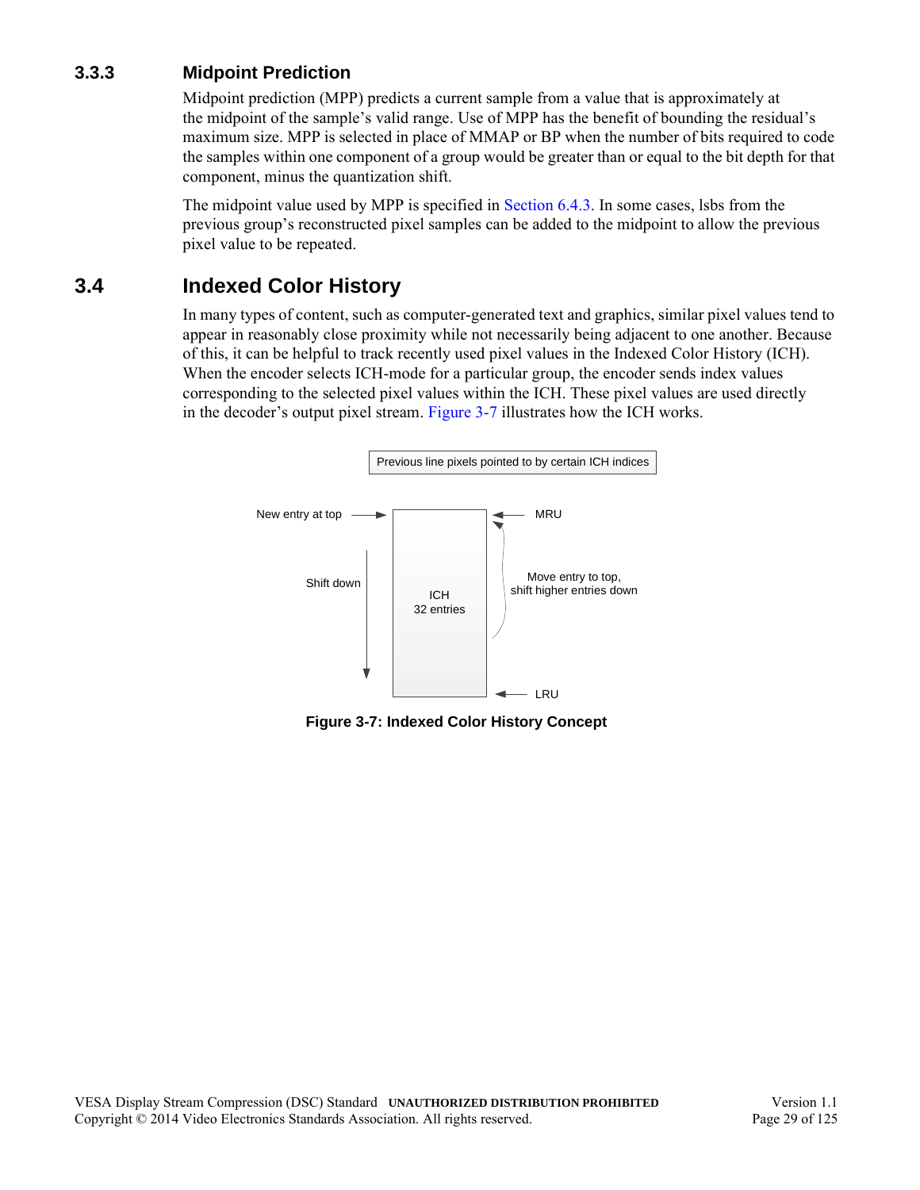### 3.3.3 Midpoint Prediction

Midpoint prediction (MPP) predicts a current sample from a value that is approximately at the midpoint of the sample's valid range. Use of MPP has the benefit of bounding the residual's maximum size. MPP is selected in place of MMAP or BP when the number of bits required to code the samples within one component of a group would be greater than or equal to the bit depth for that component, minus the quantization shift.

The midpoint value used by MPP is specified in Section 6.4.3. In some cases, lsbs from the previous group's reconstructed pixel samples can be added to the midpoint to allow the previous pixel value to be repeated.

## 3.4 Indexed Color History

In many types of content, such as computer-generated text and graphics, similar pixel values tend to appear in reasonably close proximity while not necessarily being adjacent to one another. Because of this, it can be helpful to track recently used pixel values in the Indexed Color History (ICH). When the encoder selects ICH-mode for a particular group, the encoder sends index values corresponding to the selected pixel values within the ICH. These pixel values are used directly in the decoder's output pixel stream. Figure 3-7 illustrates how the ICH works.

Previous line pixels pointed to by certain ICH indices

New entry at top → | ICH 32 entries | ← MRU

Shift down

Move entry to top, shift higher entries down

← LRU

**Figure 3-7: Indexed Color History Concept**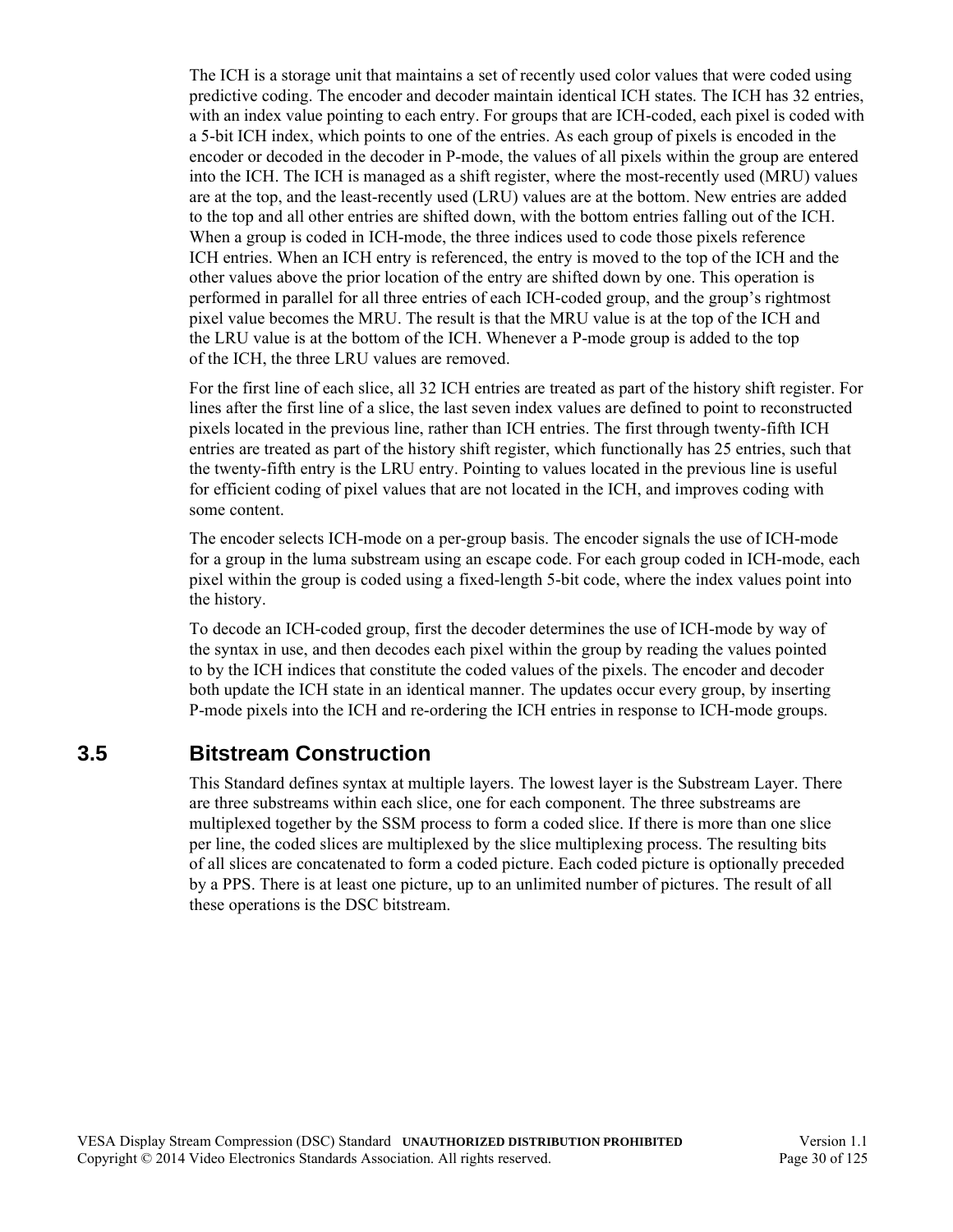The ICH is a storage unit that maintains a set of recently used color values that were coded using predictive coding. The encoder and decoder maintain identical ICH states. The ICH has 32 entries, with an index value pointing to each entry. For groups that are ICH-coded, each pixel is coded with a 5-bit ICH index, which points to one of the entries. As each group of pixels is encoded in the encoder or decoded in the decoder in P-mode, the values of all pixels within the group are entered into the ICH. The ICH is managed as a shift register, where the most-recently used (MRU) values are at the top, and the least-recently used (LRU) values are at the bottom. New entries are added to the top and all other entries are shifted down, with the bottom entries falling out of the ICH. When a group is coded in ICH-mode, the three indices used to code those pixels reference ICH entries. When an ICH entry is referenced, the entry is moved to the top of the ICH and the other values above the prior location of the entry are shifted down by one. This operation is performed in parallel for all three entries of each ICH-coded group, and the group's rightmost pixel value becomes the MRU. The result is that the MRU value is at the top of the ICH and the LRU value is at the bottom of the ICH. Whenever a P-mode group is added to the top of the ICH, the three LRU values are removed.

For the first line of each slice, all 32 ICH entries are treated as part of the history shift register. For lines after the first line of a slice, the last seven index values are defined to point to reconstructed pixels located in the previous line, rather than ICH entries. The first through twenty-fifth ICH entries are treated as part of the history shift register, which functionally has 25 entries, such that the twenty-fifth entry is the LRU entry. Pointing to values located in the previous line is useful for efficient coding of pixel values that are not located in the ICH, and improves coding with some content.

The encoder selects ICH-mode on a per-group basis. The encoder signals the use of ICH-mode for a group in the luma substream using an escape code. For each group coded in ICH-mode, each pixel within the group is coded using a fixed-length 5-bit code, where the index values point into the history.

To decode an ICH-coded group, first the decoder determines the use of ICH-mode by way of the syntax in use, and then decodes each pixel within the group by reading the values pointed to by the ICH indices that constitute the coded values of the pixels. The encoder and decoder both update the ICH state in an identical manner. The updates occur every group, by inserting P-mode pixels into the ICH and re-ordering the ICH entries in response to ICH-mode groups.

## 3.5 Bitstream Construction

This Standard defines syntax at multiple layers. The lowest layer is the Substream Layer. There are three substreams within each slice, one for each component. The three substreams are multiplexed together by the SSM process to form a coded slice. If there is more than one slice per line, the coded slices are multiplexed by the slice multiplexing process. The resulting bits of all slices are concatenated to form a coded picture. Each coded picture is optionally preceded by a PPS. There is at least one picture, up to an unlimited number of pictures. The result of all these operations is the DSC bitstream.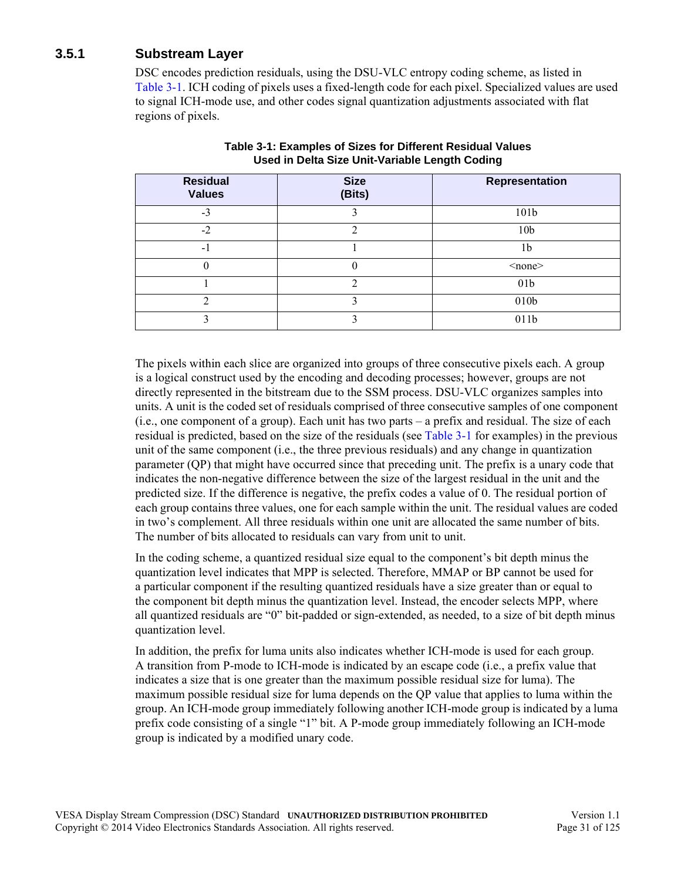### 3.5.1 Substream Layer

DSC encodes prediction residuals, using the DSU-VLC entropy coding scheme, as listed in Table 3-1. ICH coding of pixels uses a fixed-length code for each pixel. Specialized values are used to signal ICH-mode use, and other codes signal quantization adjustments associated with flat regions of pixels.

**Table 3-1: Examples of Sizes for Different Residual Values Used in Delta Size Unit-Variable Length Coding**

| Residual Values | Size (Bits) | Representation |
|---|---|---|
| -3 | 3 | 101b |
| -2 | 2 | 10b |
| -1 | 1 | 1b |
| 0 | 0 | <none> |
| 1 | 2 | 01b |
| 2 | 3 | 010b |
| 3 | 3 | 011b |

The pixels within each slice are organized into groups of three consecutive pixels each. A group is a logical construct used by the encoding and decoding processes; however, groups are not directly represented in the bitstream due to the SSM process. DSU-VLC organizes samples into units. A unit is the coded set of residuals comprised of three consecutive samples of one component (i.e., one component of a group). Each unit has two parts – a prefix and residual. The size of each residual is predicted, based on the size of the residuals (see Table 3-1 for examples) in the previous unit of the same component (i.e., the three previous residuals) and any change in quantization parameter (QP) that might have occurred since that preceding unit. The prefix is a unary code that indicates the non-negative difference between the size of the largest residual in the unit and the predicted size. If the difference is negative, the prefix codes a value of 0. The residual portion of each group contains three values, one for each sample within the unit. The residual values are coded in two's complement. All three residuals within one unit are allocated the same number of bits. The number of bits allocated to residuals can vary from unit to unit.

In the coding scheme, a quantized residual size equal to the component's bit depth minus the quantization level indicates that MPP is selected. Therefore, MMAP or BP cannot be used for a particular component if the resulting quantized residuals have a size greater than or equal to the component bit depth minus the quantization level. Instead, the encoder selects MPP, where all quantized residuals are "0" bit-padded or sign-extended, as needed, to a size of bit depth minus quantization level.

In addition, the prefix for luma units also indicates whether ICH-mode is used for each group. A transition from P-mode to ICH-mode is indicated by an escape code (i.e., a prefix value that indicates a size that is one greater than the maximum possible residual size for luma). The maximum possible residual size for luma depends on the QP value that applies to luma within the group. An ICH-mode group immediately following another ICH-mode group is indicated by a luma prefix code consisting of a single "1" bit. A P-mode group immediately following an ICH-mode group is indicated by a modified unary code.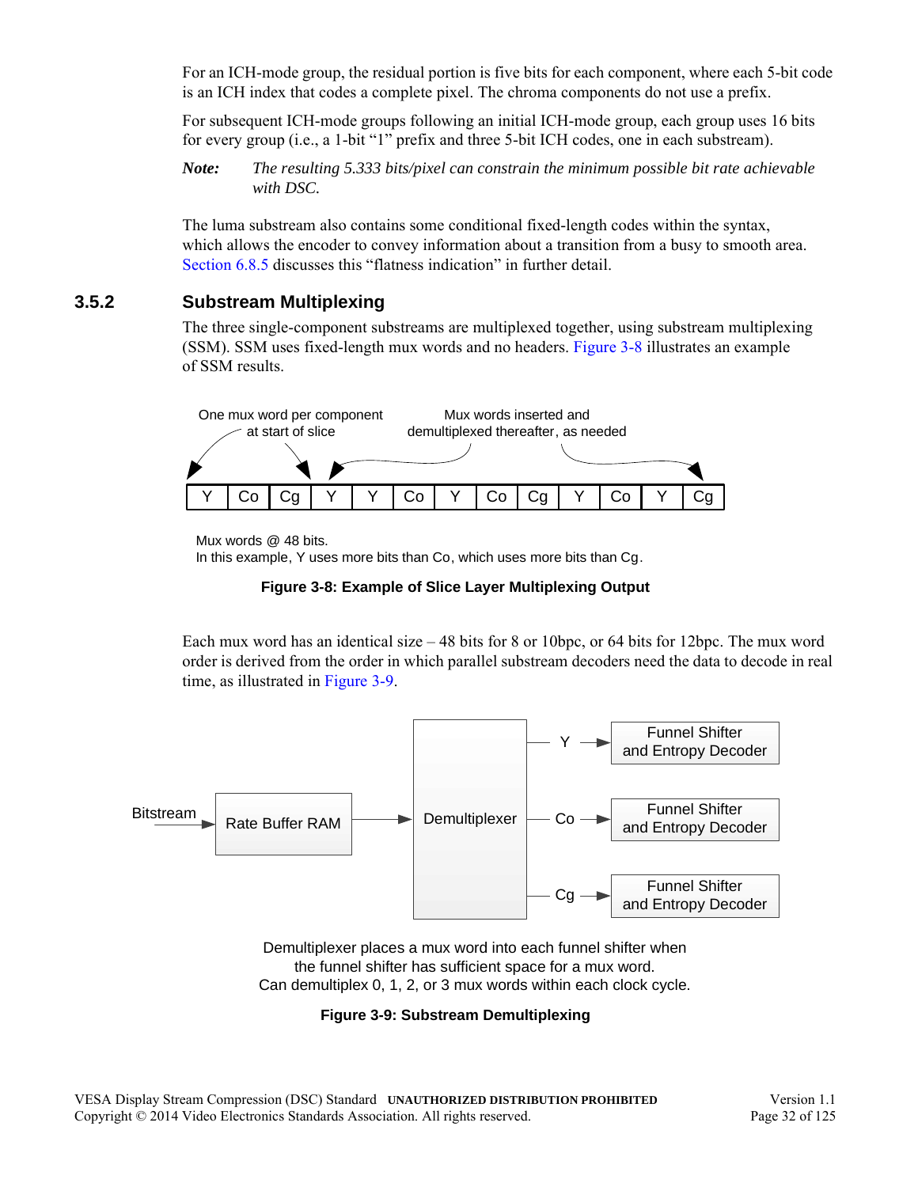For an ICH-mode group, the residual portion is five bits for each component, where each 5-bit code is an ICH index that codes a complete pixel. The chroma components do not use a prefix.

For subsequent ICH-mode groups following an initial ICH-mode group, each group uses 16 bits for every group (i.e., a 1-bit "1" prefix and three 5-bit ICH codes, one in each substream).

**Note:** *The resulting 5.333 bits/pixel can constrain the minimum possible bit rate achievable with DSC.*

The luma substream also contains some conditional fixed-length codes within the syntax, which allows the encoder to convey information about a transition from a busy to smooth area. Section 6.8.5 discusses this "flatness indication" in further detail.

### 3.5.2 Substream Multiplexing

The three single-component substreams are multiplexed together, using substream multiplexing (SSM). SSM uses fixed-length mux words and no headers. Figure 3-8 illustrates an example of SSM results.

One mux word per component at start of slice

Mux words inserted and demultiplexed thereafter, as needed

| Y | Co | Cg | Y | Y | Co | Y | Co | Cg | Y | Co | Y | Cg |
|---|---|---|---|---|---|---|---|---|---|---|---|---|

Mux words @ 48 bits.
In this example, Y uses more bits than Co, which uses more bits than Cg.

**Figure 3-8: Example of Slice Layer Multiplexing Output**

Each mux word has an identical size – 48 bits for 8 or 10bpc, or 64 bits for 12bpc. The mux word order is derived from the order in which parallel substream decoders need the data to decode in real time, as illustrated in Figure 3-9.

Bitstream → Rate Buffer RAM → Demultiplexer → Y → Funnel Shifter and Entropy Decoder; Co → Funnel Shifter and Entropy Decoder; Cg → Funnel Shifter and Entropy Decoder

Demultiplexer places a mux word into each funnel shifter when the funnel shifter has sufficient space for a mux word.
Can demultiplex 0, 1, 2, or 3 mux words within each clock cycle.

**Figure 3-9: Substream Demultiplexing**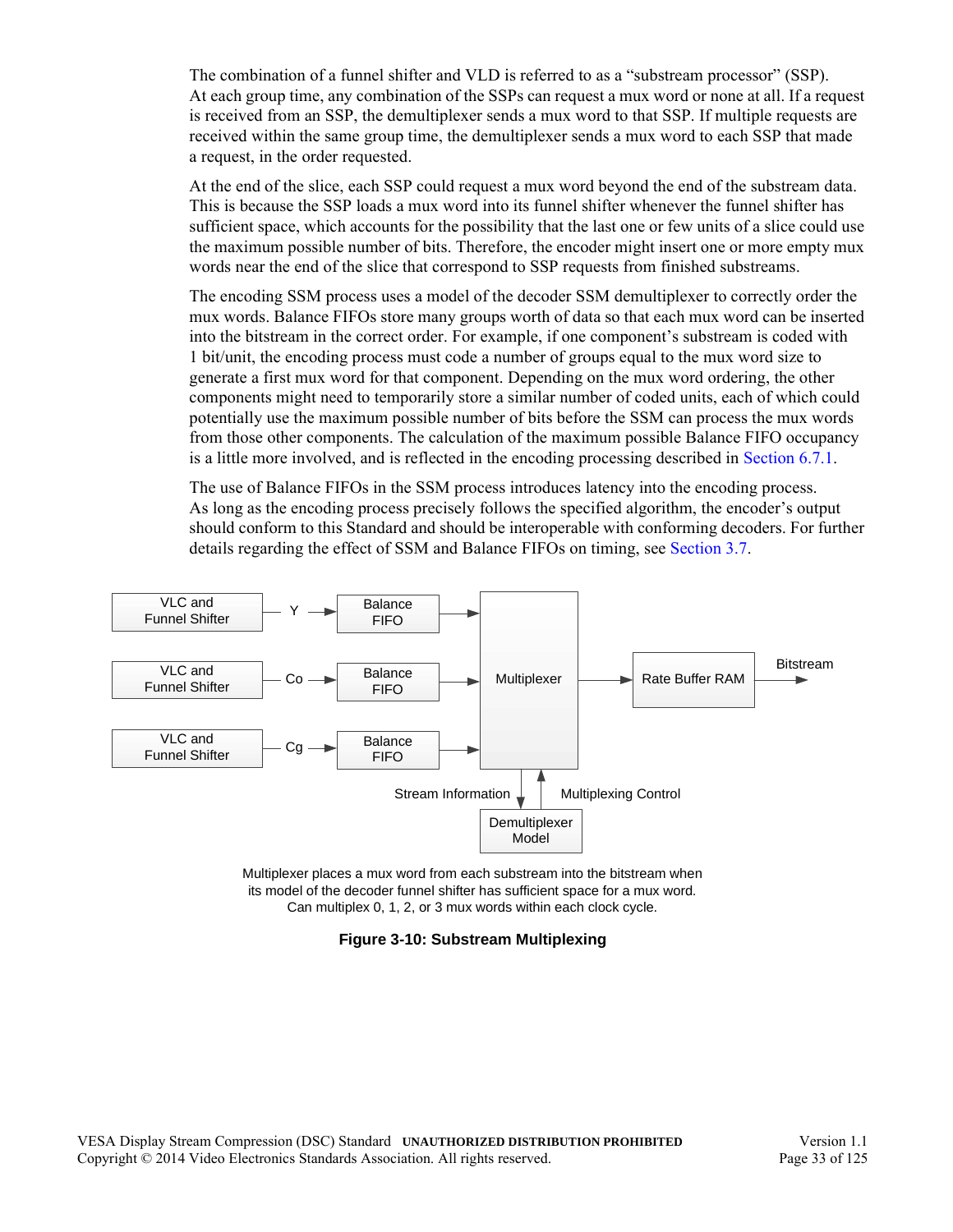The combination of a funnel shifter and VLD is referred to as a "substream processor" (SSP). At each group time, any combination of the SSPs can request a mux word or none at all. If a request is received from an SSP, the demultiplexer sends a mux word to that SSP. If multiple requests are received within the same group time, the demultiplexer sends a mux word to each SSP that made a request, in the order requested.

At the end of the slice, each SSP could request a mux word beyond the end of the substream data. This is because the SSP loads a mux word into its funnel shifter whenever the funnel shifter has sufficient space, which accounts for the possibility that the last one or few units of a slice could use the maximum possible number of bits. Therefore, the encoder might insert one or more empty mux words near the end of the slice that correspond to SSP requests from finished substreams.

The encoding SSM process uses a model of the decoder SSM demultiplexer to correctly order the mux words. Balance FIFOs store many groups worth of data so that each mux word can be inserted into the bitstream in the correct order. For example, if one component's substream is coded with 1 bit/unit, the encoding process must code a number of groups equal to the mux word size to generate a first mux word for that component. Depending on the mux word ordering, the other components might need to temporarily store a similar number of coded units, each of which could potentially use the maximum possible number of bits before the SSM can process the mux words from those other components. The calculation of the maximum possible Balance FIFO occupancy is a little more involved, and is reflected in the encoding processing described in Section 6.7.1.

The use of Balance FIFOs in the SSM process introduces latency into the encoding process. As long as the encoding process precisely follows the specified algorithm, the encoder's output should conform to this Standard and should be interoperable with conforming decoders. For further details regarding the effect of SSM and Balance FIFOs on timing, see Section 3.7.

VLC and Funnel Shifter — Y → Balance FIFO →
VLC and Funnel Shifter — Co → Balance FIFO →
VLC and Funnel Shifter — Cg → Balance FIFO →
Multiplexer → Rate Buffer RAM → Bitstream
Stream Information ↓ / Multiplexing Control ↑ — Demultiplexer Model

Multiplexer places a mux word from each substream into the bitstream when its model of the decoder funnel shifter has sufficient space for a mux word. Can multiplex 0, 1, 2, or 3 mux words within each clock cycle.

**Figure 3-10: Substream Multiplexing**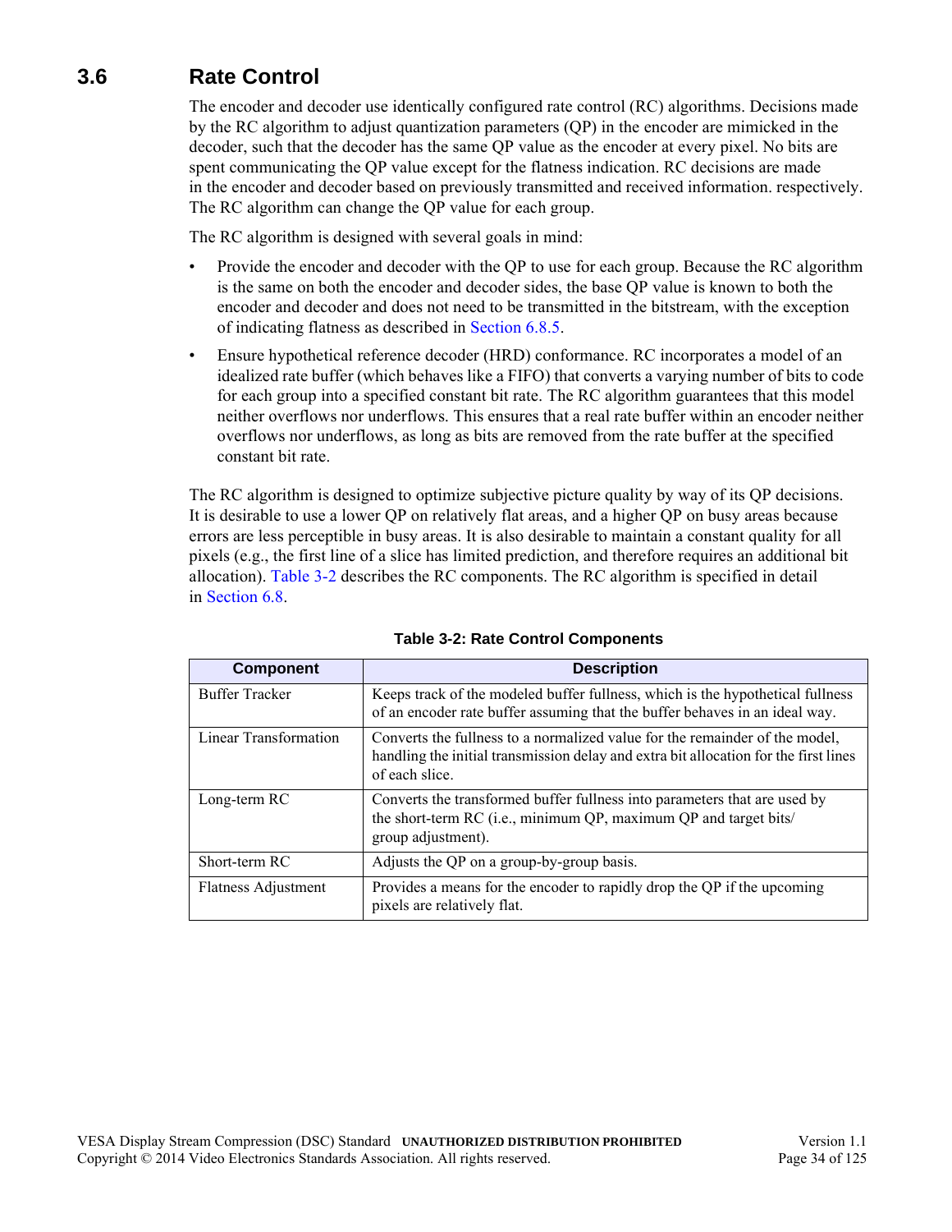## 3.6 Rate Control

The encoder and decoder use identically configured rate control (RC) algorithms. Decisions made by the RC algorithm to adjust quantization parameters (QP) in the encoder are mimicked in the decoder, such that the decoder has the same QP value as the encoder at every pixel. No bits are spent communicating the QP value except for the flatness indication. RC decisions are made in the encoder and decoder based on previously transmitted and received information. respectively. The RC algorithm can change the QP value for each group.

The RC algorithm is designed with several goals in mind:

- Provide the encoder and decoder with the QP to use for each group. Because the RC algorithm is the same on both the encoder and decoder sides, the base QP value is known to both the encoder and decoder and does not need to be transmitted in the bitstream, with the exception of indicating flatness as described in Section 6.8.5.
- Ensure hypothetical reference decoder (HRD) conformance. RC incorporates a model of an idealized rate buffer (which behaves like a FIFO) that converts a varying number of bits to code for each group into a specified constant bit rate. The RC algorithm guarantees that this model neither overflows nor underflows. This ensures that a real rate buffer within an encoder neither overflows nor underflows, as long as bits are removed from the rate buffer at the specified constant bit rate.

The RC algorithm is designed to optimize subjective picture quality by way of its QP decisions. It is desirable to use a lower QP on relatively flat areas, and a higher QP on busy areas because errors are less perceptible in busy areas. It is also desirable to maintain a constant quality for all pixels (e.g., the first line of a slice has limited prediction, and therefore requires an additional bit allocation). Table 3-2 describes the RC components. The RC algorithm is specified in detail in Section 6.8.

**Table 3-2: Rate Control Components**

| Component | Description |
|---|---|
| Buffer Tracker | Keeps track of the modeled buffer fullness, which is the hypothetical fullness of an encoder rate buffer assuming that the buffer behaves in an ideal way. |
| Linear Transformation | Converts the fullness to a normalized value for the remainder of the model, handling the initial transmission delay and extra bit allocation for the first lines of each slice. |
| Long-term RC | Converts the transformed buffer fullness into parameters that are used by the short-term RC (i.e., minimum QP, maximum QP and target bits/group adjustment). |
| Short-term RC | Adjusts the QP on a group-by-group basis. |
| Flatness Adjustment | Provides a means for the encoder to rapidly drop the QP if the upcoming pixels are relatively flat. |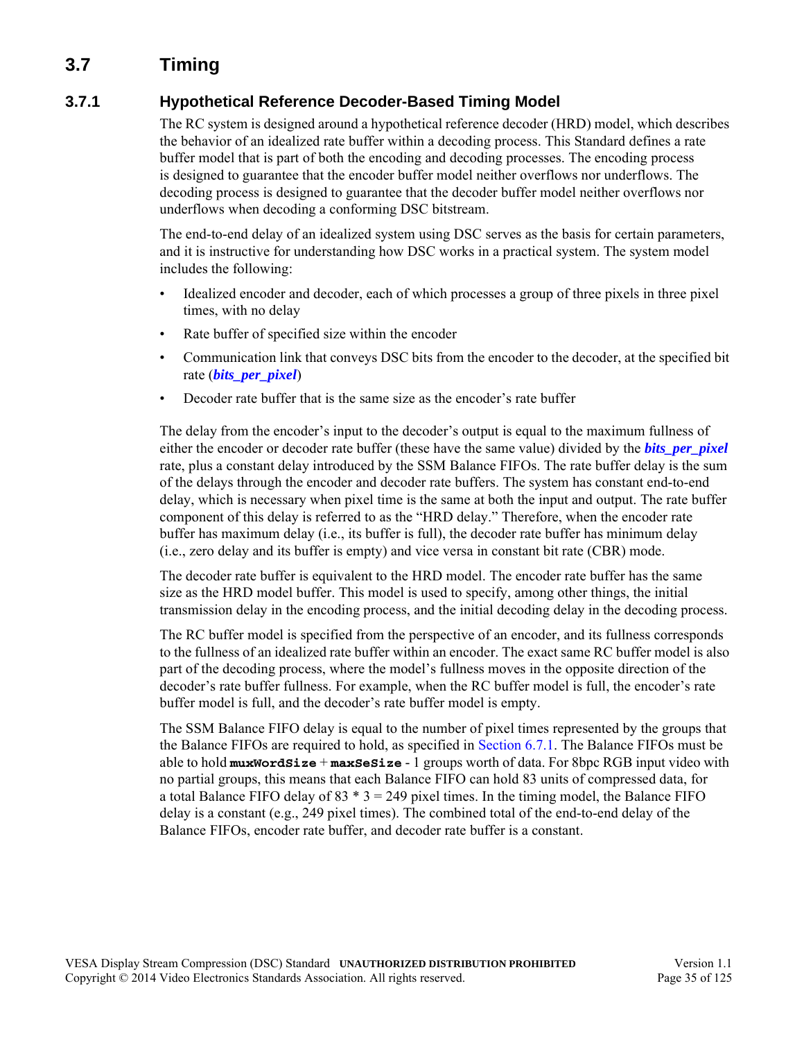## 3.7 Timing

### 3.7.1 Hypothetical Reference Decoder-Based Timing Model

The RC system is designed around a hypothetical reference decoder (HRD) model, which describes the behavior of an idealized rate buffer within a decoding process. This Standard defines a rate buffer model that is part of both the encoding and decoding processes. The encoding process is designed to guarantee that the encoder buffer model neither overflows nor underflows. The decoding process is designed to guarantee that the decoder buffer model neither overflows nor underflows when decoding a conforming DSC bitstream.

The end-to-end delay of an idealized system using DSC serves as the basis for certain parameters, and it is instructive for understanding how DSC works in a practical system. The system model includes the following:

- Idealized encoder and decoder, each of which processes a group of three pixels in three pixel times, with no delay
- Rate buffer of specified size within the encoder
- Communication link that conveys DSC bits from the encoder to the decoder, at the specified bit rate (***bits_per_pixel***)
- Decoder rate buffer that is the same size as the encoder's rate buffer

The delay from the encoder's input to the decoder's output is equal to the maximum fullness of either the encoder or decoder rate buffer (these have the same value) divided by the ***bits_per_pixel*** rate, plus a constant delay introduced by the SSM Balance FIFOs. The rate buffer delay is the sum of the delays through the encoder and decoder rate buffers. The system has constant end-to-end delay, which is necessary when pixel time is the same at both the input and output. The rate buffer component of this delay is referred to as the "HRD delay." Therefore, when the encoder rate buffer has maximum delay (i.e., its buffer is full), the decoder rate buffer has minimum delay (i.e., zero delay and its buffer is empty) and vice versa in constant bit rate (CBR) mode.

The decoder rate buffer is equivalent to the HRD model. The encoder rate buffer has the same size as the HRD model buffer. This model is used to specify, among other things, the initial transmission delay in the encoding process, and the initial decoding delay in the decoding process.

The RC buffer model is specified from the perspective of an encoder, and its fullness corresponds to the fullness of an idealized rate buffer within an encoder. The exact same RC buffer model is also part of the decoding process, where the model's fullness moves in the opposite direction of the decoder's rate buffer fullness. For example, when the RC buffer model is full, the encoder's rate buffer model is full, and the decoder's rate buffer model is empty.

The SSM Balance FIFO delay is equal to the number of pixel times represented by the groups that the Balance FIFOs are required to hold, as specified in Section 6.7.1. The Balance FIFOs must be able to hold **`muxWordSize`** + **`maxSeSize`** - 1 groups worth of data. For 8bpc RGB input video with no partial groups, this means that each Balance FIFO can hold 83 units of compressed data, for a total Balance FIFO delay of 83 * 3 = 249 pixel times. In the timing model, the Balance FIFO delay is a constant (e.g., 249 pixel times). The combined total of the end-to-end delay of the Balance FIFOs, encoder rate buffer, and decoder rate buffer is a constant.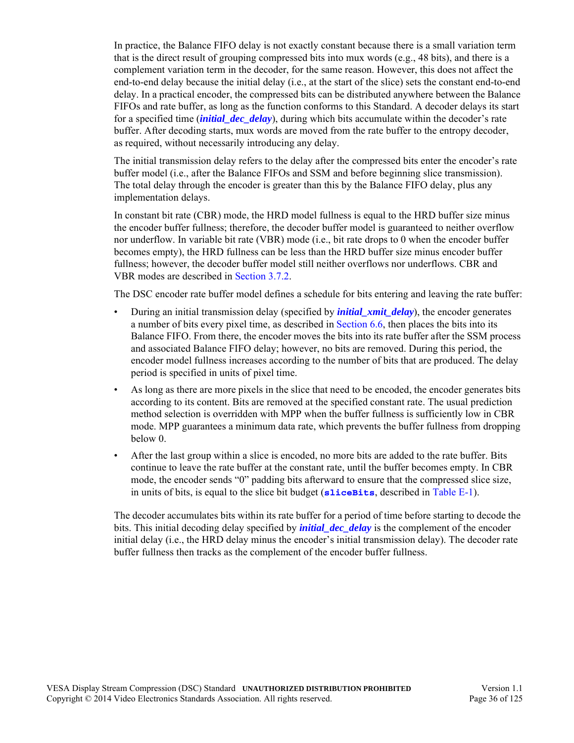In practice, the Balance FIFO delay is not exactly constant because there is a small variation term that is the direct result of grouping compressed bits into mux words (e.g., 48 bits), and there is a complement variation term in the decoder, for the same reason. However, this does not affect the end-to-end delay because the initial delay (i.e., at the start of the slice) sets the constant end-to-end delay. In a practical encoder, the compressed bits can be distributed anywhere between the Balance FIFOs and rate buffer, as long as the function conforms to this Standard. A decoder delays its start for a specified time (***initial_dec_delay***), during which bits accumulate within the decoder's rate buffer. After decoding starts, mux words are moved from the rate buffer to the entropy decoder, as required, without necessarily introducing any delay.

The initial transmission delay refers to the delay after the compressed bits enter the encoder's rate buffer model (i.e., after the Balance FIFOs and SSM and before beginning slice transmission). The total delay through the encoder is greater than this by the Balance FIFO delay, plus any implementation delays.

In constant bit rate (CBR) mode, the HRD model fullness is equal to the HRD buffer size minus the encoder buffer fullness; therefore, the decoder buffer model is guaranteed to neither overflow nor underflow. In variable bit rate (VBR) mode (i.e., bit rate drops to 0 when the encoder buffer becomes empty), the HRD fullness can be less than the HRD buffer size minus encoder buffer fullness; however, the decoder buffer model still neither overflows nor underflows. CBR and VBR modes are described in Section 3.7.2.

The DSC encoder rate buffer model defines a schedule for bits entering and leaving the rate buffer:

- During an initial transmission delay (specified by ***initial_xmit_delay***), the encoder generates a number of bits every pixel time, as described in Section 6.6, then places the bits into its Balance FIFO. From there, the encoder moves the bits into its rate buffer after the SSM process and associated Balance FIFO delay; however, no bits are removed. During this period, the encoder model fullness increases according to the number of bits that are produced. The delay period is specified in units of pixel time.
- As long as there are more pixels in the slice that need to be encoded, the encoder generates bits according to its content. Bits are removed at the specified constant rate. The usual prediction method selection is overridden with MPP when the buffer fullness is sufficiently low in CBR mode. MPP guarantees a minimum data rate, which prevents the buffer fullness from dropping below 0.
- After the last group within a slice is encoded, no more bits are added to the rate buffer. Bits continue to leave the rate buffer at the constant rate, until the buffer becomes empty. In CBR mode, the encoder sends "0" padding bits afterward to ensure that the compressed slice size, in units of bits, is equal to the slice bit budget (**`sliceBits`**, described in Table E-1).

The decoder accumulates bits within its rate buffer for a period of time before starting to decode the bits. This initial decoding delay specified by ***initial_dec_delay*** is the complement of the encoder initial delay (i.e., the HRD delay minus the encoder's initial transmission delay). The decoder rate buffer fullness then tracks as the complement of the encoder buffer fullness.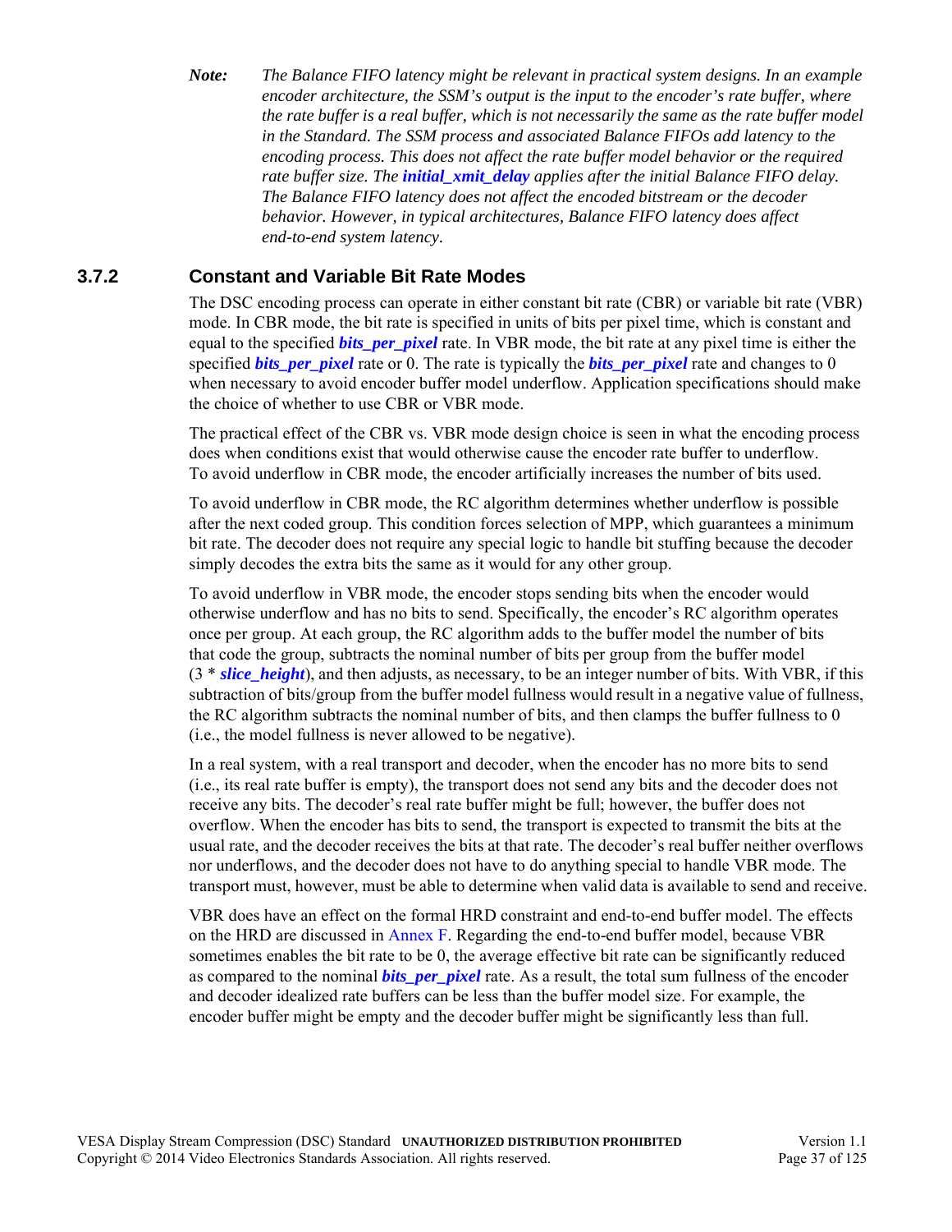***Note:*** *The Balance FIFO latency might be relevant in practical system designs. In an example encoder architecture, the SSM's output is the input to the encoder's rate buffer, where the rate buffer is a real buffer, which is not necessarily the same as the rate buffer model in the Standard. The SSM process and associated Balance FIFOs add latency to the encoding process. This does not affect the rate buffer model behavior or the required rate buffer size. The **initial_xmit_delay** applies after the initial Balance FIFO delay. The Balance FIFO latency does not affect the encoded bitstream or the decoder behavior. However, in typical architectures, Balance FIFO latency does affect end-to-end system latency.*

### 3.7.2 Constant and Variable Bit Rate Modes

The DSC encoding process can operate in either constant bit rate (CBR) or variable bit rate (VBR) mode. In CBR mode, the bit rate is specified in units of bits per pixel time, which is constant and equal to the specified ***bits_per_pixel*** rate. In VBR mode, the bit rate at any pixel time is either the specified ***bits_per_pixel*** rate or 0. The rate is typically the ***bits_per_pixel*** rate and changes to 0 when necessary to avoid encoder buffer model underflow. Application specifications should make the choice of whether to use CBR or VBR mode.

The practical effect of the CBR vs. VBR mode design choice is seen in what the encoding process does when conditions exist that would otherwise cause the encoder rate buffer to underflow. To avoid underflow in CBR mode, the encoder artificially increases the number of bits used.

To avoid underflow in CBR mode, the RC algorithm determines whether underflow is possible after the next coded group. This condition forces selection of MPP, which guarantees a minimum bit rate. The decoder does not require any special logic to handle bit stuffing because the decoder simply decodes the extra bits the same as it would for any other group.

To avoid underflow in VBR mode, the encoder stops sending bits when the encoder would otherwise underflow and has no bits to send. Specifically, the encoder's RC algorithm operates once per group. At each group, the RC algorithm adds to the buffer model the number of bits that code the group, subtracts the nominal number of bits per group from the buffer model (3 * ***slice_height***), and then adjusts, as necessary, to be an integer number of bits. With VBR, if this subtraction of bits/group from the buffer model fullness would result in a negative value of fullness, the RC algorithm subtracts the nominal number of bits, and then clamps the buffer fullness to 0 (i.e., the model fullness is never allowed to be negative).

In a real system, with a real transport and decoder, when the encoder has no more bits to send (i.e., its real rate buffer is empty), the transport does not send any bits and the decoder does not receive any bits. The decoder's real rate buffer might be full; however, the buffer does not overflow. When the encoder has bits to send, the transport is expected to transmit the bits at the usual rate, and the decoder receives the bits at that rate. The decoder's real buffer neither overflows nor underflows, and the decoder does not have to do anything special to handle VBR mode. The transport must, however, must be able to determine when valid data is available to send and receive.

VBR does have an effect on the formal HRD constraint and end-to-end buffer model. The effects on the HRD are discussed in Annex F. Regarding the end-to-end buffer model, because VBR sometimes enables the bit rate to be 0, the average effective bit rate can be significantly reduced as compared to the nominal ***bits_per_pixel*** rate. As a result, the total sum fullness of the encoder and decoder idealized rate buffers can be less than the buffer model size. For example, the encoder buffer might be empty and the decoder buffer might be significantly less than full.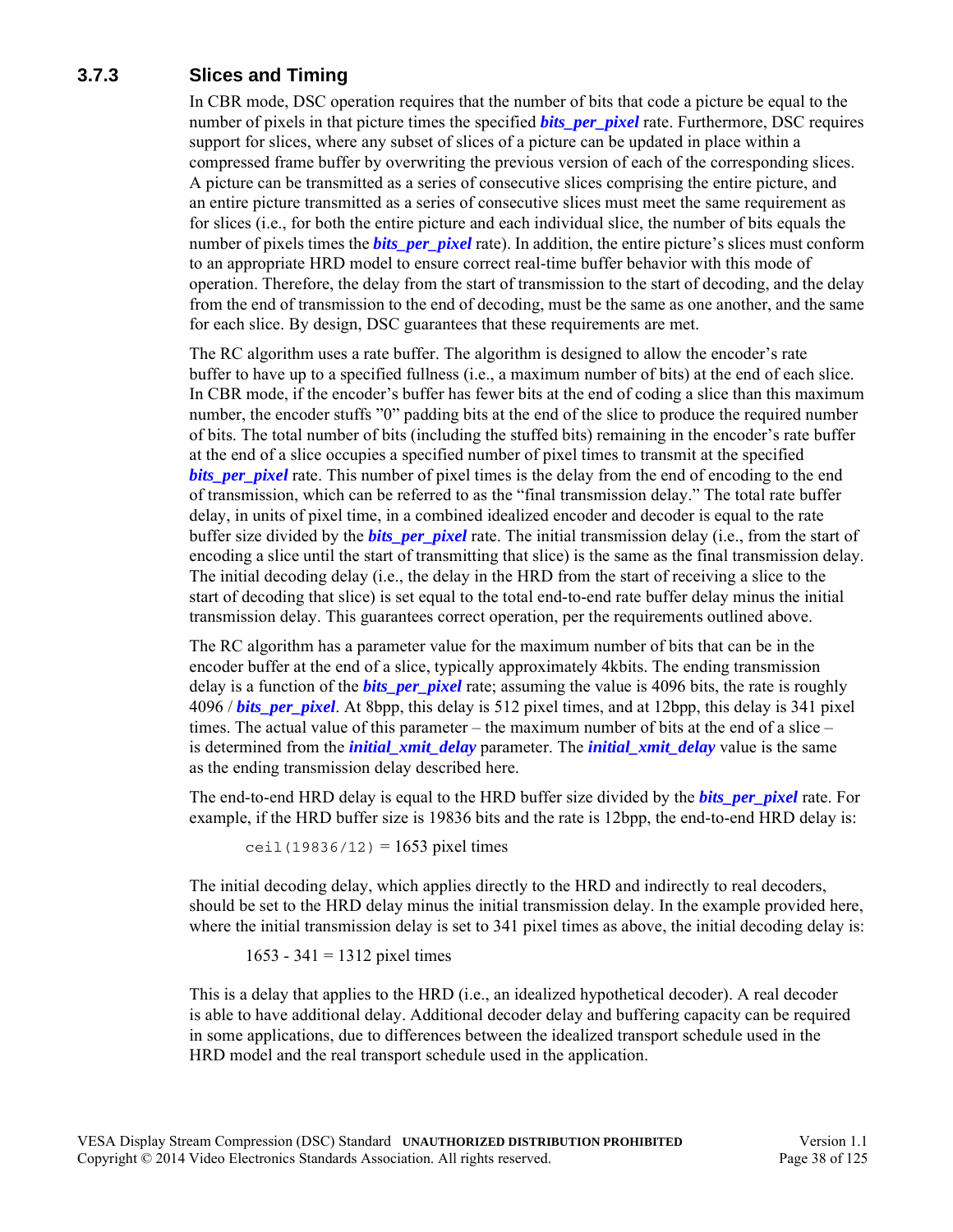### 3.7.3 Slices and Timing

In CBR mode, DSC operation requires that the number of bits that code a picture be equal to the number of pixels in that picture times the specified ***bits_per_pixel*** rate. Furthermore, DSC requires support for slices, where any subset of slices of a picture can be updated in place within a compressed frame buffer by overwriting the previous version of each of the corresponding slices. A picture can be transmitted as a series of consecutive slices comprising the entire picture, and an entire picture transmitted as a series of consecutive slices must meet the same requirement as for slices (i.e., for both the entire picture and each individual slice, the number of bits equals the number of pixels times the ***bits_per_pixel*** rate). In addition, the entire picture's slices must conform to an appropriate HRD model to ensure correct real-time buffer behavior with this mode of operation. Therefore, the delay from the start of transmission to the start of decoding, and the delay from the end of transmission to the end of decoding, must be the same as one another, and the same for each slice. By design, DSC guarantees that these requirements are met.

The RC algorithm uses a rate buffer. The algorithm is designed to allow the encoder's rate buffer to have up to a specified fullness (i.e., a maximum number of bits) at the end of each slice. In CBR mode, if the encoder's buffer has fewer bits at the end of coding a slice than this maximum number, the encoder stuffs "0" padding bits at the end of the slice to produce the required number of bits. The total number of bits (including the stuffed bits) remaining in the encoder's rate buffer at the end of a slice occupies a specified number of pixel times to transmit at the specified ***bits_per_pixel*** rate. This number of pixel times is the delay from the end of encoding to the end of transmission, which can be referred to as the "final transmission delay." The total rate buffer delay, in units of pixel time, in a combined idealized encoder and decoder is equal to the rate buffer size divided by the ***bits_per_pixel*** rate. The initial transmission delay (i.e., from the start of encoding a slice until the start of transmitting that slice) is the same as the final transmission delay. The initial decoding delay (i.e., the delay in the HRD from the start of receiving a slice to the start of decoding that slice) is set equal to the total end-to-end rate buffer delay minus the initial transmission delay. This guarantees correct operation, per the requirements outlined above.

The RC algorithm has a parameter value for the maximum number of bits that can be in the encoder buffer at the end of a slice, typically approximately 4kbits. The ending transmission delay is a function of the ***bits_per_pixel*** rate; assuming the value is 4096 bits, the rate is roughly 4096 / ***bits_per_pixel***. At 8bpp, this delay is 512 pixel times, and at 12bpp, this delay is 341 pixel times. The actual value of this parameter – the maximum number of bits at the end of a slice – is determined from the ***initial_xmit_delay*** parameter. The ***initial_xmit_delay*** value is the same as the ending transmission delay described here.

The end-to-end HRD delay is equal to the HRD buffer size divided by the ***bits_per_pixel*** rate. For example, if the HRD buffer size is 19836 bits and the rate is 12bpp, the end-to-end HRD delay is:

`ceil(19836/12)` = 1653 pixel times

The initial decoding delay, which applies directly to the HRD and indirectly to real decoders, should be set to the HRD delay minus the initial transmission delay. In the example provided here, where the initial transmission delay is set to 341 pixel times as above, the initial decoding delay is:

1653 - 341 = 1312 pixel times

This is a delay that applies to the HRD (i.e., an idealized hypothetical decoder). A real decoder is able to have additional delay. Additional decoder delay and buffering capacity can be required in some applications, due to differences between the idealized transport schedule used in the HRD model and the real transport schedule used in the application.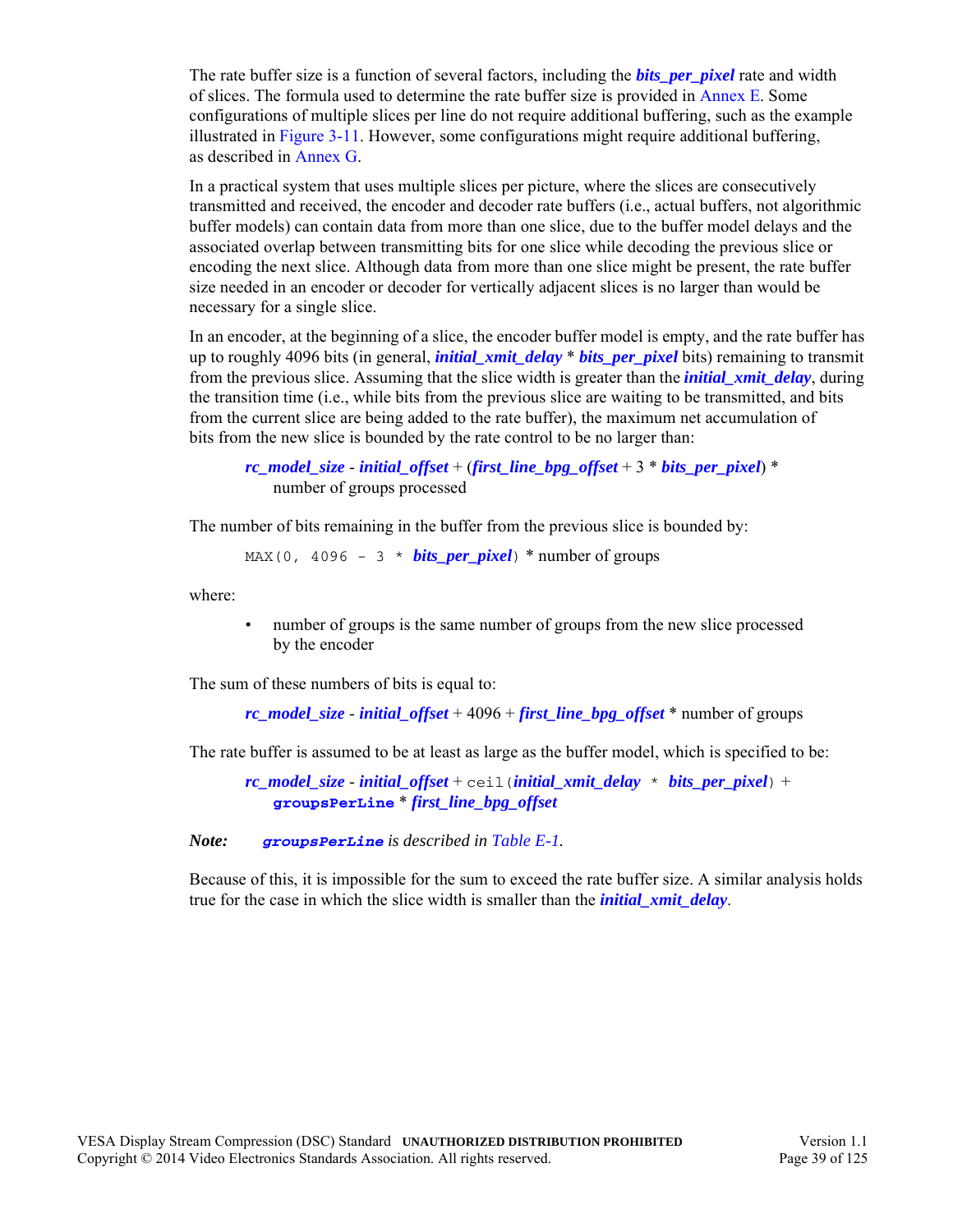The rate buffer size is a function of several factors, including the ***bits_per_pixel*** rate and width of slices. The formula used to determine the rate buffer size is provided in Annex E. Some configurations of multiple slices per line do not require additional buffering, such as the example illustrated in Figure 3-11. However, some configurations might require additional buffering, as described in Annex G.

In a practical system that uses multiple slices per picture, where the slices are consecutively transmitted and received, the encoder and decoder rate buffers (i.e., actual buffers, not algorithmic buffer models) can contain data from more than one slice, due to the buffer model delays and the associated overlap between transmitting bits for one slice while decoding the previous slice or encoding the next slice. Although data from more than one slice might be present, the rate buffer size needed in an encoder or decoder for vertically adjacent slices is no larger than would be necessary for a single slice.

In an encoder, at the beginning of a slice, the encoder buffer model is empty, and the rate buffer has up to roughly 4096 bits (in general, ***initial_xmit_delay*** * ***bits_per_pixel*** bits) remaining to transmit from the previous slice. Assuming that the slice width is greater than the ***initial_xmit_delay***, during the transition time (i.e., while bits from the previous slice are waiting to be transmitted, and bits from the current slice are being added to the rate buffer), the maximum net accumulation of bits from the new slice is bounded by the rate control to be no larger than:

> ***rc_model_size*** - ***initial_offset*** + (***first_line_bpg_offset*** + 3 * ***bits_per_pixel***) * number of groups processed

The number of bits remaining in the buffer from the previous slice is bounded by:

> `MAX(0, 4096 - 3 *` ***bits_per_pixel***`)` * number of groups

where:

- number of groups is the same number of groups from the new slice processed by the encoder

The sum of these numbers of bits is equal to:

> ***rc_model_size*** - ***initial_offset*** + 4096 + ***first_line_bpg_offset*** * number of groups

The rate buffer is assumed to be at least as large as the buffer model, which is specified to be:

> ***rc_model_size*** - ***initial_offset*** + `ceil(`***initial_xmit_delay*** `*` ***bits_per_pixel***`)` + **`groupsPerLine`** * ***first_line_bpg_offset***

***Note:*** ***`groupsPerLine`*** *is described in Table E-1.*

Because of this, it is impossible for the sum to exceed the rate buffer size. A similar analysis holds true for the case in which the slice width is smaller than the ***initial_xmit_delay***.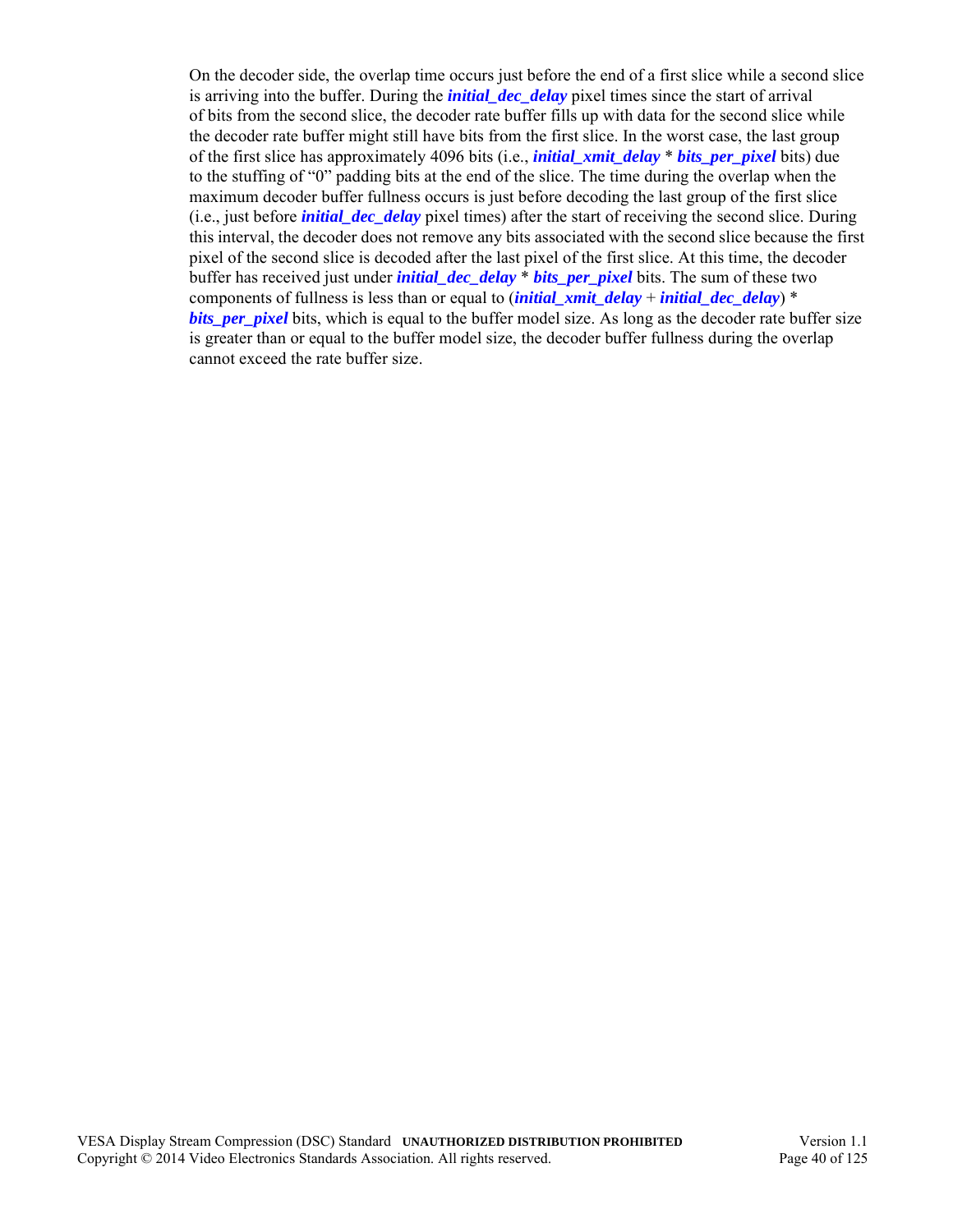On the decoder side, the overlap time occurs just before the end of a first slice while a second slice is arriving into the buffer. During the ***initial_dec_delay*** pixel times since the start of arrival of bits from the second slice, the decoder rate buffer fills up with data for the second slice while the decoder rate buffer might still have bits from the first slice. In the worst case, the last group of the first slice has approximately 4096 bits (i.e., ***initial_xmit_delay*** * ***bits_per_pixel*** bits) due to the stuffing of "0" padding bits at the end of the slice. The time during the overlap when the maximum decoder buffer fullness occurs is just before decoding the last group of the first slice (i.e., just before ***initial_dec_delay*** pixel times) after the start of receiving the second slice. During this interval, the decoder does not remove any bits associated with the second slice because the first pixel of the second slice is decoded after the last pixel of the first slice. At this time, the decoder buffer has received just under ***initial_dec_delay*** * ***bits_per_pixel*** bits. The sum of these two components of fullness is less than or equal to (***initial_xmit_delay*** + ***initial_dec_delay***) * ***bits_per_pixel*** bits, which is equal to the buffer model size. As long as the decoder rate buffer size is greater than or equal to the buffer model size, the decoder buffer fullness during the overlap cannot exceed the rate buffer size.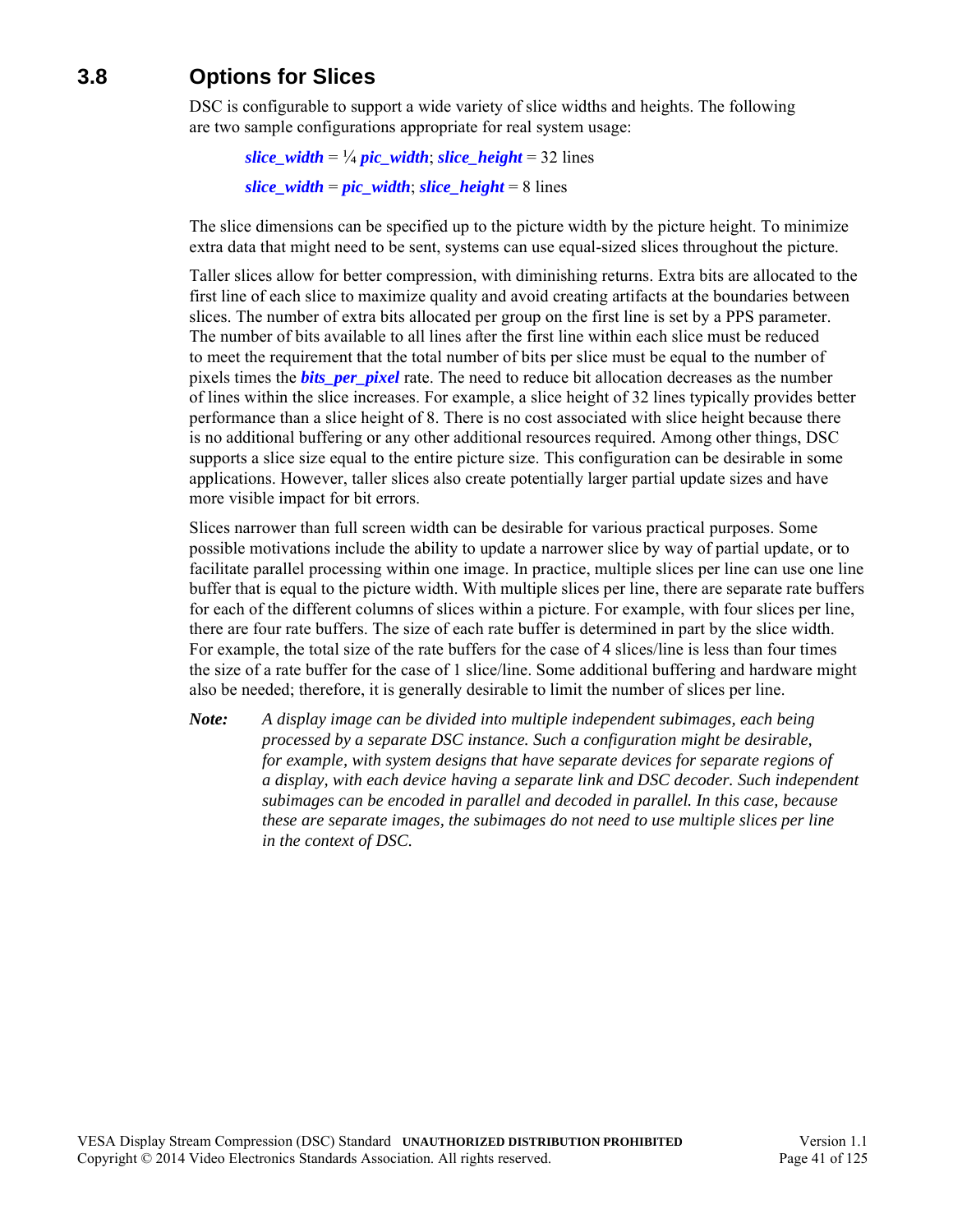## 3.8 Options for Slices

DSC is configurable to support a wide variety of slice widths and heights. The following are two sample configurations appropriate for real system usage:

> ***slice_width*** = ¼ ***pic_width***; ***slice_height*** = 32 lines
>
> ***slice_width*** = ***pic_width***; ***slice_height*** = 8 lines

The slice dimensions can be specified up to the picture width by the picture height. To minimize extra data that might need to be sent, systems can use equal-sized slices throughout the picture.

Taller slices allow for better compression, with diminishing returns. Extra bits are allocated to the first line of each slice to maximize quality and avoid creating artifacts at the boundaries between slices. The number of extra bits allocated per group on the first line is set by a PPS parameter. The number of bits available to all lines after the first line within each slice must be reduced to meet the requirement that the total number of bits per slice must be equal to the number of pixels times the ***bits_per_pixel*** rate. The need to reduce bit allocation decreases as the number of lines within the slice increases. For example, a slice height of 32 lines typically provides better performance than a slice height of 8. There is no cost associated with slice height because there is no additional buffering or any other additional resources required. Among other things, DSC supports a slice size equal to the entire picture size. This configuration can be desirable in some applications. However, taller slices also create potentially larger partial update sizes and have more visible impact for bit errors.

Slices narrower than full screen width can be desirable for various practical purposes. Some possible motivations include the ability to update a narrower slice by way of partial update, or to facilitate parallel processing within one image. In practice, multiple slices per line can use one line buffer that is equal to the picture width. With multiple slices per line, there are separate rate buffers for each of the different columns of slices within a picture. For example, with four slices per line, there are four rate buffers. The size of each rate buffer is determined in part by the slice width. For example, the total size of the rate buffers for the case of 4 slices/line is less than four times the size of a rate buffer for the case of 1 slice/line. Some additional buffering and hardware might also be needed; therefore, it is generally desirable to limit the number of slices per line.

***Note:*** *A display image can be divided into multiple independent subimages, each being processed by a separate DSC instance. Such a configuration might be desirable, for example, with system designs that have separate devices for separate regions of a display, with each device having a separate link and DSC decoder. Such independent subimages can be encoded in parallel and decoded in parallel. In this case, because these are separate images, the subimages do not need to use multiple slices per line in the context of DSC.*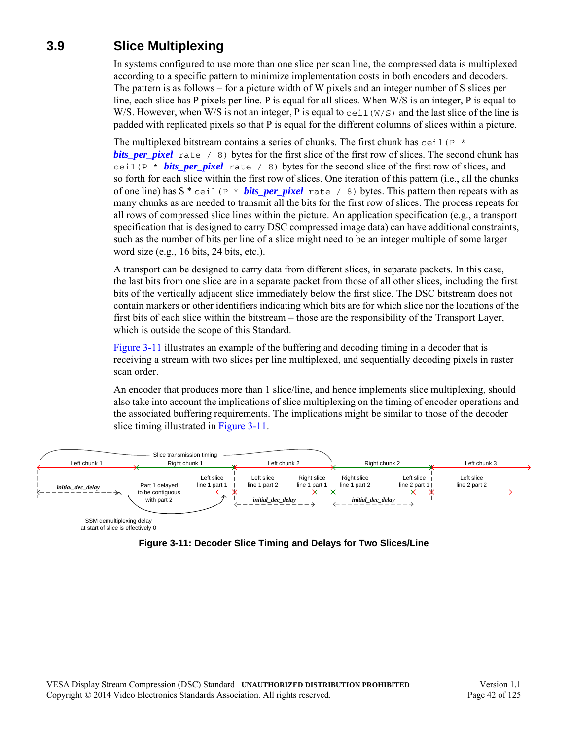## 3.9 Slice Multiplexing

In systems configured to use more than one slice per scan line, the compressed data is multiplexed according to a specific pattern to minimize implementation costs in both encoders and decoders. The pattern is as follows – for a picture width of W pixels and an integer number of S slices per line, each slice has P pixels per line. P is equal for all slices. When W/S is an integer, P is equal to W/S. However, when W/S is not an integer, P is equal to `ceil(W/S)` and the last slice of the line is padded with replicated pixels so that P is equal for the different columns of slices within a picture.

The multiplexed bitstream contains a series of chunks. The first chunk has `ceil(P *` ***bits_per_pixel*** `rate / 8)` bytes for the first slice of the first row of slices. The second chunk has `ceil(P *` ***bits_per_pixel*** `rate / 8)` bytes for the second slice of the first row of slices, and so forth for each slice within the first row of slices. One iteration of this pattern (i.e., all the chunks of one line) has S * `ceil(P *` ***bits_per_pixel*** `rate / 8)` bytes. This pattern then repeats with as many chunks as are needed to transmit all the bits for the first row of slices. The process repeats for all rows of compressed slice lines within the picture. An application specification (e.g., a transport specification that is designed to carry DSC compressed image data) can have additional constraints, such as the number of bits per line of a slice might need to be an integer multiple of some larger word size (e.g., 16 bits, 24 bits, etc.).

A transport can be designed to carry data from different slices, in separate packets. In this case, the last bits from one slice are in a separate packet from those of all other slices, including the first bits of the vertically adjacent slice immediately below the first slice. The DSC bitstream does not contain markers or other identifiers indicating which bits are for which slice nor the locations of the first bits of each slice within the bitstream – those are the responsibility of the Transport Layer, which is outside the scope of this Standard.

Figure 3-11 illustrates an example of the buffering and decoding timing in a decoder that is receiving a stream with two slices per line multiplexed, and sequentially decoding pixels in raster scan order.

An encoder that produces more than 1 slice/line, and hence implements slice multiplexing, should also take into account the implications of slice multiplexing on the timing of encoder operations and the associated buffering requirements. The implications might be similar to those of the decoder slice timing illustrated in Figure 3-11.

Slice transmission timing

Left chunk 1 | Right chunk 1 | Left chunk 2 | Right chunk 2 | Left chunk 3

*initial_dec_delay* | Part 1 delayed to be contiguous with part 2 | Left slice line 1 part 1 | Left slice line 1 part 2 | Right slice line 1 part 1 | Right slice line 1 part 2 | Left slice line 2 part 1 | Left slice line 2 part 2

*initial_dec_delay* | *initial_dec_delay*

SSM demultiplexing delay at start of slice is effectively 0

**Figure 3-11: Decoder Slice Timing and Delays for Two Slices/Line**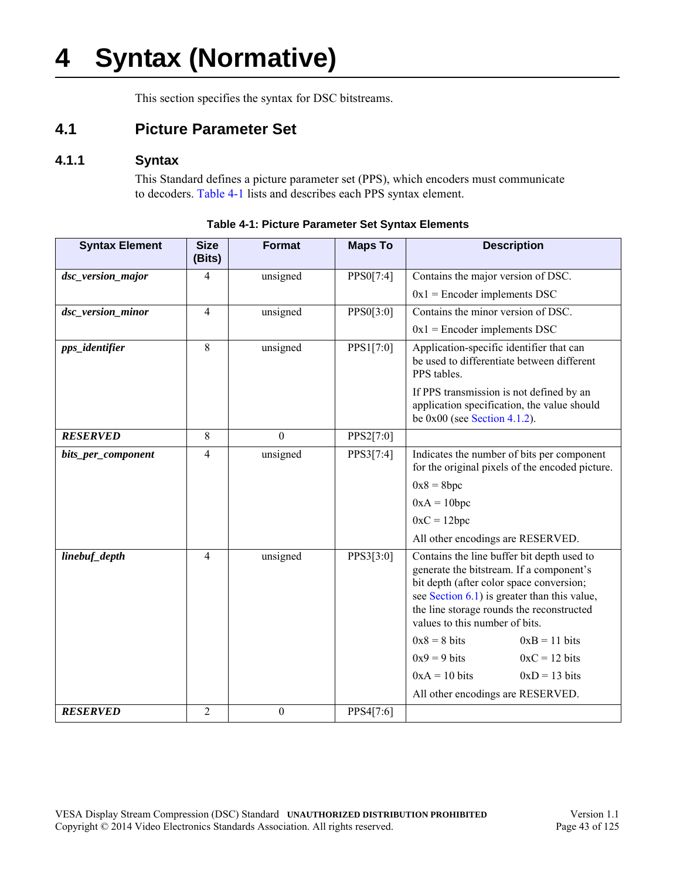# 4 Syntax (Normative)

This section specifies the syntax for DSC bitstreams.

## 4.1 Picture Parameter Set

### 4.1.1 Syntax

This Standard defines a picture parameter set (PPS), which encoders must communicate to decoders. Table 4-1 lists and describes each PPS syntax element.

**Table 4-1: Picture Parameter Set Syntax Elements**

| Syntax Element | Size (Bits) | Format | Maps To | Description |
|---|---|---|---|---|
| ***dsc_version_major*** | 4 | unsigned | PPS0[7:4] | Contains the major version of DSC.<br><br>0x1 = Encoder implements DSC |
| ***dsc_version_minor*** | 4 | unsigned | PPS0[3:0] | Contains the minor version of DSC.<br><br>0x1 = Encoder implements DSC |
| ***pps_identifier*** | 8 | unsigned | PPS1[7:0] | Application-specific identifier that can be used to differentiate between different PPS tables.<br><br>If PPS transmission is not defined by an application specification, the value should be 0x00 (see Section 4.1.2). |
| ***RESERVED*** | 8 | 0 | PPS2[7:0] | |
| ***bits_per_component*** | 4 | unsigned | PPS3[7:4] | Indicates the number of bits per component for the original pixels of the encoded picture.<br><br>0x8 = 8bpc<br><br>0xA = 10bpc<br><br>0xC = 12bpc<br><br>All other encodings are RESERVED. |
| ***linebuf_depth*** | 4 | unsigned | PPS3[3:0] | Contains the line buffer bit depth used to generate the bitstream. If a component's bit depth (after color space conversion; see Section 6.1) is greater than this value, the line storage rounds the reconstructed values to this number of bits.<br><br>0x8 = 8 bits  0xB = 11 bits<br><br>0x9 = 9 bits  0xC = 12 bits<br><br>0xA = 10 bits  0xD = 13 bits<br><br>All other encodings are RESERVED. |
| ***RESERVED*** | 2 | 0 | PPS4[7:6] | |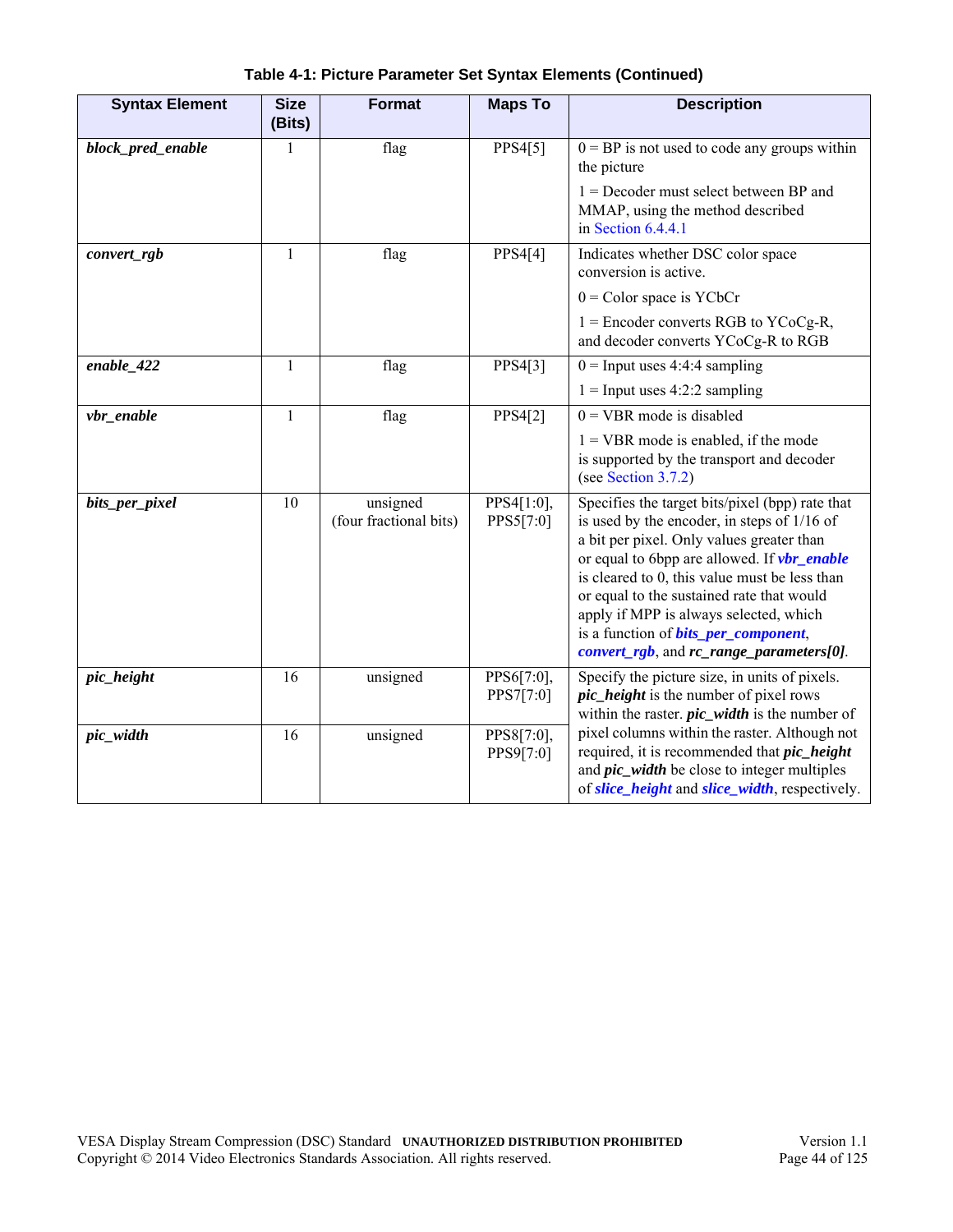**Table 4-1: Picture Parameter Set Syntax Elements (Continued)**

| Syntax Element | Size (Bits) | Format | Maps To | Description |
|---|---|---|---|---|
| ***block_pred_enable*** | 1 | flag | PPS4[5] | 0 = BP is not used to code any groups within the picture<br>1 = Decoder must select between BP and MMAP, using the method described in Section 6.4.4.1 |
| ***convert_rgb*** | 1 | flag | PPS4[4] | Indicates whether DSC color space conversion is active.<br>0 = Color space is YCbCr<br>1 = Encoder converts RGB to YCoCg-R, and decoder converts YCoCg-R to RGB |
| ***enable_422*** | 1 | flag | PPS4[3] | 0 = Input uses 4:4:4 sampling<br>1 = Input uses 4:2:2 sampling |
| ***vbr_enable*** | 1 | flag | PPS4[2] | 0 = VBR mode is disabled<br>1 = VBR mode is enabled, if the mode is supported by the transport and decoder (see Section 3.7.2) |
| ***bits_per_pixel*** | 10 | unsigned (four fractional bits) | PPS4[1:0], PPS5[7:0] | Specifies the target bits/pixel (bpp) rate that is used by the encoder, in steps of 1/16 of a bit per pixel. Only values greater than or equal to 6bpp are allowed. If ***vbr_enable*** is cleared to 0, this value must be less than or equal to the sustained rate that would apply if MPP is always selected, which is a function of ***bits_per_component***, ***convert_rgb***, and ***rc_range_parameters[0]***. |
| ***pic_height*** | 16 | unsigned | PPS6[7:0], PPS7[7:0] | Specify the picture size, in units of pixels. ***pic_height*** is the number of pixel rows within the raster. ***pic_width*** is the number of pixel columns within the raster. Although not required, it is recommended that ***pic_height*** and ***pic_width*** be close to integer multiples of ***slice_height*** and ***slice_width***, respectively. |
| ***pic_width*** | 16 | unsigned | PPS8[7:0], PPS9[7:0] | |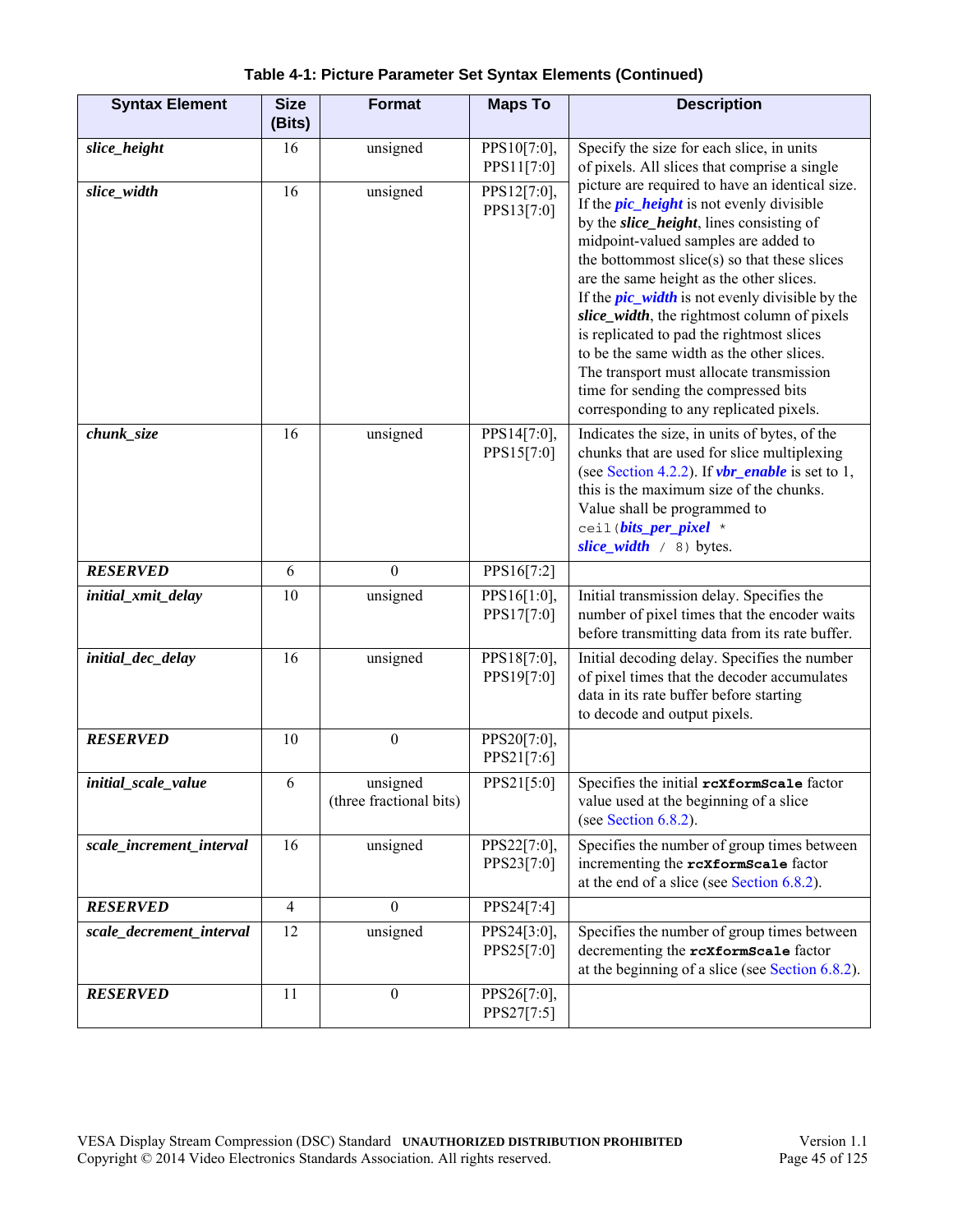**Table 4-1: Picture Parameter Set Syntax Elements (Continued)**

| Syntax Element | Size (Bits) | Format | Maps To | Description |
|---|---|---|---|---|
| ***slice_height*** | 16 | unsigned | PPS10[7:0], PPS11[7:0] | Specify the size for each slice, in units of pixels. All slices that comprise a single picture are required to have an identical size. If the ***pic_height*** is not evenly divisible by the ***slice_height***, lines consisting of midpoint-valued samples are added to the bottommost slice(s) so that these slices are the same height as the other slices. If the ***pic_width*** is not evenly divisible by the ***slice_width***, the rightmost column of pixels is replicated to pad the rightmost slices to be the same width as the other slices. The transport must allocate transmission time for sending the compressed bits corresponding to any replicated pixels. |
| ***slice_width*** | 16 | unsigned | PPS12[7:0], PPS13[7:0] | |
| ***chunk_size*** | 16 | unsigned | PPS14[7:0], PPS15[7:0] | Indicates the size, in units of bytes, of the chunks that are used for slice multiplexing (see Section 4.2.2). If ***vbr_enable*** is set to 1, this is the maximum size of the chunks. Value shall be programmed to `ceil(`***bits_per_pixel*** `*` ***slice_width*** `/ 8)` bytes. |
| ***RESERVED*** | 6 | 0 | PPS16[7:2] | |
| ***initial_xmit_delay*** | 10 | unsigned | PPS16[1:0], PPS17[7:0] | Initial transmission delay. Specifies the number of pixel times that the encoder waits before transmitting data from its rate buffer. |
| ***initial_dec_delay*** | 16 | unsigned | PPS18[7:0], PPS19[7:0] | Initial decoding delay. Specifies the number of pixel times that the decoder accumulates data in its rate buffer before starting to decode and output pixels. |
| ***RESERVED*** | 10 | 0 | PPS20[7:0], PPS21[7:6] | |
| ***initial_scale_value*** | 6 | unsigned (three fractional bits) | PPS21[5:0] | Specifies the initial **`rcXformScale`** factor value used at the beginning of a slice (see Section 6.8.2). |
| ***scale_increment_interval*** | 16 | unsigned | PPS22[7:0], PPS23[7:0] | Specifies the number of group times between incrementing the **`rcXformScale`** factor at the end of a slice (see Section 6.8.2). |
| ***RESERVED*** | 4 | 0 | PPS24[7:4] | |
| ***scale_decrement_interval*** | 12 | unsigned | PPS24[3:0], PPS25[7:0] | Specifies the number of group times between decrementing the **`rcXformScale`** factor at the beginning of a slice (see Section 6.8.2). |
| ***RESERVED*** | 11 | 0 | PPS26[7:0], PPS27[7:5] | |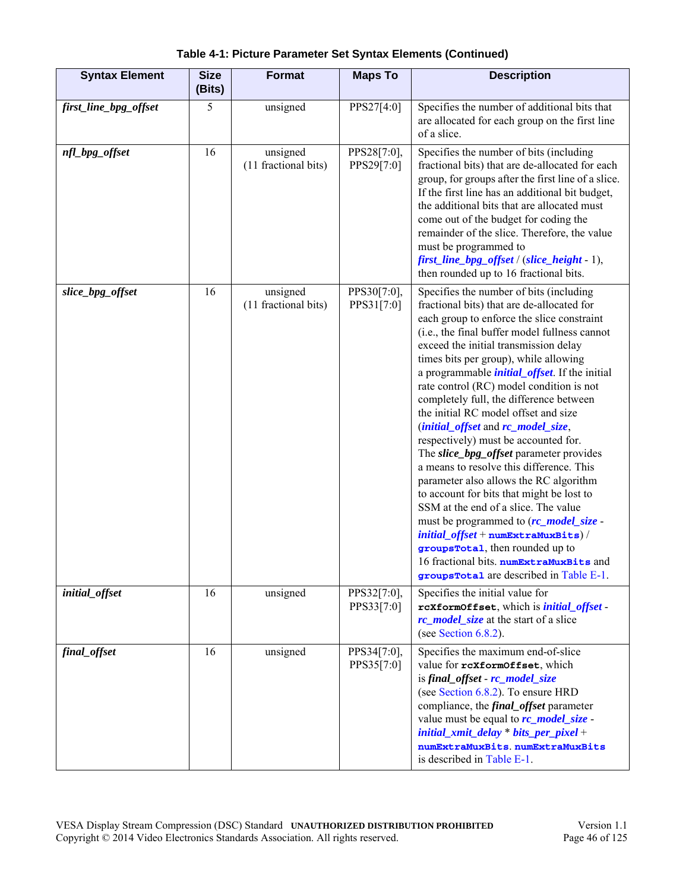**Table 4-1: Picture Parameter Set Syntax Elements (Continued)**

| Syntax Element | Size (Bits) | Format | Maps To | Description |
|---|---|---|---|---|
| ***first_line_bpg_offset*** | 5 | unsigned | PPS27[4:0] | Specifies the number of additional bits that are allocated for each group on the first line of a slice. |
| ***nfl_bpg_offset*** | 16 | unsigned (11 fractional bits) | PPS28[7:0], PPS29[7:0] | Specifies the number of bits (including fractional bits) that are de-allocated for each group, for groups after the first line of a slice. If the first line has an additional bit budget, the additional bits that are allocated must come out of the budget for coding the remainder of the slice. Therefore, the value must be programmed to ***first_line_bpg_offset*** / (***slice_height*** - 1), then rounded up to 16 fractional bits. |
| ***slice_bpg_offset*** | 16 | unsigned (11 fractional bits) | PPS30[7:0], PPS31[7:0] | Specifies the number of bits (including fractional bits) that are de-allocated for each group to enforce the slice constraint (i.e., the final buffer model fullness cannot exceed the initial transmission delay times bits per group), while allowing a programmable ***initial_offset***. If the initial rate control (RC) model condition is not completely full, the difference between the initial RC model offset and size (***initial_offset*** and ***rc_model_size***, respectively) must be accounted for. The ***slice_bpg_offset*** parameter provides a means to resolve this difference. This parameter also allows the RC algorithm to account for bits that might be lost to SSM at the end of a slice. The value must be programmed to (***rc_model_size*** - ***initial_offset*** + `numExtraMuxBits`) / `groupsTotal`, then rounded up to 16 fractional bits. `numExtraMuxBits` and `groupsTotal` are described in Table E-1. |
| ***initial_offset*** | 16 | unsigned | PPS32[7:0], PPS33[7:0] | Specifies the initial value for `rcXformOffset`, which is ***initial_offset*** - ***rc_model_size*** at the start of a slice (see Section 6.8.2). |
| ***final_offset*** | 16 | unsigned | PPS34[7:0], PPS35[7:0] | Specifies the maximum end-of-slice value for `rcXformOffset`, which is ***final_offset*** - ***rc_model_size*** (see Section 6.8.2). To ensure HRD compliance, the ***final_offset*** parameter value must be equal to ***rc_model_size*** - ***initial_xmit_delay*** * ***bits_per_pixel*** + `numExtraMuxBits`. `numExtraMuxBits` is described in Table E-1. |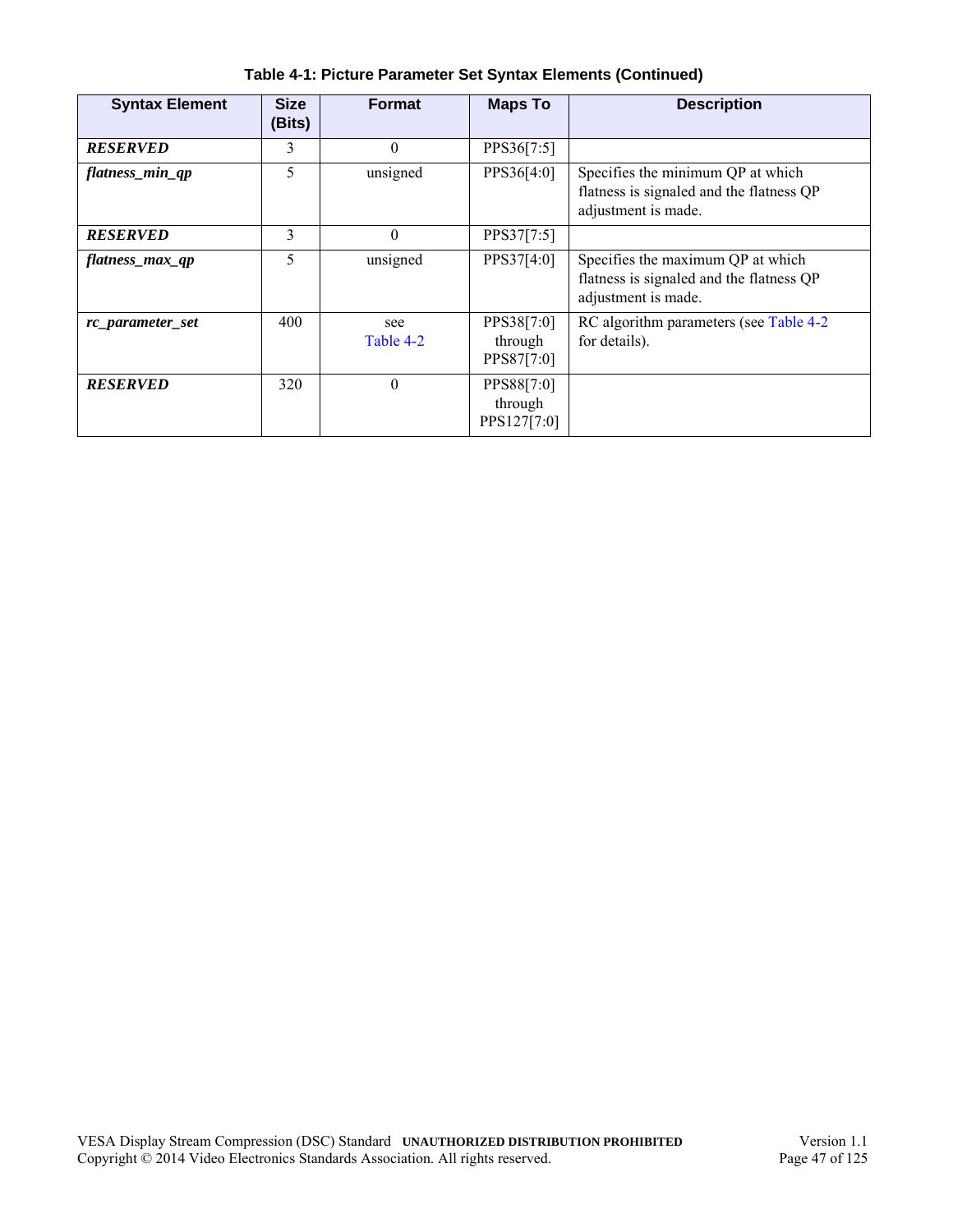**Table 4-1: Picture Parameter Set Syntax Elements (Continued)**

| Syntax Element | Size (Bits) | Format | Maps To | Description |
|---|---|---|---|---|
| ***RESERVED*** | 3 | 0 | PPS36[7:5] | |
| ***flatness_min_qp*** | 5 | unsigned | PPS36[4:0] | Specifies the minimum QP at which flatness is signaled and the flatness QP adjustment is made. |
| ***RESERVED*** | 3 | 0 | PPS37[7:5] | |
| ***flatness_max_qp*** | 5 | unsigned | PPS37[4:0] | Specifies the maximum QP at which flatness is signaled and the flatness QP adjustment is made. |
| ***rc_parameter_set*** | 400 | see Table 4-2 | PPS38[7:0] through PPS87[7:0] | RC algorithm parameters (see Table 4-2 for details). |
| ***RESERVED*** | 320 | 0 | PPS88[7:0] through PPS127[7:0] | |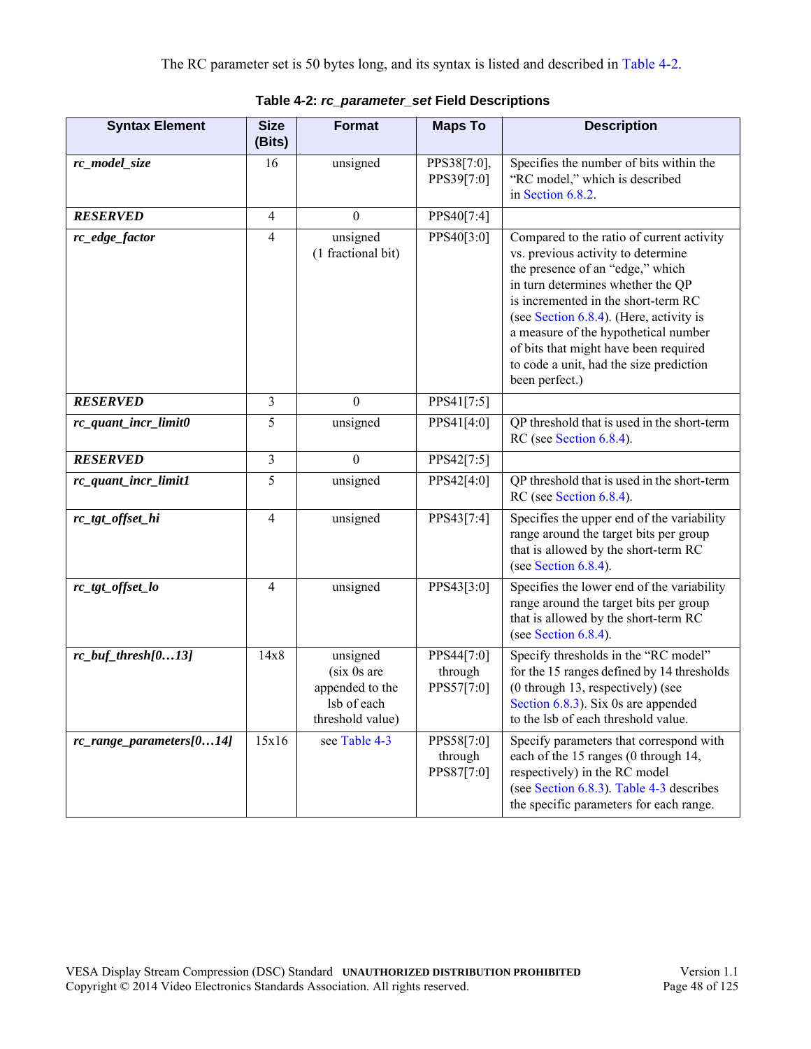The RC parameter set is 50 bytes long, and its syntax is listed and described in Table 4-2.

**Table 4-2: *rc_parameter_set* Field Descriptions**

| Syntax Element | Size (Bits) | Format | Maps To | Description |
|---|---|---|---|---|
| ***rc_model_size*** | 16 | unsigned | PPS38[7:0], PPS39[7:0] | Specifies the number of bits within the "RC model," which is described in Section 6.8.2. |
| ***RESERVED*** | 4 | 0 | PPS40[7:4] | |
| ***rc_edge_factor*** | 4 | unsigned (1 fractional bit) | PPS40[3:0] | Compared to the ratio of current activity vs. previous activity to determine the presence of an "edge," which in turn determines whether the QP is incremented in the short-term RC (see Section 6.8.4). (Here, activity is a measure of the hypothetical number of bits that might have been required to code a unit, had the size prediction been perfect.) |
| ***RESERVED*** | 3 | 0 | PPS41[7:5] | |
| ***rc_quant_incr_limit0*** | 5 | unsigned | PPS41[4:0] | QP threshold that is used in the short-term RC (see Section 6.8.4). |
| ***RESERVED*** | 3 | 0 | PPS42[7:5] | |
| ***rc_quant_incr_limit1*** | 5 | unsigned | PPS42[4:0] | QP threshold that is used in the short-term RC (see Section 6.8.4). |
| ***rc_tgt_offset_hi*** | 4 | unsigned | PPS43[7:4] | Specifies the upper end of the variability range around the target bits per group that is allowed by the short-term RC (see Section 6.8.4). |
| ***rc_tgt_offset_lo*** | 4 | unsigned | PPS43[3:0] | Specifies the lower end of the variability range around the target bits per group that is allowed by the short-term RC (see Section 6.8.4). |
| ***rc_buf_thresh[0…13]*** | 14x8 | unsigned (six 0s are appended to the lsb of each threshold value) | PPS44[7:0] through PPS57[7:0] | Specify thresholds in the "RC model" for the 15 ranges defined by 14 thresholds (0 through 13, respectively) (see Section 6.8.3). Six 0s are appended to the lsb of each threshold value. |
| ***rc_range_parameters[0…14]*** | 15x16 | see Table 4-3 | PPS58[7:0] through PPS87[7:0] | Specify parameters that correspond with each of the 15 ranges (0 through 14, respectively) in the RC model (see Section 6.8.3). Table 4-3 describes the specific parameters for each range. |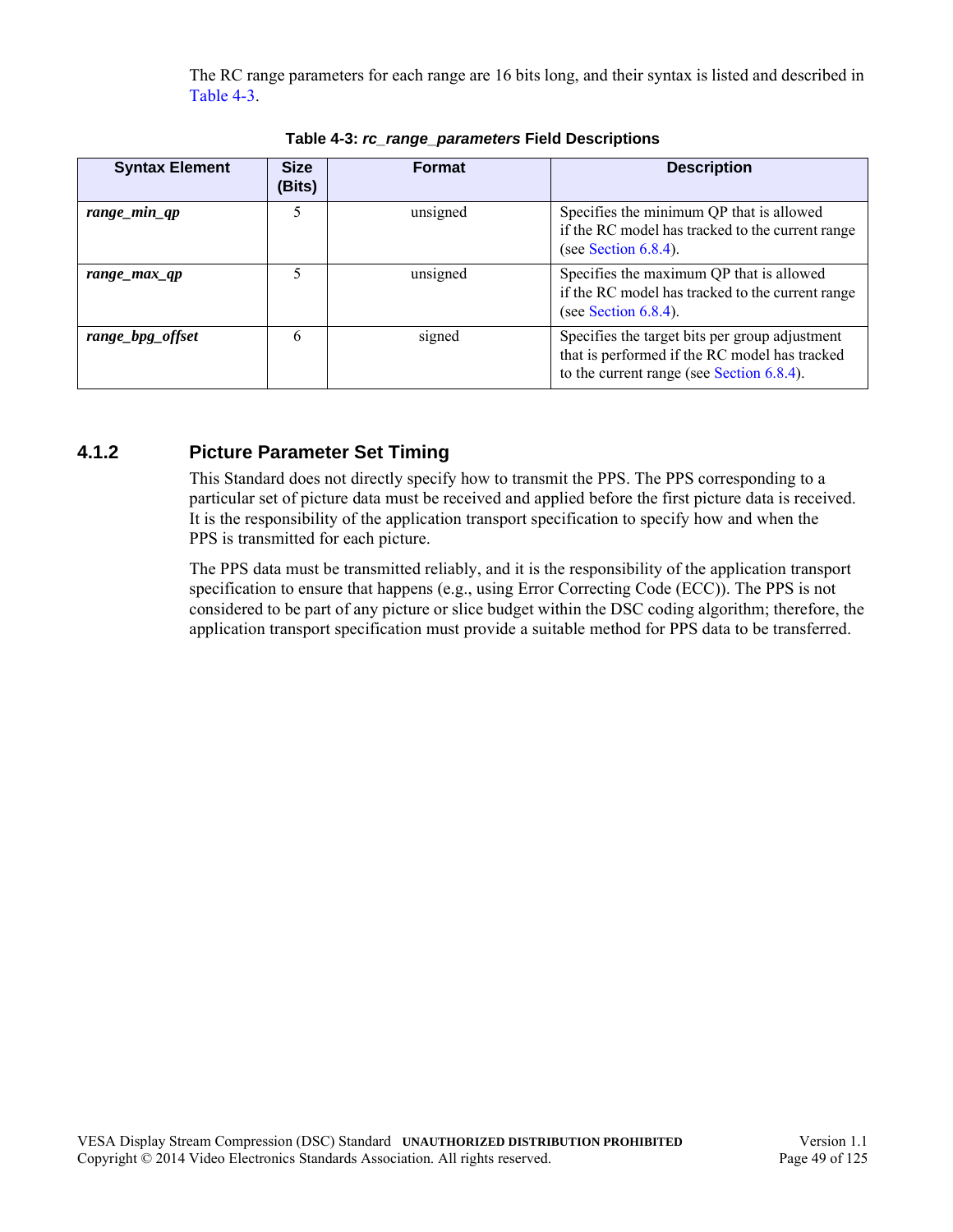The RC range parameters for each range are 16 bits long, and their syntax is listed and described in Table 4-3.

**Table 4-3: *rc_range_parameters* Field Descriptions**

| Syntax Element | Size (Bits) | Format | Description |
|---|---|---|---|
| ***range_min_qp*** | 5 | unsigned | Specifies the minimum QP that is allowed if the RC model has tracked to the current range (see Section 6.8.4). |
| ***range_max_qp*** | 5 | unsigned | Specifies the maximum QP that is allowed if the RC model has tracked to the current range (see Section 6.8.4). |
| ***range_bpg_offset*** | 6 | signed | Specifies the target bits per group adjustment that is performed if the RC model has tracked to the current range (see Section 6.8.4). |

### 4.1.2 Picture Parameter Set Timing

This Standard does not directly specify how to transmit the PPS. The PPS corresponding to a particular set of picture data must be received and applied before the first picture data is received. It is the responsibility of the application transport specification to specify how and when the PPS is transmitted for each picture.

The PPS data must be transmitted reliably, and it is the responsibility of the application transport specification to ensure that happens (e.g., using Error Correcting Code (ECC)). The PPS is not considered to be part of any picture or slice budget within the DSC coding algorithm; therefore, the application transport specification must provide a suitable method for PPS data to be transferred.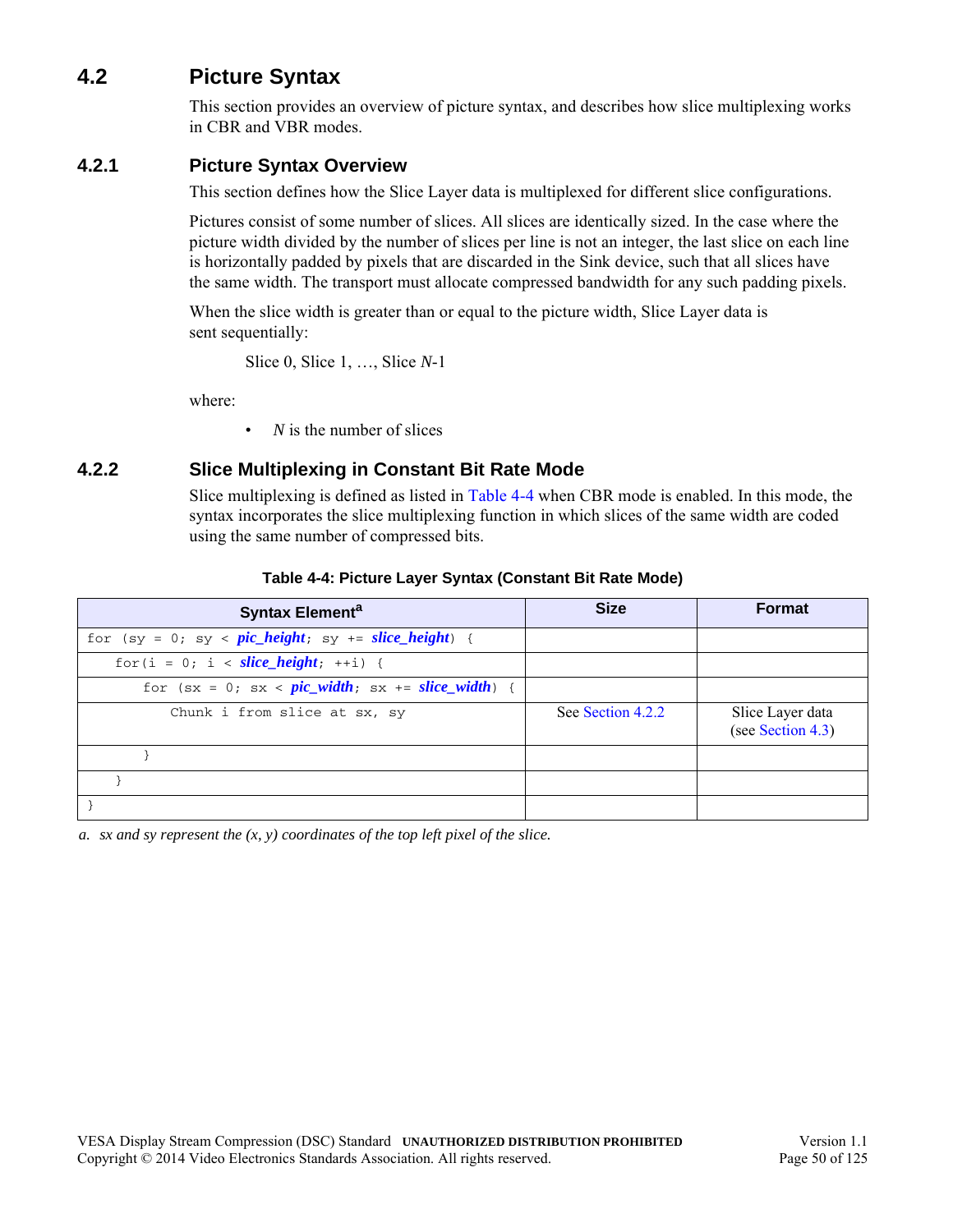## 4.2 Picture Syntax

This section provides an overview of picture syntax, and describes how slice multiplexing works in CBR and VBR modes.

### 4.2.1 Picture Syntax Overview

This section defines how the Slice Layer data is multiplexed for different slice configurations.

Pictures consist of some number of slices. All slices are identically sized. In the case where the picture width divided by the number of slices per line is not an integer, the last slice on each line is horizontally padded by pixels that are discarded in the Sink device, such that all slices have the same width. The transport must allocate compressed bandwidth for any such padding pixels.

When the slice width is greater than or equal to the picture width, Slice Layer data is sent sequentially:

Slice 0, Slice 1, …, Slice *N*-1

where:

- *N* is the number of slices

### 4.2.2 Slice Multiplexing in Constant Bit Rate Mode

Slice multiplexing is defined as listed in Table 4-4 when CBR mode is enabled. In this mode, the syntax incorporates the slice multiplexing function in which slices of the same width are coded using the same number of compressed bits.

**Table 4-4: Picture Layer Syntax (Constant Bit Rate Mode)**

| Syntax Element[a] | Size | Format |
|---|---|---|
| `for (sy = 0; sy < ` ***pic_height***`; sy += ` ***slice_height***`) {` | | |
| `    for(i = 0; i < ` ***slice_height***`; ++i) {` | | |
| `        for (sx = 0; sx < ` ***pic_width***`; sx += ` ***slice_width***`) {` | | |
| `            Chunk i from slice at sx, sy` | See Section 4.2.2 | Slice Layer data (see Section 4.3) |
| `        }` | | |
| `    }` | | |
| `}` | | |

*a. sx and sy represent the (x, y) coordinates of the top left pixel of the slice.*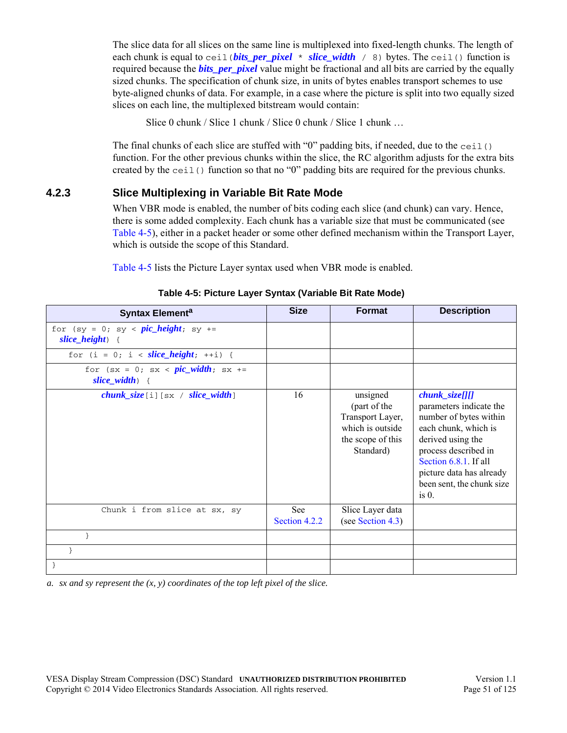The slice data for all slices on the same line is multiplexed into fixed-length chunks. The length of each chunk is equal to `ceil(`***bits_per_pixel*** `*` ***slice_width*** `/ 8)` bytes. The `ceil()` function is required because the ***bits_per_pixel*** value might be fractional and all bits are carried by the equally sized chunks. The specification of chunk size, in units of bytes enables transport schemes to use byte-aligned chunks of data. For example, in a case where the picture is split into two equally sized slices on each line, the multiplexed bitstream would contain:

Slice 0 chunk / Slice 1 chunk / Slice 0 chunk / Slice 1 chunk …

The final chunks of each slice are stuffed with "0" padding bits, if needed, due to the `ceil()` function. For the other previous chunks within the slice, the RC algorithm adjusts for the extra bits created by the `ceil()` function so that no "0" padding bits are required for the previous chunks.

### 4.2.3 Slice Multiplexing in Variable Bit Rate Mode

When VBR mode is enabled, the number of bits coding each slice (and chunk) can vary. Hence, there is some added complexity. Each chunk has a variable size that must be communicated (see Table 4-5), either in a packet header or some other defined mechanism within the Transport Layer, which is outside the scope of this Standard.

Table 4-5 lists the Picture Layer syntax used when VBR mode is enabled.

**Table 4-5: Picture Layer Syntax (Variable Bit Rate Mode)**

| Syntax Element[a] | Size | Format | Description |
|---|---|---|---|
| `for (sy = 0; sy <` ***pic_height***`; sy +=` ***slice_height***`) {` | | | |
| &nbsp;&nbsp;`for (i = 0; i <` ***slice_height***`; ++i) {` | | | |
| &nbsp;&nbsp;&nbsp;&nbsp;`for (sx = 0; sx <` ***pic_width***`; sx +=` ***slice_width***`) {` | | | |
| &nbsp;&nbsp;&nbsp;&nbsp;&nbsp;&nbsp;***chunk_size***`[i][sx /` ***slice_width***`]` | 16 | unsigned (part of the Transport Layer, which is outside the scope of this Standard) | ***chunk_size[][]*** parameters indicate the number of bytes within each chunk, which is derived using the process described in Section 6.8.1. If all picture data has already been sent, the chunk size is 0. |
| &nbsp;&nbsp;&nbsp;&nbsp;&nbsp;&nbsp;`Chunk i from slice at sx, sy` | See Section 4.2.2 | Slice Layer data (see Section 4.3) | |
| &nbsp;&nbsp;&nbsp;&nbsp;`}` | | | |
| &nbsp;&nbsp;`}` | | | |
| `}` | | | |

*a. sx and sy represent the (x, y) coordinates of the top left pixel of the slice.*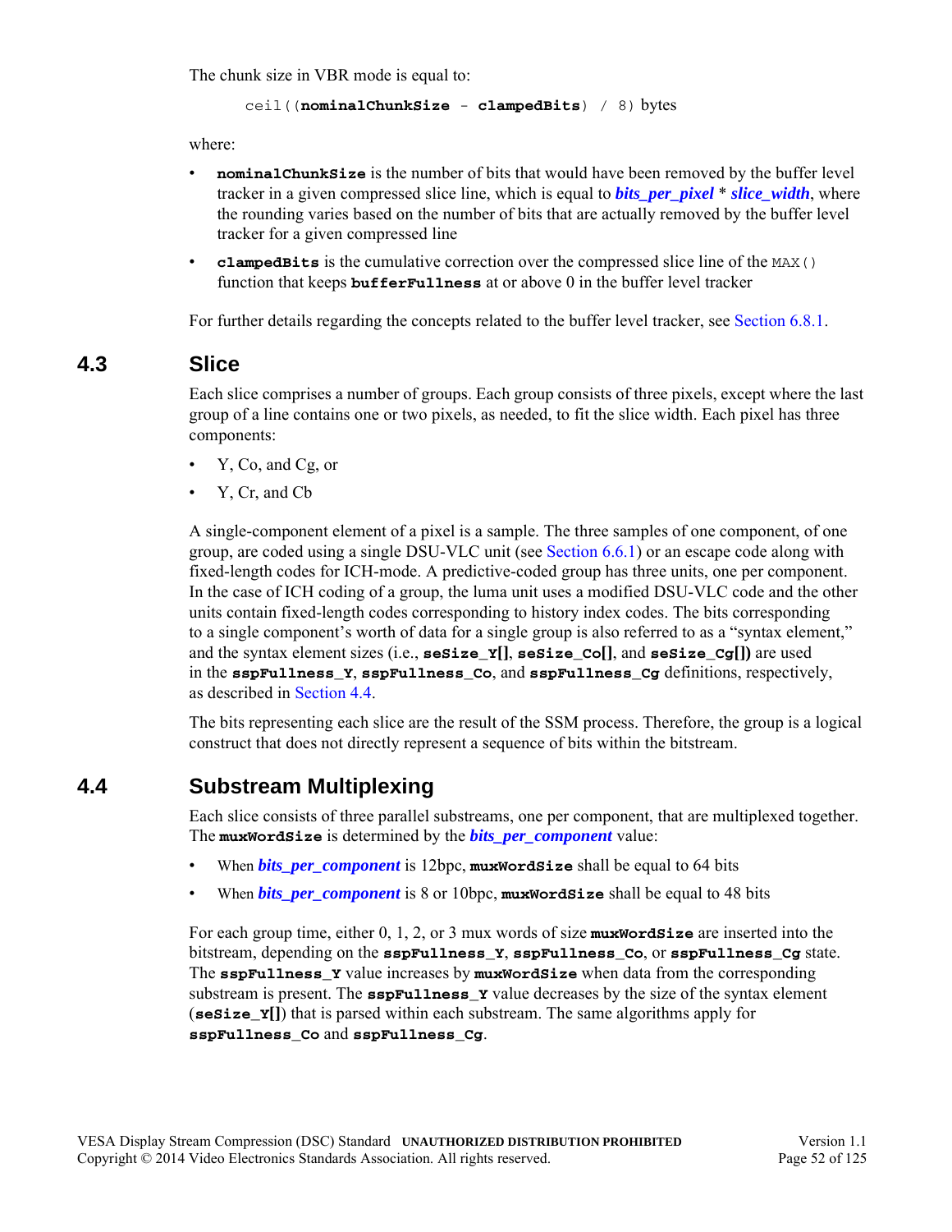The chunk size in VBR mode is equal to:

```
ceil((nominalChunkSize - clampedBits) / 8) bytes
```

where:

- **nominalChunkSize** is the number of bits that would have been removed by the buffer level tracker in a given compressed slice line, which is equal to ***bits_per_pixel*** * ***slice_width***, where the rounding varies based on the number of bits that are actually removed by the buffer level tracker for a given compressed line
- **clampedBits** is the cumulative correction over the compressed slice line of the MAX() function that keeps **bufferFullness** at or above 0 in the buffer level tracker

For further details regarding the concepts related to the buffer level tracker, see Section 6.8.1.

## 4.3 Slice

Each slice comprises a number of groups. Each group consists of three pixels, except where the last group of a line contains one or two pixels, as needed, to fit the slice width. Each pixel has three components:

- Y, Co, and Cg, or
- Y, Cr, and Cb

A single-component element of a pixel is a sample. The three samples of one component, of one group, are coded using a single DSU-VLC unit (see Section 6.6.1) or an escape code along with fixed-length codes for ICH-mode. A predictive-coded group has three units, one per component. In the case of ICH coding of a group, the luma unit uses a modified DSU-VLC code and the other units contain fixed-length codes corresponding to history index codes. The bits corresponding to a single component's worth of data for a single group is also referred to as a "syntax element," and the syntax element sizes (i.e., **seSize_Y[]**, **seSize_Co[]**, and **seSize_Cg[])** are used in the **sspFullness_Y**, **sspFullness_Co**, and **sspFullness_Cg** definitions, respectively, as described in Section 4.4.

The bits representing each slice are the result of the SSM process. Therefore, the group is a logical construct that does not directly represent a sequence of bits within the bitstream.

## 4.4 Substream Multiplexing

Each slice consists of three parallel substreams, one per component, that are multiplexed together. The **muxWordSize** is determined by the ***bits_per_component*** value:

- When ***bits_per_component*** is 12bpc, **muxWordSize** shall be equal to 64 bits
- When ***bits_per_component*** is 8 or 10bpc, **muxWordSize** shall be equal to 48 bits

For each group time, either 0, 1, 2, or 3 mux words of size **muxWordSize** are inserted into the bitstream, depending on the **sspFullness_Y**, **sspFullness_Co**, or **sspFullness_Cg** state. The **sspFullness_Y** value increases by **muxWordSize** when data from the corresponding substream is present. The **sspFullness_Y** value decreases by the size of the syntax element (**seSize_Y[]**) that is parsed within each substream. The same algorithms apply for **sspFullness_Co** and **sspFullness_Cg**.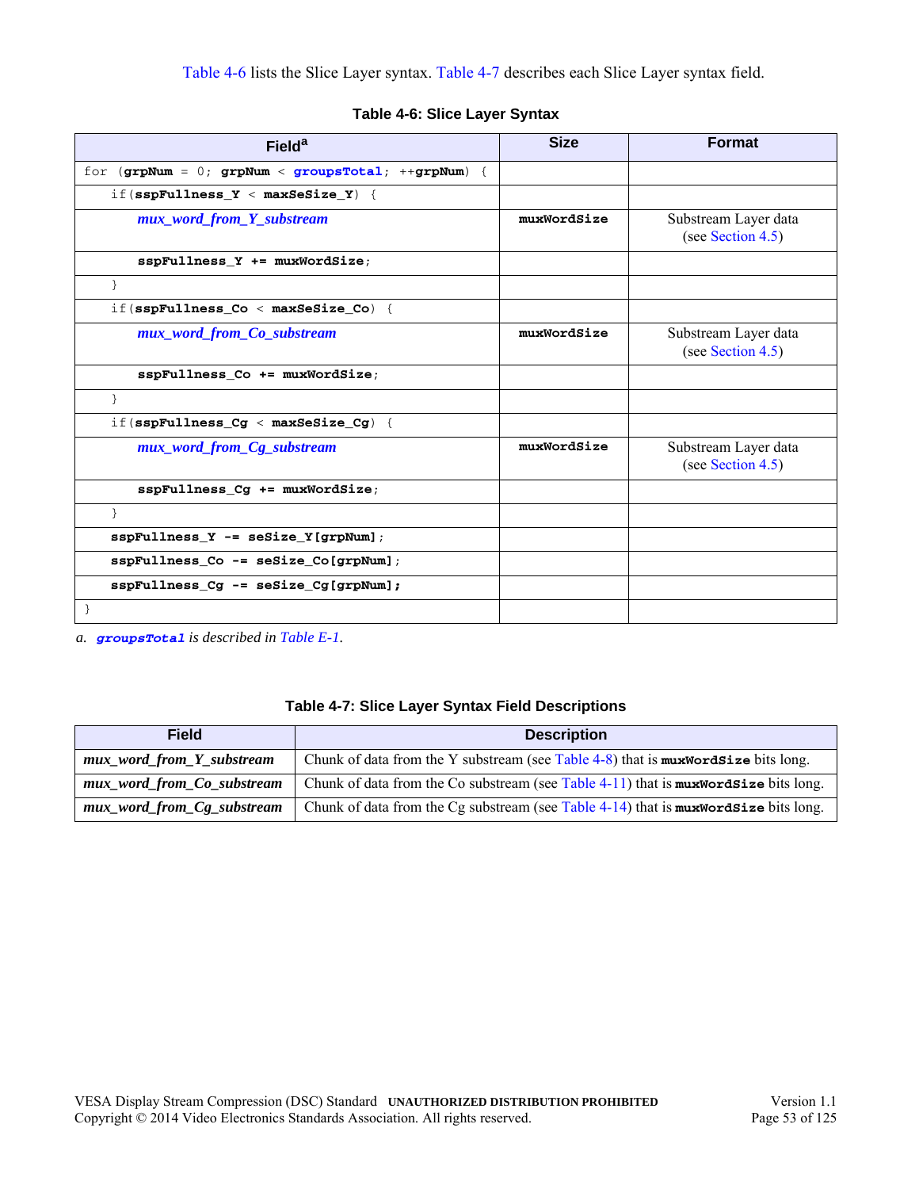Table 4-6 lists the Slice Layer syntax. Table 4-7 describes each Slice Layer syntax field.

**Table 4-6: Slice Layer Syntax**

| Field[a] | Size | Format |
|---|---|---|
| for (**grpNum** = 0; **grpNum** < **groupsTotal**; ++**grpNum**) { | | |
| &nbsp;&nbsp;&nbsp;&nbsp;if(**sspFullness_Y** < **maxSeSize_Y**) { | | |
| &nbsp;&nbsp;&nbsp;&nbsp;&nbsp;&nbsp;&nbsp;&nbsp;*mux_word_from_Y_substream* | **muxWordSize** | Substream Layer data (see Section 4.5) |
| &nbsp;&nbsp;&nbsp;&nbsp;&nbsp;&nbsp;&nbsp;&nbsp;**sspFullness_Y += muxWordSize**; | | |
| &nbsp;&nbsp;&nbsp;&nbsp;} | | |
| &nbsp;&nbsp;&nbsp;&nbsp;if(**sspFullness_Co** < **maxSeSize_Co**) { | | |
| &nbsp;&nbsp;&nbsp;&nbsp;&nbsp;&nbsp;&nbsp;&nbsp;*mux_word_from_Co_substream* | **muxWordSize** | Substream Layer data (see Section 4.5) |
| &nbsp;&nbsp;&nbsp;&nbsp;&nbsp;&nbsp;&nbsp;&nbsp;**sspFullness_Co += muxWordSize**; | | |
| &nbsp;&nbsp;&nbsp;&nbsp;} | | |
| &nbsp;&nbsp;&nbsp;&nbsp;if(**sspFullness_Cg** < **maxSeSize_Cg**) { | | |
| &nbsp;&nbsp;&nbsp;&nbsp;&nbsp;&nbsp;&nbsp;&nbsp;*mux_word_from_Cg_substream* | **muxWordSize** | Substream Layer data (see Section 4.5) |
| &nbsp;&nbsp;&nbsp;&nbsp;&nbsp;&nbsp;&nbsp;&nbsp;**sspFullness_Cg += muxWordSize**; | | |
| &nbsp;&nbsp;&nbsp;&nbsp;} | | |
| &nbsp;&nbsp;&nbsp;&nbsp;**sspFullness_Y -= seSize_Y[grpNum]**; | | |
| &nbsp;&nbsp;&nbsp;&nbsp;**sspFullness_Co -= seSize_Co[grpNum]**; | | |
| &nbsp;&nbsp;&nbsp;&nbsp;**sspFullness_Cg -= seSize_Cg[grpNum];** | | |
| } | | |

a. ***groupsTotal*** *is described in Table E-1.*

**Table 4-7: Slice Layer Syntax Field Descriptions**

| Field | Description |
|---|---|
| ***mux_word_from_Y_substream*** | Chunk of data from the Y substream (see Table 4-8) that is **muxWordSize** bits long. |
| ***mux_word_from_Co_substream*** | Chunk of data from the Co substream (see Table 4-11) that is **muxWordSize** bits long. |
| ***mux_word_from_Cg_substream*** | Chunk of data from the Cg substream (see Table 4-14) that is **muxWordSize** bits long. |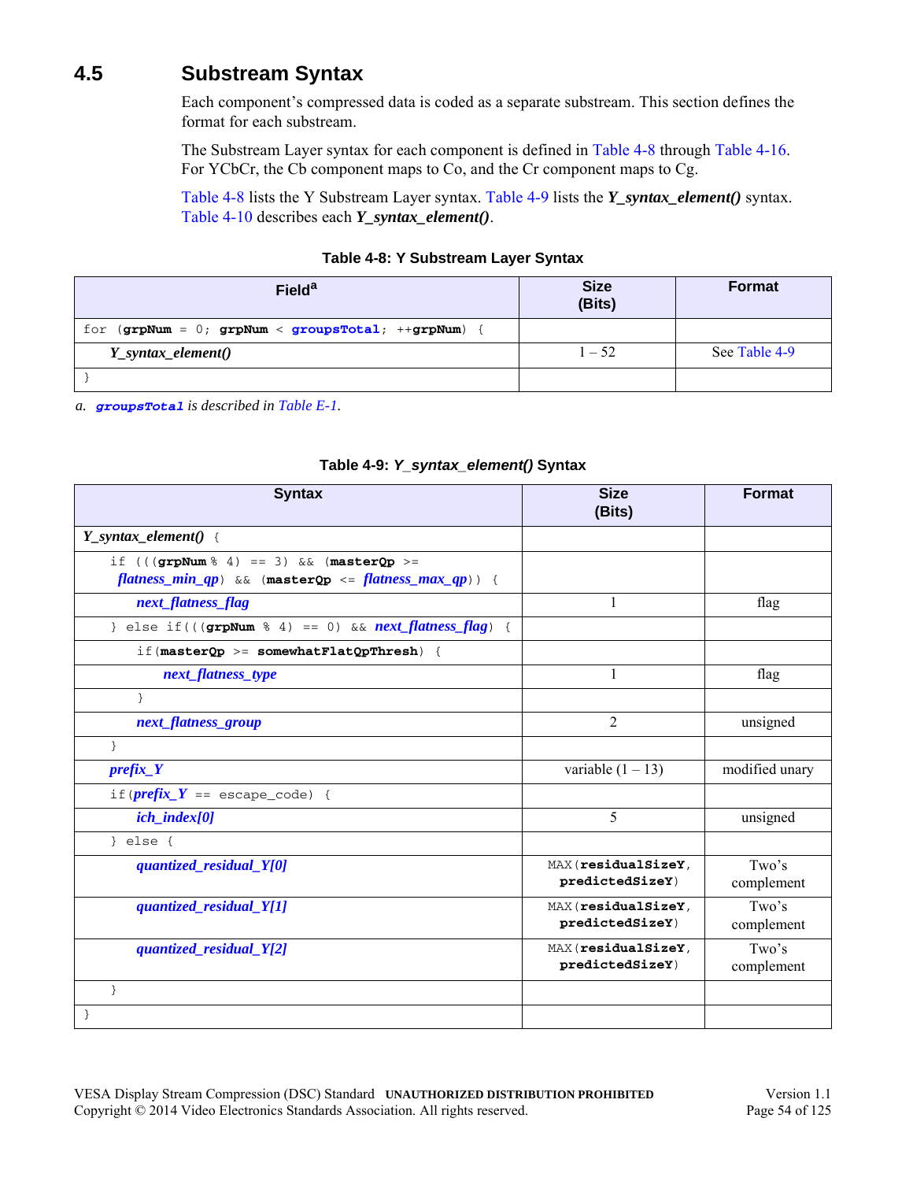## 4.5 Substream Syntax

Each component's compressed data is coded as a separate substream. This section defines the format for each substream.

The Substream Layer syntax for each component is defined in Table 4-8 through Table 4-16. For YCbCr, the Cb component maps to Co, and the Cr component maps to Cg.

Table 4-8 lists the Y Substream Layer syntax. Table 4-9 lists the ***Y_syntax_element()*** syntax. Table 4-10 describes each ***Y_syntax_element()***.

**Table 4-8: Y Substream Layer Syntax**

| Field[a] | Size (Bits) | Format |
|---|---|---|
| `for (grpNum = 0; grpNum < groupsTotal; ++grpNum) {` | | |
| &nbsp;&nbsp;&nbsp;&nbsp;***Y_syntax_element()*** | 1 – 52 | See Table 4-9 |
| `}` | | |

a. ***groupsTotal*** *is described in Table E-1.*

**Table 4-9: *Y_syntax_element()* Syntax**

| Syntax | Size (Bits) | Format |
|---|---|---|
| ***Y_syntax_element()*** `{` | | |
| &nbsp;&nbsp;`if (((grpNum % 4) == 3) && (masterQp >= flatness_min_qp) && (masterQp <= flatness_max_qp)) {` | | |
| &nbsp;&nbsp;&nbsp;&nbsp;***next_flatness_flag*** | 1 | flag |
| &nbsp;&nbsp;`} else if(((grpNum % 4) == 0) && next_flatness_flag) {` | | |
| &nbsp;&nbsp;&nbsp;&nbsp;`if(masterQp >= somewhatFlatQpThresh) {` | | |
| &nbsp;&nbsp;&nbsp;&nbsp;&nbsp;&nbsp;***next_flatness_type*** | 1 | flag |
| &nbsp;&nbsp;&nbsp;&nbsp;`}` | | |
| &nbsp;&nbsp;&nbsp;&nbsp;***next_flatness_group*** | 2 | unsigned |
| &nbsp;&nbsp;`}` | | |
| &nbsp;&nbsp;***prefix_Y*** | variable (1 – 13) | modified unary |
| &nbsp;&nbsp;`if(prefix_Y == escape_code) {` | | |
| &nbsp;&nbsp;&nbsp;&nbsp;***ich_index[0]*** | 5 | unsigned |
| &nbsp;&nbsp;`} else {` | | |
| &nbsp;&nbsp;&nbsp;&nbsp;***quantized_residual_Y[0]*** | `MAX(residualSizeY, predictedSizeY)` | Two's complement |
| &nbsp;&nbsp;&nbsp;&nbsp;***quantized_residual_Y[1]*** | `MAX(residualSizeY, predictedSizeY)` | Two's complement |
| &nbsp;&nbsp;&nbsp;&nbsp;***quantized_residual_Y[2]*** | `MAX(residualSizeY, predictedSizeY)` | Two's complement |
| &nbsp;&nbsp;`}` | | |
| `}` | | |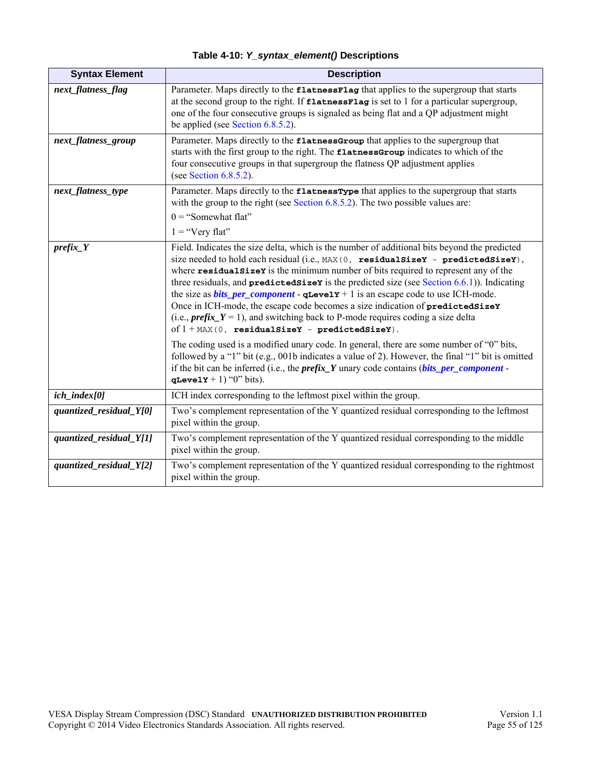**Table 4-10: *Y_syntax_element()* Descriptions**

| Syntax Element | Description |
|---|---|
| ***next_flatness_flag*** | Parameter. Maps directly to the **flatnessFlag** that applies to the supergroup that starts at the second group to the right. If **flatnessFlag** is set to 1 for a particular supergroup, one of the four consecutive groups is signaled as being flat and a QP adjustment might be applied (see Section 6.8.5.2). |
| ***next_flatness_group*** | Parameter. Maps directly to the **flatnessGroup** that applies to the supergroup that starts with the first group to the right. The **flatnessGroup** indicates to which of the four consecutive groups in that supergroup the flatness QP adjustment applies (see Section 6.8.5.2). |
| ***next_flatness_type*** | Parameter. Maps directly to the **flatnessType** that applies to the supergroup that starts with the group to the right (see Section 6.8.5.2). The two possible values are:<br>0 = "Somewhat flat"<br>1 = "Very flat" |
| ***prefix_Y*** | Field. Indicates the size delta, which is the number of additional bits beyond the predicted size needed to hold each residual (i.e., MAX(0, **residualSizeY** - **predictedSizeY**), where **residualSizeY** is the minimum number of bits required to represent any of the three residuals, and **predictedSizeY** is the predicted size (see Section 6.6.1)). Indicating the size as ***bits_per_component*** - **qLevelY** + 1 is an escape code to use ICH-mode. Once in ICH-mode, the escape code becomes a size indication of **predictedSizeY** (i.e., ***prefix_Y*** = 1), and switching back to P-mode requires coding a size delta of 1 + MAX(0, **residualSizeY** - **predictedSizeY**).<br><br>The coding used is a modified unary code. In general, there are some number of "0" bits, followed by a "1" bit (e.g., 001b indicates a value of 2). However, the final "1" bit is omitted if the bit can be inferred (i.e., the ***prefix_Y*** unary code contains (***bits_per_component*** - **qLevelY** + 1) "0" bits). |
| ***ich_index[0]*** | ICH index corresponding to the leftmost pixel within the group. |
| ***quantized_residual_Y[0]*** | Two's complement representation of the Y quantized residual corresponding to the leftmost pixel within the group. |
| ***quantized_residual_Y[1]*** | Two's complement representation of the Y quantized residual corresponding to the middle pixel within the group. |
| ***quantized_residual_Y[2]*** | Two's complement representation of the Y quantized residual corresponding to the rightmost pixel within the group. |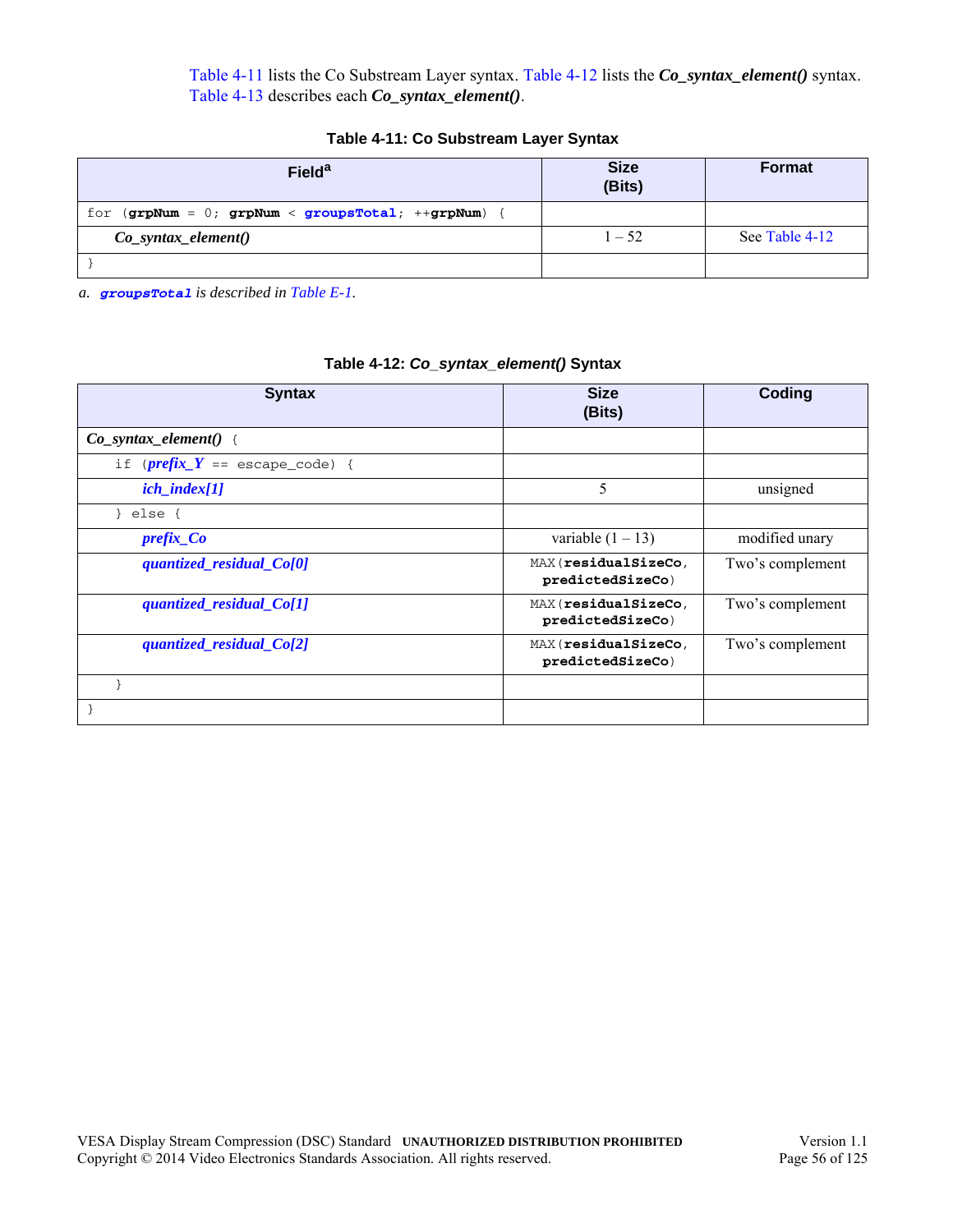Table 4-11 lists the Co Substream Layer syntax. Table 4-12 lists the ***Co_syntax_element()*** syntax. Table 4-13 describes each ***Co_syntax_element()***.

**Table 4-11: Co Substream Layer Syntax**

| Field[a] | Size (Bits) | Format |
|---|---|---|
| `for (grpNum = 0; grpNum < groupsTotal; ++grpNum) {` | | |
| &nbsp;&nbsp;&nbsp;&nbsp;***Co_syntax_element()*** | 1 – 52 | See Table 4-12 |
| `}` | | |

*a.* `groupsTotal` *is described in Table E-1.*

**Table 4-12: *Co_syntax_element()* Syntax**

| Syntax | Size (Bits) | Coding |
|---|---|---|
| ***Co_syntax_element()*** `{` | | |
| &nbsp;&nbsp;&nbsp;&nbsp;`if (`***prefix_Y***` == escape_code) {` | | |
| &nbsp;&nbsp;&nbsp;&nbsp;&nbsp;&nbsp;&nbsp;&nbsp;***ich_index[1]*** | 5 | unsigned |
| &nbsp;&nbsp;&nbsp;&nbsp;`} else {` | | |
| &nbsp;&nbsp;&nbsp;&nbsp;&nbsp;&nbsp;&nbsp;&nbsp;***prefix_Co*** | variable (1 – 13) | modified unary |
| &nbsp;&nbsp;&nbsp;&nbsp;&nbsp;&nbsp;&nbsp;&nbsp;***quantized_residual_Co[0]*** | `MAX(residualSizeCo, predictedSizeCo)` | Two's complement |
| &nbsp;&nbsp;&nbsp;&nbsp;&nbsp;&nbsp;&nbsp;&nbsp;***quantized_residual_Co[1]*** | `MAX(residualSizeCo, predictedSizeCo)` | Two's complement |
| &nbsp;&nbsp;&nbsp;&nbsp;&nbsp;&nbsp;&nbsp;&nbsp;***quantized_residual_Co[2]*** | `MAX(residualSizeCo, predictedSizeCo)` | Two's complement |
| &nbsp;&nbsp;&nbsp;&nbsp;`}` | | |
| `}` | | |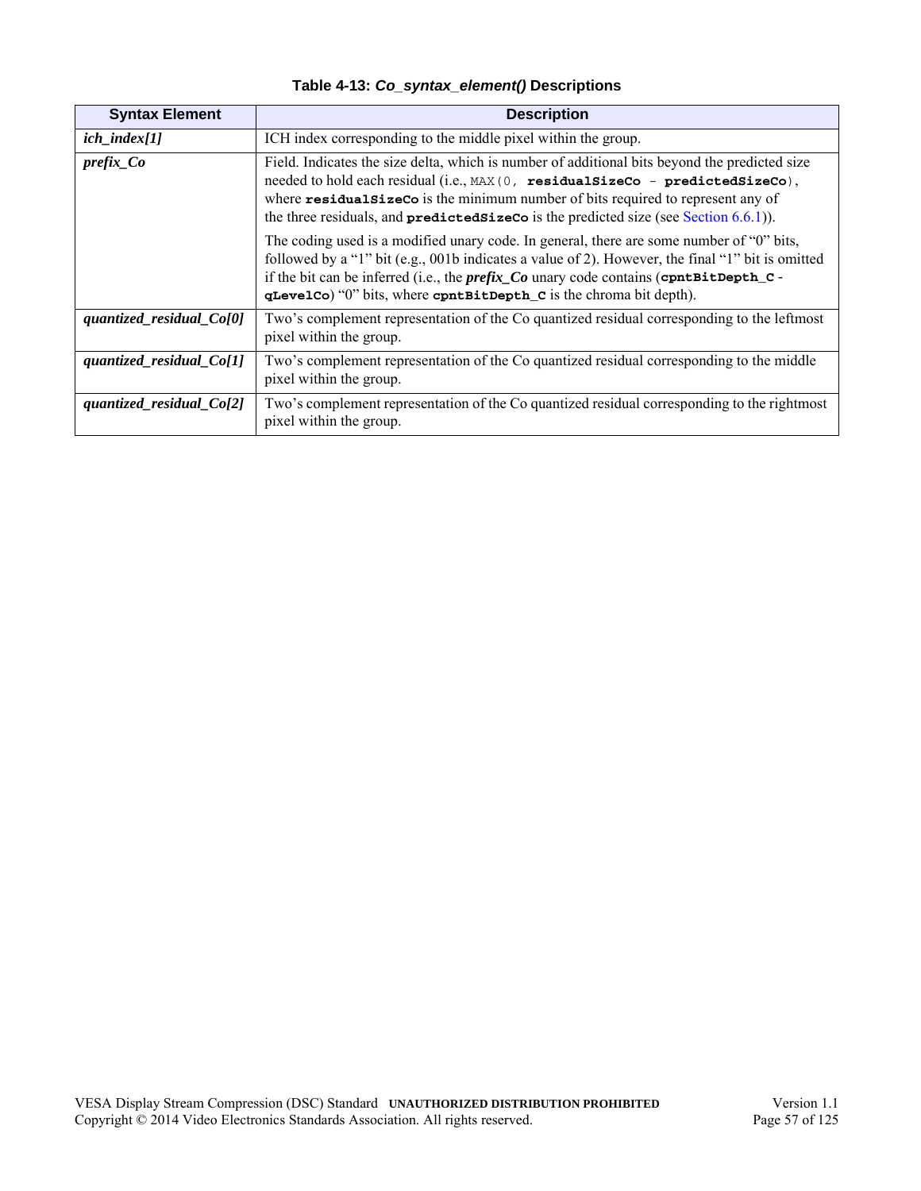**Table 4-13: *Co_syntax_element()* Descriptions**

| Syntax Element | Description |
|---|---|
| ***ich_index[1]*** | ICH index corresponding to the middle pixel within the group. |
| ***prefix_Co*** | Field. Indicates the size delta, which is number of additional bits beyond the predicted size needed to hold each residual (i.e., `MAX(0, residualSizeCo - predictedSizeCo)`, where **`residualSizeCo`** is the minimum number of bits required to represent any of the three residuals, and **`predictedSizeCo`** is the predicted size (see Section 6.6.1)).<br><br>The coding used is a modified unary code. In general, there are some number of “0” bits, followed by a “1” bit (e.g., 001b indicates a value of 2). However, the final “1” bit is omitted if the bit can be inferred (i.e., the ***prefix_Co*** unary code contains (**`cpntBitDepth_C - qLevelCo`**) “0” bits, where **`cpntBitDepth_C`** is the chroma bit depth). |
| ***quantized_residual_Co[0]*** | Two’s complement representation of the Co quantized residual corresponding to the leftmost pixel within the group. |
| ***quantized_residual_Co[1]*** | Two’s complement representation of the Co quantized residual corresponding to the middle pixel within the group. |
| ***quantized_residual_Co[2]*** | Two’s complement representation of the Co quantized residual corresponding to the rightmost pixel within the group. |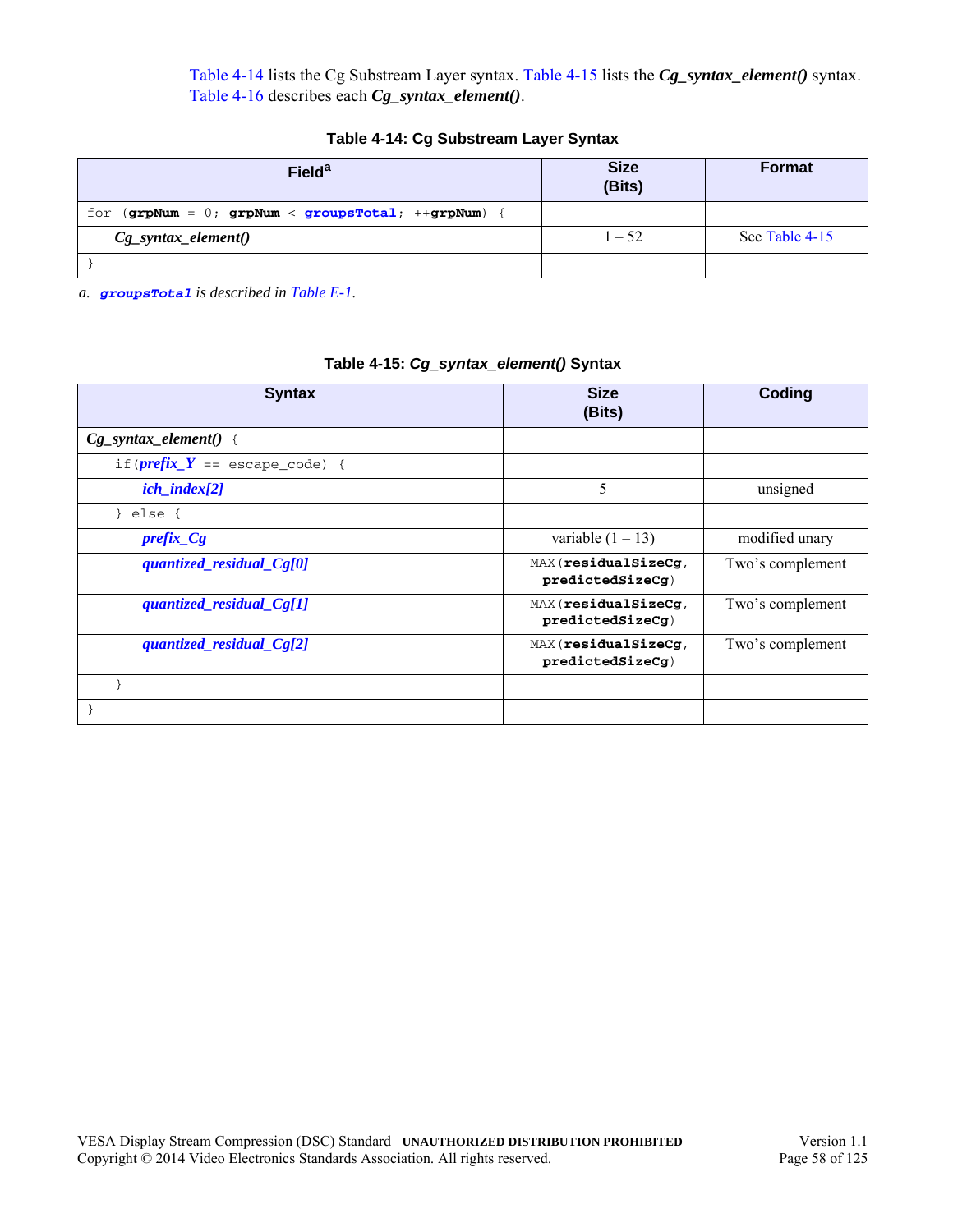Table 4-14 lists the Cg Substream Layer syntax. Table 4-15 lists the ***Cg_syntax_element()*** syntax. Table 4-16 describes each ***Cg_syntax_element()***.

**Table 4-14: Cg Substream Layer Syntax**

| Field[a] | Size (Bits) | Format |
|---|---|---|
| `for (grpNum = 0; grpNum < groupsTotal; ++grpNum) {` | | |
| ***Cg_syntax_element()*** | 1 – 52 | See Table 4-15 |
| `}` | | |

a. `groupsTotal` *is described in Table E-1.*

**Table 4-15: *Cg_syntax_element()* Syntax**

| Syntax | Size (Bits) | Coding |
|---|---|---|
| ***Cg_syntax_element()*** `{` | | |
| `if(`***prefix_Y*** `== escape_code) {` | | |
| ***ich_index[2]*** | 5 | unsigned |
| `} else {` | | |
| ***prefix_Cg*** | variable (1 – 13) | modified unary |
| ***quantized_residual_Cg[0]*** | `MAX(residualSizeCg, predictedSizeCg)` | Two’s complement |
| ***quantized_residual_Cg[1]*** | `MAX(residualSizeCg, predictedSizeCg)` | Two’s complement |
| ***quantized_residual_Cg[2]*** | `MAX(residualSizeCg, predictedSizeCg)` | Two’s complement |
| `}` | | |
| `}` | | |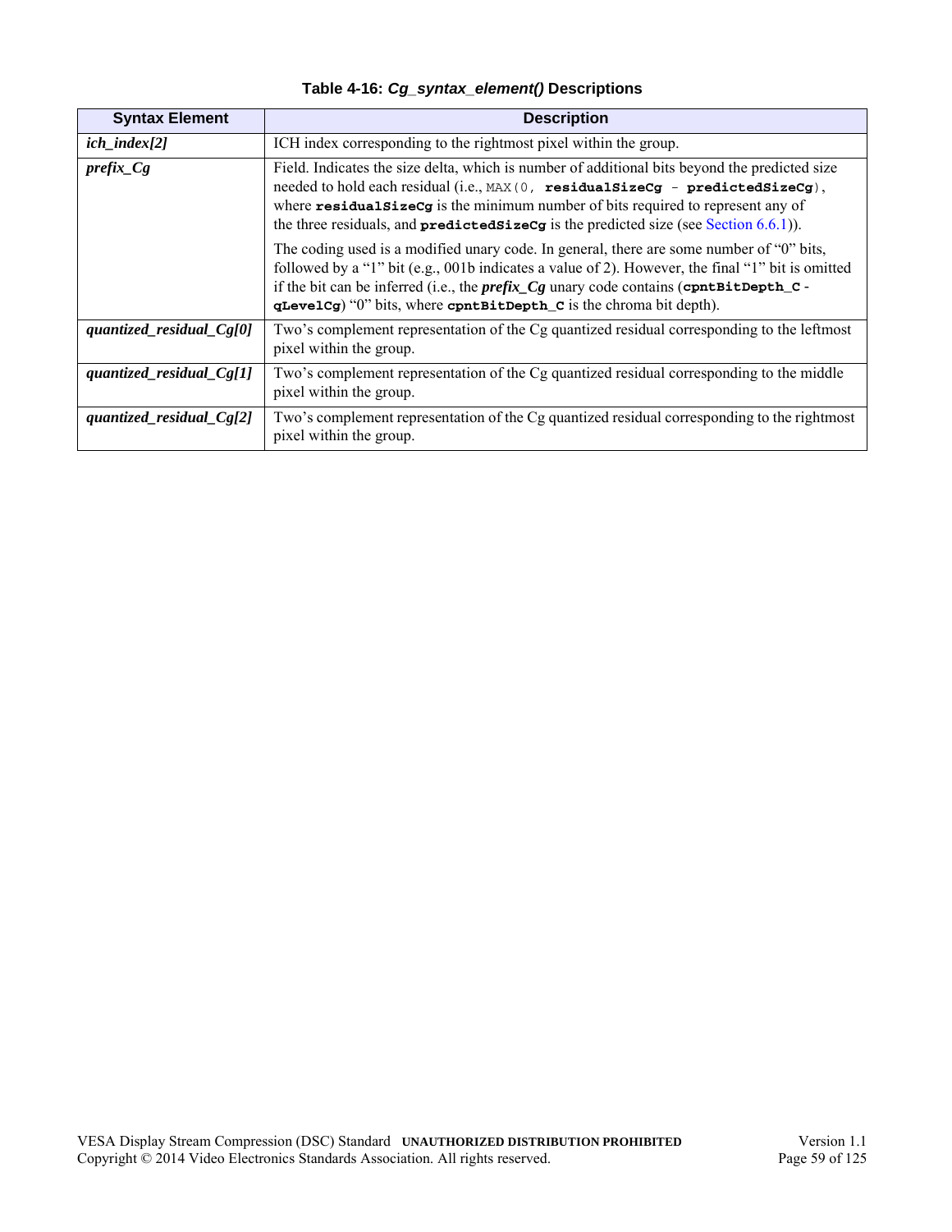**Table 4-16: *Cg_syntax_element()* Descriptions**

| Syntax Element | Description |
|---|---|
| ***ich_index[2]*** | ICH index corresponding to the rightmost pixel within the group. |
| ***prefix_Cg*** | Field. Indicates the size delta, which is number of additional bits beyond the predicted size needed to hold each residual (i.e., `MAX(0, residualSizeCg - predictedSizeCg)`, where **`residualSizeCg`** is the minimum number of bits required to represent any of the three residuals, and **`predictedSizeCg`** is the predicted size (see Section 6.6.1)).<br><br>The coding used is a modified unary code. In general, there are some number of “0” bits, followed by a “1” bit (e.g., 001b indicates a value of 2). However, the final “1” bit is omitted if the bit can be inferred (i.e., the ***prefix_Cg*** unary code contains (**`cpntBitDepth_C - qLevelCg`**) “0” bits, where **`cpntBitDepth_C`** is the chroma bit depth). |
| ***quantized_residual_Cg[0]*** | Two’s complement representation of the Cg quantized residual corresponding to the leftmost pixel within the group. |
| ***quantized_residual_Cg[1]*** | Two’s complement representation of the Cg quantized residual corresponding to the middle pixel within the group. |
| ***quantized_residual_Cg[2]*** | Two’s complement representation of the Cg quantized residual corresponding to the rightmost pixel within the group. |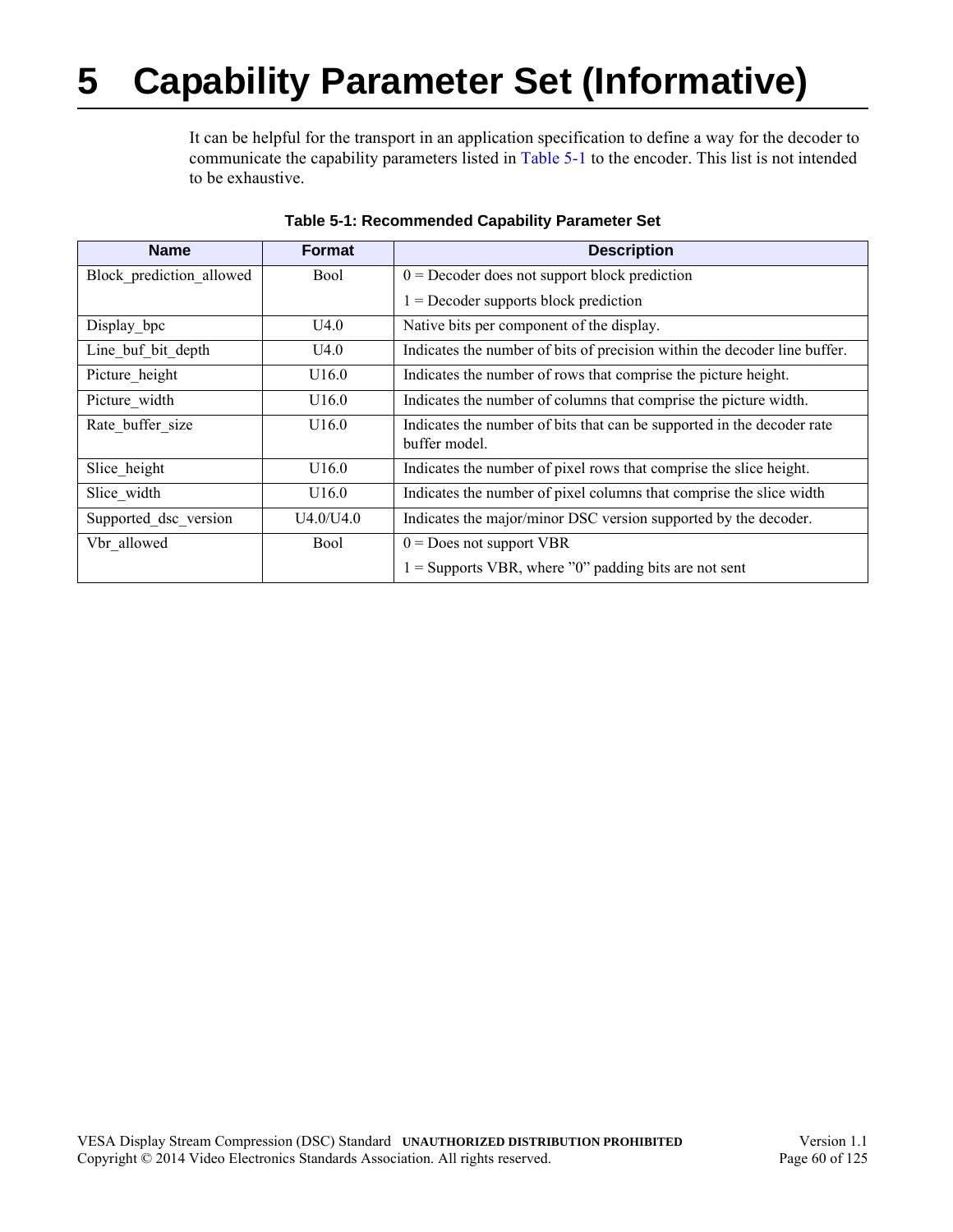# 5 Capability Parameter Set (Informative)

It can be helpful for the transport in an application specification to define a way for the decoder to communicate the capability parameters listed in Table 5-1 to the encoder. This list is not intended to be exhaustive.

**Table 5-1: Recommended Capability Parameter Set**

| Name | Format | Description |
|---|---|---|
| Block_prediction_allowed | Bool | 0 = Decoder does not support block prediction<br>1 = Decoder supports block prediction |
| Display_bpc | U4.0 | Native bits per component of the display. |
| Line_buf_bit_depth | U4.0 | Indicates the number of bits of precision within the decoder line buffer. |
| Picture_height | U16.0 | Indicates the number of rows that comprise the picture height. |
| Picture_width | U16.0 | Indicates the number of columns that comprise the picture width. |
| Rate_buffer_size | U16.0 | Indicates the number of bits that can be supported in the decoder rate buffer model. |
| Slice_height | U16.0 | Indicates the number of pixel rows that comprise the slice height. |
| Slice_width | U16.0 | Indicates the number of pixel columns that comprise the slice width |
| Supported_dsc_version | U4.0/U4.0 | Indicates the major/minor DSC version supported by the decoder. |
| Vbr_allowed | Bool | 0 = Does not support VBR<br>1 = Supports VBR, where ”0” padding bits are not sent |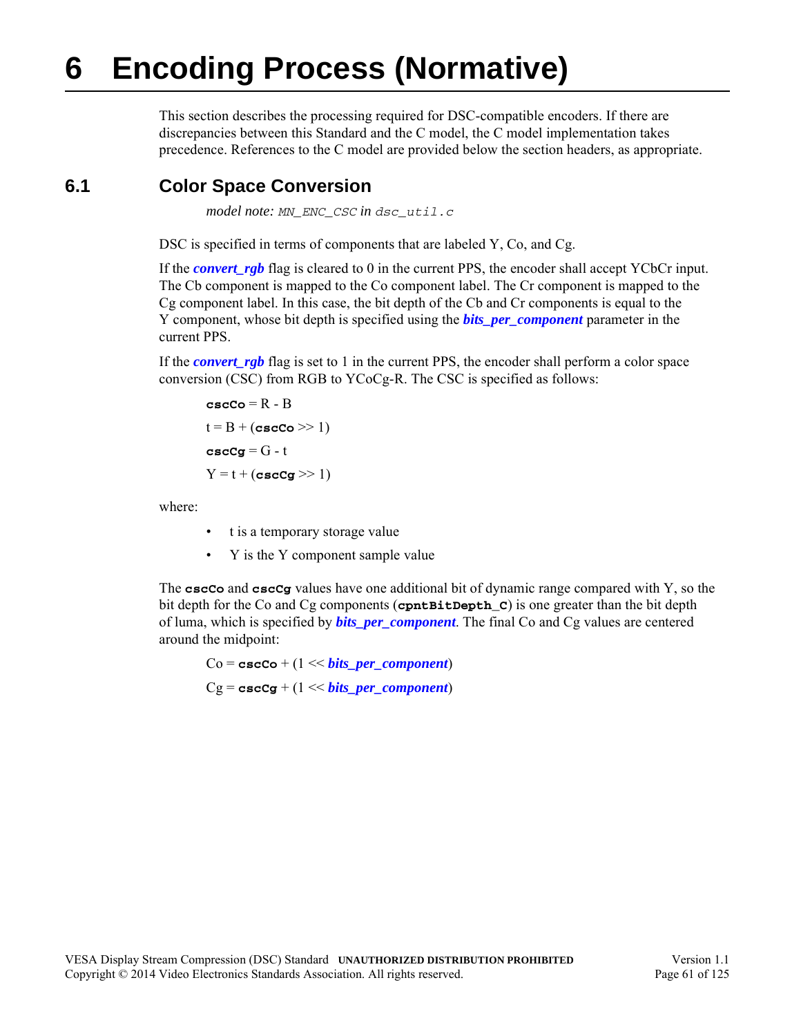# 6 Encoding Process (Normative)

This section describes the processing required for DSC-compatible encoders. If there are discrepancies between this Standard and the C model, the C model implementation takes precedence. References to the C model are provided below the section headers, as appropriate.

## 6.1 Color Space Conversion

*model note:* `MN_ENC_CSC` in `dsc_util.c`

DSC is specified in terms of components that are labeled Y, Co, and Cg.

If the ***convert_rgb*** flag is cleared to 0 in the current PPS, the encoder shall accept YCbCr input. The Cb component is mapped to the Co component label. The Cr component is mapped to the Cg component label. In this case, the bit depth of the Cb and Cr components is equal to the Y component, whose bit depth is specified using the ***bits_per_component*** parameter in the current PPS.

If the ***convert_rgb*** flag is set to 1 in the current PPS, the encoder shall perform a color space conversion (CSC) from RGB to YCoCg-R. The CSC is specified as follows:

**cscCo** = R - B

t = B + (**cscCo** >> 1)

**cscCg** = G - t

Y = t + (**cscCg** >> 1)

where:

- t is a temporary storage value
- Y is the Y component sample value

The **cscCo** and **cscCg** values have one additional bit of dynamic range compared with Y, so the bit depth for the Co and Cg components (**cpntBitDepth_C**) is one greater than the bit depth of luma, which is specified by ***bits_per_component***. The final Co and Cg values are centered around the midpoint:

Co = **cscCo** + (1 << ***bits_per_component***)

Cg = **cscCg** + (1 << ***bits_per_component***)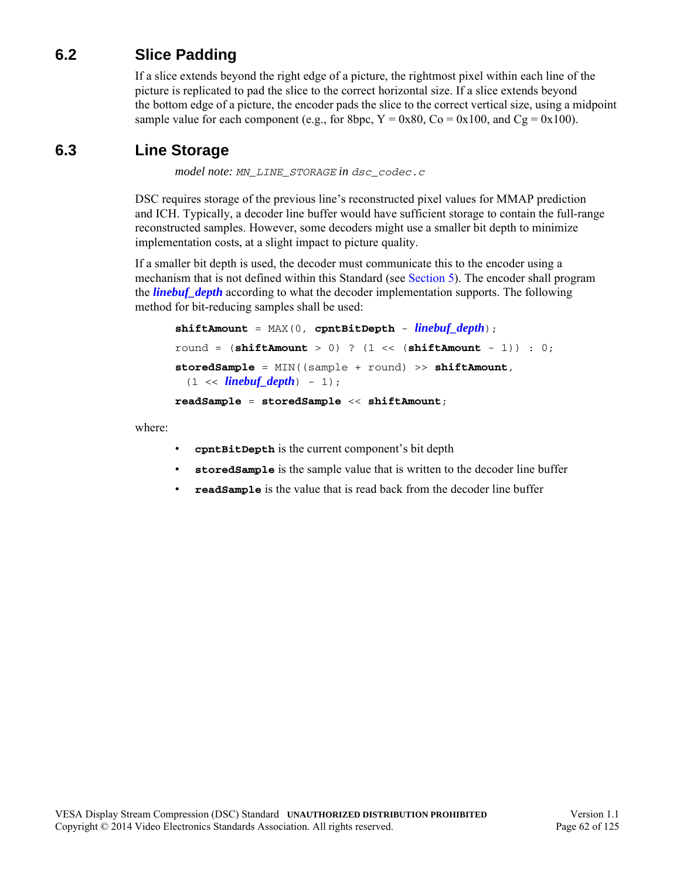## 6.2 Slice Padding

If a slice extends beyond the right edge of a picture, the rightmost pixel within each line of the picture is replicated to pad the slice to the correct horizontal size. If a slice extends beyond the bottom edge of a picture, the encoder pads the slice to the correct vertical size, using a midpoint sample value for each component (e.g., for 8bpc, Y = 0x80, Co = 0x100, and Cg = 0x100).

## 6.3 Line Storage

*model note:* `MN_LINE_STORAGE` in `dsc_codec.c`

DSC requires storage of the previous line's reconstructed pixel values for MMAP prediction and ICH. Typically, a decoder line buffer would have sufficient storage to contain the full-range reconstructed samples. However, some decoders might use a smaller bit depth to minimize implementation costs, at a slight impact to picture quality.

If a smaller bit depth is used, the decoder must communicate this to the encoder using a mechanism that is not defined within this Standard (see Section 5). The encoder shall program the ***linebuf_depth*** according to what the decoder implementation supports. The following method for bit-reducing samples shall be used:

```
shiftAmount = MAX(0, cpntBitDepth - linebuf_depth);
round = (shiftAmount > 0) ? (1 << (shiftAmount - 1)) : 0;
storedSample = MIN((sample + round) >> shiftAmount,
  (1 << linebuf_depth) - 1);
readSample = storedSample << shiftAmount;
```

where:

- **`cpntBitDepth`** is the current component's bit depth
- **`storedSample`** is the sample value that is written to the decoder line buffer
- **`readSample`** is the value that is read back from the decoder line buffer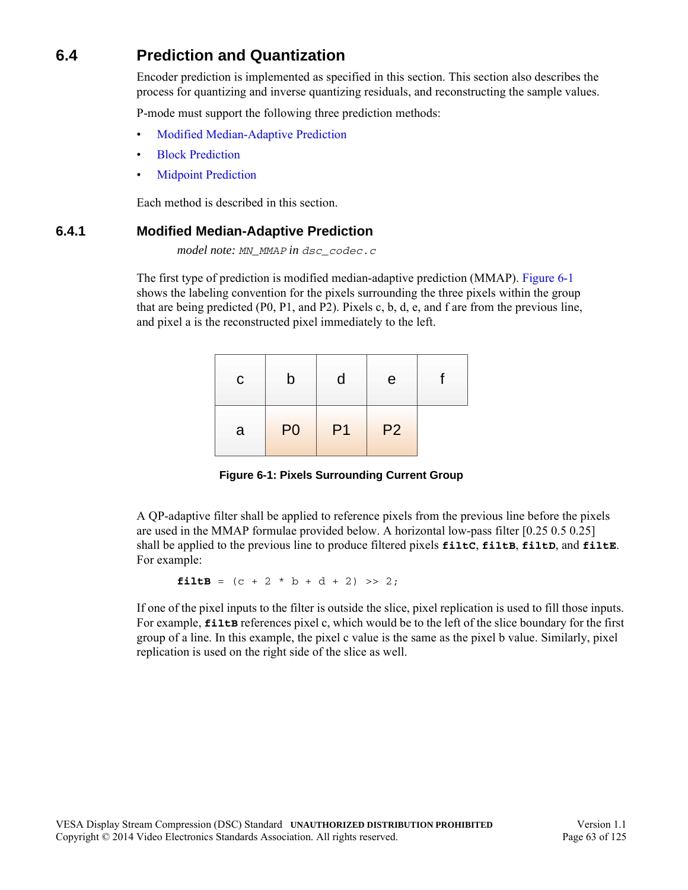## 6.4 Prediction and Quantization

Encoder prediction is implemented as specified in this section. This section also describes the process for quantizing and inverse quantizing residuals, and reconstructing the sample values.

P-mode must support the following three prediction methods:

- Modified Median-Adaptive Prediction
- Block Prediction
- Midpoint Prediction

Each method is described in this section.

### 6.4.1 Modified Median-Adaptive Prediction

*model note:* `MN_MMAP` *in* `dsc_codec.c`

The first type of prediction is modified median-adaptive prediction (MMAP). Figure 6-1 shows the labeling convention for the pixels surrounding the three pixels within the group that are being predicted (P0, P1, and P2). Pixels c, b, d, e, and f are from the previous line, and pixel a is the reconstructed pixel immediately to the left.

| c | b | d | e | f |
|---|---|---|---|---|
| a | P0 | P1 | P2 | |

**Figure 6-1: Pixels Surrounding Current Group**

A QP-adaptive filter shall be applied to reference pixels from the previous line before the pixels are used in the MMAP formulae provided below. A horizontal low-pass filter [0.25 0.5 0.25] shall be applied to the previous line to produce filtered pixels **filtC**, **filtB**, **filtD**, and **filtE**. For example:

```
filtB = (c + 2 * b + d + 2) >> 2;
```

If one of the pixel inputs to the filter is outside the slice, pixel replication is used to fill those inputs. For example, **filtB** references pixel c, which would be to the left of the slice boundary for the first group of a line. In this example, the pixel c value is the same as the pixel b value. Similarly, pixel replication is used on the right side of the slice as well.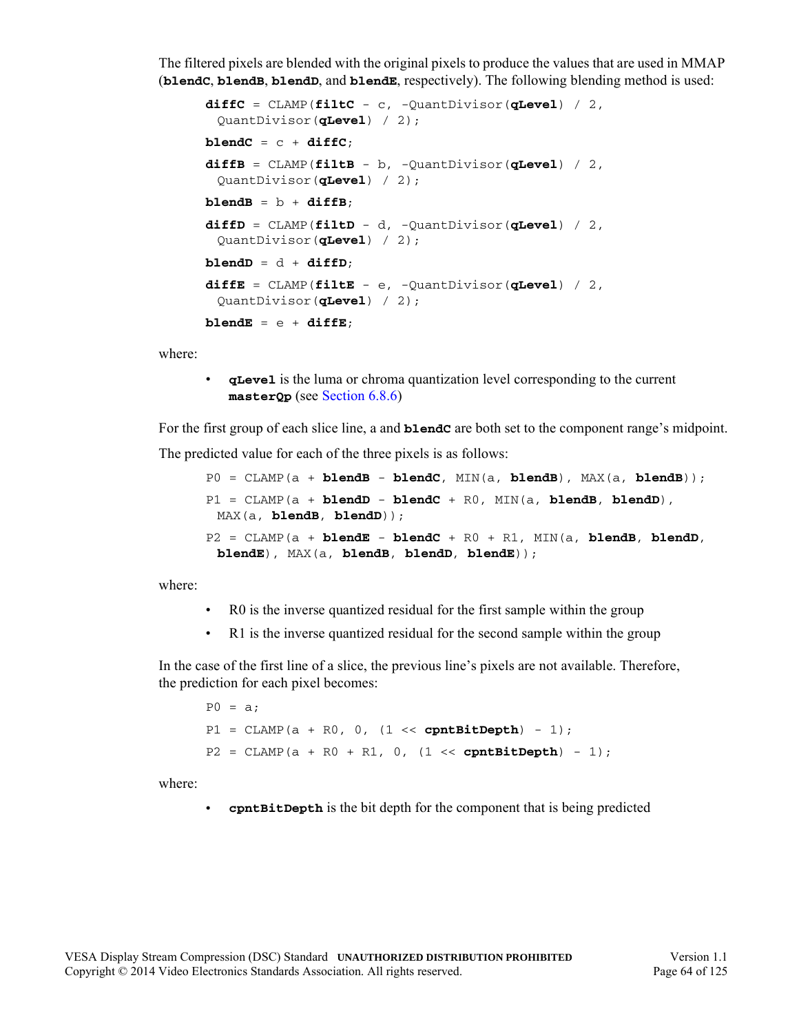The filtered pixels are blended with the original pixels to produce the values that are used in MMAP (**blendC**, **blendB**, **blendD**, and **blendE**, respectively). The following blending method is used:

```
diffC = CLAMP(filtC - c, -QuantDivisor(qLevel) / 2,
  QuantDivisor(qLevel) / 2);
blendC = c + diffC;
diffB = CLAMP(filtB - b, -QuantDivisor(qLevel) / 2,
  QuantDivisor(qLevel) / 2);
blendB = b + diffB;
diffD = CLAMP(filtD - d, -QuantDivisor(qLevel) / 2,
  QuantDivisor(qLevel) / 2);
blendD = d + diffD;
diffE = CLAMP(filtE - e, -QuantDivisor(qLevel) / 2,
  QuantDivisor(qLevel) / 2);
blendE = e + diffE;
```

where:

- **qLevel** is the luma or chroma quantization level corresponding to the current **masterQp** (see Section 6.8.6)

For the first group of each slice line, a and **blendC** are both set to the component range's midpoint.

The predicted value for each of the three pixels is as follows:

```
P0 = CLAMP(a + blendB - blendC, MIN(a, blendB), MAX(a, blendB));
P1 = CLAMP(a + blendD - blendC + R0, MIN(a, blendB, blendD),
  MAX(a, blendB, blendD));
P2 = CLAMP(a + blendE - blendC + R0 + R1, MIN(a, blendB, blendD,
  blendE), MAX(a, blendB, blendD, blendE));
```

where:

- R0 is the inverse quantized residual for the first sample within the group
- R1 is the inverse quantized residual for the second sample within the group

In the case of the first line of a slice, the previous line's pixels are not available. Therefore, the prediction for each pixel becomes:

```
P0 = a;
P1 = CLAMP(a + R0, 0, (1 << cpntBitDepth) - 1);
P2 = CLAMP(a + R0 + R1, 0, (1 << cpntBitDepth) - 1);
```

where:

- **cpntBitDepth** is the bit depth for the component that is being predicted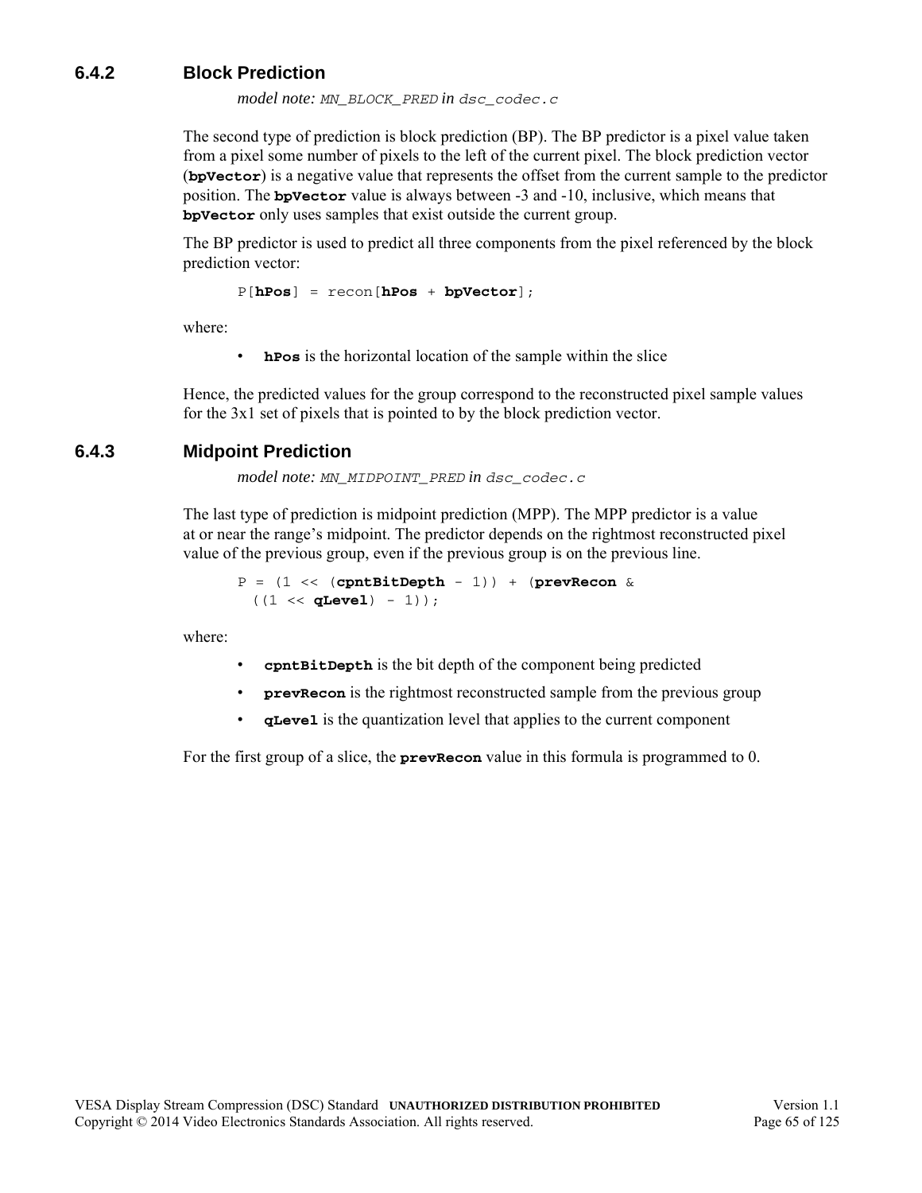### 6.4.2 Block Prediction

*model note:* `MN_BLOCK_PRED` *in* `dsc_codec.c`

The second type of prediction is block prediction (BP). The BP predictor is a pixel value taken from a pixel some number of pixels to the left of the current pixel. The block prediction vector (**`bpVector`**) is a negative value that represents the offset from the current sample to the predictor position. The **`bpVector`** value is always between -3 and -10, inclusive, which means that **`bpVector`** only uses samples that exist outside the current group.

The BP predictor is used to predict all three components from the pixel referenced by the block prediction vector:

```
P[hPos] = recon[hPos + bpVector];
```

where:

- **`hPos`** is the horizontal location of the sample within the slice

Hence, the predicted values for the group correspond to the reconstructed pixel sample values for the 3x1 set of pixels that is pointed to by the block prediction vector.

### 6.4.3 Midpoint Prediction

*model note:* `MN_MIDPOINT_PRED` *in* `dsc_codec.c`

The last type of prediction is midpoint prediction (MPP). The MPP predictor is a value at or near the range's midpoint. The predictor depends on the rightmost reconstructed pixel value of the previous group, even if the previous group is on the previous line.

```
P = (1 << (cpntBitDepth - 1)) + (prevRecon &
  ((1 << qLevel) - 1));
```

where:

- **`cpntBitDepth`** is the bit depth of the component being predicted
- **`prevRecon`** is the rightmost reconstructed sample from the previous group
- **`qLevel`** is the quantization level that applies to the current component

For the first group of a slice, the **`prevRecon`** value in this formula is programmed to 0.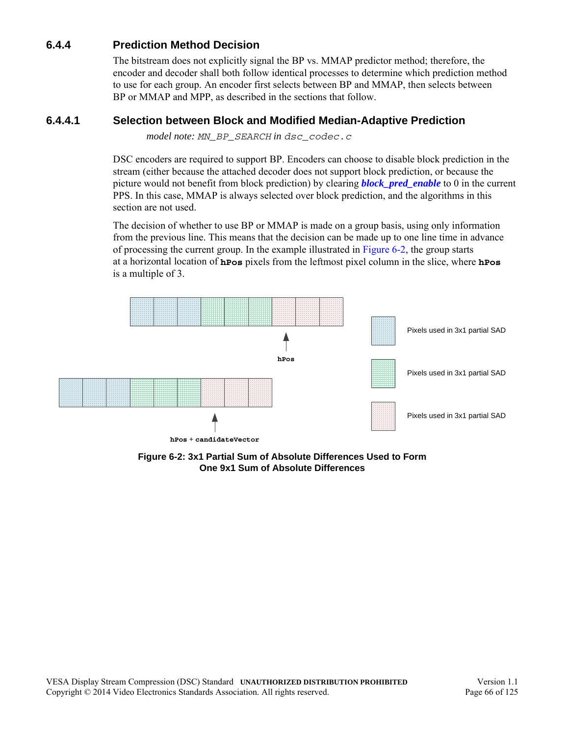### 6.4.4 Prediction Method Decision

The bitstream does not explicitly signal the BP vs. MMAP predictor method; therefore, the encoder and decoder shall both follow identical processes to determine which prediction method to use for each group. An encoder first selects between BP and MMAP, then selects between BP or MMAP and MPP, as described in the sections that follow.

#### 6.4.4.1 Selection between Block and Modified Median-Adaptive Prediction

*model note:* `MN_BP_SEARCH` in `dsc_codec.c`

DSC encoders are required to support BP. Encoders can choose to disable block prediction in the stream (either because the attached decoder does not support block prediction, or because the picture would not benefit from block prediction) by clearing ***block_pred_enable*** to 0 in the current PPS. In this case, MMAP is always selected over block prediction, and the algorithms in this section are not used.

The decision of whether to use BP or MMAP is made on a group basis, using only information from the previous line. This means that the decision can be made up to one line time in advance of processing the current group. In the example illustrated in Figure 6-2, the group starts at a horizontal location of **`hPos`** pixels from the leftmost pixel column in the slice, where **`hPos`** is a multiple of 3.

**Figure 6-2: 3x1 Partial Sum of Absolute Differences Used to Form One 9x1 Sum of Absolute Differences**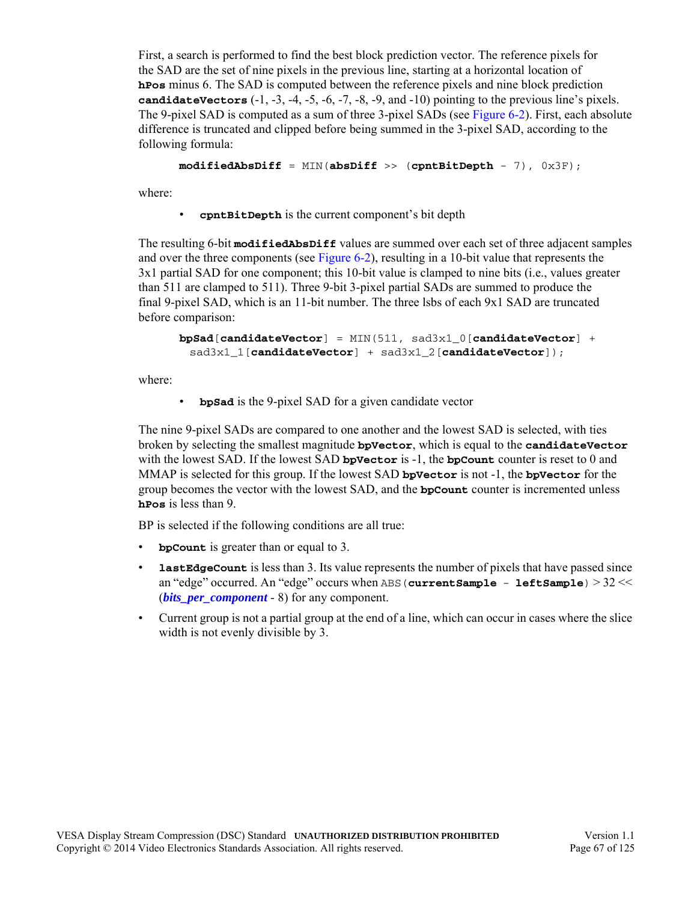First, a search is performed to find the best block prediction vector. The reference pixels for the SAD are the set of nine pixels in the previous line, starting at a horizontal location of **hPos** minus 6. The SAD is computed between the reference pixels and nine block prediction **candidateVectors** (-1, -3, -4, -5, -6, -7, -8, -9, and -10) pointing to the previous line's pixels. The 9-pixel SAD is computed as a sum of three 3-pixel SADs (see Figure 6-2). First, each absolute difference is truncated and clipped before being summed in the 3-pixel SAD, according to the following formula:

```
modifiedAbsDiff = MIN(absDiff >> (cpntBitDepth - 7), 0x3F);
```

where:

- **cpntBitDepth** is the current component's bit depth

The resulting 6-bit **modifiedAbsDiff** values are summed over each set of three adjacent samples and over the three components (see Figure 6-2), resulting in a 10-bit value that represents the 3x1 partial SAD for one component; this 10-bit value is clamped to nine bits (i.e., values greater than 511 are clamped to 511). Three 9-bit 3-pixel partial SADs are summed to produce the final 9-pixel SAD, which is an 11-bit number. The three lsbs of each 9x1 SAD are truncated before comparison:

```
bpSad[candidateVector] = MIN(511, sad3x1_0[candidateVector] +
  sad3x1_1[candidateVector] + sad3x1_2[candidateVector]);
```

where:

- **bpSad** is the 9-pixel SAD for a given candidate vector

The nine 9-pixel SADs are compared to one another and the lowest SAD is selected, with ties broken by selecting the smallest magnitude **bpVector**, which is equal to the **candidateVector** with the lowest SAD. If the lowest SAD **bpVector** is -1, the **bpCount** counter is reset to 0 and MMAP is selected for this group. If the lowest SAD **bpVector** is not -1, the **bpVector** for the group becomes the vector with the lowest SAD, and the **bpCount** counter is incremented unless **hPos** is less than 9.

BP is selected if the following conditions are all true:

- **bpCount** is greater than or equal to 3.
- **lastEdgeCount** is less than 3. Its value represents the number of pixels that have passed since an "edge" occurred. An "edge" occurs when ABS(**currentSample** - **leftSample**) > 32 << (***bits_per_component*** - 8) for any component.
- Current group is not a partial group at the end of a line, which can occur in cases where the slice width is not evenly divisible by 3.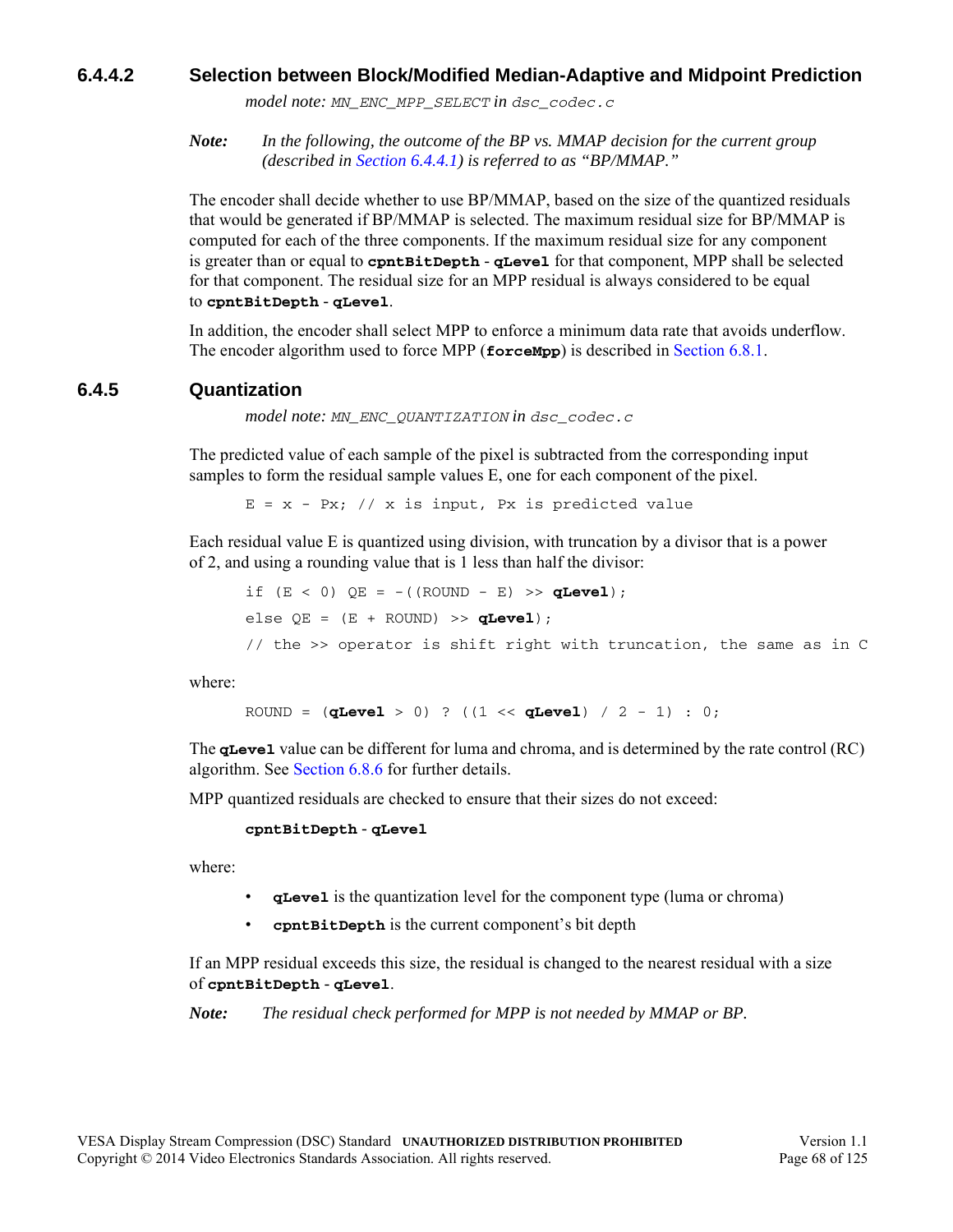#### 6.4.4.2 Selection between Block/Modified Median-Adaptive and Midpoint Prediction

*model note:* `MN_ENC_MPP_SELECT` in `dsc_codec.c`

***Note:*** *In the following, the outcome of the BP vs. MMAP decision for the current group (described in Section 6.4.4.1) is referred to as "BP/MMAP."*

The encoder shall decide whether to use BP/MMAP, based on the size of the quantized residuals that would be generated if BP/MMAP is selected. The maximum residual size for BP/MMAP is computed for each of the three components. If the maximum residual size for any component is greater than or equal to **`cpntBitDepth`** - **`qLevel`** for that component, MPP shall be selected for that component. The residual size for an MPP residual is always considered to be equal to **`cpntBitDepth`** - **`qLevel`**.

In addition, the encoder shall select MPP to enforce a minimum data rate that avoids underflow. The encoder algorithm used to force MPP (**`forceMpp`**) is described in Section 6.8.1.

### 6.4.5 Quantization

*model note:* `MN_ENC_QUANTIZATION` in `dsc_codec.c`

The predicted value of each sample of the pixel is subtracted from the corresponding input samples to form the residual sample values E, one for each component of the pixel.

```
E = x - Px; // x is input, Px is predicted value
```

Each residual value E is quantized using division, with truncation by a divisor that is a power of 2, and using a rounding value that is 1 less than half the divisor:

```
if (E < 0) QE = -((ROUND - E) >> qLevel);
else QE = (E + ROUND) >> qLevel);
// the >> operator is shift right with truncation, the same as in C
```

where:

```
ROUND = (qLevel > 0) ? ((1 << qLevel) / 2 - 1) : 0;
```

The **`qLevel`** value can be different for luma and chroma, and is determined by the rate control (RC) algorithm. See Section 6.8.6 for further details.

MPP quantized residuals are checked to ensure that their sizes do not exceed:

**`cpntBitDepth`** - **`qLevel`**

where:

- **`qLevel`** is the quantization level for the component type (luma or chroma)
- **`cpntBitDepth`** is the current component's bit depth

If an MPP residual exceeds this size, the residual is changed to the nearest residual with a size of **`cpntBitDepth`** - **`qLevel`**.

***Note:*** *The residual check performed for MPP is not needed by MMAP or BP.*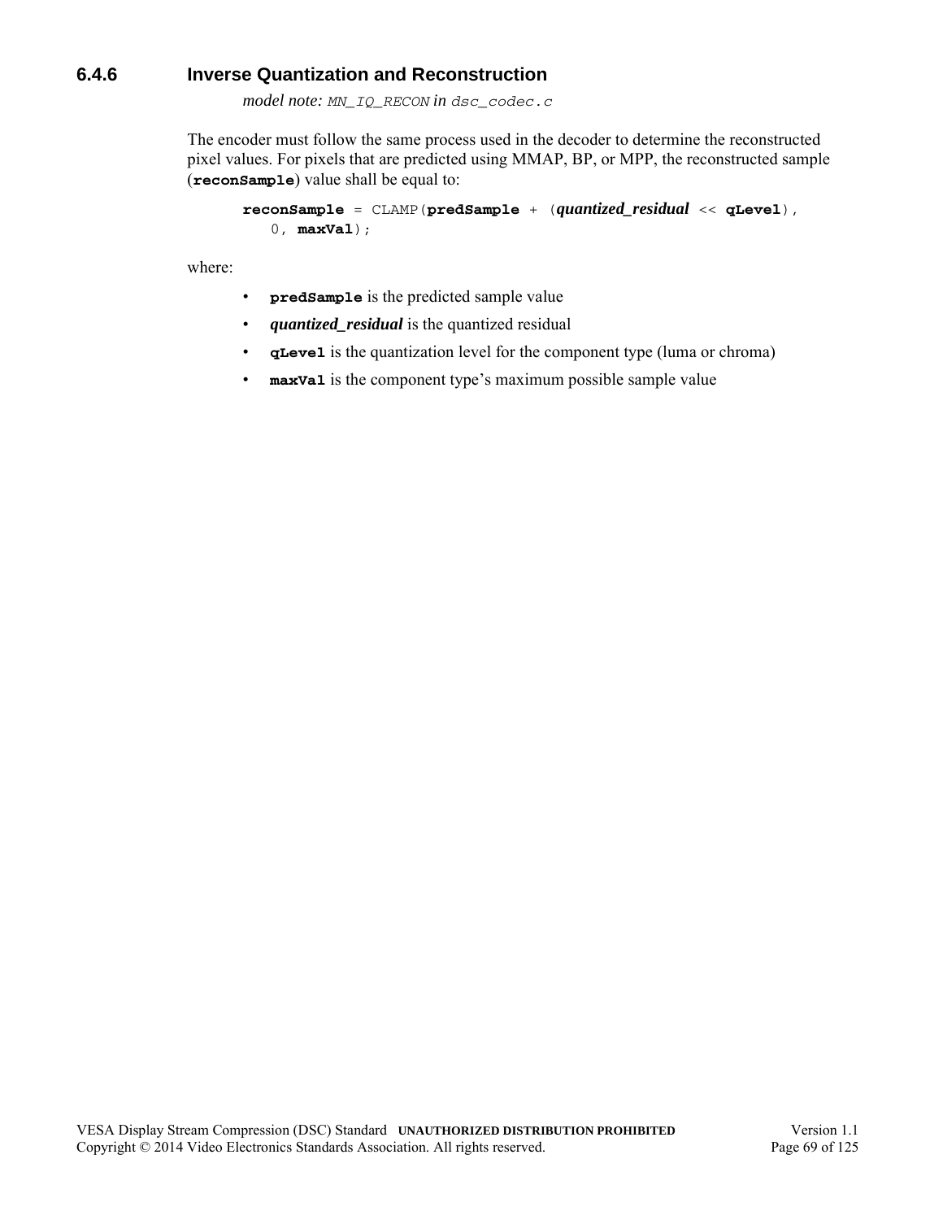### 6.4.6 Inverse Quantization and Reconstruction

*model note:* `MN_IQ_RECON` *in* `dsc_codec.c`

The encoder must follow the same process used in the decoder to determine the reconstructed pixel values. For pixels that are predicted using MMAP, BP, or MPP, the reconstructed sample (**`reconSample`**) value shall be equal to:

```
reconSample = CLAMP(predSample + (quantized_residual << qLevel),
   0, maxVal);
```

where:

- **`predSample`** is the predicted sample value
- ***quantized_residual*** is the quantized residual
- **`qLevel`** is the quantization level for the component type (luma or chroma)
- **`maxVal`** is the component type's maximum possible sample value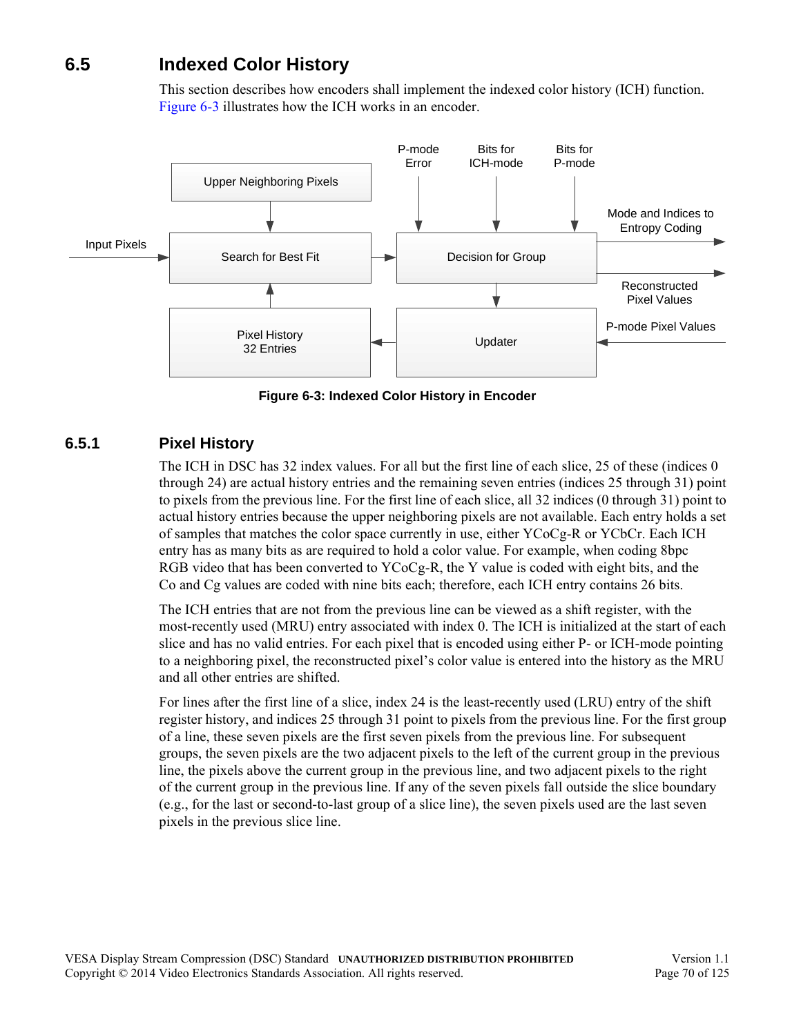## 6.5 Indexed Color History

This section describes how encoders shall implement the indexed color history (ICH) function. Figure 6-3 illustrates how the ICH works in an encoder.

**Figure 6-3: Indexed Color History in Encoder**

### 6.5.1 Pixel History

The ICH in DSC has 32 index values. For all but the first line of each slice, 25 of these (indices 0 through 24) are actual history entries and the remaining seven entries (indices 25 through 31) point to pixels from the previous line. For the first line of each slice, all 32 indices (0 through 31) point to actual history entries because the upper neighboring pixels are not available. Each entry holds a set of samples that matches the color space currently in use, either YCoCg-R or YCbCr. Each ICH entry has as many bits as are required to hold a color value. For example, when coding 8bpc RGB video that has been converted to YCoCg-R, the Y value is coded with eight bits, and the Co and Cg values are coded with nine bits each; therefore, each ICH entry contains 26 bits.

The ICH entries that are not from the previous line can be viewed as a shift register, with the most-recently used (MRU) entry associated with index 0. The ICH is initialized at the start of each slice and has no valid entries. For each pixel that is encoded using either P- or ICH-mode pointing to a neighboring pixel, the reconstructed pixel's color value is entered into the history as the MRU and all other entries are shifted.

For lines after the first line of a slice, index 24 is the least-recently used (LRU) entry of the shift register history, and indices 25 through 31 point to pixels from the previous line. For the first group of a line, these seven pixels are the first seven pixels from the previous line. For subsequent groups, the seven pixels are the two adjacent pixels to the left of the current group in the previous line, the pixels above the current group in the previous line, and two adjacent pixels to the right of the current group in the previous line. If any of the seven pixels fall outside the slice boundary (e.g., for the last or second-to-last group of a slice line), the seven pixels used are the last seven pixels in the previous slice line.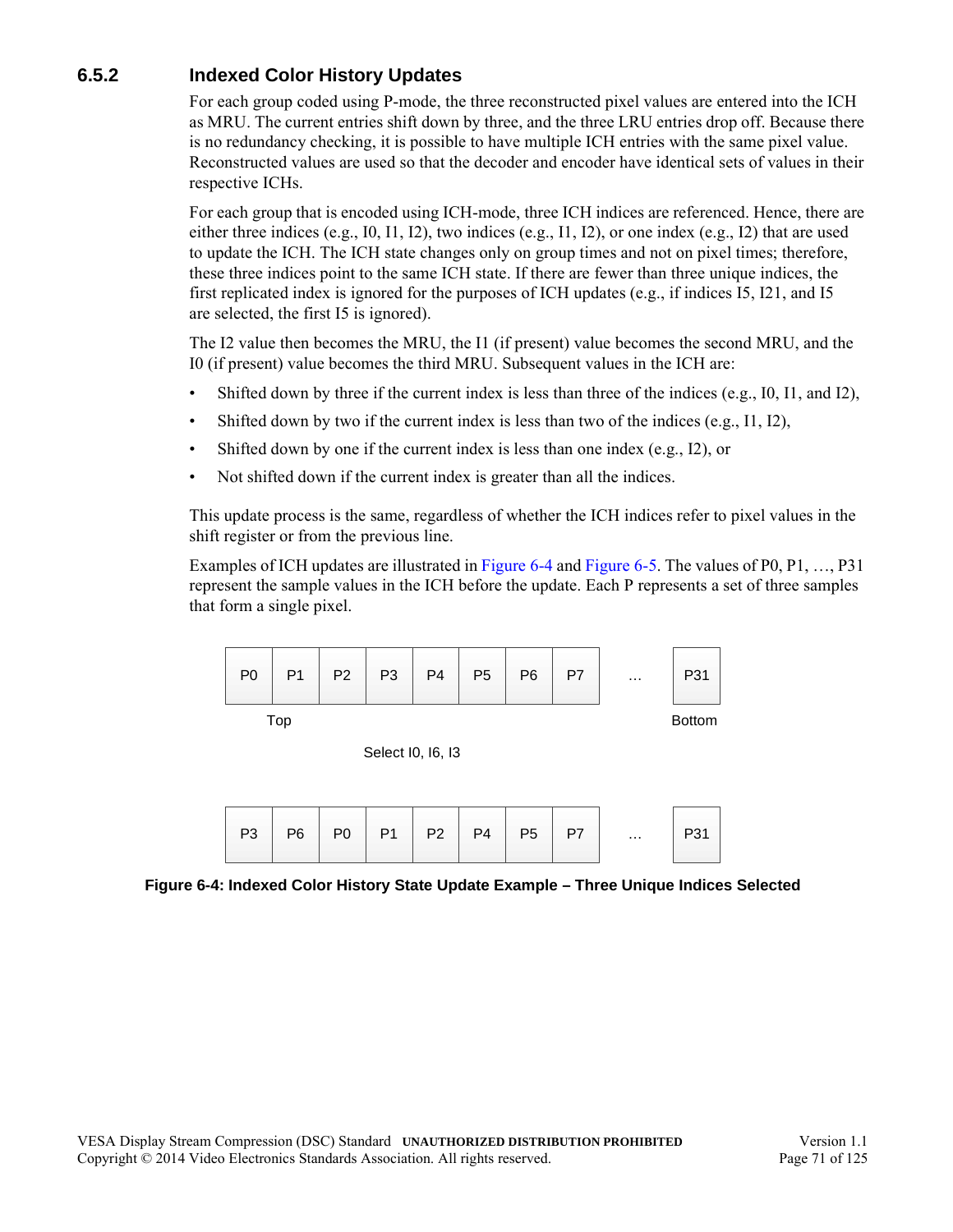### 6.5.2 Indexed Color History Updates

For each group coded using P-mode, the three reconstructed pixel values are entered into the ICH as MRU. The current entries shift down by three, and the three LRU entries drop off. Because there is no redundancy checking, it is possible to have multiple ICH entries with the same pixel value. Reconstructed values are used so that the decoder and encoder have identical sets of values in their respective ICHs.

For each group that is encoded using ICH-mode, three ICH indices are referenced. Hence, there are either three indices (e.g., I0, I1, I2), two indices (e.g., I1, I2), or one index (e.g., I2) that are used to update the ICH. The ICH state changes only on group times and not on pixel times; therefore, these three indices point to the same ICH state. If there are fewer than three unique indices, the first replicated index is ignored for the purposes of ICH updates (e.g., if indices I5, I21, and I5 are selected, the first I5 is ignored).

The I2 value then becomes the MRU, the I1 (if present) value becomes the second MRU, and the I0 (if present) value becomes the third MRU. Subsequent values in the ICH are:

- Shifted down by three if the current index is less than three of the indices (e.g., I0, I1, and I2),
- Shifted down by two if the current index is less than two of the indices (e.g., I1, I2),
- Shifted down by one if the current index is less than one index (e.g., I2), or
- Not shifted down if the current index is greater than all the indices.

This update process is the same, regardless of whether the ICH indices refer to pixel values in the shift register or from the previous line.

Examples of ICH updates are illustrated in Figure 6-4 and Figure 6-5. The values of P0, P1, …, P31 represent the sample values in the ICH before the update. Each P represents a set of three samples that form a single pixel.

| P0 | P1 | P2 | P3 | P4 | P5 | P6 | P7 | … | P31 |
|---|---|---|---|---|---|---|---|---|---|
| Top | | | | | | | | | Bottom |

Select I0, I6, I3

| P3 | P6 | P0 | P1 | P2 | P4 | P5 | P7 | … | P31 |
|---|---|---|---|---|---|---|---|---|---|

**Figure 6-4: Indexed Color History State Update Example – Three Unique Indices Selected**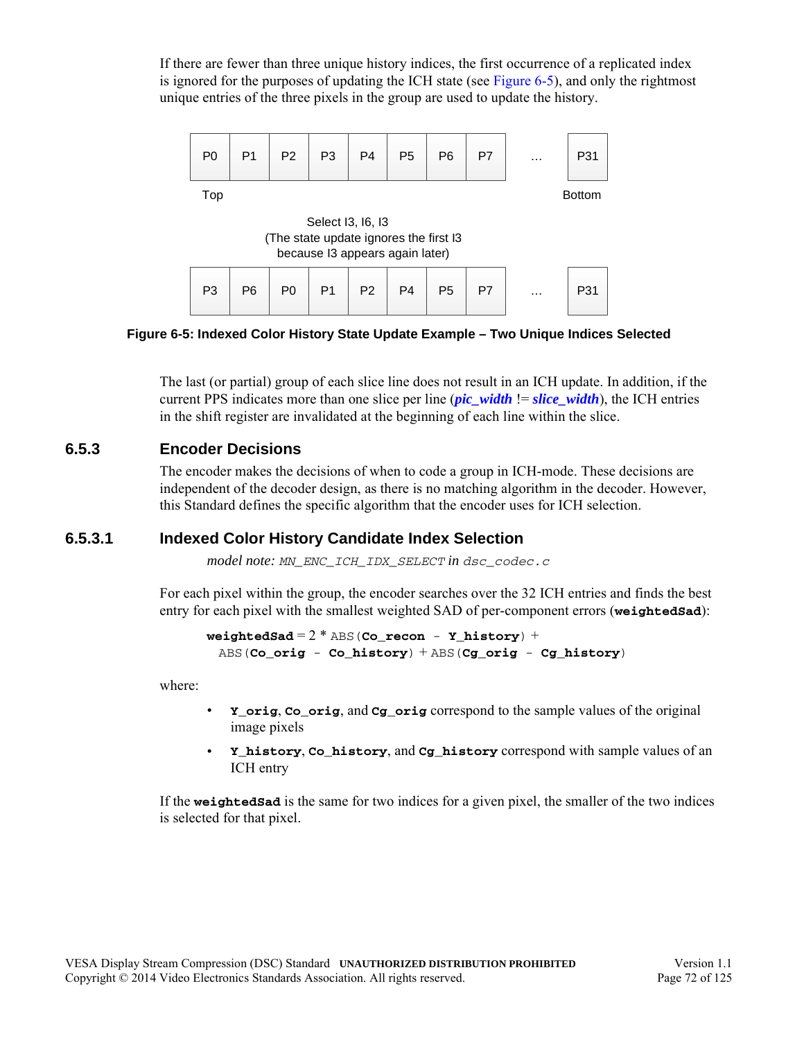If there are fewer than three unique history indices, the first occurrence of a replicated index is ignored for the purposes of updating the ICH state (see Figure 6-5), and only the rightmost unique entries of the three pixels in the group are used to update the history.

| P0 | P1 | P2 | P3 | P4 | P5 | P6 | P7 | … | P31 |
|---|---|---|---|---|---|---|---|---|---|

Top — Bottom

Select I3, I6, I3
(The state update ignores the first I3 because I3 appears again later)

| P3 | P6 | P0 | P1 | P2 | P4 | P5 | P7 | … | P31 |
|---|---|---|---|---|---|---|---|---|---|

**Figure 6-5: Indexed Color History State Update Example – Two Unique Indices Selected**

The last (or partial) group of each slice line does not result in an ICH update. In addition, if the current PPS indicates more than one slice per line (***pic_width*** != ***slice_width***), the ICH entries in the shift register are invalidated at the beginning of each line within the slice.

### 6.5.3 Encoder Decisions

The encoder makes the decisions of when to code a group in ICH-mode. These decisions are independent of the decoder design, as there is no matching algorithm in the decoder. However, this Standard defines the specific algorithm that the encoder uses for ICH selection.

#### 6.5.3.1 Indexed Color History Candidate Index Selection

*model note:* `MN_ENC_ICH_IDX_SELECT` in `dsc_codec.c`

For each pixel within the group, the encoder searches over the 32 ICH entries and finds the best entry for each pixel with the smallest weighted SAD of per-component errors (**`weightedSad`**):

```
weightedSad = 2 * ABS(Co_recon - Y_history) +
  ABS(Co_orig - Co_history) + ABS(Cg_orig - Cg_history)
```

where:

- **`Y_orig`**, **`Co_orig`**, and **`Cg_orig`** correspond to the sample values of the original image pixels
- **`Y_history`**, **`Co_history`**, and **`Cg_history`** correspond with sample values of an ICH entry

If the **`weightedSad`** is the same for two indices for a given pixel, the smaller of the two indices is selected for that pixel.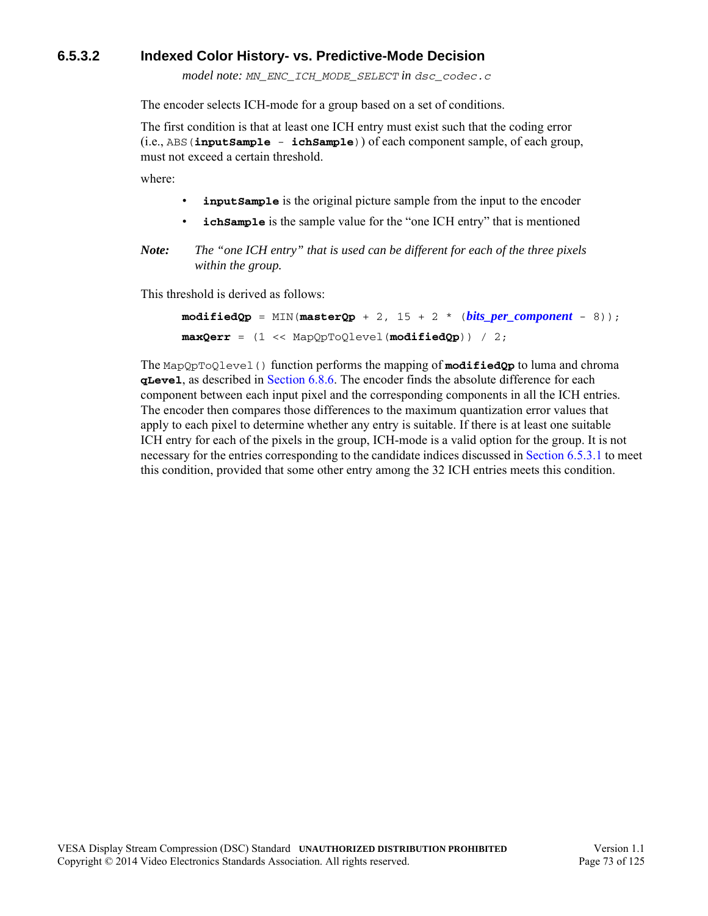#### 6.5.3.2 Indexed Color History- vs. Predictive-Mode Decision

*model note:* `MN_ENC_ICH_MODE_SELECT` in `dsc_codec.c`

The encoder selects ICH-mode for a group based on a set of conditions.

The first condition is that at least one ICH entry must exist such that the coding error (i.e., `ABS(`**`inputSample`**` - `**`ichSample`**`)`) of each component sample, of each group, must not exceed a certain threshold.

where:

- **`inputSample`** is the original picture sample from the input to the encoder
- **`ichSample`** is the sample value for the "one ICH entry" that is mentioned

***Note:*** *The "one ICH entry" that is used can be different for each of the three pixels within the group.*

This threshold is derived as follows:

```
modifiedQp = MIN(masterQp + 2, 15 + 2 * (bits_per_component - 8));
maxQerr = (1 << MapQpToQlevel(modifiedQp)) / 2;
```

The `MapQpToQlevel()` function performs the mapping of **`modifiedQp`** to luma and chroma **`qLevel`**, as described in Section 6.8.6. The encoder finds the absolute difference for each component between each input pixel and the corresponding components in all the ICH entries. The encoder then compares those differences to the maximum quantization error values that apply to each pixel to determine whether any entry is suitable. If there is at least one suitable ICH entry for each of the pixels in the group, ICH-mode is a valid option for the group. It is not necessary for the entries corresponding to the candidate indices discussed in Section 6.5.3.1 to meet this condition, provided that some other entry among the 32 ICH entries meets this condition.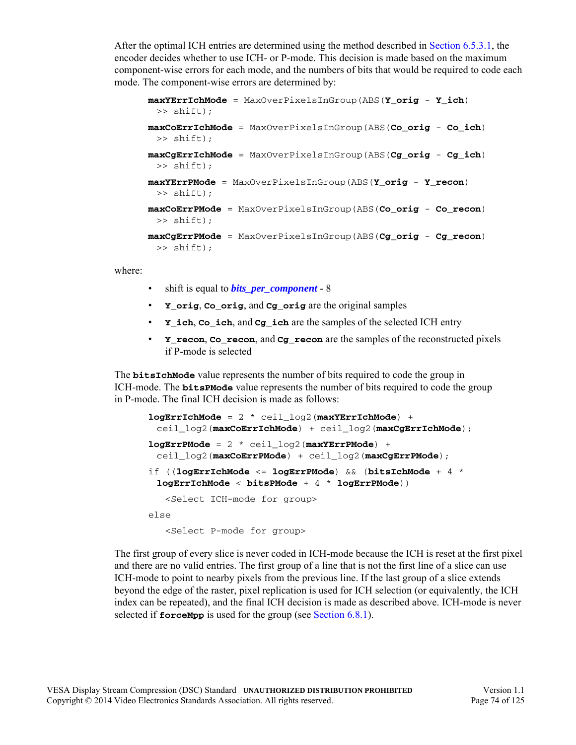After the optimal ICH entries are determined using the method described in Section 6.5.3.1, the encoder decides whether to use ICH- or P-mode. This decision is made based on the maximum component-wise errors for each mode, and the numbers of bits that would be required to code each mode. The component-wise errors are determined by:

```
maxYErrIchMode = MaxOverPixelsInGroup(ABS(Y_orig - Y_ich)
  >> shift);
maxCoErrIchMode = MaxOverPixelsInGroup(ABS(Co_orig - Co_ich)
  >> shift);
maxCgErrIchMode = MaxOverPixelsInGroup(ABS(Cg_orig - Cg_ich)
  >> shift);
maxYErrPMode = MaxOverPixelsInGroup(ABS(Y_orig - Y_recon)
  >> shift);
maxCoErrPMode = MaxOverPixelsInGroup(ABS(Co_orig - Co_recon)
  >> shift);
maxCgErrPMode = MaxOverPixelsInGroup(ABS(Cg_orig - Cg_recon)
  >> shift);
```

where:

- shift is equal to ***bits_per_component*** - 8
- **Y_orig**, **Co_orig**, and **Cg_orig** are the original samples
- **Y_ich**, **Co_ich**, and **Cg_ich** are the samples of the selected ICH entry
- **Y_recon**, **Co_recon**, and **Cg_recon** are the samples of the reconstructed pixels if P-mode is selected

The **bitsIchMode** value represents the number of bits required to code the group in ICH-mode. The **bitsPMode** value represents the number of bits required to code the group in P-mode. The final ICH decision is made as follows:

```
logErrIchMode = 2 * ceil_log2(maxYErrIchMode) +
  ceil_log2(maxCoErrIchMode) + ceil_log2(maxCgErrIchMode);
logErrPMode = 2 * ceil_log2(maxYErrPMode) +
  ceil_log2(maxCoErrPMode) + ceil_log2(maxCgErrPMode);
if ((logErrIchMode <= logErrPMode) && (bitsIchMode + 4 *
  logErrIchMode < bitsPMode + 4 * logErrPMode))
    <Select ICH-mode for group>
else
    <Select P-mode for group>
```

The first group of every slice is never coded in ICH-mode because the ICH is reset at the first pixel and there are no valid entries. The first group of a line that is not the first line of a slice can use ICH-mode to point to nearby pixels from the previous line. If the last group of a slice extends beyond the edge of the raster, pixel replication is used for ICH selection (or equivalently, the ICH index can be repeated), and the final ICH decision is made as described above. ICH-mode is never selected if **forceMpp** is used for the group (see Section 6.8.1).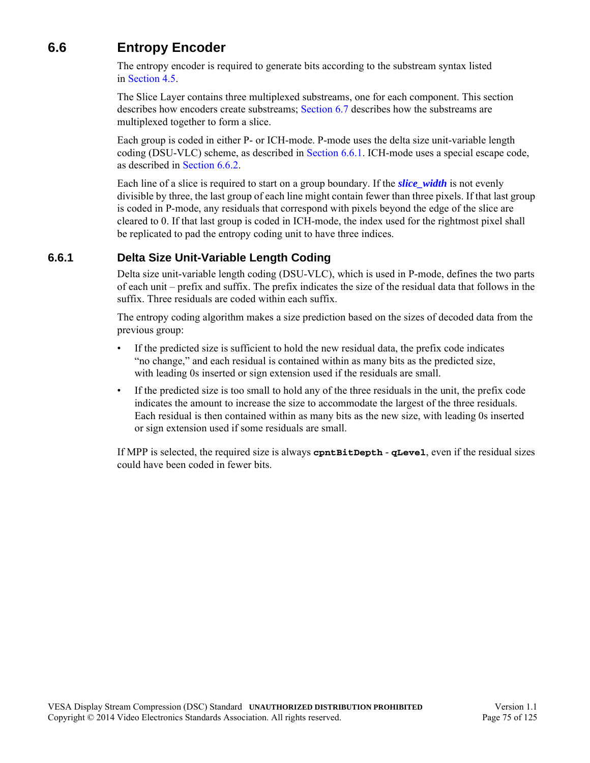## 6.6 Entropy Encoder

The entropy encoder is required to generate bits according to the substream syntax listed in Section 4.5.

The Slice Layer contains three multiplexed substreams, one for each component. This section describes how encoders create substreams; Section 6.7 describes how the substreams are multiplexed together to form a slice.

Each group is coded in either P- or ICH-mode. P-mode uses the delta size unit-variable length coding (DSU-VLC) scheme, as described in Section 6.6.1. ICH-mode uses a special escape code, as described in Section 6.6.2.

Each line of a slice is required to start on a group boundary. If the ***slice_width*** is not evenly divisible by three, the last group of each line might contain fewer than three pixels. If that last group is coded in P-mode, any residuals that correspond with pixels beyond the edge of the slice are cleared to 0. If that last group is coded in ICH-mode, the index used for the rightmost pixel shall be replicated to pad the entropy coding unit to have three indices.

### 6.6.1 Delta Size Unit-Variable Length Coding

Delta size unit-variable length coding (DSU-VLC), which is used in P-mode, defines the two parts of each unit – prefix and suffix. The prefix indicates the size of the residual data that follows in the suffix. Three residuals are coded within each suffix.

The entropy coding algorithm makes a size prediction based on the sizes of decoded data from the previous group:

- If the predicted size is sufficient to hold the new residual data, the prefix code indicates "no change," and each residual is contained within as many bits as the predicted size, with leading 0s inserted or sign extension used if the residuals are small.
- If the predicted size is too small to hold any of the three residuals in the unit, the prefix code indicates the amount to increase the size to accommodate the largest of the three residuals. Each residual is then contained within as many bits as the new size, with leading 0s inserted or sign extension used if some residuals are small.

If MPP is selected, the required size is always **`cpntBitDepth`** - **`qLevel`**, even if the residual sizes could have been coded in fewer bits.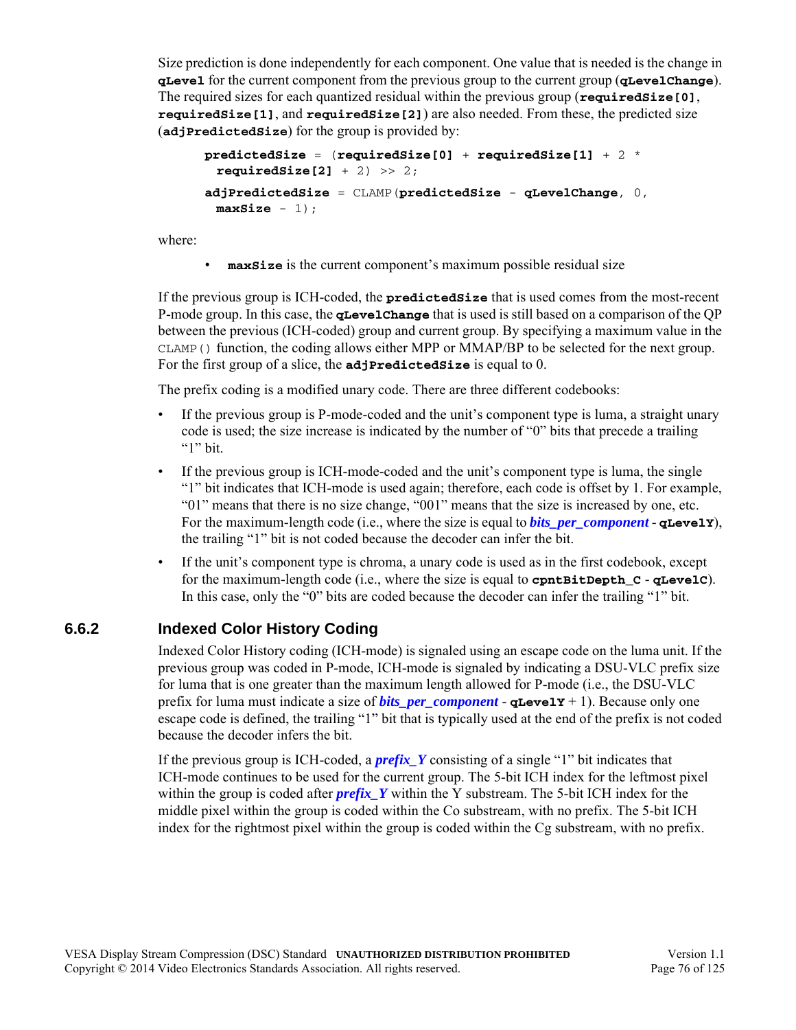Size prediction is done independently for each component. One value that is needed is the change in **qLevel** for the current component from the previous group to the current group (**qLevelChange**). The required sizes for each quantized residual within the previous group (**requiredSize[0]**, **requiredSize[1]**, and **requiredSize[2]**) are also needed. From these, the predicted size (**adjPredictedSize**) for the group is provided by:

```
predictedSize = (requiredSize[0] + requiredSize[1] + 2 *
  requiredSize[2] + 2) >> 2;
adjPredictedSize = CLAMP(predictedSize - qLevelChange, 0,
  maxSize - 1);
```

where:

- **maxSize** is the current component's maximum possible residual size

If the previous group is ICH-coded, the **predictedSize** that is used comes from the most-recent P-mode group. In this case, the **qLevelChange** that is used is still based on a comparison of the QP between the previous (ICH-coded) group and current group. By specifying a maximum value in the CLAMP() function, the coding allows either MPP or MMAP/BP to be selected for the next group. For the first group of a slice, the **adjPredictedSize** is equal to 0.

The prefix coding is a modified unary code. There are three different codebooks:

- If the previous group is P-mode-coded and the unit's component type is luma, a straight unary code is used; the size increase is indicated by the number of "0" bits that precede a trailing "1" bit.
- If the previous group is ICH-mode-coded and the unit's component type is luma, the single "1" bit indicates that ICH-mode is used again; therefore, each code is offset by 1. For example, "01" means that there is no size change, "001" means that the size is increased by one, etc. For the maximum-length code (i.e., where the size is equal to ***bits_per_component*** - **qLevelY**), the trailing "1" bit is not coded because the decoder can infer the bit.
- If the unit's component type is chroma, a unary code is used as in the first codebook, except for the maximum-length code (i.e., where the size is equal to **cpntBitDepth_C** - **qLevelC**). In this case, only the "0" bits are coded because the decoder can infer the trailing "1" bit.

### 6.6.2 Indexed Color History Coding

Indexed Color History coding (ICH-mode) is signaled using an escape code on the luma unit. If the previous group was coded in P-mode, ICH-mode is signaled by indicating a DSU-VLC prefix size for luma that is one greater than the maximum length allowed for P-mode (i.e., the DSU-VLC prefix for luma must indicate a size of ***bits_per_component*** - **qLevelY** + 1). Because only one escape code is defined, the trailing "1" bit that is typically used at the end of the prefix is not coded because the decoder infers the bit.

If the previous group is ICH-coded, a ***prefix_Y*** consisting of a single "1" bit indicates that ICH-mode continues to be used for the current group. The 5-bit ICH index for the leftmost pixel within the group is coded after ***prefix_Y*** within the Y substream. The 5-bit ICH index for the middle pixel within the group is coded within the Co substream, with no prefix. The 5-bit ICH index for the rightmost pixel within the group is coded within the Cg substream, with no prefix.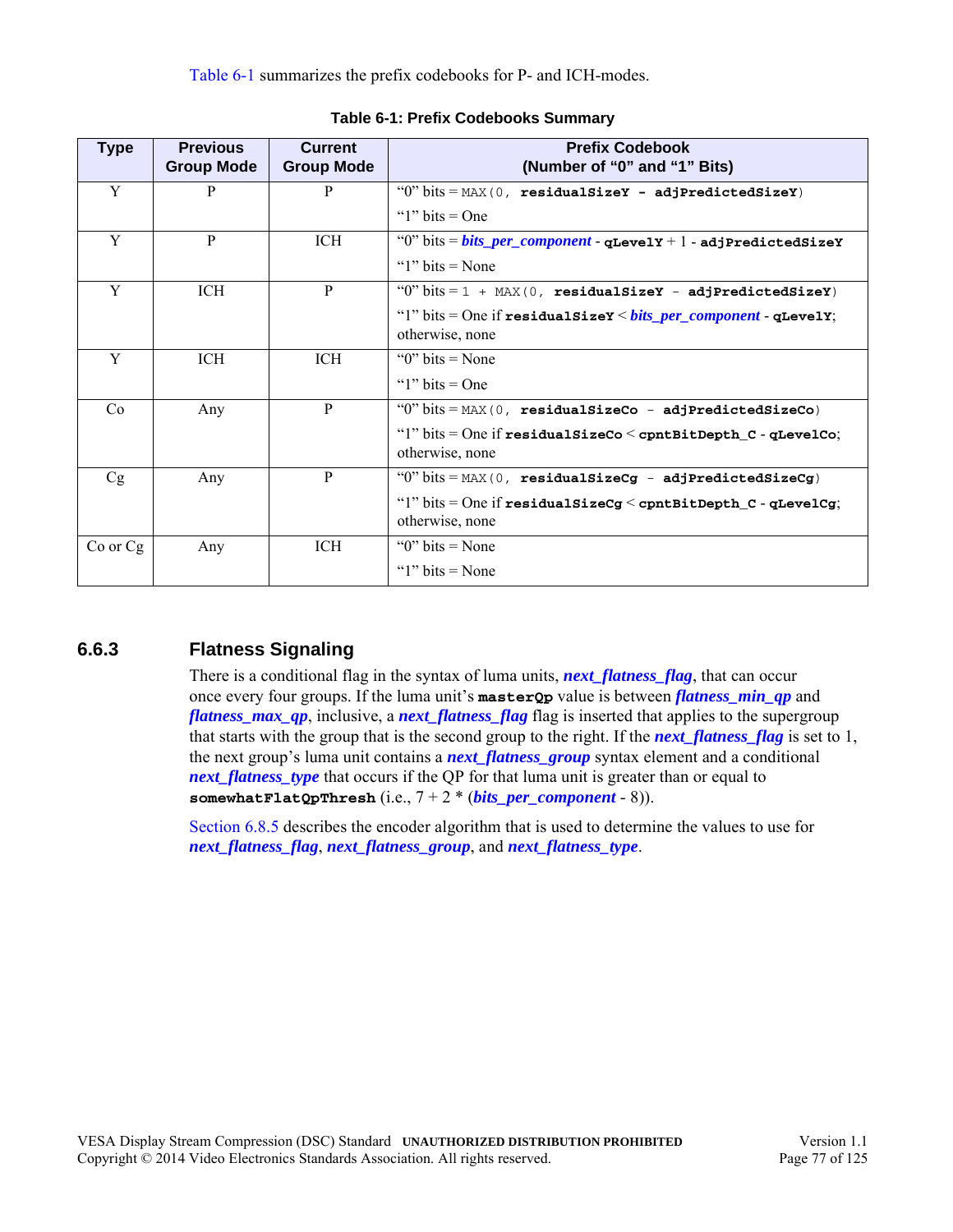Table 6-1 summarizes the prefix codebooks for P- and ICH-modes.

**Table 6-1: Prefix Codebooks Summary**

| Type | Previous Group Mode | Current Group Mode | Prefix Codebook (Number of "0" and "1" Bits) |
|---|---|---|---|
| Y | P | P | "0" bits = `MAX(0, residualSizeY - adjPredictedSizeY)`<br>"1" bits = One |
| Y | P | ICH | "0" bits = ***bits_per_component*** - `qLevelY` + 1 - `adjPredictedSizeY`<br>"1" bits = None |
| Y | ICH | P | "0" bits = `1 + MAX(0, residualSizeY - adjPredictedSizeY)`<br>"1" bits = One if `residualSizeY` < ***bits_per_component*** - `qLevelY`; otherwise, none |
| Y | ICH | ICH | "0" bits = None<br>"1" bits = One |
| Co | Any | P | "0" bits = `MAX(0, residualSizeCo - adjPredictedSizeCo)`<br>"1" bits = One if `residualSizeCo` < `cpntBitDepth_C` - `qLevelCo`; otherwise, none |
| Cg | Any | P | "0" bits = `MAX(0, residualSizeCg - adjPredictedSizeCg)`<br>"1" bits = One if `residualSizeCg` < `cpntBitDepth_C` - `qLevelCg`; otherwise, none |
| Co or Cg | Any | ICH | "0" bits = None<br>"1" bits = None |

### 6.6.3 Flatness Signaling

There is a conditional flag in the syntax of luma units, ***next_flatness_flag***, that can occur once every four groups. If the luma unit's `masterQp` value is between ***flatness_min_qp*** and ***flatness_max_qp***, inclusive, a ***next_flatness_flag*** flag is inserted that applies to the supergroup that starts with the group that is the second group to the right. If the ***next_flatness_flag*** is set to 1, the next group's luma unit contains a ***next_flatness_group*** syntax element and a conditional ***next_flatness_type*** that occurs if the QP for that luma unit is greater than or equal to `somewhatFlatQpThresh` (i.e., 7 + 2 * (***bits_per_component*** - 8)).

Section 6.8.5 describes the encoder algorithm that is used to determine the values to use for ***next_flatness_flag***, ***next_flatness_group***, and ***next_flatness_type***.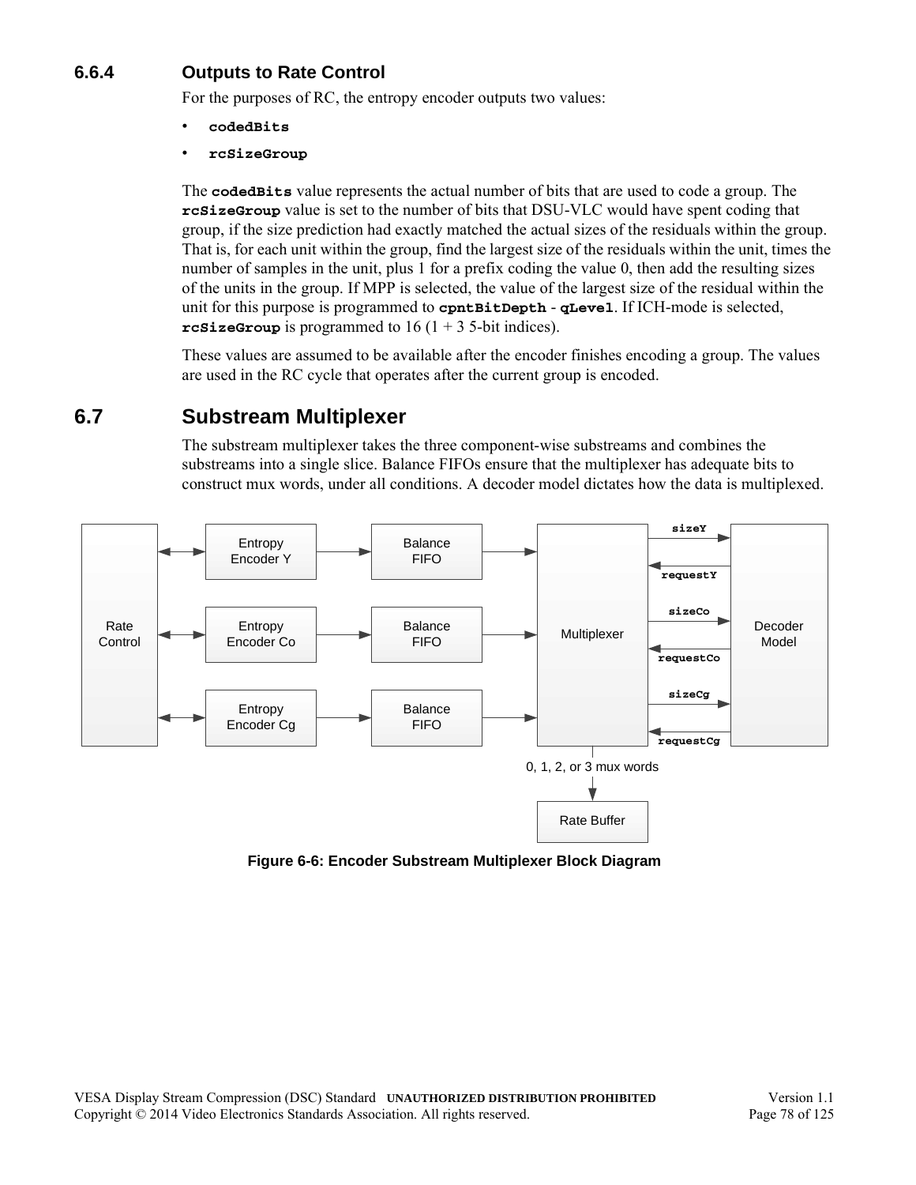### 6.6.4 Outputs to Rate Control

For the purposes of RC, the entropy encoder outputs two values:

- **`codedBits`**
- **`rcSizeGroup`**

The **`codedBits`** value represents the actual number of bits that are used to code a group. The **`rcSizeGroup`** value is set to the number of bits that DSU-VLC would have spent coding that group, if the size prediction had exactly matched the actual sizes of the residuals within the group. That is, for each unit within the group, find the largest size of the residuals within the unit, times the number of samples in the unit, plus 1 for a prefix coding the value 0, then add the resulting sizes of the units in the group. If MPP is selected, the value of the largest size of the residual within the unit for this purpose is programmed to **`cpntBitDepth`** - **`qLevel`**. If ICH-mode is selected, **`rcSizeGroup`** is programmed to 16 (1 + 3 5-bit indices).

These values are assumed to be available after the encoder finishes encoding a group. The values are used in the RC cycle that operates after the current group is encoded.

## 6.7 Substream Multiplexer

The substream multiplexer takes the three component-wise substreams and combines the substreams into a single slice. Balance FIFOs ensure that the multiplexer has adequate bits to construct mux words, under all conditions. A decoder model dictates how the data is multiplexed.

Rate Control | Entropy Encoder Y | Entropy Encoder Co | Entropy Encoder Cg | Balance FIFO | Balance FIFO | Balance FIFO | Multiplexer | sizeY | requestY | sizeCo | requestCo | sizeCg | requestCg | Decoder Model | 0, 1, 2, or 3 mux words | Rate Buffer

**Figure 6-6: Encoder Substream Multiplexer Block Diagram**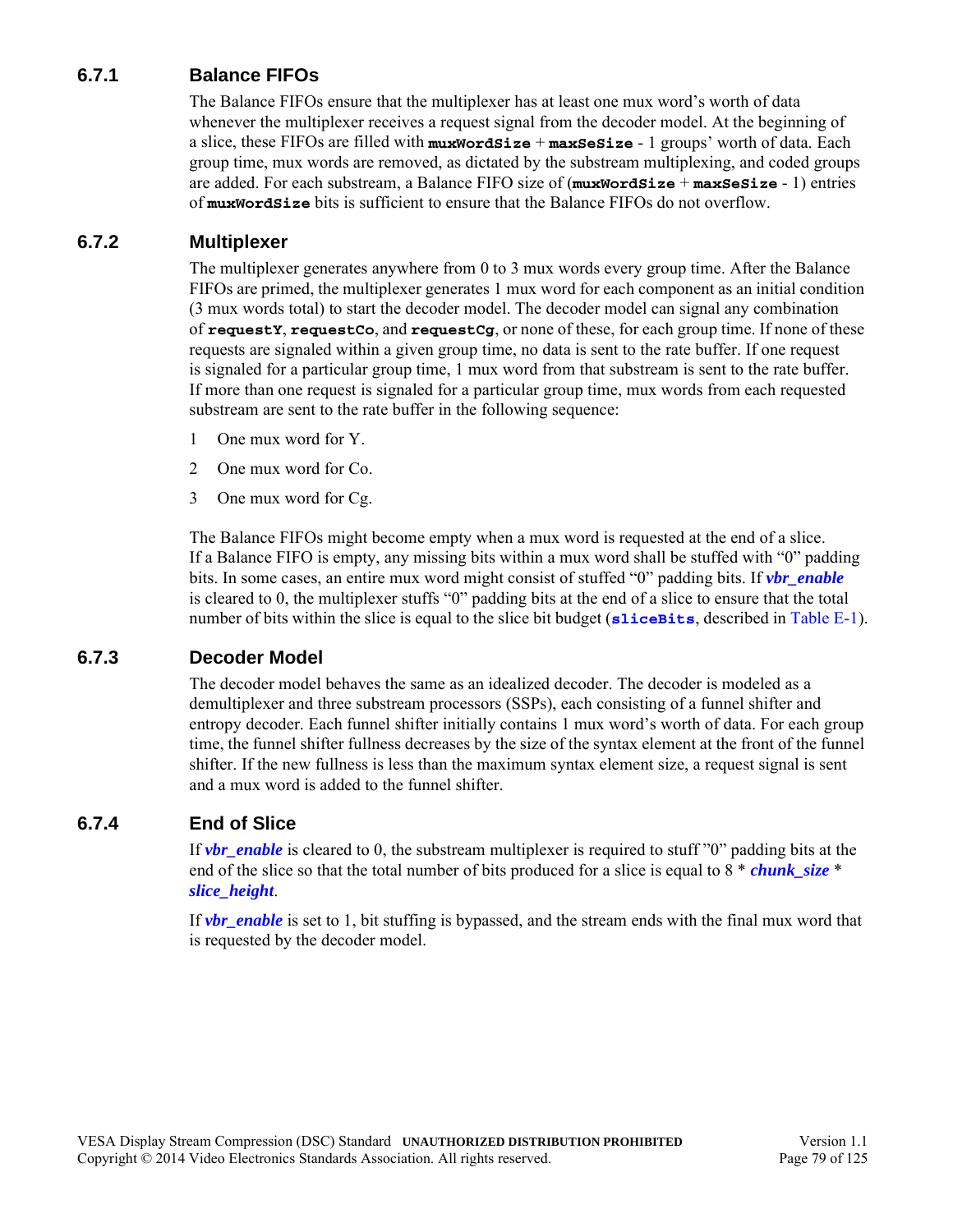### 6.7.1 Balance FIFOs

The Balance FIFOs ensure that the multiplexer has at least one mux word's worth of data whenever the multiplexer receives a request signal from the decoder model. At the beginning of a slice, these FIFOs are filled with **muxWordSize** + **maxSeSize** - 1 groups' worth of data. Each group time, mux words are removed, as dictated by the substream multiplexing, and coded groups are added. For each substream, a Balance FIFO size of (**muxWordSize** + **maxSeSize** - 1) entries of **muxWordSize** bits is sufficient to ensure that the Balance FIFOs do not overflow.

### 6.7.2 Multiplexer

The multiplexer generates anywhere from 0 to 3 mux words every group time. After the Balance FIFOs are primed, the multiplexer generates 1 mux word for each component as an initial condition (3 mux words total) to start the decoder model. The decoder model can signal any combination of **requestY**, **requestCo**, and **requestCg**, or none of these, for each group time. If none of these requests are signaled within a given group time, no data is sent to the rate buffer. If one request is signaled for a particular group time, 1 mux word from that substream is sent to the rate buffer. If more than one request is signaled for a particular group time, mux words from each requested substream are sent to the rate buffer in the following sequence:

1 One mux word for Y.

2 One mux word for Co.

3 One mux word for Cg.

The Balance FIFOs might become empty when a mux word is requested at the end of a slice. If a Balance FIFO is empty, any missing bits within a mux word shall be stuffed with "0" padding bits. In some cases, an entire mux word might consist of stuffed "0" padding bits. If ***vbr_enable*** is cleared to 0, the multiplexer stuffs "0" padding bits at the end of a slice to ensure that the total number of bits within the slice is equal to the slice bit budget (**sliceBits**, described in Table E-1).

### 6.7.3 Decoder Model

The decoder model behaves the same as an idealized decoder. The decoder is modeled as a demultiplexer and three substream processors (SSPs), each consisting of a funnel shifter and entropy decoder. Each funnel shifter initially contains 1 mux word's worth of data. For each group time, the funnel shifter fullness decreases by the size of the syntax element at the front of the funnel shifter. If the new fullness is less than the maximum syntax element size, a request signal is sent and a mux word is added to the funnel shifter.

### 6.7.4 End of Slice

If ***vbr_enable*** is cleared to 0, the substream multiplexer is required to stuff "0" padding bits at the end of the slice so that the total number of bits produced for a slice is equal to 8 * ***chunk_size*** * ***slice_height***.

If ***vbr_enable*** is set to 1, bit stuffing is bypassed, and the stream ends with the final mux word that is requested by the decoder model.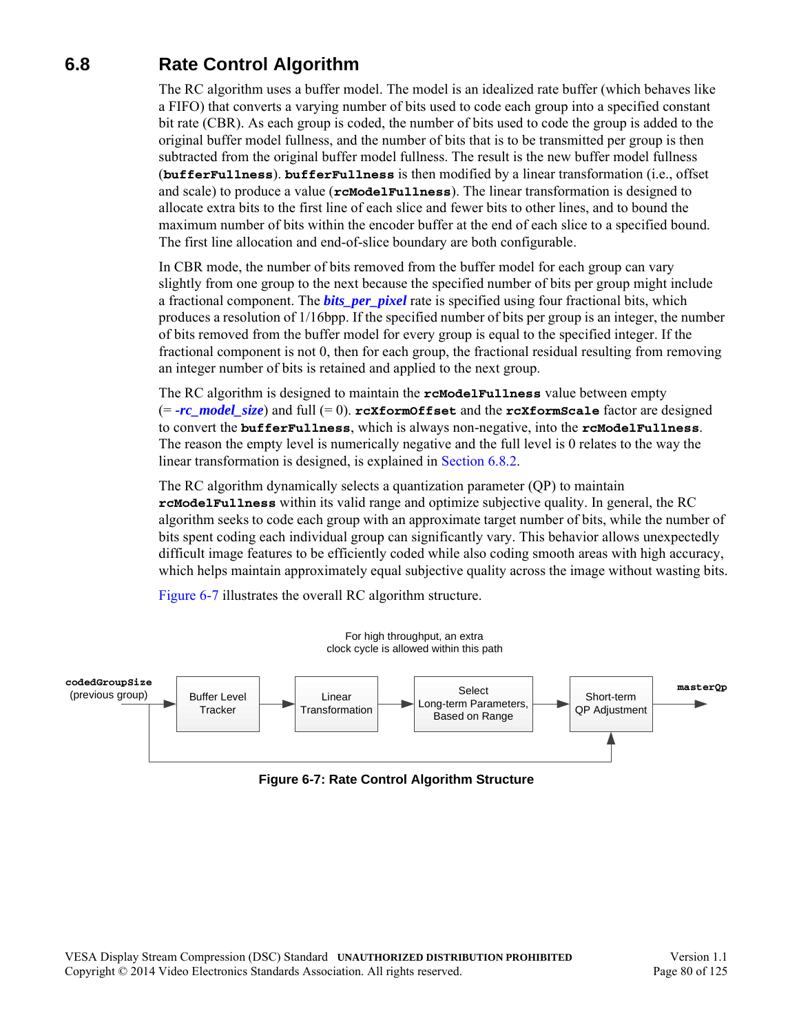## 6.8 Rate Control Algorithm

The RC algorithm uses a buffer model. The model is an idealized rate buffer (which behaves like a FIFO) that converts a varying number of bits used to code each group into a specified constant bit rate (CBR). As each group is coded, the number of bits used to code the group is added to the original buffer model fullness, and the number of bits that is to be transmitted per group is then subtracted from the original buffer model fullness. The result is the new buffer model fullness (**bufferFullness**). **bufferFullness** is then modified by a linear transformation (i.e., offset and scale) to produce a value (**rcModelFullness**). The linear transformation is designed to allocate extra bits to the first line of each slice and fewer bits to other lines, and to bound the maximum number of bits within the encoder buffer at the end of each slice to a specified bound. The first line allocation and end-of-slice boundary are both configurable.

In CBR mode, the number of bits removed from the buffer model for each group can vary slightly from one group to the next because the specified number of bits per group might include a fractional component. The ***bits_per_pixel*** rate is specified using four fractional bits, which produces a resolution of 1/16bpp. If the specified number of bits per group is an integer, the number of bits removed from the buffer model for every group is equal to the specified integer. If the fractional component is not 0, then for each group, the fractional residual resulting from removing an integer number of bits is retained and applied to the next group.

The RC algorithm is designed to maintain the **rcModelFullness** value between empty (= ***-rc_model_size***) and full (= 0). **rcXformOffset** and the **rcXformScale** factor are designed to convert the **bufferFullness**, which is always non-negative, into the **rcModelFullness**. The reason the empty level is numerically negative and the full level is 0 relates to the way the linear transformation is designed, is explained in Section 6.8.2.

The RC algorithm dynamically selects a quantization parameter (QP) to maintain **rcModelFullness** within its valid range and optimize subjective quality. In general, the RC algorithm seeks to code each group with an approximate target number of bits, while the number of bits spent coding each individual group can significantly vary. This behavior allows unexpectedly difficult image features to be efficiently coded while also coding smooth areas with high accuracy, which helps maintain approximately equal subjective quality across the image without wasting bits.

Figure 6-7 illustrates the overall RC algorithm structure.

For high throughput, an extra clock cycle is allowed within this path

**codedGroupSize** (previous group) → Buffer Level Tracker → Linear Transformation → Select Long-term Parameters, Based on Range → Short-term QP Adjustment → **masterQp**

**Figure 6-7: Rate Control Algorithm Structure**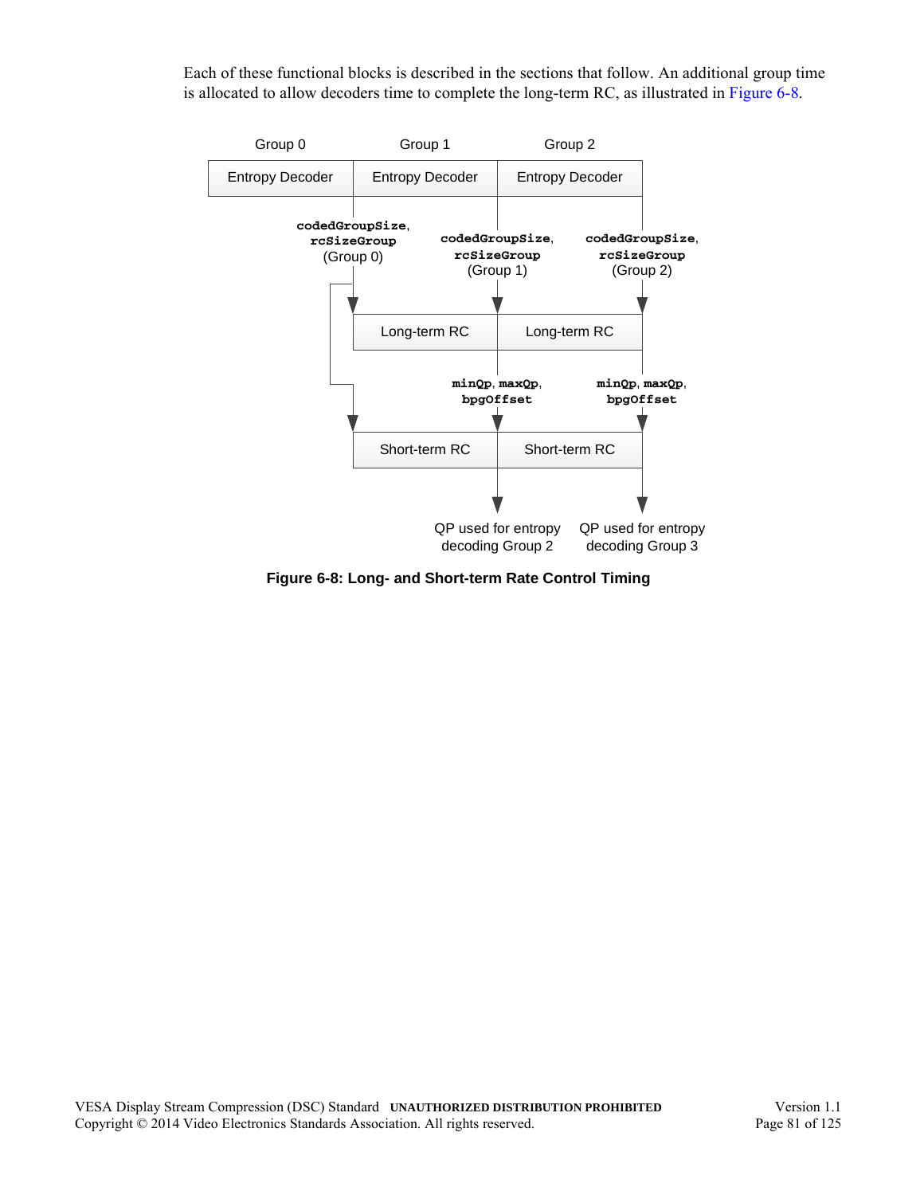Each of these functional blocks is described in the sections that follow. An additional group time is allocated to allow decoders time to complete the long-term RC, as illustrated in Figure 6-8.

Group 0 | Group 1 | Group 2

Entropy Decoder | Entropy Decoder | Entropy Decoder

**codedGroupSize**, **rcSizeGroup** (Group 0)

**codedGroupSize**, **rcSizeGroup** (Group 1)

**codedGroupSize**, **rcSizeGroup** (Group 2)

Long-term RC | Long-term RC

**minQp**, **maxQp**, **bpgOffset**

**minQp**, **maxQp**, **bpgOffset**

Short-term RC | Short-term RC

QP used for entropy decoding Group 2

QP used for entropy decoding Group 3

**Figure 6-8: Long- and Short-term Rate Control Timing**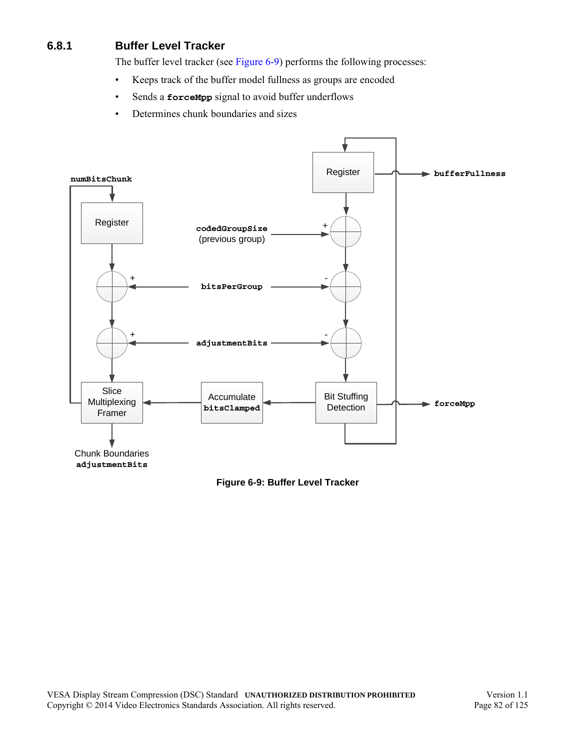### 6.8.1 Buffer Level Tracker

The buffer level tracker (see Figure 6-9) performs the following processes:

- Keeps track of the buffer model fullness as groups are encoded
- Sends a **`forceMpp`** signal to avoid buffer underflows
- Determines chunk boundaries and sizes

**Figure 6-9: Buffer Level Tracker**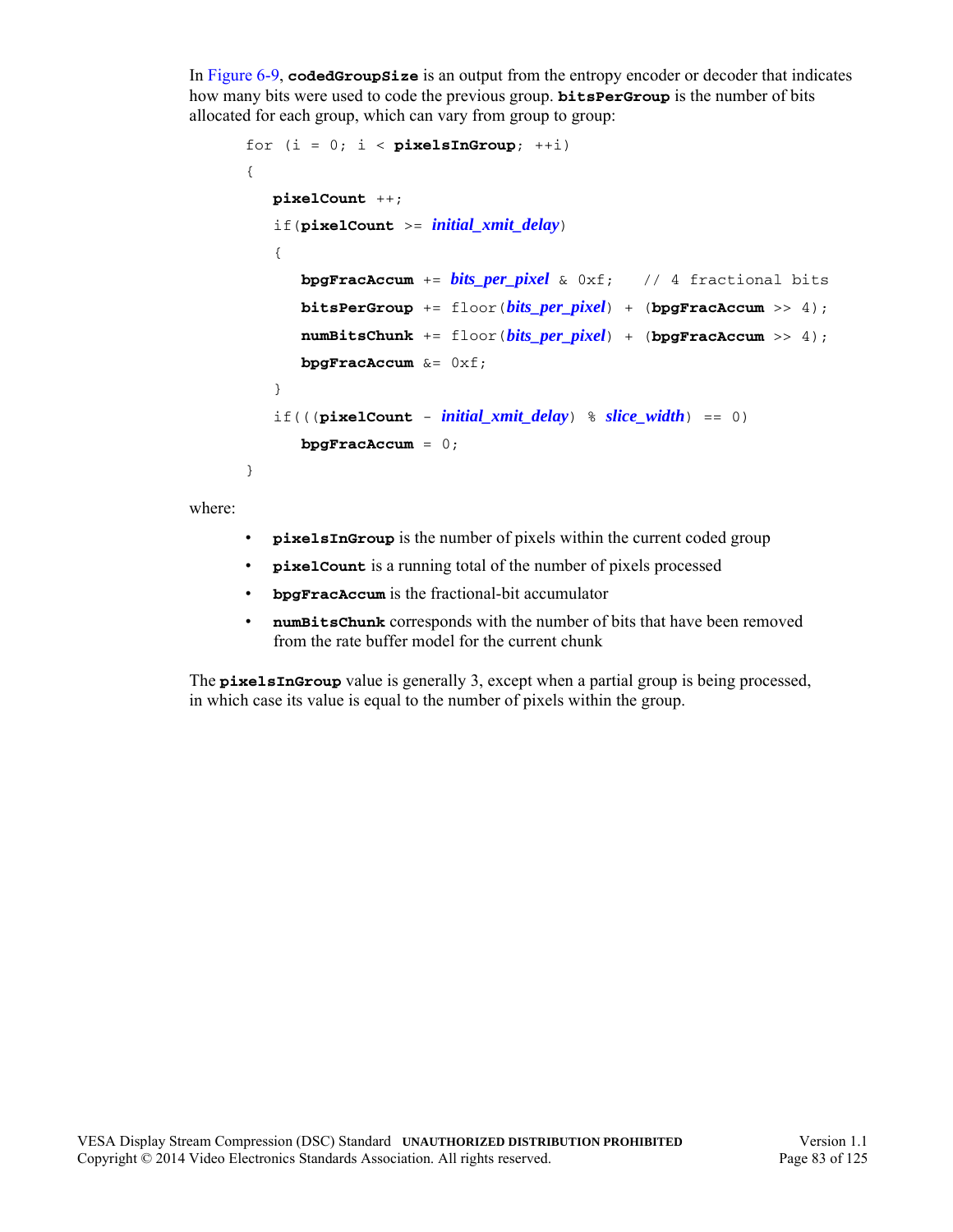In Figure 6-9, **codedGroupSize** is an output from the entropy encoder or decoder that indicates how many bits were used to code the previous group. **bitsPerGroup** is the number of bits allocated for each group, which can vary from group to group:

```
for (i = 0; i < pixelsInGroup; ++i)
{
   pixelCount ++;
   if(pixelCount >= initial_xmit_delay)
   {
      bpgFracAccum += bits_per_pixel & 0xf;   // 4 fractional bits
      bitsPerGroup += floor(bits_per_pixel) + (bpgFracAccum >> 4);
      numBitsChunk += floor(bits_per_pixel) + (bpgFracAccum >> 4);
      bpgFracAccum &= 0xf;
   }
   if(((pixelCount - initial_xmit_delay) % slice_width) == 0)
      bpgFracAccum = 0;
}
```

where:

- **pixelsInGroup** is the number of pixels within the current coded group
- **pixelCount** is a running total of the number of pixels processed
- **bpgFracAccum** is the fractional-bit accumulator
- **numBitsChunk** corresponds with the number of bits that have been removed from the rate buffer model for the current chunk

The **pixelsInGroup** value is generally 3, except when a partial group is being processed, in which case its value is equal to the number of pixels within the group.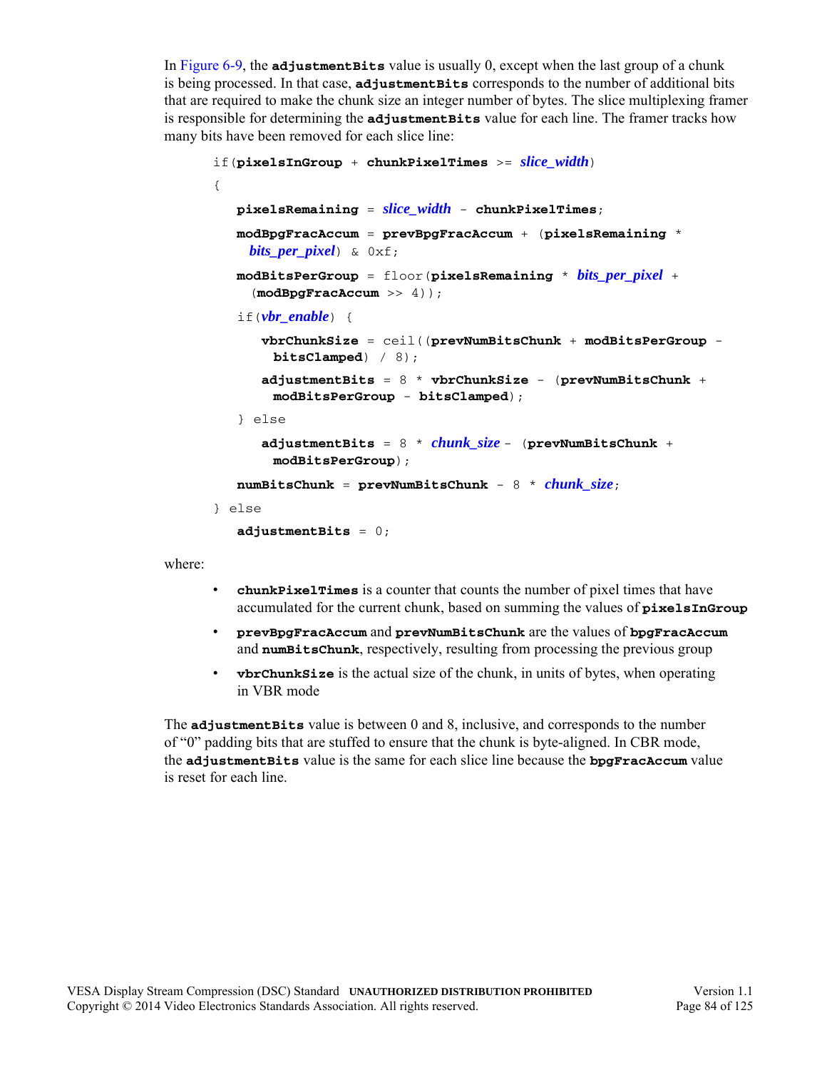In Figure 6-9, the **adjustmentBits** value is usually 0, except when the last group of a chunk is being processed. In that case, **adjustmentBits** corresponds to the number of additional bits that are required to make the chunk size an integer number of bytes. The slice multiplexing framer is responsible for determining the **adjustmentBits** value for each line. The framer tracks how many bits have been removed for each slice line:

```
if(pixelsInGroup + chunkPixelTimes >= slice_width)
{
   pixelsRemaining = slice_width - chunkPixelTimes;
   modBpgFracAccum = prevBpgFracAccum + (pixelsRemaining *
     bits_per_pixel) & 0xf;
   modBitsPerGroup = floor(pixelsRemaining * bits_per_pixel +
     (modBpgFracAccum >> 4));
   if(vbr_enable) {
      vbrChunkSize = ceil((prevNumBitsChunk + modBitsPerGroup -
        bitsClamped) / 8);
      adjustmentBits = 8 * vbrChunkSize - (prevNumBitsChunk +
        modBitsPerGroup - bitsClamped);
   } else
      adjustmentBits = 8 * chunk_size - (prevNumBitsChunk +
        modBitsPerGroup);
   numBitsChunk = prevNumBitsChunk - 8 * chunk_size;
} else
   adjustmentBits = 0;
```

where:

- **chunkPixelTimes** is a counter that counts the number of pixel times that have accumulated for the current chunk, based on summing the values of **pixelsInGroup**
- **prevBpgFracAccum** and **prevNumBitsChunk** are the values of **bpgFracAccum** and **numBitsChunk**, respectively, resulting from processing the previous group
- **vbrChunkSize** is the actual size of the chunk, in units of bytes, when operating in VBR mode

The **adjustmentBits** value is between 0 and 8, inclusive, and corresponds to the number of "0" padding bits that are stuffed to ensure that the chunk is byte-aligned. In CBR mode, the **adjustmentBits** value is the same for each slice line because the **bpgFracAccum** value is reset for each line.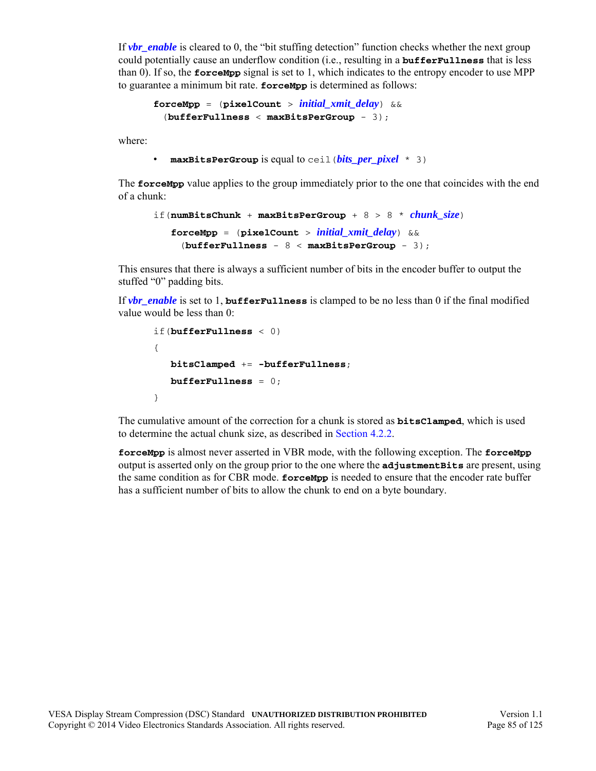If ***vbr_enable*** is cleared to 0, the "bit stuffing detection" function checks whether the next group could potentially cause an underflow condition (i.e., resulting in a **bufferFullness** that is less than 0). If so, the **forceMpp** signal is set to 1, which indicates to the entropy encoder to use MPP to guarantee a minimum bit rate. **forceMpp** is determined as follows:

```
forceMpp = (pixelCount > initial_xmit_delay) &&
  (bufferFullness < maxBitsPerGroup - 3);
```

where:

- **maxBitsPerGroup** is equal to `ceil(bits_per_pixel * 3)`

The **forceMpp** value applies to the group immediately prior to the one that coincides with the end of a chunk:

```
if(numBitsChunk + maxBitsPerGroup + 8 > 8 * chunk_size)
    forceMpp = (pixelCount > initial_xmit_delay) &&
      (bufferFullness - 8 < maxBitsPerGroup - 3);
```

This ensures that there is always a sufficient number of bits in the encoder buffer to output the stuffed "0" padding bits.

If ***vbr_enable*** is set to 1, **bufferFullness** is clamped to be no less than 0 if the final modified value would be less than 0:

```
if(bufferFullness < 0)
{
    bitsClamped += -bufferFullness;
    bufferFullness = 0;
}
```

The cumulative amount of the correction for a chunk is stored as **bitsClamped**, which is used to determine the actual chunk size, as described in Section 4.2.2.

**forceMpp** is almost never asserted in VBR mode, with the following exception. The **forceMpp** output is asserted only on the group prior to the one where the **adjustmentBits** are present, using the same condition as for CBR mode. **forceMpp** is needed to ensure that the encoder rate buffer has a sufficient number of bits to allow the chunk to end on a byte boundary.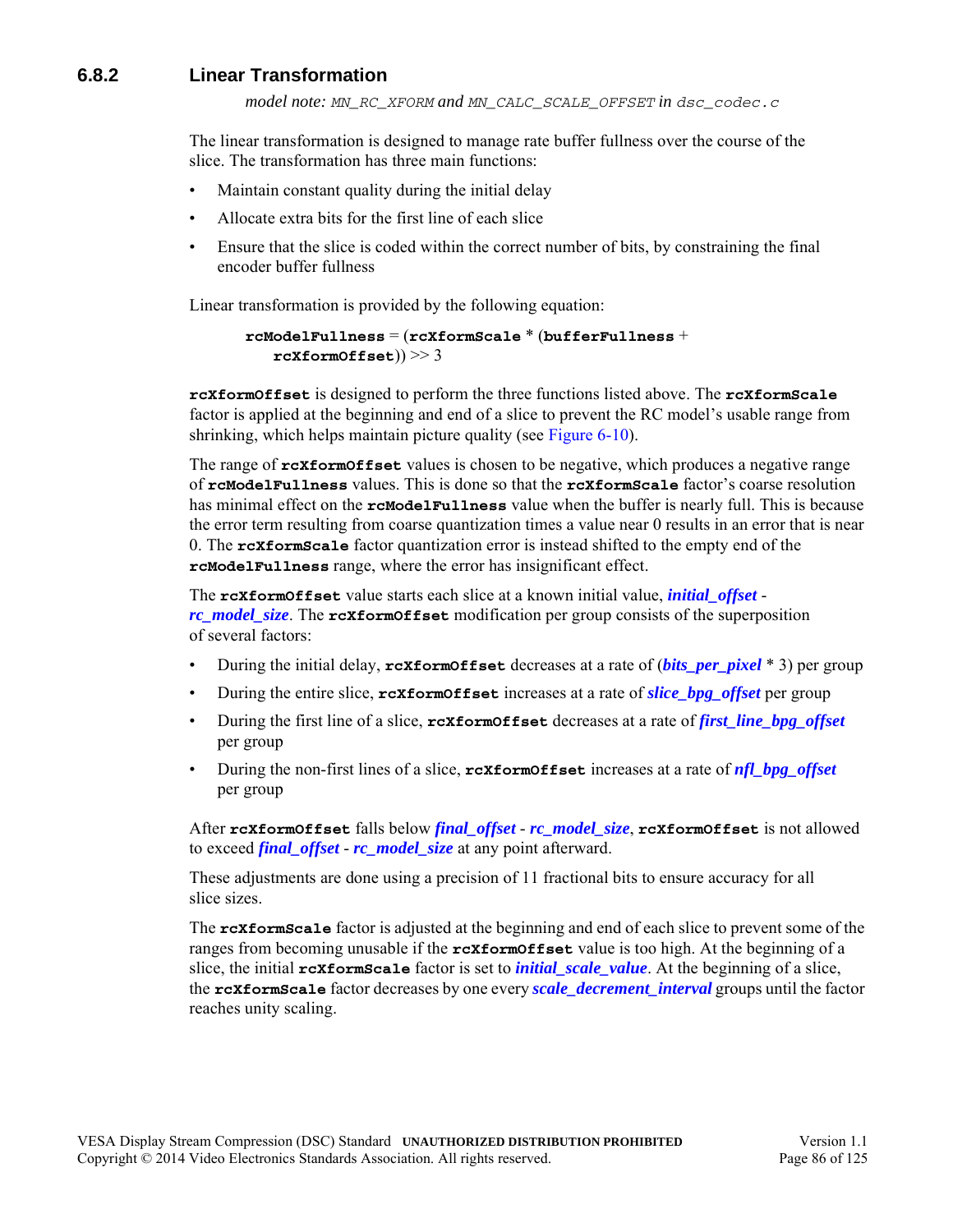### 6.8.2 Linear Transformation

*model note:* `MN_RC_XFORM` *and* `MN_CALC_SCALE_OFFSET` *in* `dsc_codec.c`

The linear transformation is designed to manage rate buffer fullness over the course of the slice. The transformation has three main functions:

- Maintain constant quality during the initial delay
- Allocate extra bits for the first line of each slice
- Ensure that the slice is coded within the correct number of bits, by constraining the final encoder buffer fullness

Linear transformation is provided by the following equation:

> **rcModelFullness** = (**rcXformScale** * (**bufferFullness** + **rcXformOffset**)) >> 3

**rcXformOffset** is designed to perform the three functions listed above. The **rcXformScale** factor is applied at the beginning and end of a slice to prevent the RC model's usable range from shrinking, which helps maintain picture quality (see Figure 6-10).

The range of **rcXformOffset** values is chosen to be negative, which produces a negative range of **rcModelFullness** values. This is done so that the **rcXformScale** factor's coarse resolution has minimal effect on the **rcModelFullness** value when the buffer is nearly full. This is because the error term resulting from coarse quantization times a value near 0 results in an error that is near 0. The **rcXformScale** factor quantization error is instead shifted to the empty end of the **rcModelFullness** range, where the error has insignificant effect.

The **rcXformOffset** value starts each slice at a known initial value, ***initial_offset*** - ***rc_model_size***. The **rcXformOffset** modification per group consists of the superposition of several factors:

- During the initial delay, **rcXformOffset** decreases at a rate of (***bits_per_pixel*** * 3) per group
- During the entire slice, **rcXformOffset** increases at a rate of ***slice_bpg_offset*** per group
- During the first line of a slice, **rcXformOffset** decreases at a rate of ***first_line_bpg_offset*** per group
- During the non-first lines of a slice, **rcXformOffset** increases at a rate of ***nfl_bpg_offset*** per group

After **rcXformOffset** falls below ***final_offset*** - ***rc_model_size***, **rcXformOffset** is not allowed to exceed ***final_offset*** - ***rc_model_size*** at any point afterward.

These adjustments are done using a precision of 11 fractional bits to ensure accuracy for all slice sizes.

The **rcXformScale** factor is adjusted at the beginning and end of each slice to prevent some of the ranges from becoming unusable if the **rcXformOffset** value is too high. At the beginning of a slice, the initial **rcXformScale** factor is set to ***initial_scale_value***. At the beginning of a slice, the **rcXformScale** factor decreases by one every ***scale_decrement_interval*** groups until the factor reaches unity scaling.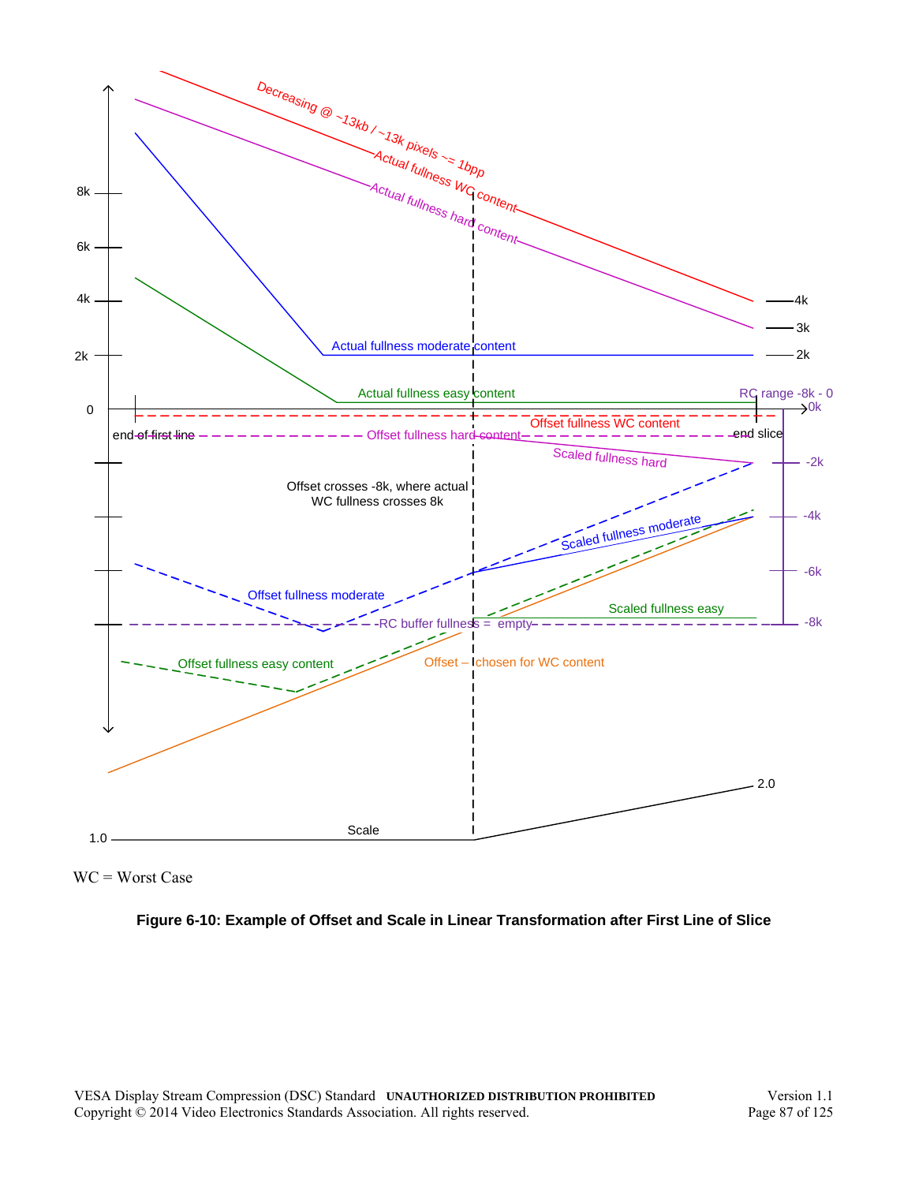WC = Worst Case

**Figure 6-10: Example of Offset and Scale in Linear Transformation after First Line of Slice**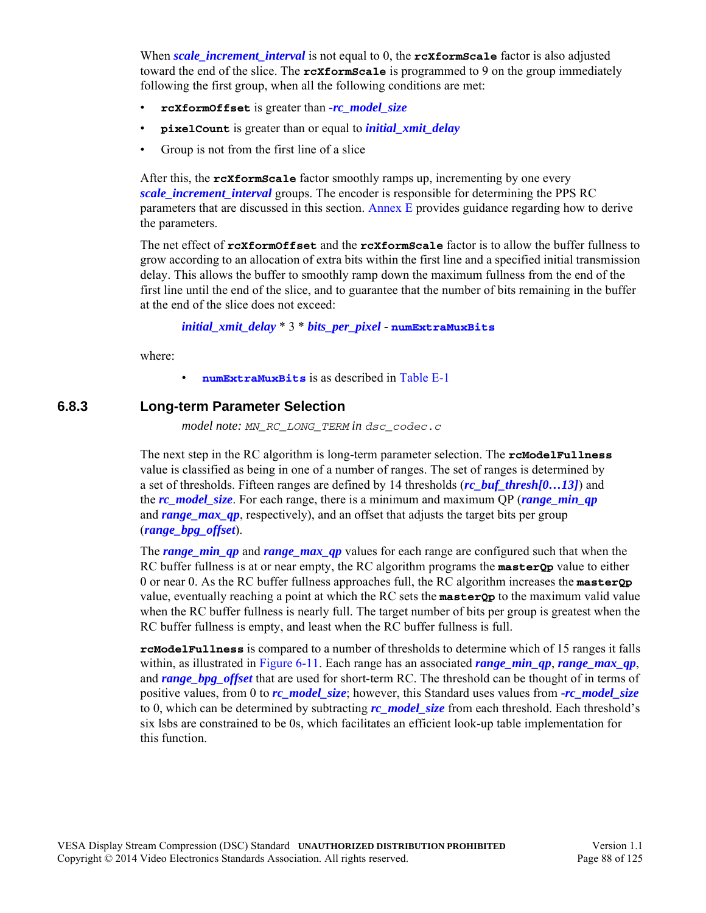When ***scale_increment_interval*** is not equal to 0, the **rcXformScale** factor is also adjusted toward the end of the slice. The **rcXformScale** is programmed to 9 on the group immediately following the first group, when all the following conditions are met:

- **rcXformOffset** is greater than ***-rc_model_size***
- **pixelCount** is greater than or equal to ***initial_xmit_delay***
- Group is not from the first line of a slice

After this, the **rcXformScale** factor smoothly ramps up, incrementing by one every ***scale_increment_interval*** groups. The encoder is responsible for determining the PPS RC parameters that are discussed in this section. Annex E provides guidance regarding how to derive the parameters.

The net effect of **rcXformOffset** and the **rcXformScale** factor is to allow the buffer fullness to grow according to an allocation of extra bits within the first line and a specified initial transmission delay. This allows the buffer to smoothly ramp down the maximum fullness from the end of the first line until the end of the slice, and to guarantee that the number of bits remaining in the buffer at the end of the slice does not exceed:

> ***initial_xmit_delay*** * 3 * ***bits_per_pixel*** - **numExtraMuxBits**

where:

- **numExtraMuxBits** is as described in Table E-1

### 6.8.3 Long-term Parameter Selection

*model note:* *MN_RC_LONG_TERM* *in* *dsc_codec.c*

The next step in the RC algorithm is long-term parameter selection. The **rcModelFullness** value is classified as being in one of a number of ranges. The set of ranges is determined by a set of thresholds. Fifteen ranges are defined by 14 thresholds (***rc_buf_thresh[0…13]***) and the ***rc_model_size***. For each range, there is a minimum and maximum QP (***range_min_qp*** and ***range_max_qp***, respectively), and an offset that adjusts the target bits per group (***range_bpg_offset***).

The ***range_min_qp*** and ***range_max_qp*** values for each range are configured such that when the RC buffer fullness is at or near empty, the RC algorithm programs the **masterQp** value to either 0 or near 0. As the RC buffer fullness approaches full, the RC algorithm increases the **masterQp** value, eventually reaching a point at which the RC sets the **masterQp** to the maximum valid value when the RC buffer fullness is nearly full. The target number of bits per group is greatest when the RC buffer fullness is empty, and least when the RC buffer fullness is full.

**rcModelFullness** is compared to a number of thresholds to determine which of 15 ranges it falls within, as illustrated in Figure 6-11. Each range has an associated ***range_min_qp***, ***range_max_qp***, and ***range_bpg_offset*** that are used for short-term RC. The threshold can be thought of in terms of positive values, from 0 to ***rc_model_size***; however, this Standard uses values from ***-rc_model_size*** to 0, which can be determined by subtracting ***rc_model_size*** from each threshold. Each threshold's six lsbs are constrained to be 0s, which facilitates an efficient look-up table implementation for this function.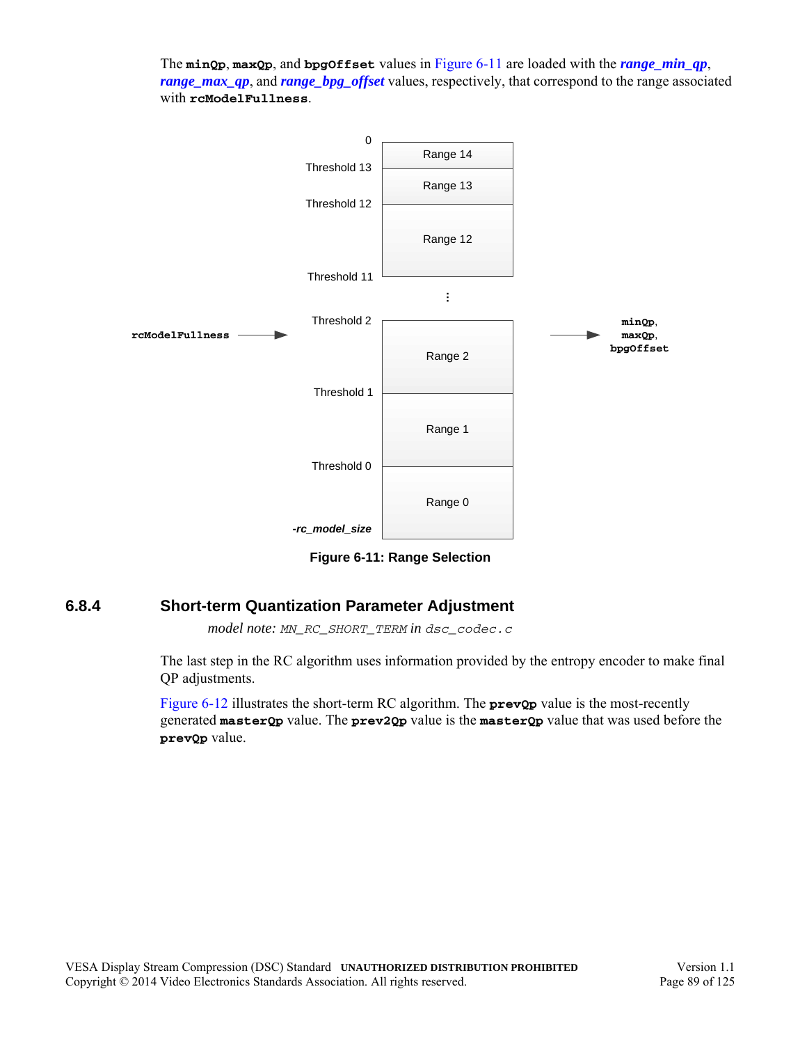The **minQp**, **maxQp**, and **bpgOffset** values in Figure 6-11 are loaded with the ***range_min_qp***, ***range_max_qp***, and ***range_bpg_offset*** values, respectively, that correspond to the range associated with **rcModelFullness**.

| | |
|---|---|
| 0 | |
| | Range 14 |
| Threshold 13 | |
| | Range 13 |
| Threshold 12 | |
| | Range 12 |
| Threshold 11 | |
| | ⋮ |
| Threshold 2 | |
| | Range 2 |
| Threshold 1 | |
| | Range 1 |
| Threshold 0 | |
| | Range 0 |
| *-rc_model_size* | |

**rcModelFullness** → Range Selection → **minQp**, **maxQp**, **bpgOffset**

**Figure 6-11: Range Selection**

### 6.8.4 Short-term Quantization Parameter Adjustment

*model note: MN_RC_SHORT_TERM in dsc_codec.c*

The last step in the RC algorithm uses information provided by the entropy encoder to make final QP adjustments.

Figure 6-12 illustrates the short-term RC algorithm. The **prevQp** value is the most-recently generated **masterQp** value. The **prev2Qp** value is the **masterQp** value that was used before the **prevQp** value.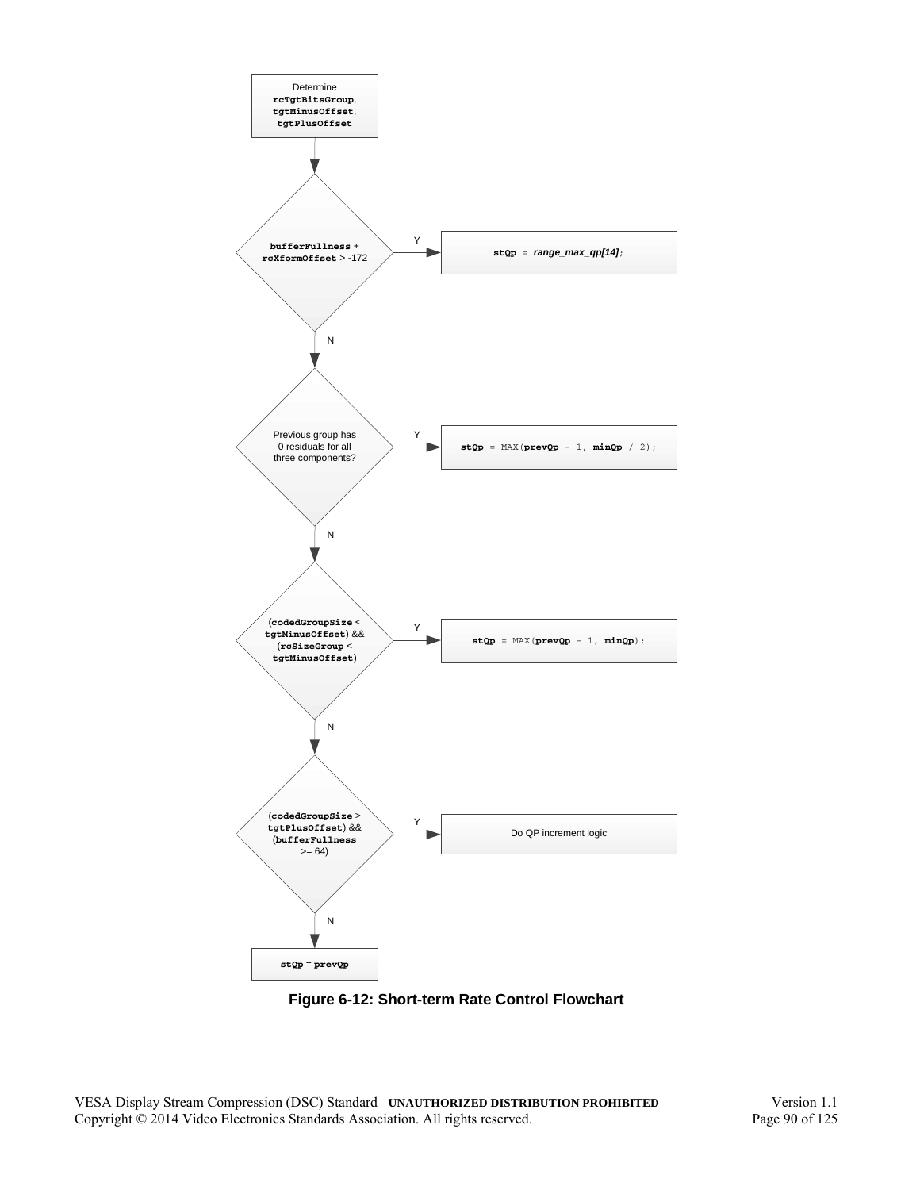Determine **rcTgtBitsGroup**, **tgtMinusOffset**, **tgtPlusOffset**

**bufferFullness** + **rcXformOffset** > -172 — Y → **stQp** = *range_max_qp[14]*;

N ↓

Previous group has 0 residuals for all three components? — Y → **stQp** = MAX(**prevQp** - 1, **minQp** / 2);

N ↓

(**codedGroupSize** < **tgtMinusOffset**) && (**rcSizeGroup** < **tgtMinusOffset**) — Y → **stQp** = MAX(**prevQp** - 1, **minQp**);

N ↓

(**codedGroupSize** > **tgtPlusOffset**) && (**bufferFullness** >= 64) — Y → Do QP increment logic

N ↓

**stQp** = **prevQp**

**Figure 6-12: Short-term Rate Control Flowchart**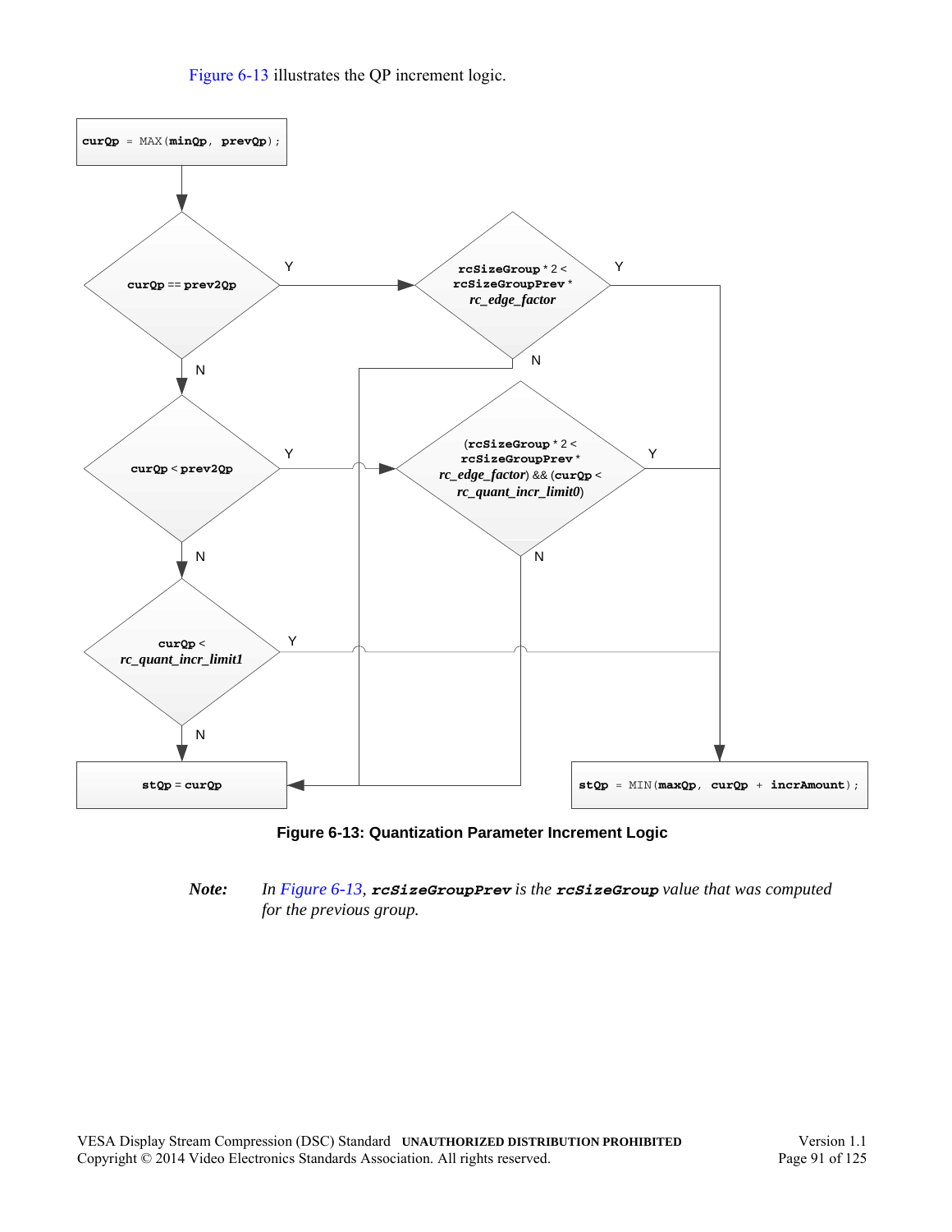Figure 6-13 illustrates the QP increment logic.

```
curQp = MAX(minQp, prevQp);

curQp == prev2Qp
  Y -> rcSizeGroup * 2 < rcSizeGroupPrev * rc_edge_factor
         Y -> stQp = MIN(maxQp, curQp + incrAmount);
         N -> stQp = curQp
  N -> curQp < prev2Qp
         Y -> (rcSizeGroup * 2 < rcSizeGroupPrev * rc_edge_factor) && (curQp < rc_quant_incr_limit0)
                Y -> stQp = MIN(maxQp, curQp + incrAmount);
                N -> stQp = curQp
         N -> curQp < rc_quant_incr_limit1
                Y -> stQp = MIN(maxQp, curQp + incrAmount);
                N -> stQp = curQp
```

**Figure 6-13: Quantization Parameter Increment Logic**

***Note:*** *In Figure 6-13,* ***rcSizeGroupPrev*** *is the* ***rcSizeGroup*** *value that was computed for the previous group.*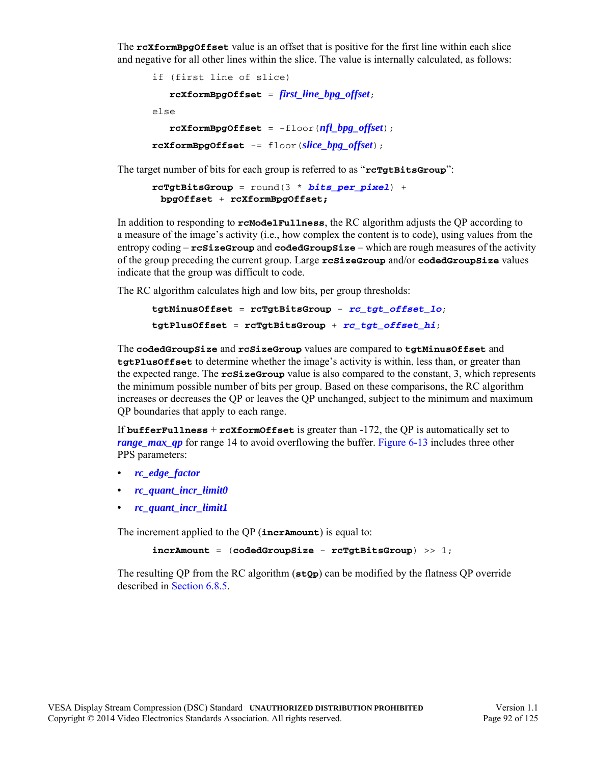The **rcXformBpgOffset** value is an offset that is positive for the first line within each slice and negative for all other lines within the slice. The value is internally calculated, as follows:

```
if (first line of slice)
    rcXformBpgOffset = first_line_bpg_offset;
else
    rcXformBpgOffset = -floor(nfl_bpg_offset);
rcXformBpgOffset -= floor(slice_bpg_offset);
```

The target number of bits for each group is referred to as "**rcTgtBitsGroup**":

```
rcTgtBitsGroup = round(3 * bits_per_pixel) +
  bpgOffset + rcXformBpgOffset;
```

In addition to responding to **rcModelFullness**, the RC algorithm adjusts the QP according to a measure of the image's activity (i.e., how complex the content is to code), using values from the entropy coding – **rcSizeGroup** and **codedGroupSize** – which are rough measures of the activity of the group preceding the current group. Large **rcSizeGroup** and/or **codedGroupSize** values indicate that the group was difficult to code.

The RC algorithm calculates high and low bits, per group thresholds:

```
tgtMinusOffset = rcTgtBitsGroup - rc_tgt_offset_lo;
tgtPlusOffset = rcTgtBitsGroup + rc_tgt_offset_hi;
```

The **codedGroupSize** and **rcSizeGroup** values are compared to **tgtMinusOffset** and **tgtPlusOffset** to determine whether the image's activity is within, less than, or greater than the expected range. The **rcSizeGroup** value is also compared to the constant, 3, which represents the minimum possible number of bits per group. Based on these comparisons, the RC algorithm increases or decreases the QP or leaves the QP unchanged, subject to the minimum and maximum QP boundaries that apply to each range.

If **bufferFullness** + **rcXformOffset** is greater than -172, the QP is automatically set to ***range_max_qp*** for range 14 to avoid overflowing the buffer. Figure 6-13 includes three other PPS parameters:

- ***rc_edge_factor***
- ***rc_quant_incr_limit0***
- ***rc_quant_incr_limit1***

The increment applied to the QP (**incrAmount**) is equal to:

```
incrAmount = (codedGroupSize - rcTgtBitsGroup) >> 1;
```

The resulting QP from the RC algorithm (**stQp**) can be modified by the flatness QP override described in Section 6.8.5.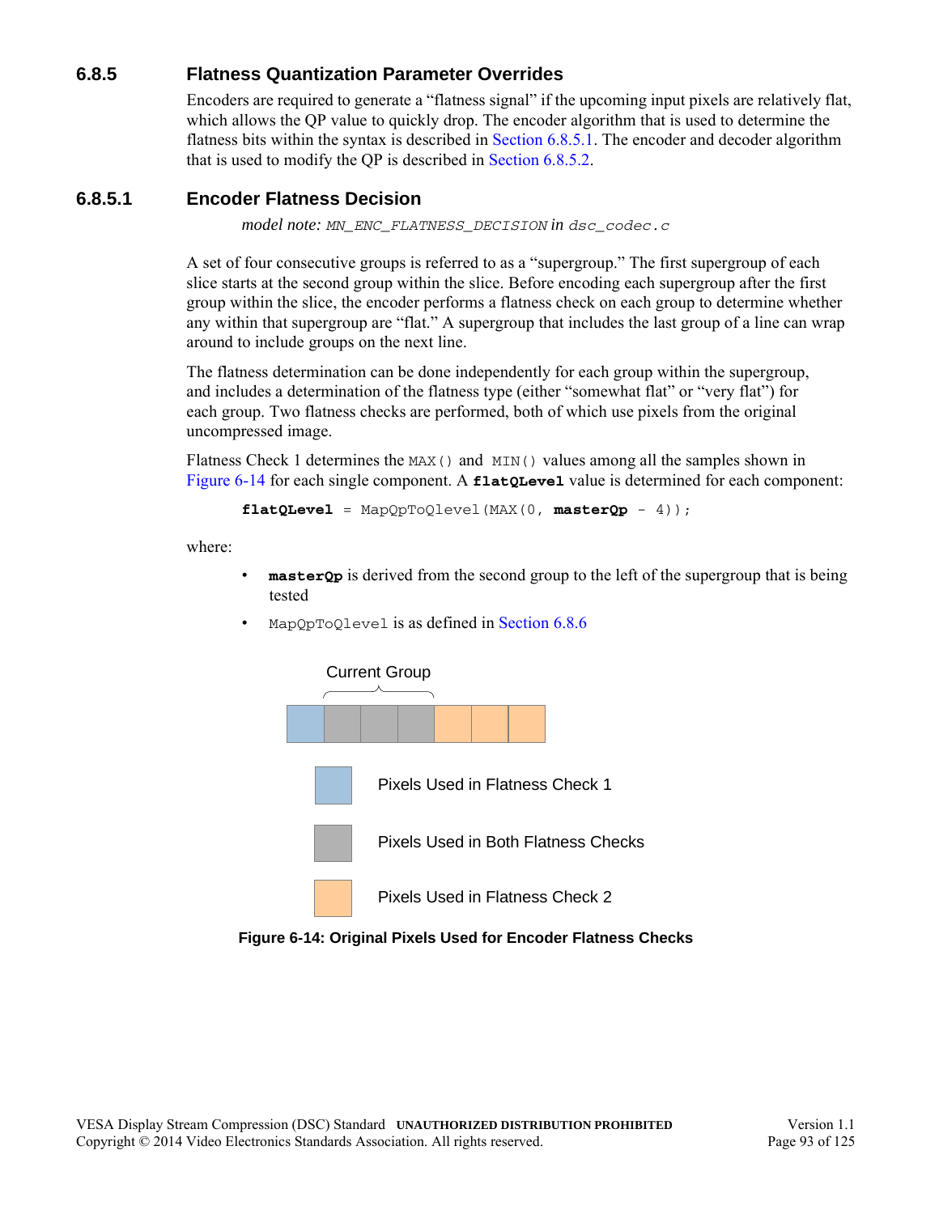### 6.8.5 Flatness Quantization Parameter Overrides

Encoders are required to generate a “flatness signal” if the upcoming input pixels are relatively flat, which allows the QP value to quickly drop. The encoder algorithm that is used to determine the flatness bits within the syntax is described in Section 6.8.5.1. The encoder and decoder algorithm that is used to modify the QP is described in Section 6.8.5.2.

#### 6.8.5.1 Encoder Flatness Decision

*model note:* `MN_ENC_FLATNESS_DECISION` in `dsc_codec.c`

A set of four consecutive groups is referred to as a “supergroup.” The first supergroup of each slice starts at the second group within the slice. Before encoding each supergroup after the first group within the slice, the encoder performs a flatness check on each group to determine whether any within that supergroup are “flat.” A supergroup that includes the last group of a line can wrap around to include groups on the next line.

The flatness determination can be done independently for each group within the supergroup, and includes a determination of the flatness type (either “somewhat flat” or “very flat”) for each group. Two flatness checks are performed, both of which use pixels from the original uncompressed image.

Flatness Check 1 determines the `MAX()` and `MIN()` values among all the samples shown in Figure 6-14 for each single component. A **flatQLevel** value is determined for each component:

```
flatQLevel = MapQpToQlevel(MAX(0, masterQp - 4));
```

where:

- **masterQp** is derived from the second group to the left of the supergroup that is being tested
- `MapQpToQlevel` is as defined in Section 6.8.6

Current Group

| | | | | | | |
|---|---|---|---|---|---|---|
| Check 1 | Both | Both | Both | Check 2 | Check 2 | Check 2 |

- Pixels Used in Flatness Check 1
- Pixels Used in Both Flatness Checks
- Pixels Used in Flatness Check 2

**Figure 6-14: Original Pixels Used for Encoder Flatness Checks**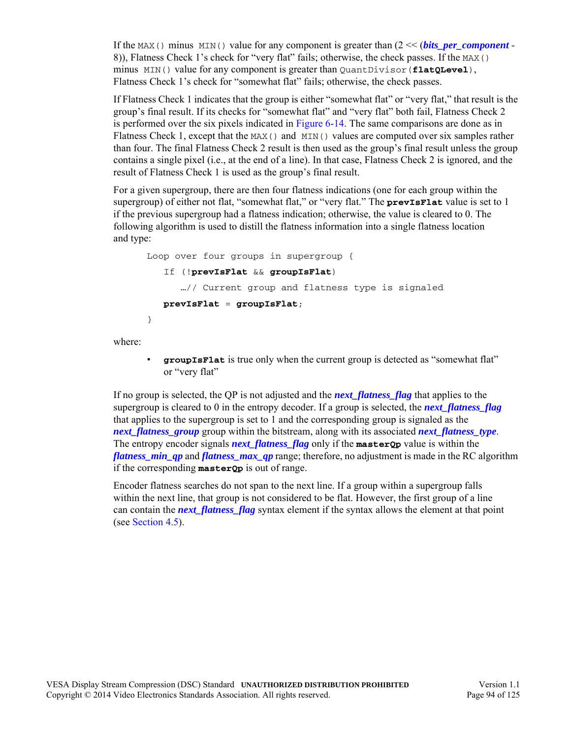If the `MAX()` minus `MIN()` value for any component is greater than (2 << (***bits_per_component*** - 8)), Flatness Check 1's check for "very flat" fails; otherwise, the check passes. If the `MAX()` minus `MIN()` value for any component is greater than `QuantDivisor(`**`flatQLevel`**`)`, Flatness Check 1's check for "somewhat flat" fails; otherwise, the check passes.

If Flatness Check 1 indicates that the group is either "somewhat flat" or "very flat," that result is the group's final result. If its checks for "somewhat flat" and "very flat" both fail, Flatness Check 2 is performed over the six pixels indicated in Figure 6-14. The same comparisons are done as in Flatness Check 1, except that the `MAX()` and `MIN()` values are computed over six samples rather than four. The final Flatness Check 2 result is then used as the group's final result unless the group contains a single pixel (i.e., at the end of a line). In that case, Flatness Check 2 is ignored, and the result of Flatness Check 1 is used as the group's final result.

For a given supergroup, there are then four flatness indications (one for each group within the supergroup) of either not flat, "somewhat flat," or "very flat." The **`prevIsFlat`** value is set to 1 if the previous supergroup had a flatness indication; otherwise, the value is cleared to 0. The following algorithm is used to distill the flatness information into a single flatness location and type:

```
Loop over four groups in supergroup {
   If (!prevIsFlat && groupIsFlat)
      …// Current group and flatness type is signaled
   prevIsFlat = groupIsFlat;
}
```

where:

- **`groupIsFlat`** is true only when the current group is detected as "somewhat flat" or "very flat"

If no group is selected, the QP is not adjusted and the ***next_flatness_flag*** that applies to the supergroup is cleared to 0 in the entropy decoder. If a group is selected, the ***next_flatness_flag*** that applies to the supergroup is set to 1 and the corresponding group is signaled as the ***next_flatness_group*** group within the bitstream, along with its associated ***next_flatness_type***. The entropy encoder signals ***next_flatness_flag*** only if the **`masterQp`** value is within the ***flatness_min_qp*** and ***flatness_max_qp*** range; therefore, no adjustment is made in the RC algorithm if the corresponding **`masterQp`** is out of range.

Encoder flatness searches do not span to the next line. If a group within a supergroup falls within the next line, that group is not considered to be flat. However, the first group of a line can contain the ***next_flatness_flag*** syntax element if the syntax allows the element at that point (see Section 4.5).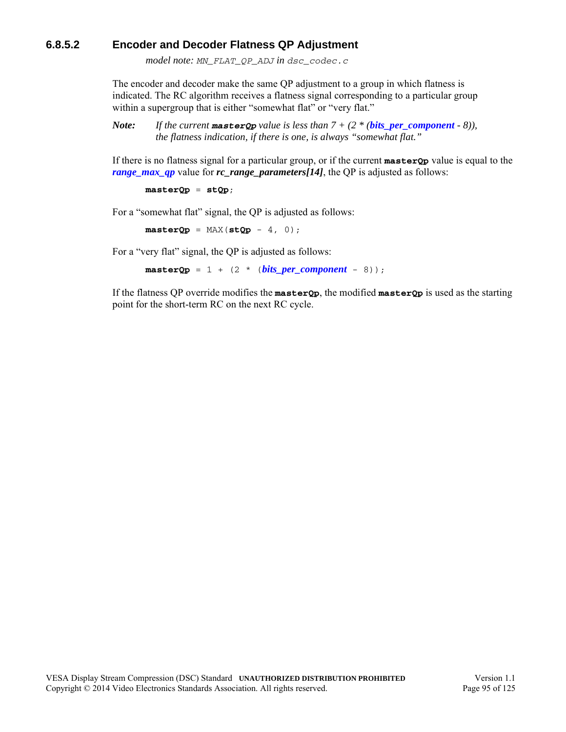#### 6.8.5.2 Encoder and Decoder Flatness QP Adjustment

*model note:* `MN_FLAT_QP_ADJ` *in* `dsc_codec.c`

The encoder and decoder make the same QP adjustment to a group in which flatness is indicated. The RC algorithm receives a flatness signal corresponding to a particular group within a supergroup that is either "somewhat flat" or "very flat."

***Note:*** *If the current* **`masterQp`** *value is less than 7 + (2 * (**bits_per_component** - 8)), the flatness indication, if there is one, is always "somewhat flat."*

If there is no flatness signal for a particular group, or if the current **`masterQp`** value is equal to the ***range_max_qp*** value for ***rc_range_parameters[14]***, the QP is adjusted as follows:

```
masterQp = stQp;
```

For a "somewhat flat" signal, the QP is adjusted as follows:

```
masterQp = MAX(stQp - 4, 0);
```

For a "very flat" signal, the QP is adjusted as follows:

```
masterQp = 1 + (2 * (bits_per_component - 8));
```

If the flatness QP override modifies the **`masterQp`**, the modified **`masterQp`** is used as the starting point for the short-term RC on the next RC cycle.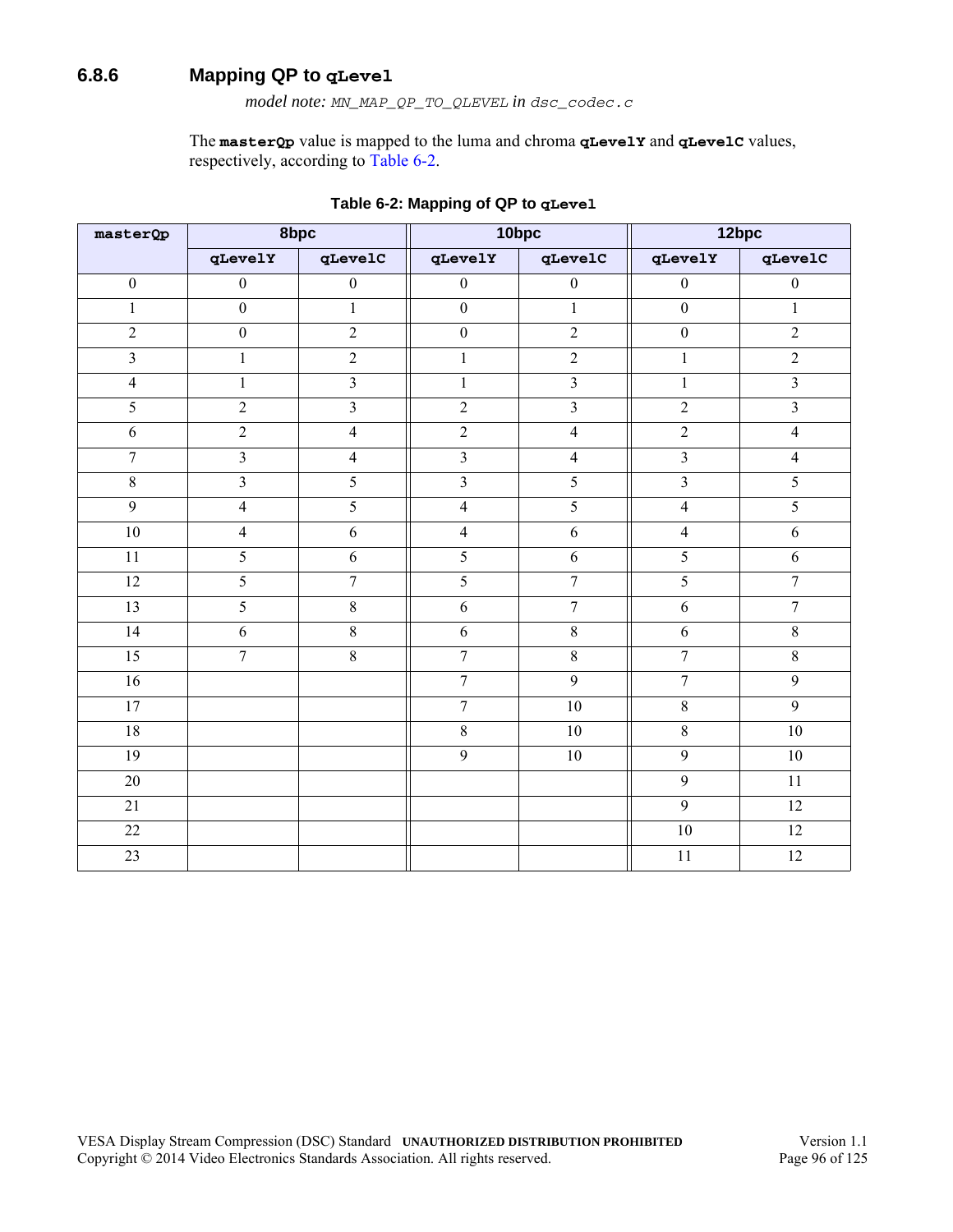### 6.8.6 Mapping QP to `qLevel`

*model note:* `MN_MAP_QP_TO_QLEVEL` *in* `dsc_codec.c`

The **`masterQp`** value is mapped to the luma and chroma **`qLevelY`** and **`qLevelC`** values, respectively, according to Table 6-2.

**Table 6-2: Mapping of QP to `qLevel`**

| `masterQp` | 8bpc | | 10bpc | | 12bpc | |
|---|---|---|---|---|---|---|
| | `qLevelY` | `qLevelC` | `qLevelY` | `qLevelC` | `qLevelY` | `qLevelC` |
| 0 | 0 | 0 | 0 | 0 | 0 | 0 |
| 1 | 0 | 1 | 0 | 1 | 0 | 1 |
| 2 | 0 | 2 | 0 | 2 | 0 | 2 |
| 3 | 1 | 2 | 1 | 2 | 1 | 2 |
| 4 | 1 | 3 | 1 | 3 | 1 | 3 |
| 5 | 2 | 3 | 2 | 3 | 2 | 3 |
| 6 | 2 | 4 | 2 | 4 | 2 | 4 |
| 7 | 3 | 4 | 3 | 4 | 3 | 4 |
| 8 | 3 | 5 | 3 | 5 | 3 | 5 |
| 9 | 4 | 5 | 4 | 5 | 4 | 5 |
| 10 | 4 | 6 | 4 | 6 | 4 | 6 |
| 11 | 5 | 6 | 5 | 6 | 5 | 6 |
| 12 | 5 | 7 | 5 | 7 | 5 | 7 |
| 13 | 5 | 8 | 6 | 7 | 6 | 7 |
| 14 | 6 | 8 | 6 | 8 | 6 | 8 |
| 15 | 7 | 8 | 7 | 8 | 7 | 8 |
| 16 | | | 7 | 9 | 7 | 9 |
| 17 | | | 7 | 10 | 8 | 9 |
| 18 | | | 8 | 10 | 8 | 10 |
| 19 | | | 9 | 10 | 9 | 10 |
| 20 | | | | | 9 | 11 |
| 21 | | | | | 9 | 12 |
| 22 | | | | | 10 | 12 |
| 23 | | | | | 11 | 12 |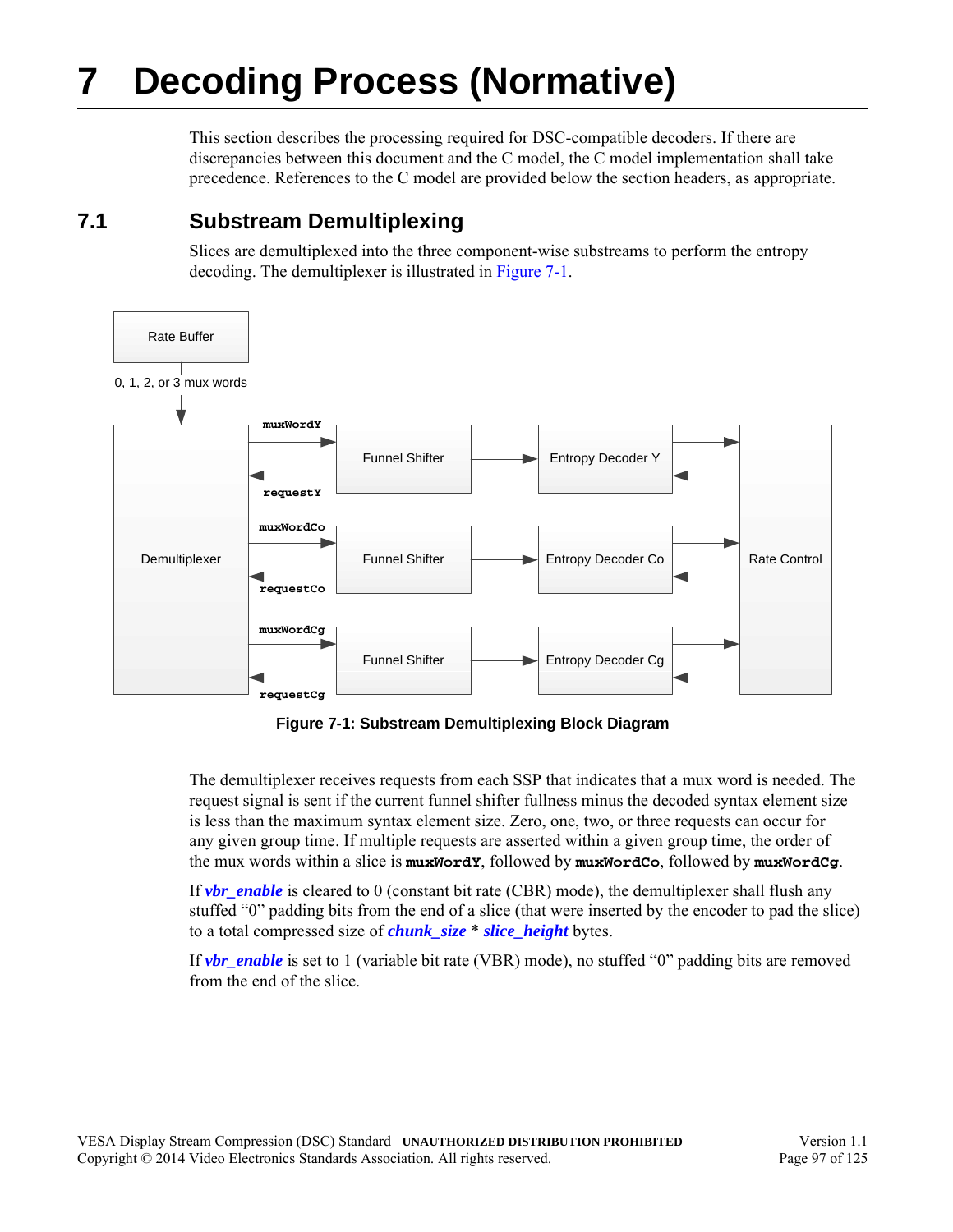# 7 Decoding Process (Normative)

This section describes the processing required for DSC-compatible decoders. If there are discrepancies between this document and the C model, the C model implementation shall take precedence. References to the C model are provided below the section headers, as appropriate.

## 7.1 Substream Demultiplexing

Slices are demultiplexed into the three component-wise substreams to perform the entropy decoding. The demultiplexer is illustrated in Figure 7-1.

Rate Buffer

0, 1, 2, or 3 mux words

Demultiplexer

`muxWordY` Funnel Shifter Entropy Decoder Y `requestY`

`muxWordCo` Funnel Shifter Entropy Decoder Co `requestCo`

`muxWordCg` Funnel Shifter Entropy Decoder Cg `requestCg`

Rate Control

**Figure 7-1: Substream Demultiplexing Block Diagram**

The demultiplexer receives requests from each SSP that indicates that a mux word is needed. The request signal is sent if the current funnel shifter fullness minus the decoded syntax element size is less than the maximum syntax element size. Zero, one, two, or three requests can occur for any given group time. If multiple requests are asserted within a given group time, the order of the mux words within a slice is **`muxWordY`**, followed by **`muxWordCo`**, followed by **`muxWordCg`**.

If ***vbr_enable*** is cleared to 0 (constant bit rate (CBR) mode), the demultiplexer shall flush any stuffed "0" padding bits from the end of a slice (that were inserted by the encoder to pad the slice) to a total compressed size of ***chunk_size*** * ***slice_height*** bytes.

If ***vbr_enable*** is set to 1 (variable bit rate (VBR) mode), no stuffed "0" padding bits are removed from the end of the slice.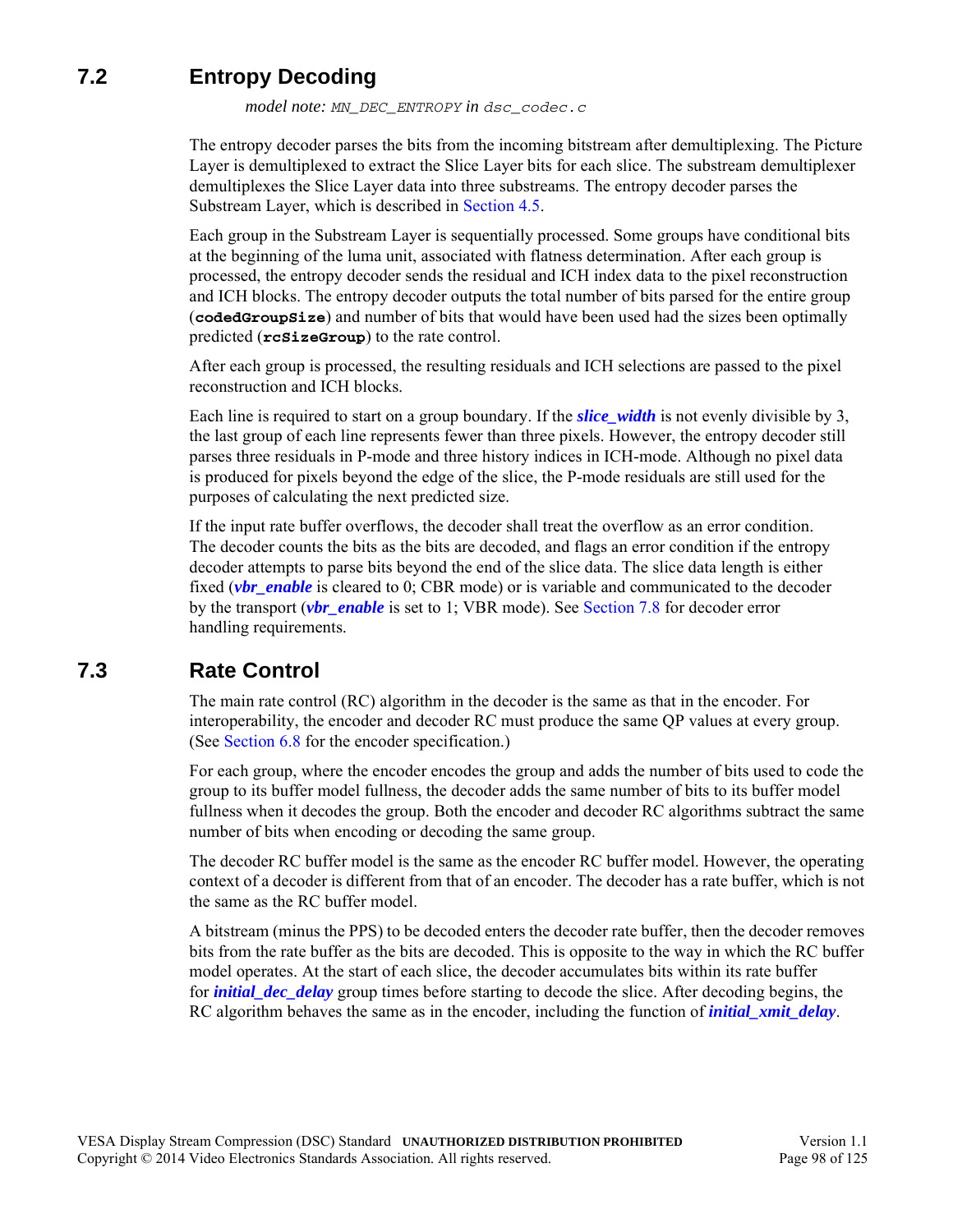## 7.2 Entropy Decoding

*model note:* `MN_DEC_ENTROPY` in `dsc_codec.c`

The entropy decoder parses the bits from the incoming bitstream after demultiplexing. The Picture Layer is demultiplexed to extract the Slice Layer bits for each slice. The substream demultiplexer demultiplexes the Slice Layer data into three substreams. The entropy decoder parses the Substream Layer, which is described in Section 4.5.

Each group in the Substream Layer is sequentially processed. Some groups have conditional bits at the beginning of the luma unit, associated with flatness determination. After each group is processed, the entropy decoder sends the residual and ICH index data to the pixel reconstruction and ICH blocks. The entropy decoder outputs the total number of bits parsed for the entire group (**`codedGroupSize`**) and number of bits that would have been used had the sizes been optimally predicted (**`rcSizeGroup`**) to the rate control.

After each group is processed, the resulting residuals and ICH selections are passed to the pixel reconstruction and ICH blocks.

Each line is required to start on a group boundary. If the ***slice_width*** is not evenly divisible by 3, the last group of each line represents fewer than three pixels. However, the entropy decoder still parses three residuals in P-mode and three history indices in ICH-mode. Although no pixel data is produced for pixels beyond the edge of the slice, the P-mode residuals are still used for the purposes of calculating the next predicted size.

If the input rate buffer overflows, the decoder shall treat the overflow as an error condition. The decoder counts the bits as the bits are decoded, and flags an error condition if the entropy decoder attempts to parse bits beyond the end of the slice data. The slice data length is either fixed (***vbr_enable*** is cleared to 0; CBR mode) or is variable and communicated to the decoder by the transport (***vbr_enable*** is set to 1; VBR mode). See Section 7.8 for decoder error handling requirements.

## 7.3 Rate Control

The main rate control (RC) algorithm in the decoder is the same as that in the encoder. For interoperability, the encoder and decoder RC must produce the same QP values at every group. (See Section 6.8 for the encoder specification.)

For each group, where the encoder encodes the group and adds the number of bits used to code the group to its buffer model fullness, the decoder adds the same number of bits to its buffer model fullness when it decodes the group. Both the encoder and decoder RC algorithms subtract the same number of bits when encoding or decoding the same group.

The decoder RC buffer model is the same as the encoder RC buffer model. However, the operating context of a decoder is different from that of an encoder. The decoder has a rate buffer, which is not the same as the RC buffer model.

A bitstream (minus the PPS) to be decoded enters the decoder rate buffer, then the decoder removes bits from the rate buffer as the bits are decoded. This is opposite to the way in which the RC buffer model operates. At the start of each slice, the decoder accumulates bits within its rate buffer for ***initial_dec_delay*** group times before starting to decode the slice. After decoding begins, the RC algorithm behaves the same as in the encoder, including the function of ***initial_xmit_delay***.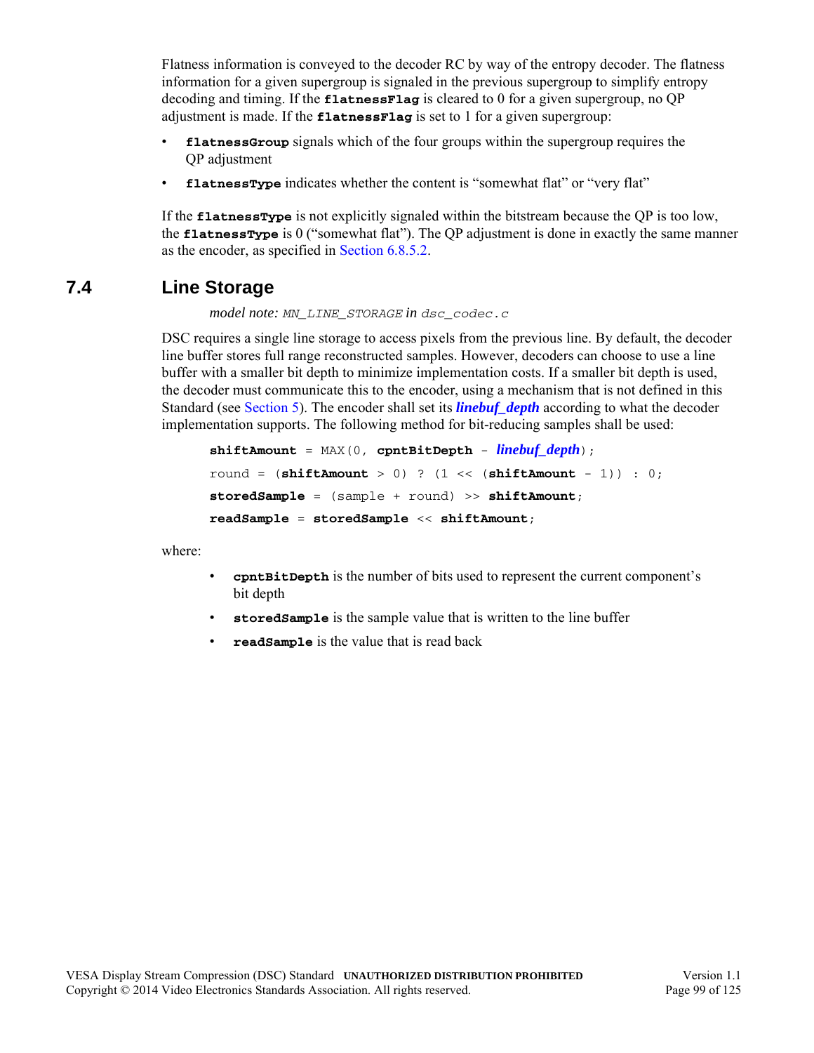Flatness information is conveyed to the decoder RC by way of the entropy decoder. The flatness information for a given supergroup is signaled in the previous supergroup to simplify entropy decoding and timing. If the **flatnessFlag** is cleared to 0 for a given supergroup, no QP adjustment is made. If the **flatnessFlag** is set to 1 for a given supergroup:

- **flatnessGroup** signals which of the four groups within the supergroup requires the QP adjustment
- **flatnessType** indicates whether the content is "somewhat flat" or "very flat"

If the **flatnessType** is not explicitly signaled within the bitstream because the QP is too low, the **flatnessType** is 0 ("somewhat flat"). The QP adjustment is done in exactly the same manner as the encoder, as specified in Section 6.8.5.2.

## 7.4 Line Storage

*model note:* `MN_LINE_STORAGE` *in* `dsc_codec.c`

DSC requires a single line storage to access pixels from the previous line. By default, the decoder line buffer stores full range reconstructed samples. However, decoders can choose to use a line buffer with a smaller bit depth to minimize implementation costs. If a smaller bit depth is used, the decoder must communicate this to the encoder, using a mechanism that is not defined in this Standard (see Section 5). The encoder shall set its ***linebuf_depth*** according to what the decoder implementation supports. The following method for bit-reducing samples shall be used:

```
shiftAmount = MAX(0, cpntBitDepth - linebuf_depth);
round = (shiftAmount > 0) ? (1 << (shiftAmount - 1)) : 0;
storedSample = (sample + round) >> shiftAmount;
readSample = storedSample << shiftAmount;
```

where:

- **cpntBitDepth** is the number of bits used to represent the current component's bit depth
- **storedSample** is the sample value that is written to the line buffer
- **readSample** is the value that is read back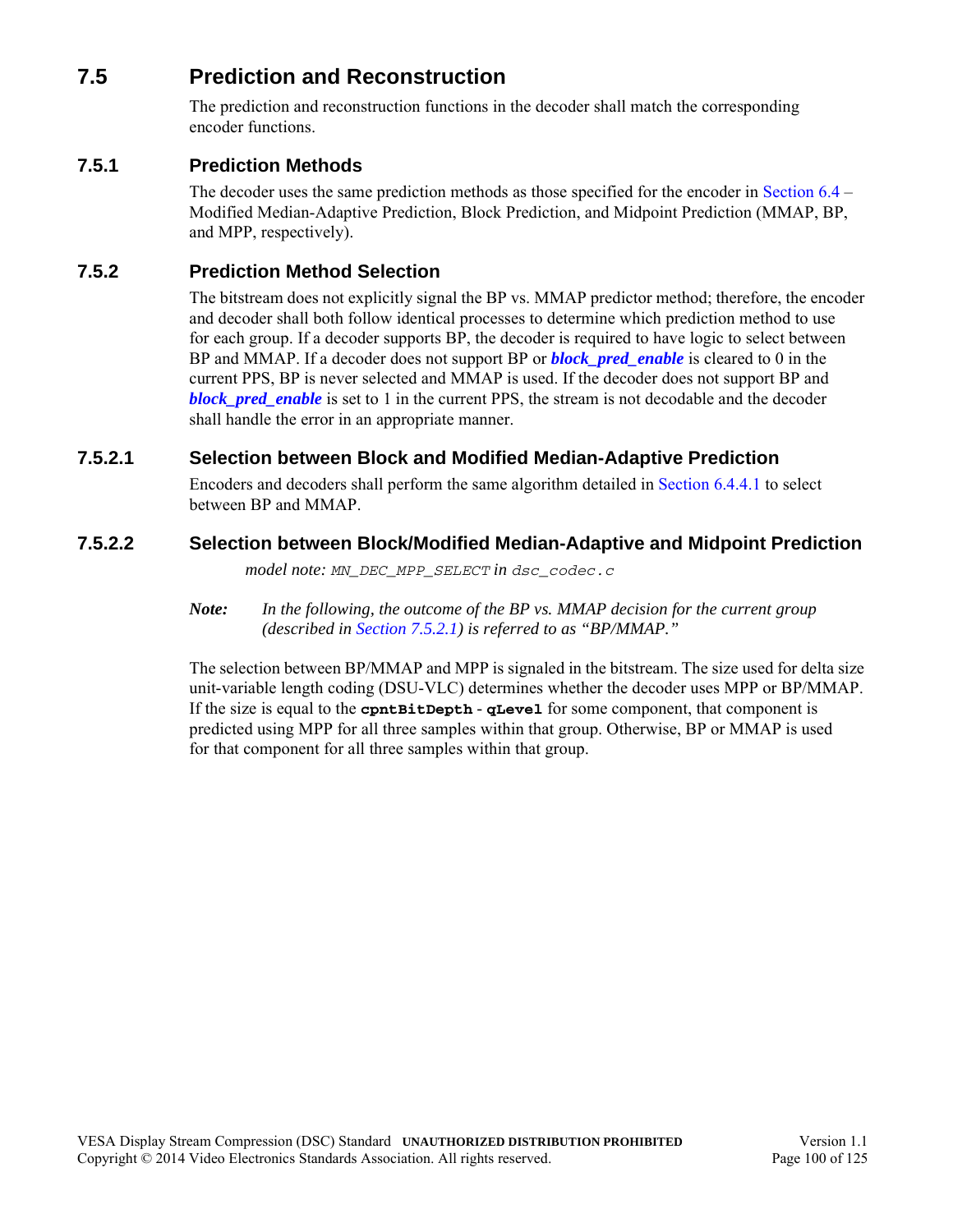## 7.5 Prediction and Reconstruction

The prediction and reconstruction functions in the decoder shall match the corresponding encoder functions.

### 7.5.1 Prediction Methods

The decoder uses the same prediction methods as those specified for the encoder in Section 6.4 – Modified Median-Adaptive Prediction, Block Prediction, and Midpoint Prediction (MMAP, BP, and MPP, respectively).

### 7.5.2 Prediction Method Selection

The bitstream does not explicitly signal the BP vs. MMAP predictor method; therefore, the encoder and decoder shall both follow identical processes to determine which prediction method to use for each group. If a decoder supports BP, the decoder is required to have logic to select between BP and MMAP. If a decoder does not support BP or ***block_pred_enable*** is cleared to 0 in the current PPS, BP is never selected and MMAP is used. If the decoder does not support BP and ***block_pred_enable*** is set to 1 in the current PPS, the stream is not decodable and the decoder shall handle the error in an appropriate manner.

#### 7.5.2.1 Selection between Block and Modified Median-Adaptive Prediction

Encoders and decoders shall perform the same algorithm detailed in Section 6.4.4.1 to select between BP and MMAP.

#### 7.5.2.2 Selection between Block/Modified Median-Adaptive and Midpoint Prediction

*model note:* `MN_DEC_MPP_SELECT` in `dsc_codec.c`

***Note:*** *In the following, the outcome of the BP vs. MMAP decision for the current group (described in Section 7.5.2.1) is referred to as "BP/MMAP."*

The selection between BP/MMAP and MPP is signaled in the bitstream. The size used for delta size unit-variable length coding (DSU-VLC) determines whether the decoder uses MPP or BP/MMAP. If the size is equal to the **`cpntBitDepth`** - **`qLevel`** for some component, that component is predicted using MPP for all three samples within that group. Otherwise, BP or MMAP is used for that component for all three samples within that group.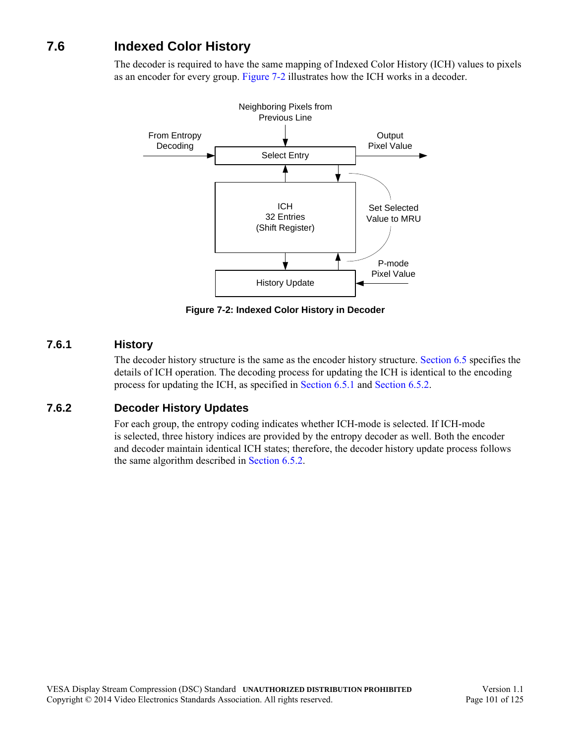## 7.6 Indexed Color History

The decoder is required to have the same mapping of Indexed Color History (ICH) values to pixels as an encoder for every group. Figure 7-2 illustrates how the ICH works in a decoder.

**Figure 7-2: Indexed Color History in Decoder**

### 7.6.1 History

The decoder history structure is the same as the encoder history structure. Section 6.5 specifies the details of ICH operation. The decoding process for updating the ICH is identical to the encoding process for updating the ICH, as specified in Section 6.5.1 and Section 6.5.2.

### 7.6.2 Decoder History Updates

For each group, the entropy coding indicates whether ICH-mode is selected. If ICH-mode is selected, three history indices are provided by the entropy decoder as well. Both the encoder and decoder maintain identical ICH states; therefore, the decoder history update process follows the same algorithm described in Section 6.5.2.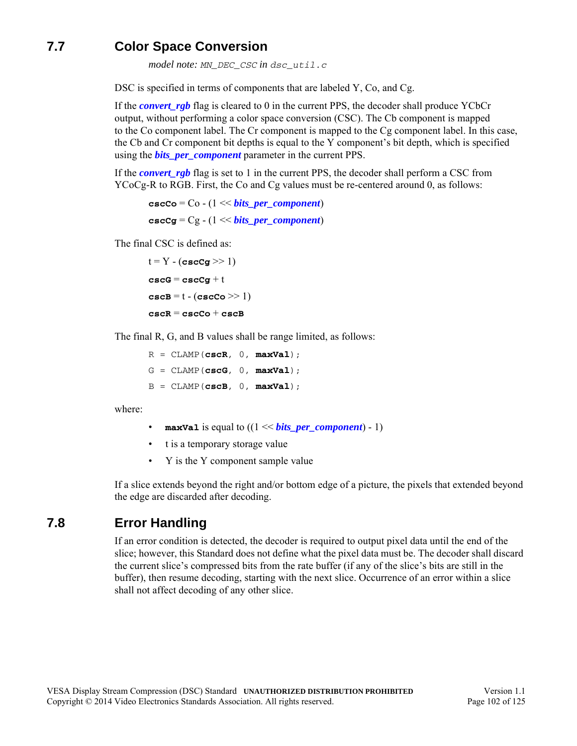## 7.7 Color Space Conversion

*model note:* *MN_DEC_CSC* *in* *dsc_util.c*

DSC is specified in terms of components that are labeled Y, Co, and Cg.

If the ***convert_rgb*** flag is cleared to 0 in the current PPS, the decoder shall produce YCbCr output, without performing a color space conversion (CSC). The Cb component is mapped to the Co component label. The Cr component is mapped to the Cg component label. In this case, the Cb and Cr component bit depths is equal to the Y component's bit depth, which is specified using the ***bits_per_component*** parameter in the current PPS.

If the ***convert_rgb*** flag is set to 1 in the current PPS, the decoder shall perform a CSC from YCoCg-R to RGB. First, the Co and Cg values must be re-centered around 0, as follows:

> **cscCo** = Co - (1 << ***bits_per_component***)
>
> **cscCg** = Cg - (1 << ***bits_per_component***)

The final CSC is defined as:

> t = Y - (**cscCg** >> 1)
>
> **cscG** = **cscCg** + t
>
> **cscB** = t - (**cscCo** >> 1)
>
> **cscR** = **cscCo** + **cscB**

The final R, G, and B values shall be range limited, as follows:

```
R = CLAMP(cscR, 0, maxVal);
G = CLAMP(cscG, 0, maxVal);
B = CLAMP(cscB, 0, maxVal);
```

where:

- **maxVal** is equal to ((1 << ***bits_per_component***) - 1)
- t is a temporary storage value
- Y is the Y component sample value

If a slice extends beyond the right and/or bottom edge of a picture, the pixels that extended beyond the edge are discarded after decoding.

## 7.8 Error Handling

If an error condition is detected, the decoder is required to output pixel data until the end of the slice; however, this Standard does not define what the pixel data must be. The decoder shall discard the current slice's compressed bits from the rate buffer (if any of the slice's bits are still in the buffer), then resume decoding, starting with the next slice. Occurrence of an error within a slice shall not affect decoding of any other slice.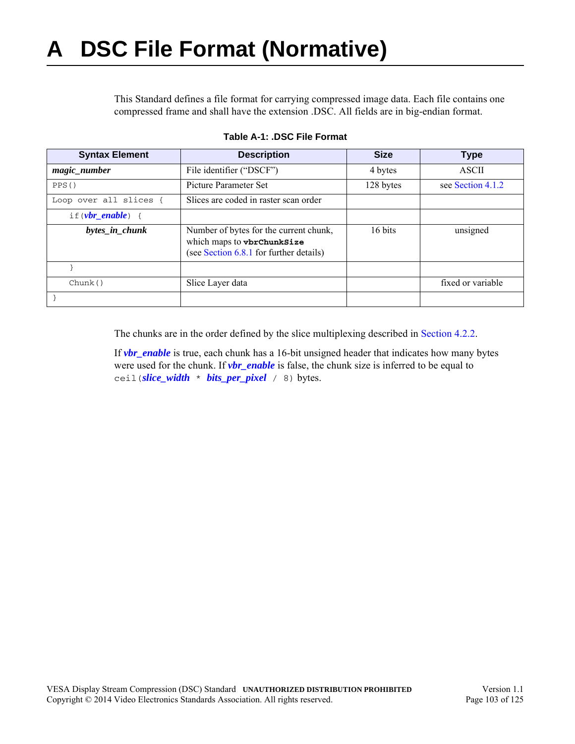# A DSC File Format (Normative)

This Standard defines a file format for carrying compressed image data. Each file contains one compressed frame and shall have the extension .DSC. All fields are in big-endian format.

**Table A-1: .DSC File Format**

| Syntax Element | Description | Size | Type |
|---|---|---|---|
| ***magic_number*** | File identifier ("DSCF") | 4 bytes | ASCII |
| `PPS()` | Picture Parameter Set | 128 bytes | see Section 4.1.2 |
| `Loop over all slices {` | Slices are coded in raster scan order | | |
| `if(`***vbr_enable***`) {` | | | |
| ***bytes_in_chunk*** | Number of bytes for the current chunk, which maps to **`vbrChunkSize`** (see Section 6.8.1 for further details) | 16 bits | unsigned |
| `}` | | | |
| `Chunk()` | Slice Layer data | | fixed or variable |
| `}` | | | |

The chunks are in the order defined by the slice multiplexing described in Section 4.2.2.

If ***vbr_enable*** is true, each chunk has a 16-bit unsigned header that indicates how many bytes were used for the chunk. If ***vbr_enable*** is false, the chunk size is inferred to be equal to `ceil(`***slice_width*** `*` ***bits_per_pixel*** `/ 8)` bytes.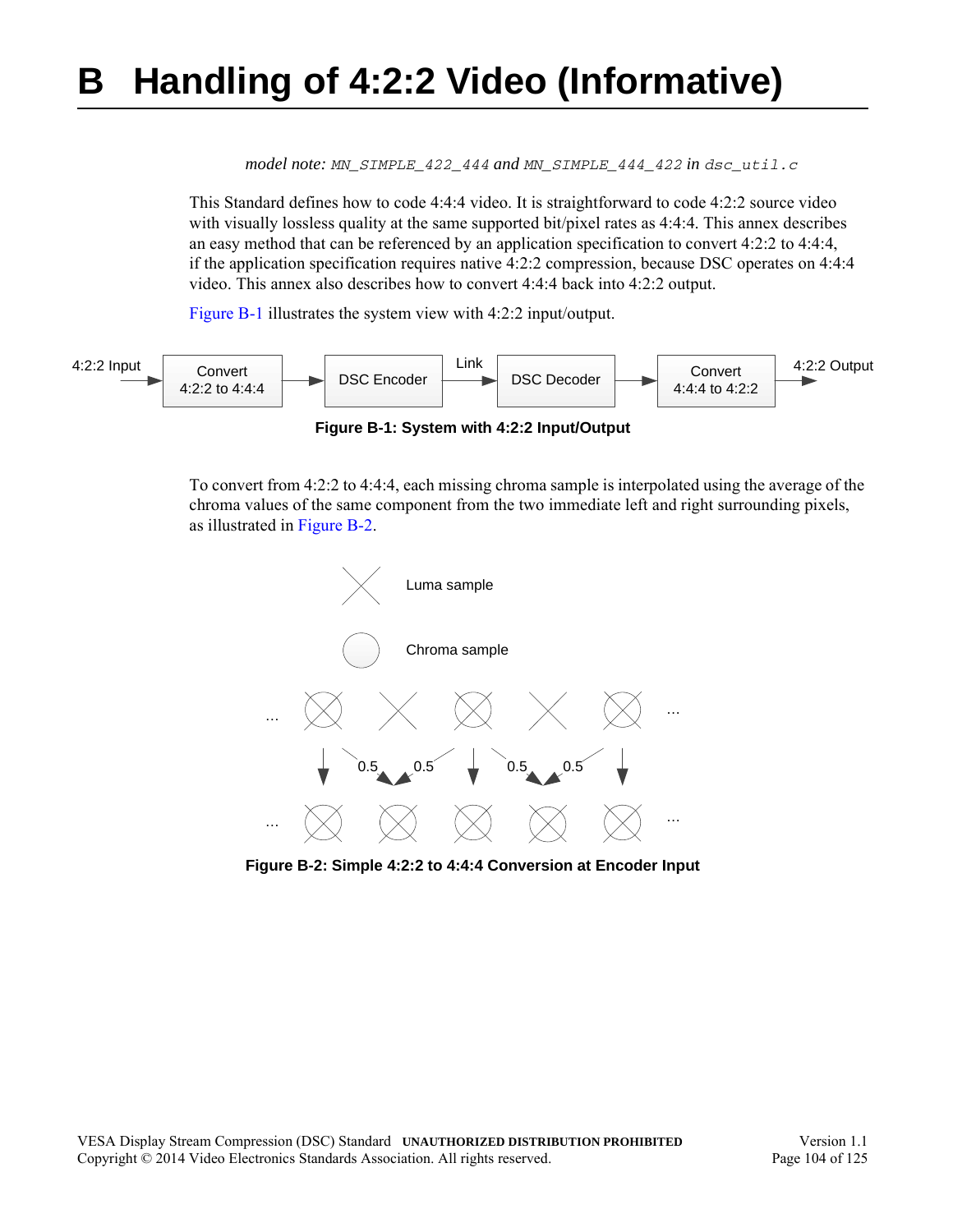# B Handling of 4:2:2 Video (Informative)

*model note:* `MN_SIMPLE_422_444` *and* `MN_SIMPLE_444_422` *in* `dsc_util.c`

This Standard defines how to code 4:4:4 video. It is straightforward to code 4:2:2 source video with visually lossless quality at the same supported bit/pixel rates as 4:4:4. This annex describes an easy method that can be referenced by an application specification to convert 4:2:2 to 4:4:4, if the application specification requires native 4:2:2 compression, because DSC operates on 4:4:4 video. This annex also describes how to convert 4:4:4 back into 4:2:2 output.

Figure B-1 illustrates the system view with 4:2:2 input/output.

**Figure B-1: System with 4:2:2 Input/Output**

To convert from 4:2:2 to 4:4:4, each missing chroma sample is interpolated using the average of the chroma values of the same component from the two immediate left and right surrounding pixels, as illustrated in Figure B-2.

**Figure B-2: Simple 4:2:2 to 4:4:4 Conversion at Encoder Input**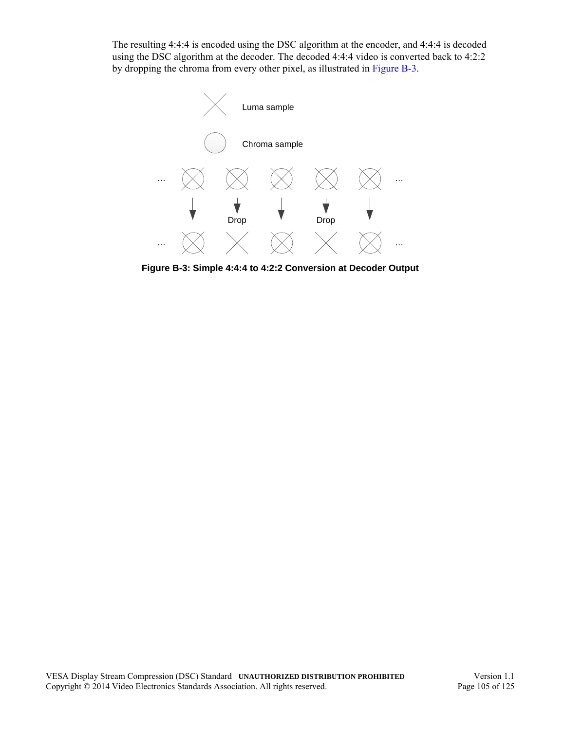The resulting 4:4:4 is encoded using the DSC algorithm at the encoder, and 4:4:4 is decoded using the DSC algorithm at the decoder. The decoded 4:4:4 video is converted back to 4:2:2 by dropping the chroma from every other pixel, as illustrated in Figure B-3.

**Figure B-3: Simple 4:4:4 to 4:2:2 Conversion at Decoder Output**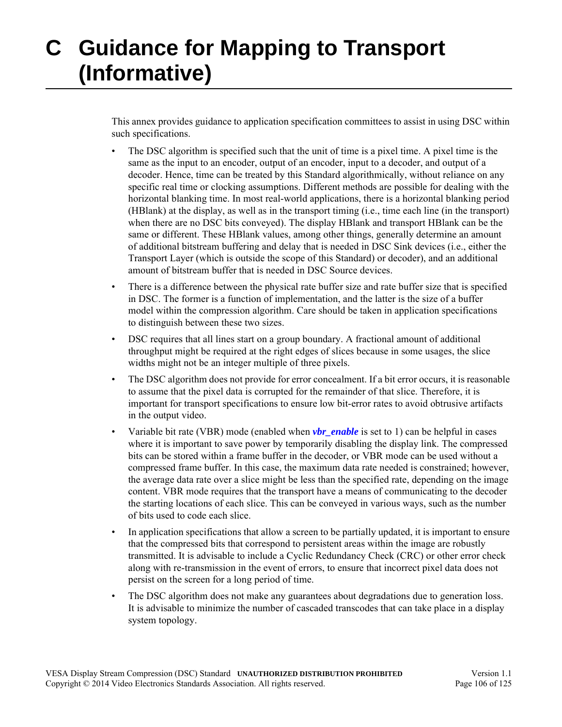# C Guidance for Mapping to Transport (Informative)

This annex provides guidance to application specification committees to assist in using DSC within such specifications.

- The DSC algorithm is specified such that the unit of time is a pixel time. A pixel time is the same as the input to an encoder, output of an encoder, input to a decoder, and output of a decoder. Hence, time can be treated by this Standard algorithmically, without reliance on any specific real time or clocking assumptions. Different methods are possible for dealing with the horizontal blanking time. In most real-world applications, there is a horizontal blanking period (HBlank) at the display, as well as in the transport timing (i.e., time each line (in the transport) when there are no DSC bits conveyed). The display HBlank and transport HBlank can be the same or different. These HBlank values, among other things, generally determine an amount of additional bitstream buffering and delay that is needed in DSC Sink devices (i.e., either the Transport Layer (which is outside the scope of this Standard) or decoder), and an additional amount of bitstream buffer that is needed in DSC Source devices.
- There is a difference between the physical rate buffer size and rate buffer size that is specified in DSC. The former is a function of implementation, and the latter is the size of a buffer model within the compression algorithm. Care should be taken in application specifications to distinguish between these two sizes.
- DSC requires that all lines start on a group boundary. A fractional amount of additional throughput might be required at the right edges of slices because in some usages, the slice widths might not be an integer multiple of three pixels.
- The DSC algorithm does not provide for error concealment. If a bit error occurs, it is reasonable to assume that the pixel data is corrupted for the remainder of that slice. Therefore, it is important for transport specifications to ensure low bit-error rates to avoid obtrusive artifacts in the output video.
- Variable bit rate (VBR) mode (enabled when ***vbr_enable*** is set to 1) can be helpful in cases where it is important to save power by temporarily disabling the display link. The compressed bits can be stored within a frame buffer in the decoder, or VBR mode can be used without a compressed frame buffer. In this case, the maximum data rate needed is constrained; however, the average data rate over a slice might be less than the specified rate, depending on the image content. VBR mode requires that the transport have a means of communicating to the decoder the starting locations of each slice. This can be conveyed in various ways, such as the number of bits used to code each slice.
- In application specifications that allow a screen to be partially updated, it is important to ensure that the compressed bits that correspond to persistent areas within the image are robustly transmitted. It is advisable to include a Cyclic Redundancy Check (CRC) or other error check along with re-transmission in the event of errors, to ensure that incorrect pixel data does not persist on the screen for a long period of time.
- The DSC algorithm does not make any guarantees about degradations due to generation loss. It is advisable to minimize the number of cascaded transcodes that can take place in a display system topology.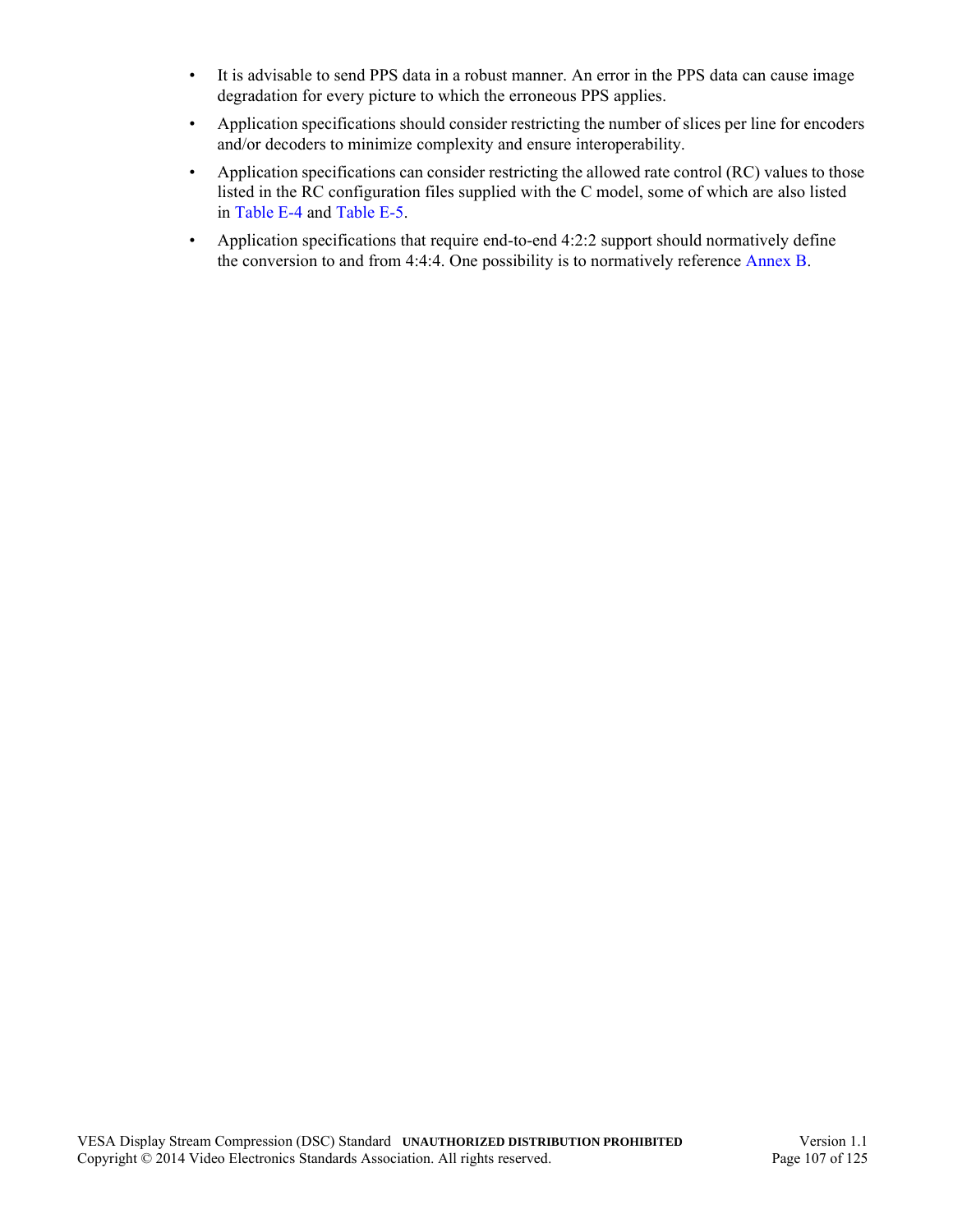- It is advisable to send PPS data in a robust manner. An error in the PPS data can cause image degradation for every picture to which the erroneous PPS applies.
- Application specifications should consider restricting the number of slices per line for encoders and/or decoders to minimize complexity and ensure interoperability.
- Application specifications can consider restricting the allowed rate control (RC) values to those listed in the RC configuration files supplied with the C model, some of which are also listed in Table E-4 and Table E-5.
- Application specifications that require end-to-end 4:2:2 support should normatively define the conversion to and from 4:4:4. One possibility is to normatively reference Annex B.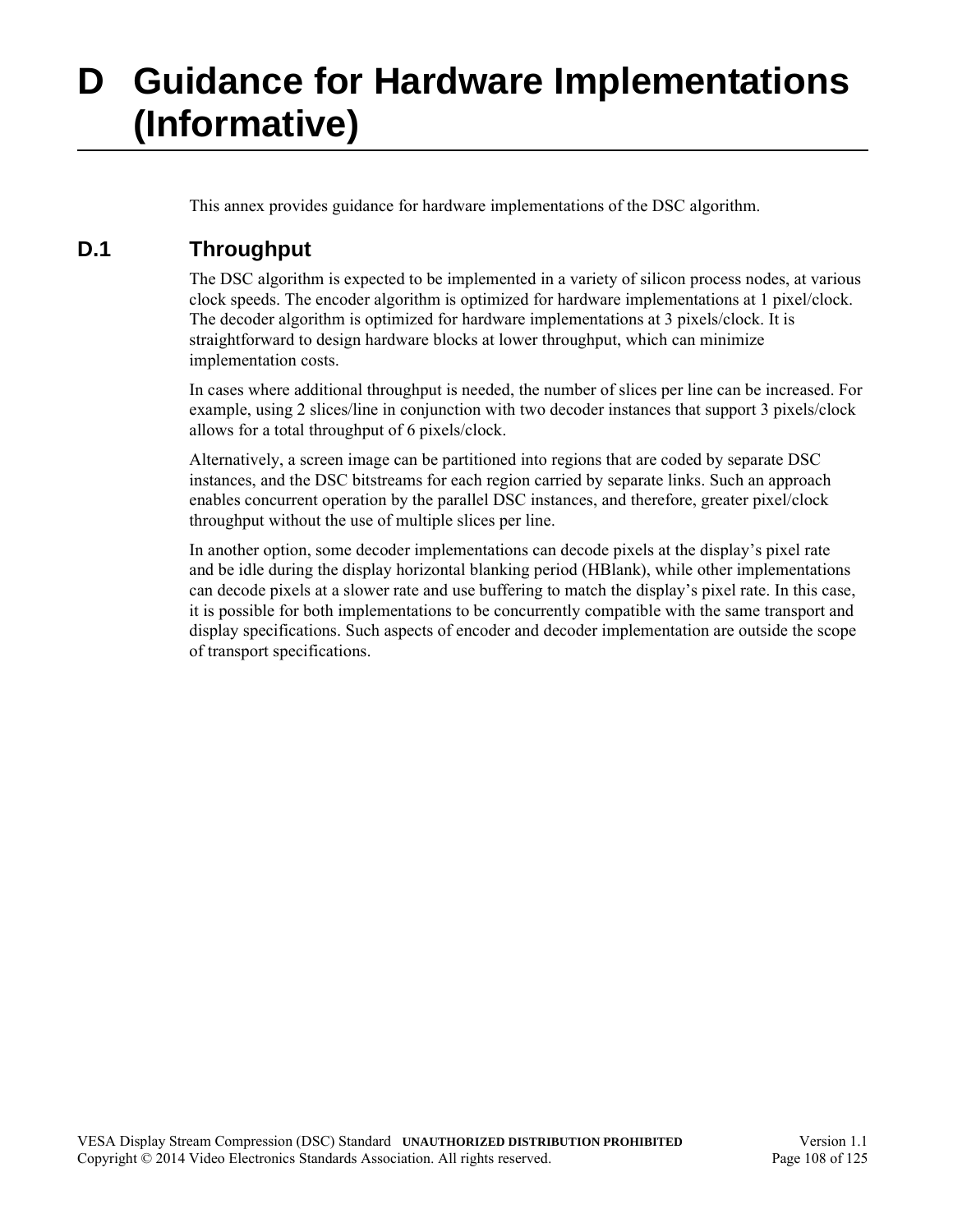# D Guidance for Hardware Implementations (Informative)

This annex provides guidance for hardware implementations of the DSC algorithm.

## D.1 Throughput

The DSC algorithm is expected to be implemented in a variety of silicon process nodes, at various clock speeds. The encoder algorithm is optimized for hardware implementations at 1 pixel/clock. The decoder algorithm is optimized for hardware implementations at 3 pixels/clock. It is straightforward to design hardware blocks at lower throughput, which can minimize implementation costs.

In cases where additional throughput is needed, the number of slices per line can be increased. For example, using 2 slices/line in conjunction with two decoder instances that support 3 pixels/clock allows for a total throughput of 6 pixels/clock.

Alternatively, a screen image can be partitioned into regions that are coded by separate DSC instances, and the DSC bitstreams for each region carried by separate links. Such an approach enables concurrent operation by the parallel DSC instances, and therefore, greater pixel/clock throughput without the use of multiple slices per line.

In another option, some decoder implementations can decode pixels at the display's pixel rate and be idle during the display horizontal blanking period (HBlank), while other implementations can decode pixels at a slower rate and use buffering to match the display's pixel rate. In this case, it is possible for both implementations to be concurrently compatible with the same transport and display specifications. Such aspects of encoder and decoder implementation are outside the scope of transport specifications.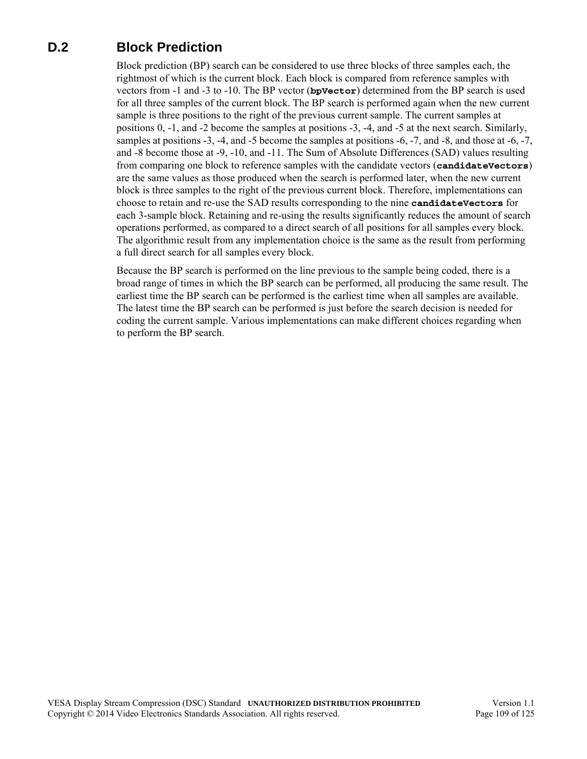## D.2 Block Prediction

Block prediction (BP) search can be considered to use three blocks of three samples each, the rightmost of which is the current block. Each block is compared from reference samples with vectors from -1 and -3 to -10. The BP vector (**`bpVector`**) determined from the BP search is used for all three samples of the current block. The BP search is performed again when the new current sample is three positions to the right of the previous current sample. The current samples at positions 0, -1, and -2 become the samples at positions -3, -4, and -5 at the next search. Similarly, samples at positions -3, -4, and -5 become the samples at positions -6, -7, and -8, and those at -6, -7, and -8 become those at -9, -10, and -11. The Sum of Absolute Differences (SAD) values resulting from comparing one block to reference samples with the candidate vectors (**`candidateVectors`**) are the same values as those produced when the search is performed later, when the new current block is three samples to the right of the previous current block. Therefore, implementations can choose to retain and re-use the SAD results corresponding to the nine **`candidateVectors`** for each 3-sample block. Retaining and re-using the results significantly reduces the amount of search operations performed, as compared to a direct search of all positions for all samples every block. The algorithmic result from any implementation choice is the same as the result from performing a full direct search for all samples every block.

Because the BP search is performed on the line previous to the sample being coded, there is a broad range of times in which the BP search can be performed, all producing the same result. The earliest time the BP search can be performed is the earliest time when all samples are available. The latest time the BP search can be performed is just before the search decision is needed for coding the current sample. Various implementations can make different choices regarding when to perform the BP search.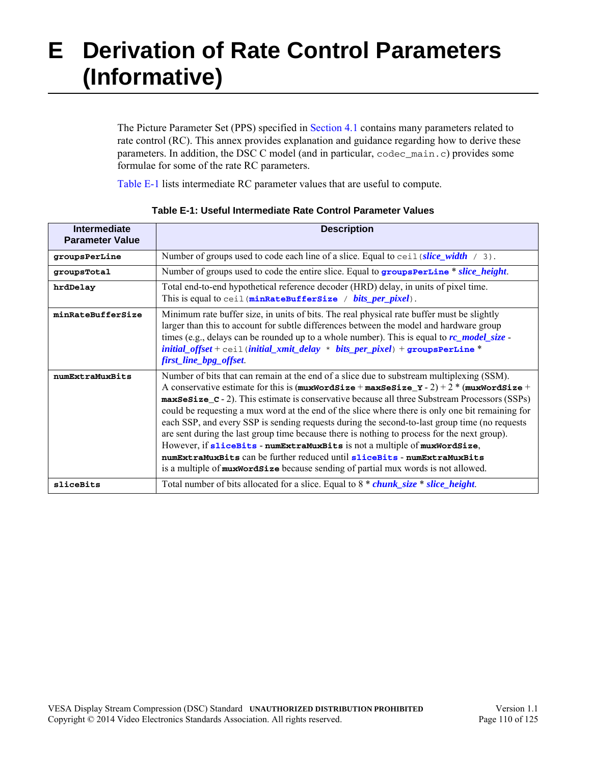# E Derivation of Rate Control Parameters (Informative)

The Picture Parameter Set (PPS) specified in Section 4.1 contains many parameters related to rate control (RC). This annex provides explanation and guidance regarding how to derive these parameters. In addition, the DSC C model (and in particular, `codec_main.c`) provides some formulae for some of the rate RC parameters.

Table E-1 lists intermediate RC parameter values that are useful to compute.

**Table E-1: Useful Intermediate Rate Control Parameter Values**

| Intermediate Parameter Value | Description |
|---|---|
| **groupsPerLine** | Number of groups used to code each line of a slice. Equal to `ceil(`***slice_width*** `/ 3)`. |
| **groupsTotal** | Number of groups used to code the entire slice. Equal to **groupsPerLine** * ***slice_height***. |
| **hrdDelay** | Total end-to-end hypothetical reference decoder (HRD) delay, in units of pixel time. This is equal to `ceil(`**minRateBufferSize** `/` ***bits_per_pixel***`)`. |
| **minRateBufferSize** | Minimum rate buffer size, in units of bits. The real physical rate buffer must be slightly larger than this to account for subtle differences between the model and hardware group times (e.g., delays can be rounded up to a whole number). This is equal to ***rc_model_size*** - ***initial_offset*** + `ceil(`***initial_xmit_delay*** `*` ***bits_per_pixel***`)` + **groupsPerLine** * ***first_line_bpg_offset***. |
| **numExtraMuxBits** | Number of bits that can remain at the end of a slice due to substream multiplexing (SSM). A conservative estimate for this is (**muxWordSize** + **maxSeSize_Y** - 2) + 2 * (**muxWordSize** + **maxSeSize_C** - 2). This estimate is conservative because all three Substream Processors (SSPs) could be requesting a mux word at the end of the slice where there is only one bit remaining for each SSP, and every SSP is sending requests during the second-to-last group time (no requests are sent during the last group time because there is nothing to process for the next group). However, if **sliceBits** - **numExtraMuxBits** is not a multiple of **muxWordSize**, **numExtraMuxBits** can be further reduced until **sliceBits** - **numExtraMuxBits** is a multiple of **muxWordSize** because sending of partial mux words is not allowed. |
| **sliceBits** | Total number of bits allocated for a slice. Equal to 8 * ***chunk_size*** * ***slice_height***. |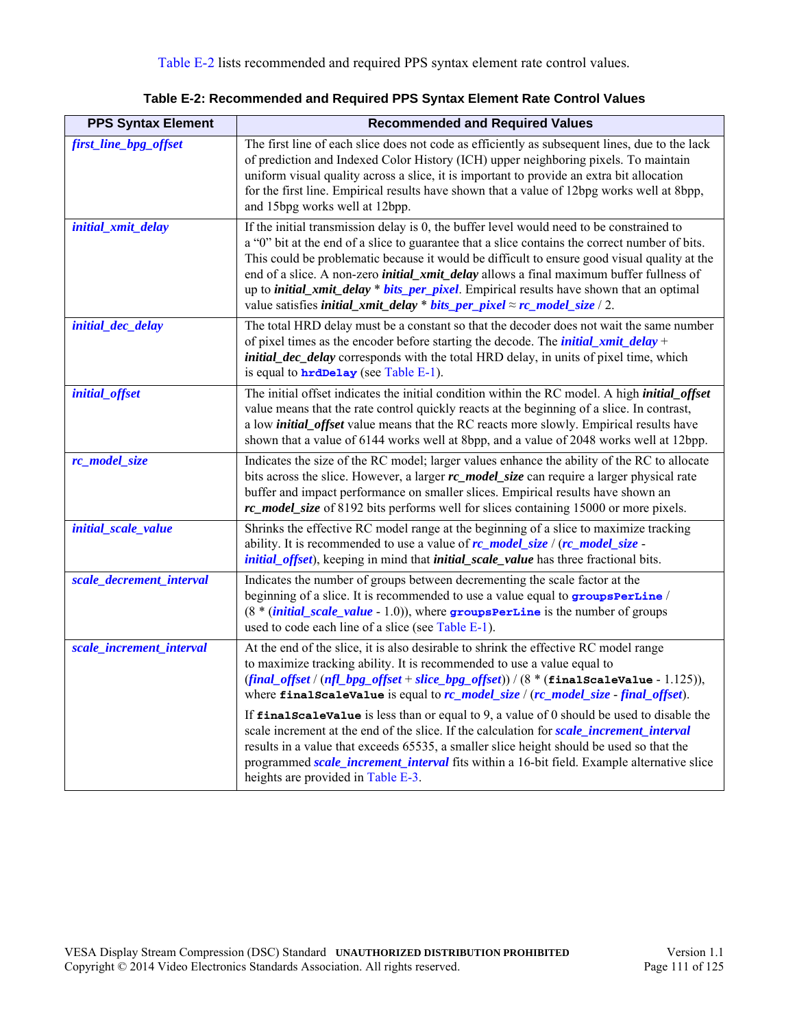Table E-2 lists recommended and required PPS syntax element rate control values.

**Table E-2: Recommended and Required PPS Syntax Element Rate Control Values**

| PPS Syntax Element | Recommended and Required Values |
|---|---|
| ***first_line_bpg_offset*** | The first line of each slice does not code as efficiently as subsequent lines, due to the lack of prediction and Indexed Color History (ICH) upper neighboring pixels. To maintain uniform visual quality across a slice, it is important to provide an extra bit allocation for the first line. Empirical results have shown that a value of 12bpg works well at 8bpp, and 15bpg works well at 12bpp. |
| ***initial_xmit_delay*** | If the initial transmission delay is 0, the buffer level would need to be constrained to a "0" bit at the end of a slice to guarantee that a slice contains the correct number of bits. This could be problematic because it would be difficult to ensure good visual quality at the end of a slice. A non-zero ***initial_xmit_delay*** allows a final maximum buffer fullness of up to ***initial_xmit_delay*** * ***bits_per_pixel***. Empirical results have shown that an optimal value satisfies ***initial_xmit_delay*** * ***bits_per_pixel*** ≈ ***rc_model_size*** / 2. |
| ***initial_dec_delay*** | The total HRD delay must be a constant so that the decoder does not wait the same number of pixel times as the encoder before starting the decode. The ***initial_xmit_delay*** + ***initial_dec_delay*** corresponds with the total HRD delay, in units of pixel time, which is equal to **`hrdDelay`** (see Table E-1). |
| ***initial_offset*** | The initial offset indicates the initial condition within the RC model. A high ***initial_offset*** value means that the rate control quickly reacts at the beginning of a slice. In contrast, a low ***initial_offset*** value means that the RC reacts more slowly. Empirical results have shown that a value of 6144 works well at 8bpp, and a value of 2048 works well at 12bpp. |
| ***rc_model_size*** | Indicates the size of the RC model; larger values enhance the ability of the RC to allocate bits across the slice. However, a larger ***rc_model_size*** can require a larger physical rate buffer and impact performance on smaller slices. Empirical results have shown an ***rc_model_size*** of 8192 bits performs well for slices containing 15000 or more pixels. |
| ***initial_scale_value*** | Shrinks the effective RC model range at the beginning of a slice to maximize tracking ability. It is recommended to use a value of ***rc_model_size*** / (***rc_model_size*** - ***initial_offset***), keeping in mind that ***initial_scale_value*** has three fractional bits. |
| ***scale_decrement_interval*** | Indicates the number of groups between decrementing the scale factor at the beginning of a slice. It is recommended to use a value equal to **`groupsPerLine`** / (8 * (***initial_scale_value*** - 1.0)), where **`groupsPerLine`** is the number of groups used to code each line of a slice (see Table E-1). |
| ***scale_increment_interval*** | At the end of the slice, it is also desirable to shrink the effective RC model range to maximize tracking ability. It is recommended to use a value equal to (***final_offset*** / (***nfl_bpg_offset*** + ***slice_bpg_offset***)) / (8 * (**`finalScaleValue`** - 1.125)), where **`finalScaleValue`** is equal to ***rc_model_size*** / (***rc_model_size*** - ***final_offset***).<br><br>If **`finalScaleValue`** is less than or equal to 9, a value of 0 should be used to disable the scale increment at the end of the slice. If the calculation for ***scale_increment_interval*** results in a value that exceeds 65535, a smaller slice height should be used so that the programmed ***scale_increment_interval*** fits within a 16-bit field. Example alternative slice heights are provided in Table E-3. |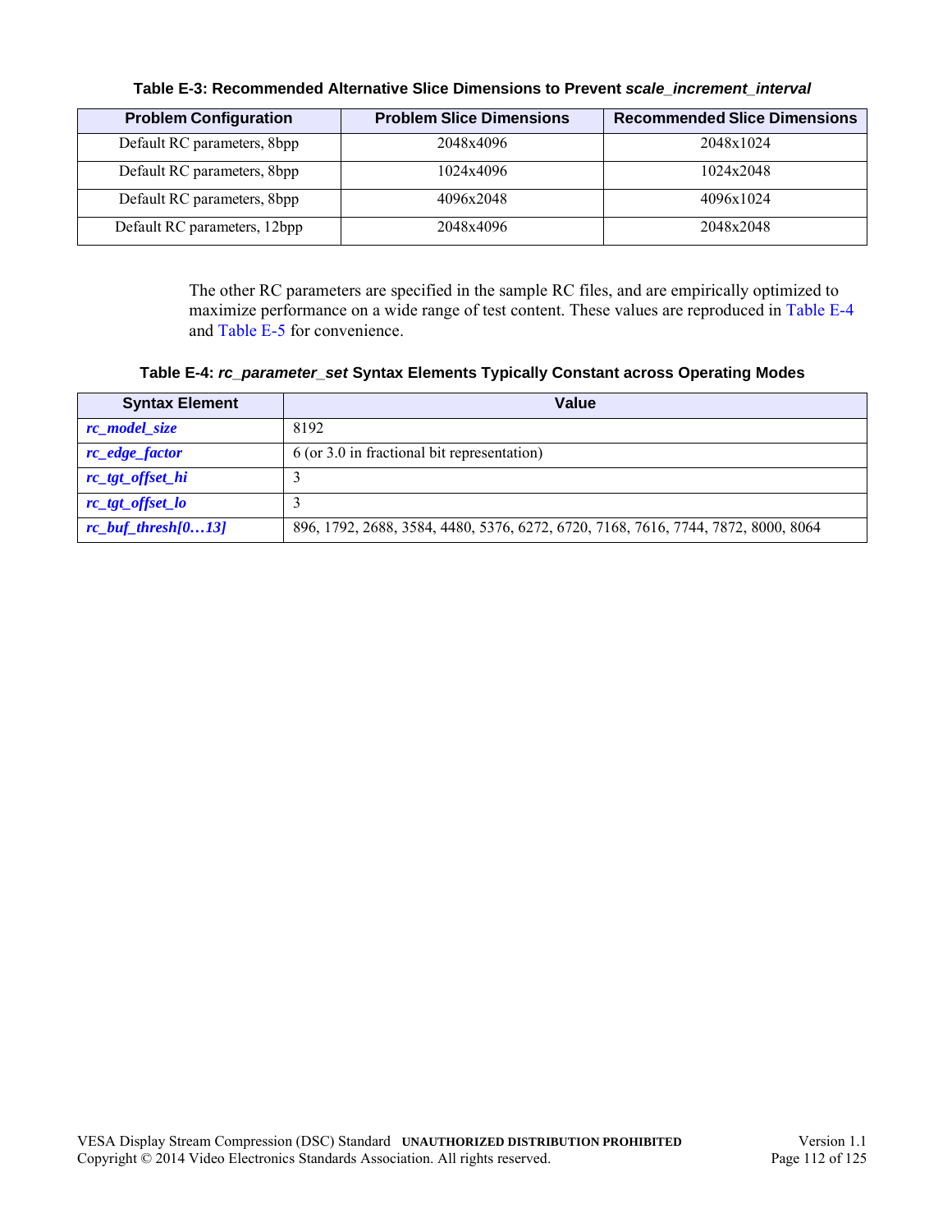**Table E-3: Recommended Alternative Slice Dimensions to Prevent *scale_increment_interval***

| Problem Configuration | Problem Slice Dimensions | Recommended Slice Dimensions |
|---|---|---|
| Default RC parameters, 8bpp | 2048x4096 | 2048x1024 |
| Default RC parameters, 8bpp | 1024x4096 | 1024x2048 |
| Default RC parameters, 8bpp | 4096x2048 | 4096x1024 |
| Default RC parameters, 12bpp | 2048x4096 | 2048x2048 |

The other RC parameters are specified in the sample RC files, and are empirically optimized to maximize performance on a wide range of test content. These values are reproduced in Table E-4 and Table E-5 for convenience.

**Table E-4: *rc_parameter_set* Syntax Elements Typically Constant across Operating Modes**

| Syntax Element | Value |
|---|---|
| ***rc_model_size*** | 8192 |
| ***rc_edge_factor*** | 6 (or 3.0 in fractional bit representation) |
| ***rc_tgt_offset_hi*** | 3 |
| ***rc_tgt_offset_lo*** | 3 |
| ***rc_buf_thresh[0…13]*** | 896, 1792, 2688, 3584, 4480, 5376, 6272, 6720, 7168, 7616, 7744, 7872, 8000, 8064 |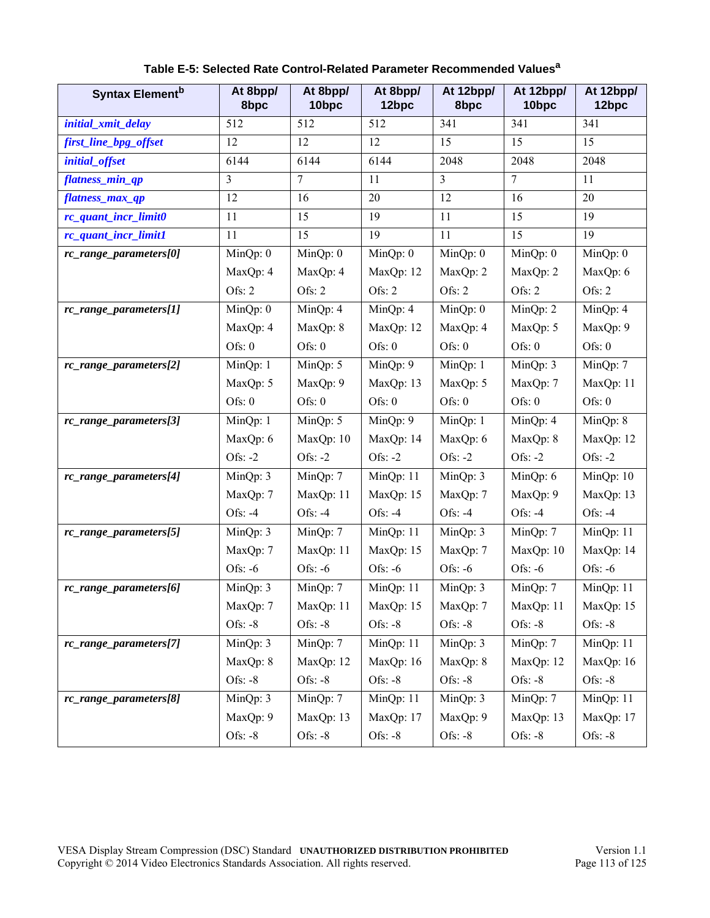**Table E-5: Selected Rate Control-Related Parameter Recommended Values[a]**

| Syntax Element[b] | At 8bpp/ 8bpc | At 8bpp/ 10bpc | At 8bpp/ 12bpc | At 12bpp/ 8bpc | At 12bpp/ 10bpc | At 12bpp/ 12bpc |
|---|---|---|---|---|---|---|
| *initial_xmit_delay* | 512 | 512 | 512 | 341 | 341 | 341 |
| *first_line_bpg_offset* | 12 | 12 | 12 | 15 | 15 | 15 |
| *initial_offset* | 6144 | 6144 | 6144 | 2048 | 2048 | 2048 |
| *flatness_min_qp* | 3 | 7 | 11 | 3 | 7 | 11 |
| *flatness_max_qp* | 12 | 16 | 20 | 12 | 16 | 20 |
| *rc_quant_incr_limit0* | 11 | 15 | 19 | 11 | 15 | 19 |
| *rc_quant_incr_limit1* | 11 | 15 | 19 | 11 | 15 | 19 |
| ***rc_range_parameters[0]*** | MinQp: 0<br>MaxQp: 4<br>Ofs: 2 | MinQp: 0<br>MaxQp: 4<br>Ofs: 2 | MinQp: 0<br>MaxQp: 12<br>Ofs: 2 | MinQp: 0<br>MaxQp: 2<br>Ofs: 2 | MinQp: 0<br>MaxQp: 2<br>Ofs: 2 | MinQp: 0<br>MaxQp: 6<br>Ofs: 2 |
| ***rc_range_parameters[1]*** | MinQp: 0<br>MaxQp: 4<br>Ofs: 0 | MinQp: 4<br>MaxQp: 8<br>Ofs: 0 | MinQp: 4<br>MaxQp: 12<br>Ofs: 0 | MinQp: 0<br>MaxQp: 4<br>Ofs: 0 | MinQp: 2<br>MaxQp: 5<br>Ofs: 0 | MinQp: 4<br>MaxQp: 9<br>Ofs: 0 |
| ***rc_range_parameters[2]*** | MinQp: 1<br>MaxQp: 5<br>Ofs: 0 | MinQp: 5<br>MaxQp: 9<br>Ofs: 0 | MinQp: 9<br>MaxQp: 13<br>Ofs: 0 | MinQp: 1<br>MaxQp: 5<br>Ofs: 0 | MinQp: 3<br>MaxQp: 7<br>Ofs: 0 | MinQp: 7<br>MaxQp: 11<br>Ofs: 0 |
| ***rc_range_parameters[3]*** | MinQp: 1<br>MaxQp: 6<br>Ofs: -2 | MinQp: 5<br>MaxQp: 10<br>Ofs: -2 | MinQp: 9<br>MaxQp: 14<br>Ofs: -2 | MinQp: 1<br>MaxQp: 6<br>Ofs: -2 | MinQp: 4<br>MaxQp: 8<br>Ofs: -2 | MinQp: 8<br>MaxQp: 12<br>Ofs: -2 |
| ***rc_range_parameters[4]*** | MinQp: 3<br>MaxQp: 7<br>Ofs: -4 | MinQp: 7<br>MaxQp: 11<br>Ofs: -4 | MinQp: 11<br>MaxQp: 15<br>Ofs: -4 | MinQp: 3<br>MaxQp: 7<br>Ofs: -4 | MinQp: 6<br>MaxQp: 9<br>Ofs: -4 | MinQp: 10<br>MaxQp: 13<br>Ofs: -4 |
| ***rc_range_parameters[5]*** | MinQp: 3<br>MaxQp: 7<br>Ofs: -6 | MinQp: 7<br>MaxQp: 11<br>Ofs: -6 | MinQp: 11<br>MaxQp: 15<br>Ofs: -6 | MinQp: 3<br>MaxQp: 7<br>Ofs: -6 | MinQp: 7<br>MaxQp: 10<br>Ofs: -6 | MinQp: 11<br>MaxQp: 14<br>Ofs: -6 |
| ***rc_range_parameters[6]*** | MinQp: 3<br>MaxQp: 7<br>Ofs: -8 | MinQp: 7<br>MaxQp: 11<br>Ofs: -8 | MinQp: 11<br>MaxQp: 15<br>Ofs: -8 | MinQp: 3<br>MaxQp: 7<br>Ofs: -8 | MinQp: 7<br>MaxQp: 11<br>Ofs: -8 | MinQp: 11<br>MaxQp: 15<br>Ofs: -8 |
| ***rc_range_parameters[7]*** | MinQp: 3<br>MaxQp: 8<br>Ofs: -8 | MinQp: 7<br>MaxQp: 12<br>Ofs: -8 | MinQp: 11<br>MaxQp: 16<br>Ofs: -8 | MinQp: 3<br>MaxQp: 8<br>Ofs: -8 | MinQp: 7<br>MaxQp: 12<br>Ofs: -8 | MinQp: 11<br>MaxQp: 16<br>Ofs: -8 |
| ***rc_range_parameters[8]*** | MinQp: 3<br>MaxQp: 9<br>Ofs: -8 | MinQp: 7<br>MaxQp: 13<br>Ofs: -8 | MinQp: 11<br>MaxQp: 17<br>Ofs: -8 | MinQp: 3<br>MaxQp: 9<br>Ofs: -8 | MinQp: 7<br>MaxQp: 13<br>Ofs: -8 | MinQp: 11<br>MaxQp: 17<br>Ofs: -8 |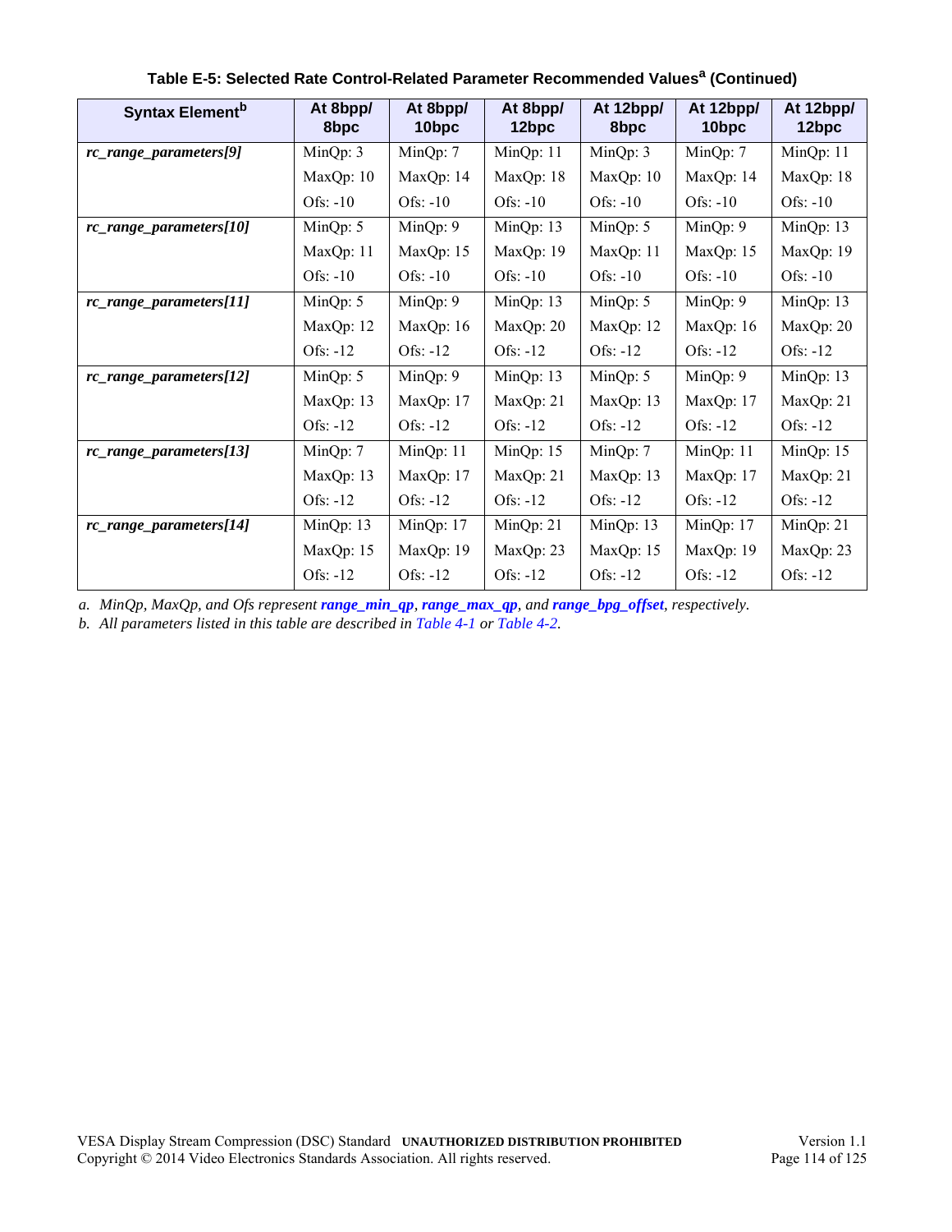**Table E-5: Selected Rate Control-Related Parameter Recommended Values[a] (Continued)**

| Syntax Element[b] | At 8bpp/ 8bpc | At 8bpp/ 10bpc | At 8bpp/ 12bpc | At 12bpp/ 8bpc | At 12bpp/ 10bpc | At 12bpp/ 12bpc |
|---|---|---|---|---|---|---|
| ***rc_range_parameters[9]*** | MinQp: 3<br>MaxQp: 10<br>Ofs: -10 | MinQp: 7<br>MaxQp: 14<br>Ofs: -10 | MinQp: 11<br>MaxQp: 18<br>Ofs: -10 | MinQp: 3<br>MaxQp: 10<br>Ofs: -10 | MinQp: 7<br>MaxQp: 14<br>Ofs: -10 | MinQp: 11<br>MaxQp: 18<br>Ofs: -10 |
| ***rc_range_parameters[10]*** | MinQp: 5<br>MaxQp: 11<br>Ofs: -10 | MinQp: 9<br>MaxQp: 15<br>Ofs: -10 | MinQp: 13<br>MaxQp: 19<br>Ofs: -10 | MinQp: 5<br>MaxQp: 11<br>Ofs: -10 | MinQp: 9<br>MaxQp: 15<br>Ofs: -10 | MinQp: 13<br>MaxQp: 19<br>Ofs: -10 |
| ***rc_range_parameters[11]*** | MinQp: 5<br>MaxQp: 12<br>Ofs: -12 | MinQp: 9<br>MaxQp: 16<br>Ofs: -12 | MinQp: 13<br>MaxQp: 20<br>Ofs: -12 | MinQp: 5<br>MaxQp: 12<br>Ofs: -12 | MinQp: 9<br>MaxQp: 16<br>Ofs: -12 | MinQp: 13<br>MaxQp: 20<br>Ofs: -12 |
| ***rc_range_parameters[12]*** | MinQp: 5<br>MaxQp: 13<br>Ofs: -12 | MinQp: 9<br>MaxQp: 17<br>Ofs: -12 | MinQp: 13<br>MaxQp: 21<br>Ofs: -12 | MinQp: 5<br>MaxQp: 13<br>Ofs: -12 | MinQp: 9<br>MaxQp: 17<br>Ofs: -12 | MinQp: 13<br>MaxQp: 21<br>Ofs: -12 |
| ***rc_range_parameters[13]*** | MinQp: 7<br>MaxQp: 13<br>Ofs: -12 | MinQp: 11<br>MaxQp: 17<br>Ofs: -12 | MinQp: 15<br>MaxQp: 21<br>Ofs: -12 | MinQp: 7<br>MaxQp: 13<br>Ofs: -12 | MinQp: 11<br>MaxQp: 17<br>Ofs: -12 | MinQp: 15<br>MaxQp: 21<br>Ofs: -12 |
| ***rc_range_parameters[14]*** | MinQp: 13<br>MaxQp: 15<br>Ofs: -12 | MinQp: 17<br>MaxQp: 19<br>Ofs: -12 | MinQp: 21<br>MaxQp: 23<br>Ofs: -12 | MinQp: 13<br>MaxQp: 15<br>Ofs: -12 | MinQp: 17<br>MaxQp: 19<br>Ofs: -12 | MinQp: 21<br>MaxQp: 23<br>Ofs: -12 |

a. *MinQp, MaxQp, and Ofs represent* ***range_min_qp***, ***range_max_qp***, *and* ***range_bpg_offset***, *respectively.*

b. *All parameters listed in this table are described in Table 4-1 or Table 4-2.*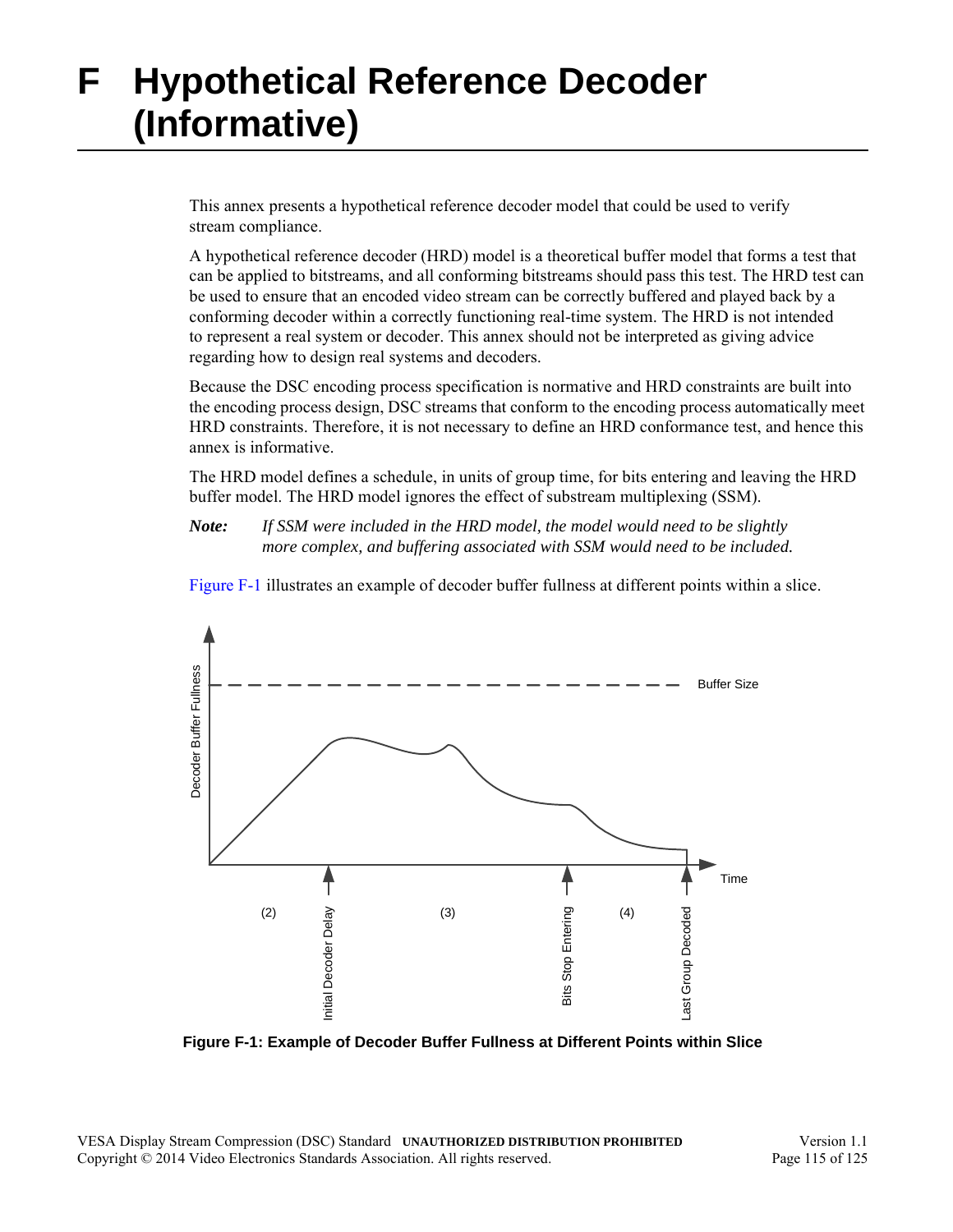# F Hypothetical Reference Decoder (Informative)

This annex presents a hypothetical reference decoder model that could be used to verify stream compliance.

A hypothetical reference decoder (HRD) model is a theoretical buffer model that forms a test that can be applied to bitstreams, and all conforming bitstreams should pass this test. The HRD test can be used to ensure that an encoded video stream can be correctly buffered and played back by a conforming decoder within a correctly functioning real-time system. The HRD is not intended to represent a real system or decoder. This annex should not be interpreted as giving advice regarding how to design real systems and decoders.

Because the DSC encoding process specification is normative and HRD constraints are built into the encoding process design, DSC streams that conform to the encoding process automatically meet HRD constraints. Therefore, it is not necessary to define an HRD conformance test, and hence this annex is informative.

The HRD model defines a schedule, in units of group time, for bits entering and leaving the HRD buffer model. The HRD model ignores the effect of substream multiplexing (SSM).

**Note:** *If SSM were included in the HRD model, the model would need to be slightly more complex, and buffering associated with SSM would need to be included.*

Figure F-1 illustrates an example of decoder buffer fullness at different points within a slice.

**Figure F-1: Example of Decoder Buffer Fullness at Different Points within Slice**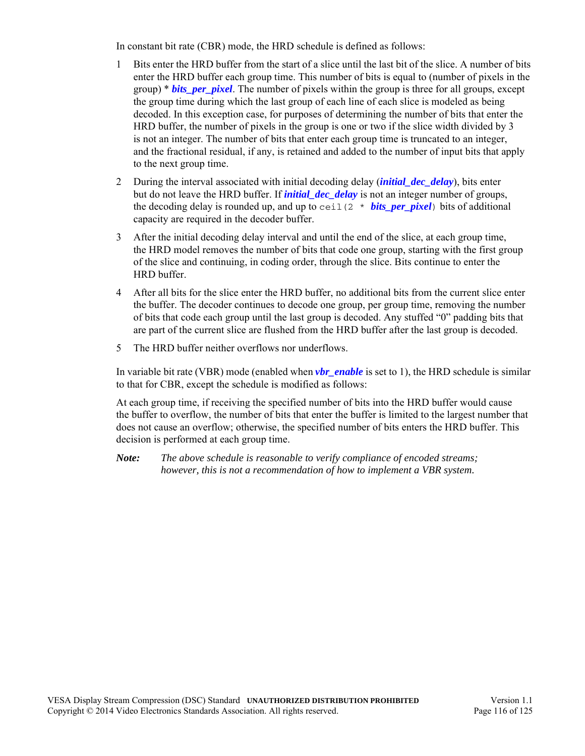In constant bit rate (CBR) mode, the HRD schedule is defined as follows:

1. Bits enter the HRD buffer from the start of a slice until the last bit of the slice. A number of bits enter the HRD buffer each group time. This number of bits is equal to (number of pixels in the group) * ***bits_per_pixel***. The number of pixels within the group is three for all groups, except the group time during which the last group of each line of each slice is modeled as being decoded. In this exception case, for purposes of determining the number of bits that enter the HRD buffer, the number of pixels in the group is one or two if the slice width divided by 3 is not an integer. The number of bits that enter each group time is truncated to an integer, and the fractional residual, if any, is retained and added to the number of input bits that apply to the next group time.
2. During the interval associated with initial decoding delay (***initial_dec_delay***), bits enter but do not leave the HRD buffer. If ***initial_dec_delay*** is not an integer number of groups, the decoding delay is rounded up, and up to `ceil(2 *` ***bits_per_pixel***`)` bits of additional capacity are required in the decoder buffer.
3. After the initial decoding delay interval and until the end of the slice, at each group time, the HRD model removes the number of bits that code one group, starting with the first group of the slice and continuing, in coding order, through the slice. Bits continue to enter the HRD buffer.
4. After all bits for the slice enter the HRD buffer, no additional bits from the current slice enter the buffer. The decoder continues to decode one group, per group time, removing the number of bits that code each group until the last group is decoded. Any stuffed "0" padding bits that are part of the current slice are flushed from the HRD buffer after the last group is decoded.
5. The HRD buffer neither overflows nor underflows.

In variable bit rate (VBR) mode (enabled when ***vbr_enable*** is set to 1), the HRD schedule is similar to that for CBR, except the schedule is modified as follows:

At each group time, if receiving the specified number of bits into the HRD buffer would cause the buffer to overflow, the number of bits that enter the buffer is limited to the largest number that does not cause an overflow; otherwise, the specified number of bits enters the HRD buffer. This decision is performed at each group time.

***Note:*** *The above schedule is reasonable to verify compliance of encoded streams; however, this is not a recommendation of how to implement a VBR system.*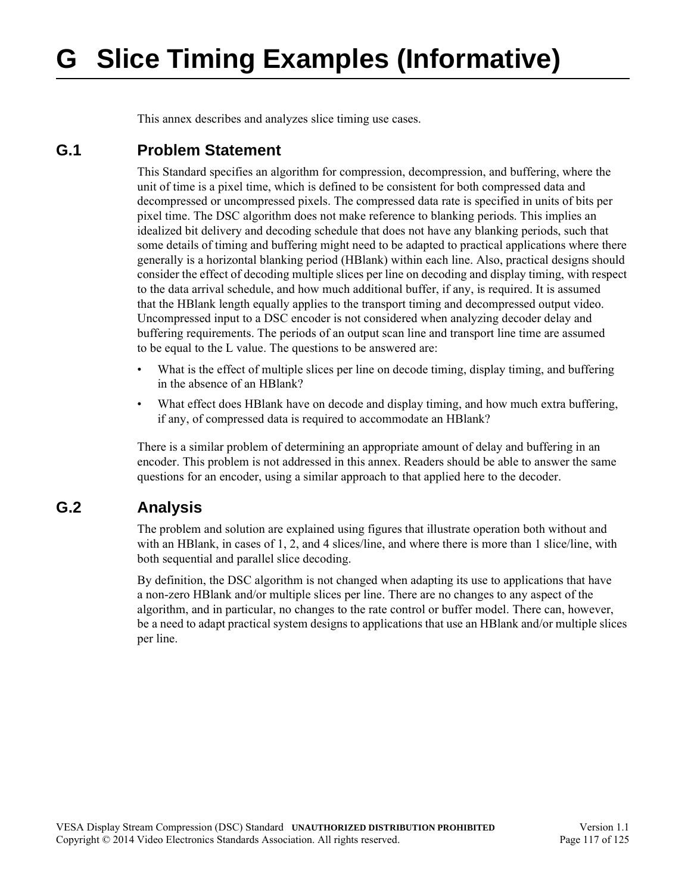# G Slice Timing Examples (Informative)

This annex describes and analyzes slice timing use cases.

## G.1 Problem Statement

This Standard specifies an algorithm for compression, decompression, and buffering, where the unit of time is a pixel time, which is defined to be consistent for both compressed data and decompressed or uncompressed pixels. The compressed data rate is specified in units of bits per pixel time. The DSC algorithm does not make reference to blanking periods. This implies an idealized bit delivery and decoding schedule that does not have any blanking periods, such that some details of timing and buffering might need to be adapted to practical applications where there generally is a horizontal blanking period (HBlank) within each line. Also, practical designs should consider the effect of decoding multiple slices per line on decoding and display timing, with respect to the data arrival schedule, and how much additional buffer, if any, is required. It is assumed that the HBlank length equally applies to the transport timing and decompressed output video. Uncompressed input to a DSC encoder is not considered when analyzing decoder delay and buffering requirements. The periods of an output scan line and transport line time are assumed to be equal to the L value. The questions to be answered are:

- What is the effect of multiple slices per line on decode timing, display timing, and buffering in the absence of an HBlank?
- What effect does HBlank have on decode and display timing, and how much extra buffering, if any, of compressed data is required to accommodate an HBlank?

There is a similar problem of determining an appropriate amount of delay and buffering in an encoder. This problem is not addressed in this annex. Readers should be able to answer the same questions for an encoder, using a similar approach to that applied here to the decoder.

## G.2 Analysis

The problem and solution are explained using figures that illustrate operation both without and with an HBlank, in cases of 1, 2, and 4 slices/line, and where there is more than 1 slice/line, with both sequential and parallel slice decoding.

By definition, the DSC algorithm is not changed when adapting its use to applications that have a non-zero HBlank and/or multiple slices per line. There are no changes to any aspect of the algorithm, and in particular, no changes to the rate control or buffer model. There can, however, be a need to adapt practical system designs to applications that use an HBlank and/or multiple slices per line.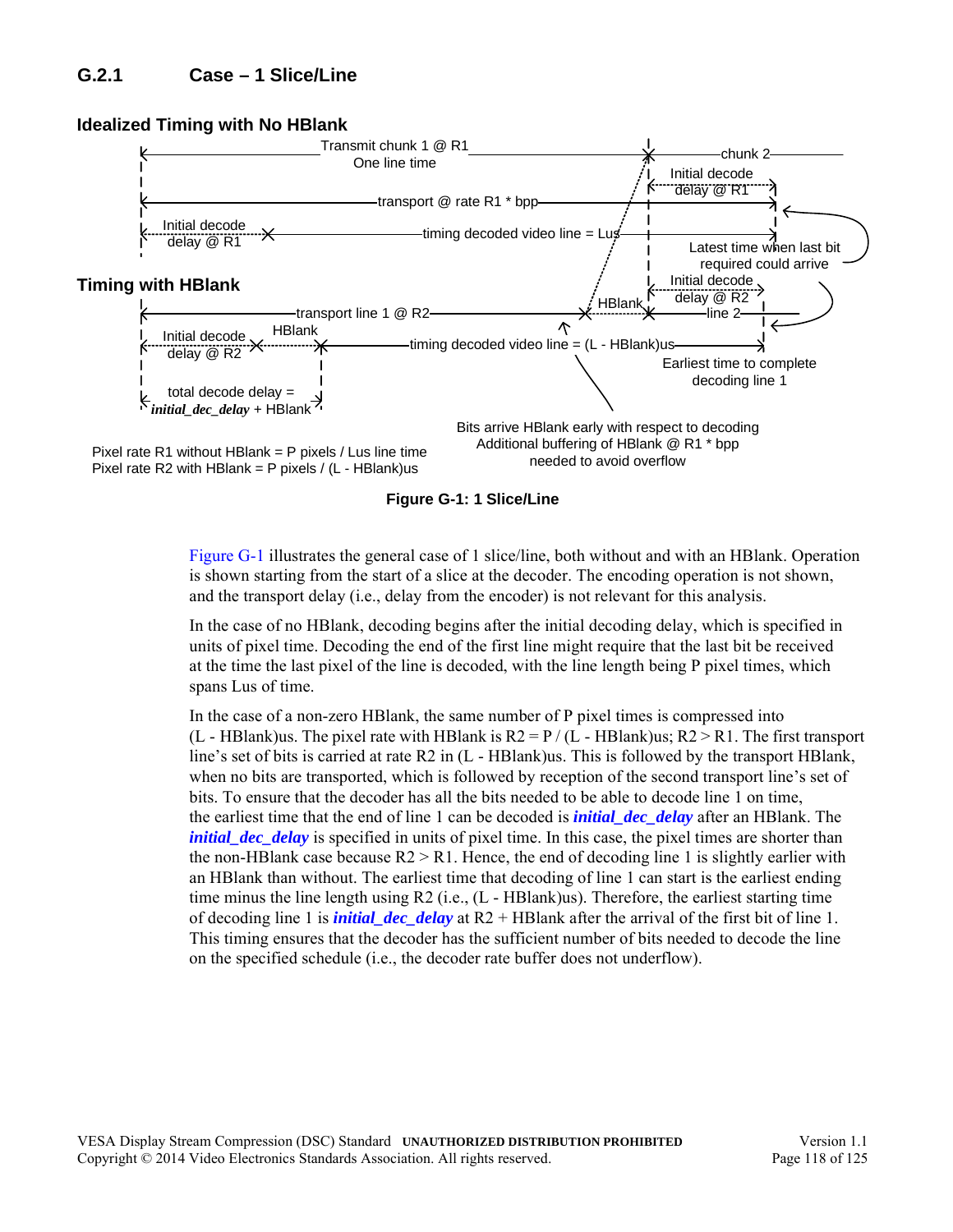### G.2.1 Case – 1 Slice/Line

**Idealized Timing with No HBlank**

Transmit chunk 1 @ R1
One line time

chunk 2

transport @ rate R1 * bpp

Initial decode delay @ R1

Initial decode delay @ R1

timing decoded video line = Lus

Latest time when last bit required could arrive

**Timing with HBlank**

Initial decode delay @ R2

transport line 1 @ R2

HBlank

line 2

Initial decode delay @ R2

HBlank

timing decoded video line = (L - HBlank)us

Earliest time to complete decoding line 1

total decode delay = *initial_dec_delay* + HBlank

Bits arrive HBlank early with respect to decoding
Additional buffering of HBlank @ R1 * bpp needed to avoid overflow

Pixel rate R1 without HBlank = P pixels / Lus line time
Pixel rate R2 with HBlank = P pixels / (L - HBlank)us

**Figure G-1: 1 Slice/Line**

Figure G-1 illustrates the general case of 1 slice/line, both without and with an HBlank. Operation is shown starting from the start of a slice at the decoder. The encoding operation is not shown, and the transport delay (i.e., delay from the encoder) is not relevant for this analysis.

In the case of no HBlank, decoding begins after the initial decoding delay, which is specified in units of pixel time. Decoding the end of the first line might require that the last bit be received at the time the last pixel of the line is decoded, with the line length being P pixel times, which spans Lus of time.

In the case of a non-zero HBlank, the same number of P pixel times is compressed into (L - HBlank)us. The pixel rate with HBlank is R2 = P / (L - HBlank)us; R2 > R1. The first transport line's set of bits is carried at rate R2 in (L - HBlank)us. This is followed by the transport HBlank, when no bits are transported, which is followed by reception of the second transport line's set of bits. To ensure that the decoder has all the bits needed to be able to decode line 1 on time, the earliest time that the end of line 1 can be decoded is ***initial_dec_delay*** after an HBlank. The ***initial_dec_delay*** is specified in units of pixel time. In this case, the pixel times are shorter than the non-HBlank case because R2 > R1. Hence, the end of decoding line 1 is slightly earlier with an HBlank than without. The earliest time that decoding of line 1 can start is the earliest ending time minus the line length using R2 (i.e., (L - HBlank)us). Therefore, the earliest starting time of decoding line 1 is ***initial_dec_delay*** at R2 + HBlank after the arrival of the first bit of line 1. This timing ensures that the decoder has the sufficient number of bits needed to decode the line on the specified schedule (i.e., the decoder rate buffer does not underflow).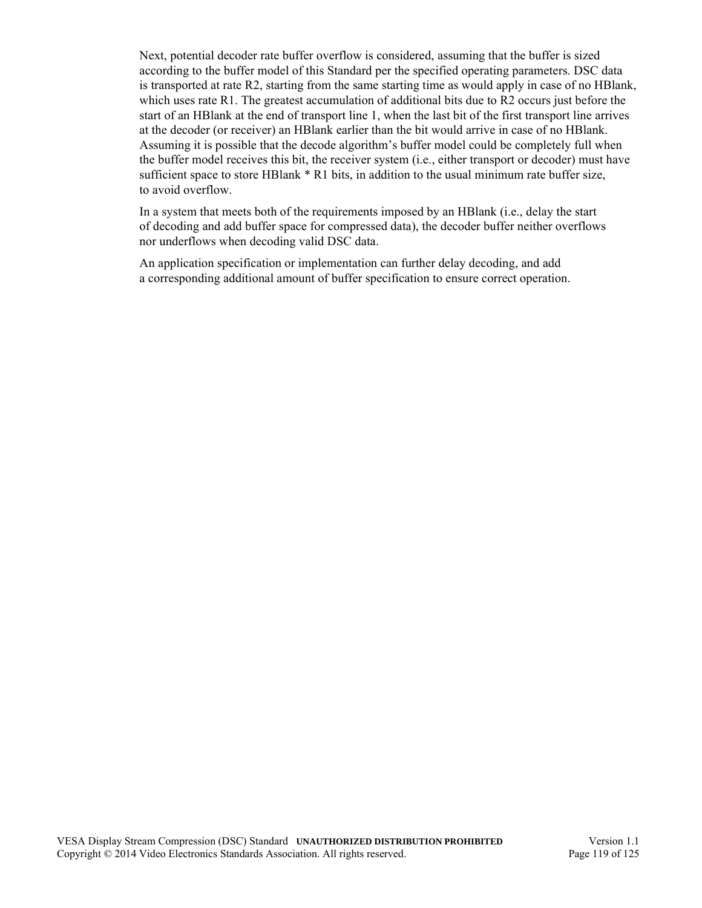Next, potential decoder rate buffer overflow is considered, assuming that the buffer is sized according to the buffer model of this Standard per the specified operating parameters. DSC data is transported at rate R2, starting from the same starting time as would apply in case of no HBlank, which uses rate R1. The greatest accumulation of additional bits due to R2 occurs just before the start of an HBlank at the end of transport line 1, when the last bit of the first transport line arrives at the decoder (or receiver) an HBlank earlier than the bit would arrive in case of no HBlank. Assuming it is possible that the decode algorithm's buffer model could be completely full when the buffer model receives this bit, the receiver system (i.e., either transport or decoder) must have sufficient space to store HBlank * R1 bits, in addition to the usual minimum rate buffer size, to avoid overflow.

In a system that meets both of the requirements imposed by an HBlank (i.e., delay the start of decoding and add buffer space for compressed data), the decoder buffer neither overflows nor underflows when decoding valid DSC data.

An application specification or implementation can further delay decoding, and add a corresponding additional amount of buffer specification to ensure correct operation.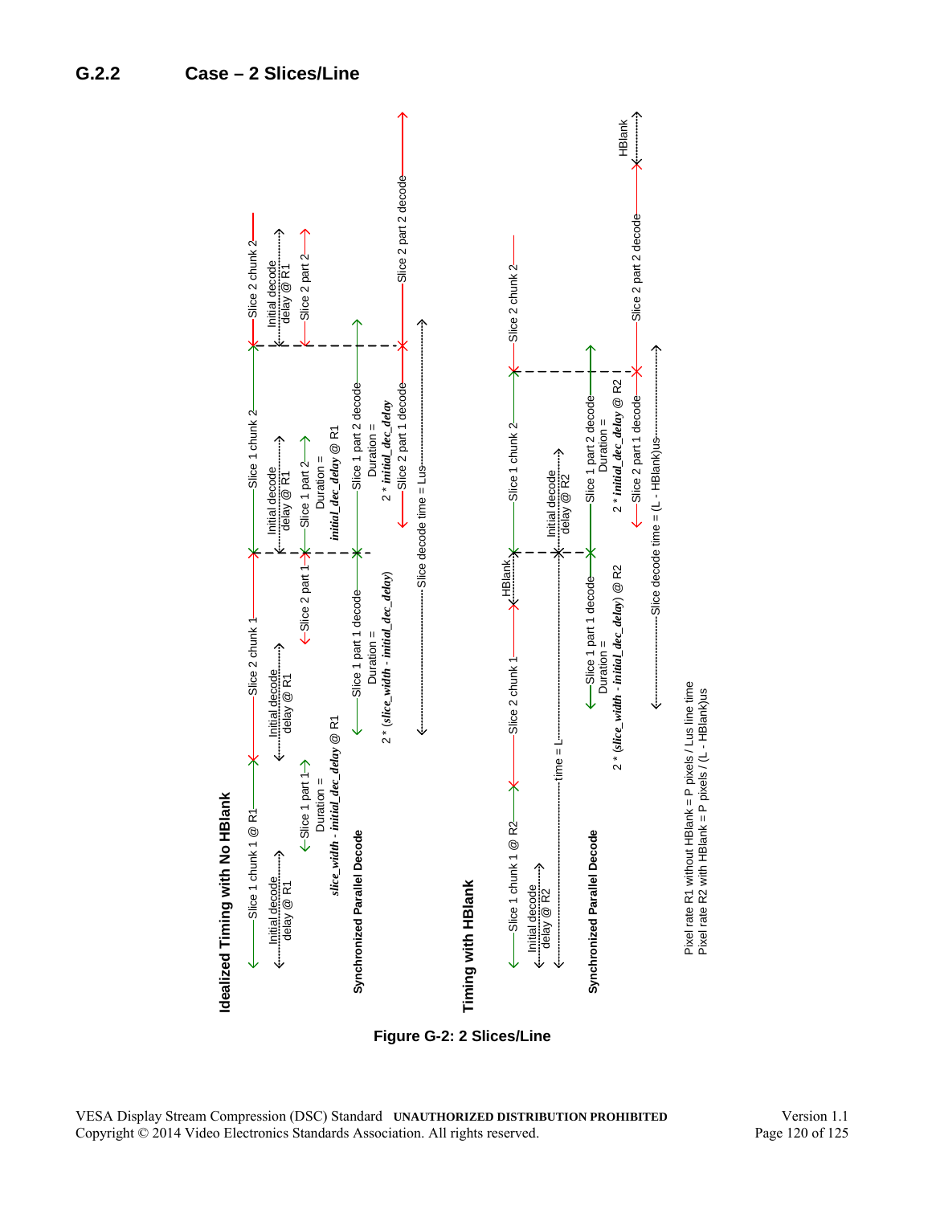### G.2.2 Case – 2 Slices/Line

**Idealized Timing with No HBlank**

Slice 1 chunk 1 @ R1 — Slice 2 chunk 1 — Slice 1 chunk 2 — Slice 2 chunk 2

Initial decode delay @ R1 | Initial decode delay @ R1 | Initial decode delay @ R1 | Initial decode delay @ R1

Slice 1 part 1 — Slice 2 part 1 — Slice 1 part 2 — Slice 2 part 2

Duration = *slice_width - initial_dec_delay* @ R1 | Duration = *initial_dec_delay* @ R1

**Synchronized Parallel Decode**

Slice 1 part 1 decode, Duration = 2 * (*slice_width - initial_dec_delay*) | Slice 1 part 2 decode, Duration = 2 * *initial_dec_delay*

Slice 2 part 1 decode — Slice 2 part 2 decode

Slice decode time = Lus

**Timing with HBlank**

Slice 1 chunk 1 @ R2 — Slice 2 chunk 1 — HBlank — Slice 1 chunk 2 — Slice 2 chunk 2

Initial decode delay @ R2 | Initial decode delay @ R2

time = L

**Synchronized Parallel Decode**

Slice 1 part 1 decode, Duration = 2 * (*slice_width - initial_dec_delay*) @ R2 | Slice 1 part 2 decode, Duration = 2 * *initial_dec_delay* @ R2

Slice 2 part 1 decode — Slice 2 part 2 decode — HBlank

Slice decode time = (L - HBlank)us

Pixel rate R1 without HBlank = P pixels / Lus line time
Pixel rate R2 with HBlank = P pixels / (L - HBlank)us

**Figure G-2: 2 Slices/Line**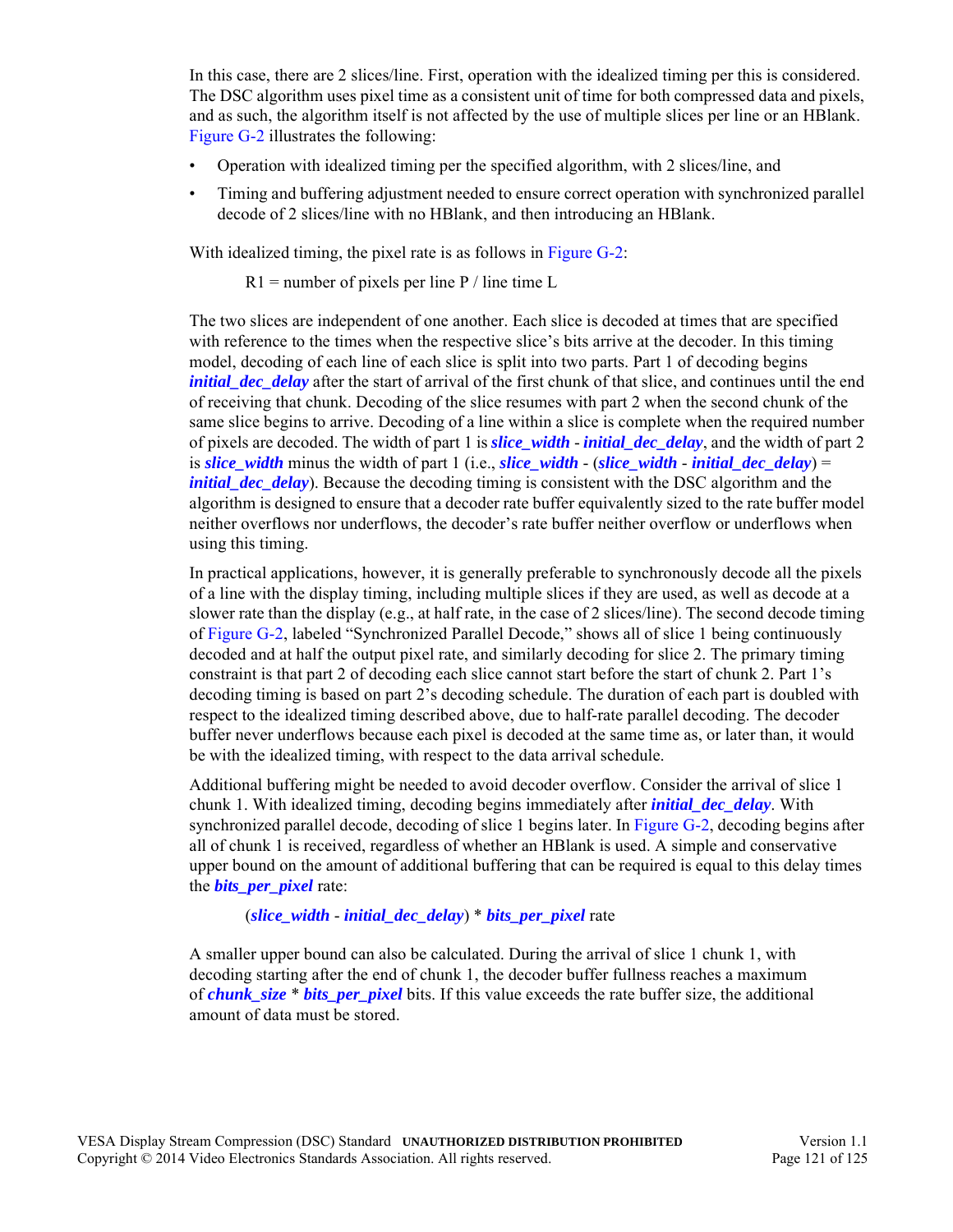In this case, there are 2 slices/line. First, operation with the idealized timing per this is considered. The DSC algorithm uses pixel time as a consistent unit of time for both compressed data and pixels, and as such, the algorithm itself is not affected by the use of multiple slices per line or an HBlank. Figure G-2 illustrates the following:

- Operation with idealized timing per the specified algorithm, with 2 slices/line, and
- Timing and buffering adjustment needed to ensure correct operation with synchronized parallel decode of 2 slices/line with no HBlank, and then introducing an HBlank.

With idealized timing, the pixel rate is as follows in Figure G-2:

R1 = number of pixels per line P / line time L

The two slices are independent of one another. Each slice is decoded at times that are specified with reference to the times when the respective slice's bits arrive at the decoder. In this timing model, decoding of each line of each slice is split into two parts. Part 1 of decoding begins ***initial_dec_delay*** after the start of arrival of the first chunk of that slice, and continues until the end of receiving that chunk. Decoding of the slice resumes with part 2 when the second chunk of the same slice begins to arrive. Decoding of a line within a slice is complete when the required number of pixels are decoded. The width of part 1 is ***slice_width*** - ***initial_dec_delay***, and the width of part 2 is ***slice_width*** minus the width of part 1 (i.e., ***slice_width*** - (***slice_width*** - ***initial_dec_delay***) = ***initial_dec_delay***). Because the decoding timing is consistent with the DSC algorithm and the algorithm is designed to ensure that a decoder rate buffer equivalently sized to the rate buffer model neither overflows nor underflows, the decoder's rate buffer neither overflow or underflows when using this timing.

In practical applications, however, it is generally preferable to synchronously decode all the pixels of a line with the display timing, including multiple slices if they are used, as well as decode at a slower rate than the display (e.g., at half rate, in the case of 2 slices/line). The second decode timing of Figure G-2, labeled "Synchronized Parallel Decode," shows all of slice 1 being continuously decoded and at half the output pixel rate, and similarly decoding for slice 2. The primary timing constraint is that part 2 of decoding each slice cannot start before the start of chunk 2. Part 1's decoding timing is based on part 2's decoding schedule. The duration of each part is doubled with respect to the idealized timing described above, due to half-rate parallel decoding. The decoder buffer never underflows because each pixel is decoded at the same time as, or later than, it would be with the idealized timing, with respect to the data arrival schedule.

Additional buffering might be needed to avoid decoder overflow. Consider the arrival of slice 1 chunk 1. With idealized timing, decoding begins immediately after ***initial_dec_delay***. With synchronized parallel decode, decoding of slice 1 begins later. In Figure G-2, decoding begins after all of chunk 1 is received, regardless of whether an HBlank is used. A simple and conservative upper bound on the amount of additional buffering that can be required is equal to this delay times the ***bits_per_pixel*** rate:

(***slice_width*** - ***initial_dec_delay***) * ***bits_per_pixel*** rate

A smaller upper bound can also be calculated. During the arrival of slice 1 chunk 1, with decoding starting after the end of chunk 1, the decoder buffer fullness reaches a maximum of ***chunk_size*** * ***bits_per_pixel*** bits. If this value exceeds the rate buffer size, the additional amount of data must be stored.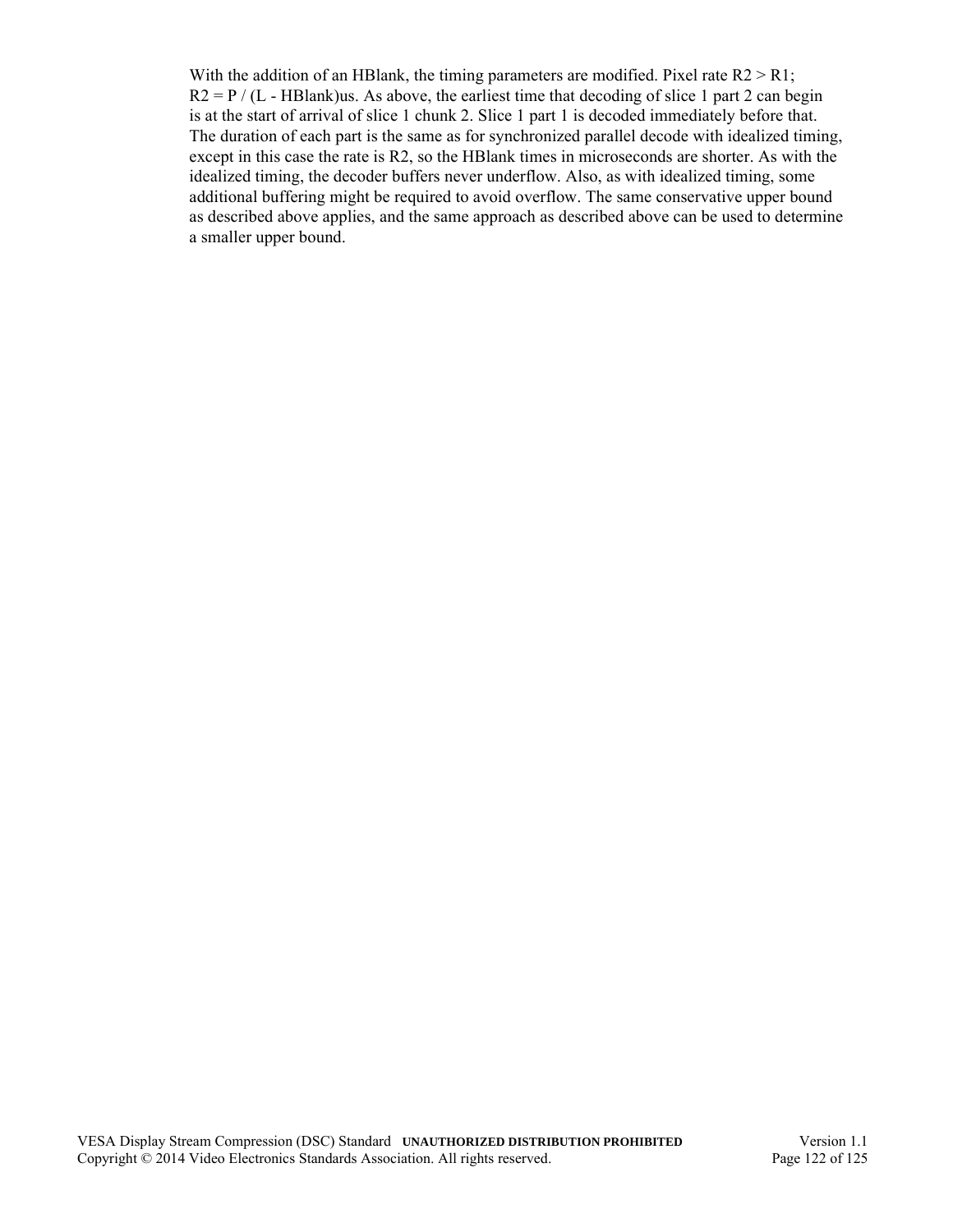With the addition of an HBlank, the timing parameters are modified. Pixel rate $R2 > R1$; $R2 = P / (L - HBlank)$us. As above, the earliest time that decoding of slice 1 part 2 can begin is at the start of arrival of slice 1 chunk 2. Slice 1 part 1 is decoded immediately before that. The duration of each part is the same as for synchronized parallel decode with idealized timing, except in this case the rate is R2, so the HBlank times in microseconds are shorter. As with the idealized timing, the decoder buffers never underflow. Also, as with idealized timing, some additional buffering might be required to avoid overflow. The same conservative upper bound as described above applies, and the same approach as described above can be used to determine a smaller upper bound.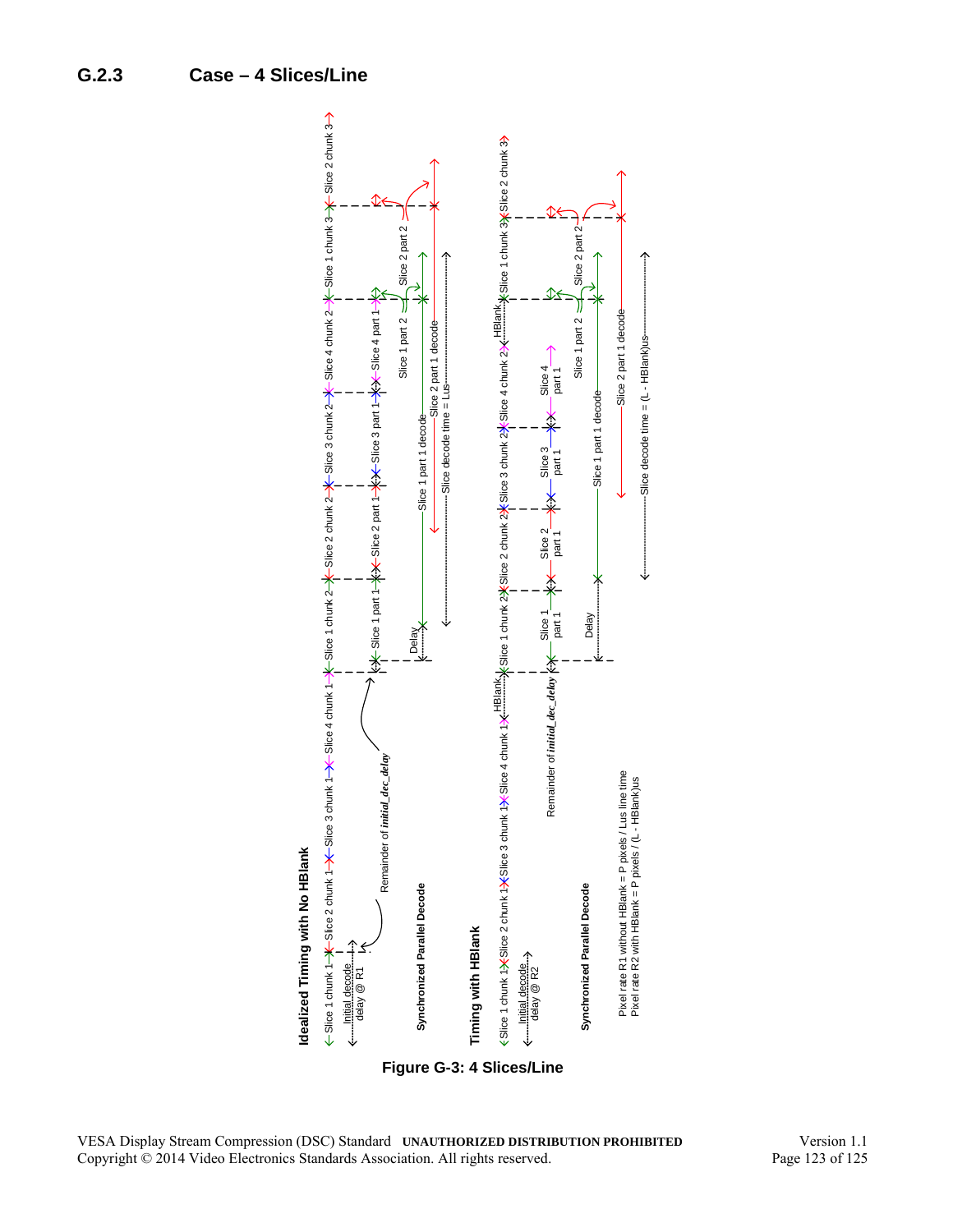### G.2.3 Case – 4 Slices/Line

**Figure G-3: 4 Slices/Line**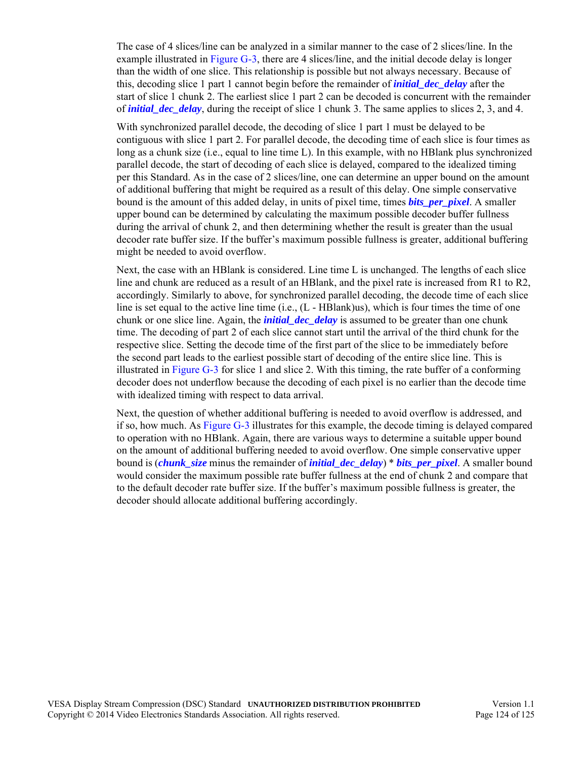The case of 4 slices/line can be analyzed in a similar manner to the case of 2 slices/line. In the example illustrated in Figure G-3, there are 4 slices/line, and the initial decode delay is longer than the width of one slice. This relationship is possible but not always necessary. Because of this, decoding slice 1 part 1 cannot begin before the remainder of ***initial_dec_delay*** after the start of slice 1 chunk 2. The earliest slice 1 part 2 can be decoded is concurrent with the remainder of ***initial_dec_delay***, during the receipt of slice 1 chunk 3. The same applies to slices 2, 3, and 4.

With synchronized parallel decode, the decoding of slice 1 part 1 must be delayed to be contiguous with slice 1 part 2. For parallel decode, the decoding time of each slice is four times as long as a chunk size (i.e., equal to line time L). In this example, with no HBlank plus synchronized parallel decode, the start of decoding of each slice is delayed, compared to the idealized timing per this Standard. As in the case of 2 slices/line, one can determine an upper bound on the amount of additional buffering that might be required as a result of this delay. One simple conservative bound is the amount of this added delay, in units of pixel time, times ***bits_per_pixel***. A smaller upper bound can be determined by calculating the maximum possible decoder buffer fullness during the arrival of chunk 2, and then determining whether the result is greater than the usual decoder rate buffer size. If the buffer's maximum possible fullness is greater, additional buffering might be needed to avoid overflow.

Next, the case with an HBlank is considered. Line time L is unchanged. The lengths of each slice line and chunk are reduced as a result of an HBlank, and the pixel rate is increased from R1 to R2, accordingly. Similarly to above, for synchronized parallel decoding, the decode time of each slice line is set equal to the active line time (i.e., (L - HBlank)us), which is four times the time of one chunk or one slice line. Again, the ***initial_dec_delay*** is assumed to be greater than one chunk time. The decoding of part 2 of each slice cannot start until the arrival of the third chunk for the respective slice. Setting the decode time of the first part of the slice to be immediately before the second part leads to the earliest possible start of decoding of the entire slice line. This is illustrated in Figure G-3 for slice 1 and slice 2. With this timing, the rate buffer of a conforming decoder does not underflow because the decoding of each pixel is no earlier than the decode time with idealized timing with respect to data arrival.

Next, the question of whether additional buffering is needed to avoid overflow is addressed, and if so, how much. As Figure G-3 illustrates for this example, the decode timing is delayed compared to operation with no HBlank. Again, there are various ways to determine a suitable upper bound on the amount of additional buffering needed to avoid overflow. One simple conservative upper bound is (***chunk_size*** minus the remainder of ***initial_dec_delay***) * ***bits_per_pixel***. A smaller bound would consider the maximum possible rate buffer fullness at the end of chunk 2 and compare that to the default decoder rate buffer size. If the buffer's maximum possible fullness is greater, the decoder should allocate additional buffering accordingly.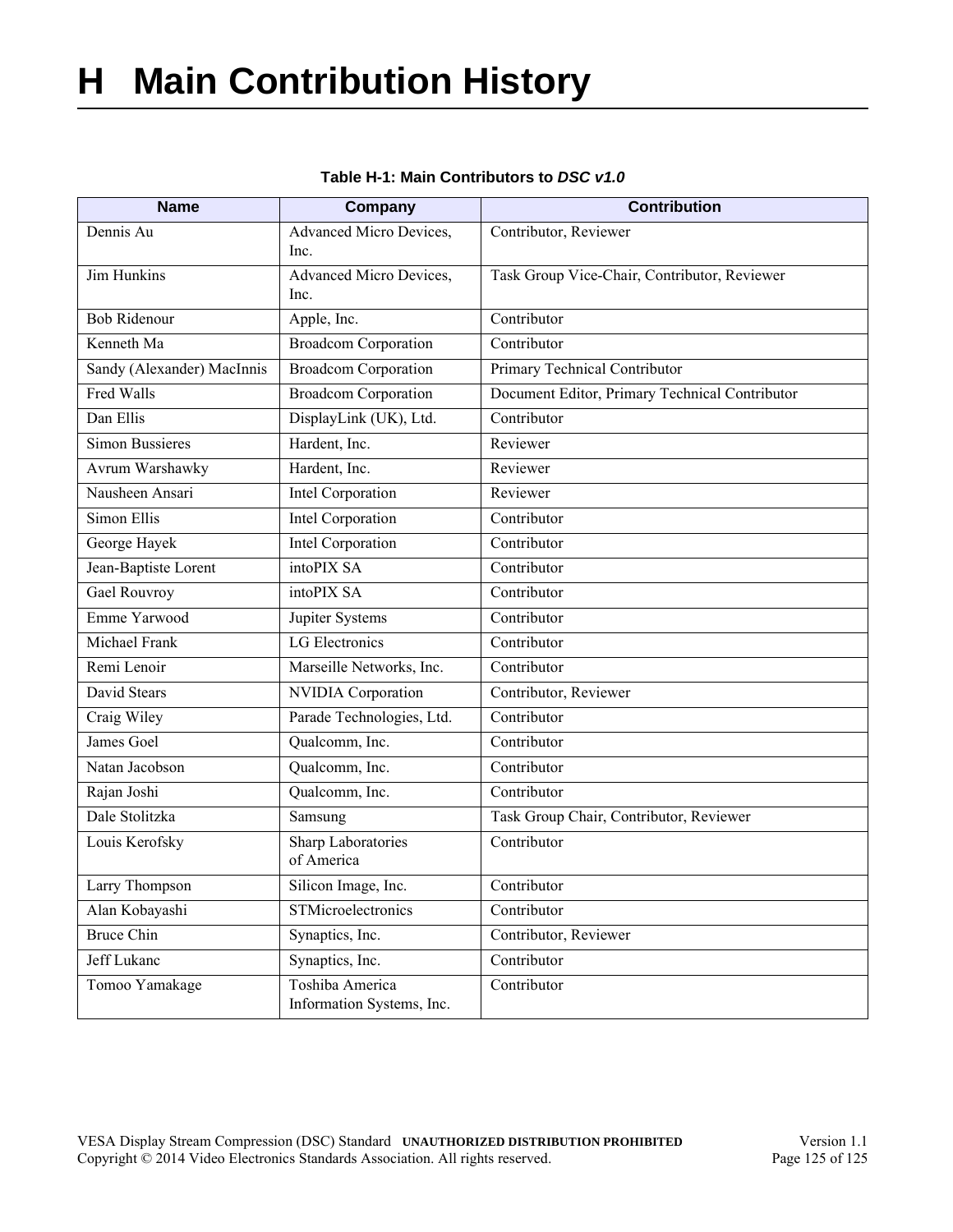# H Main Contribution History

**Table H-1: Main Contributors to *DSC v1.0***

| Name | Company | Contribution |
|---|---|---|
| Dennis Au | Advanced Micro Devices, Inc. | Contributor, Reviewer |
| Jim Hunkins | Advanced Micro Devices, Inc. | Task Group Vice-Chair, Contributor, Reviewer |
| Bob Ridenour | Apple, Inc. | Contributor |
| Kenneth Ma | Broadcom Corporation | Contributor |
| Sandy (Alexander) MacInnis | Broadcom Corporation | Primary Technical Contributor |
| Fred Walls | Broadcom Corporation | Document Editor, Primary Technical Contributor |
| Dan Ellis | DisplayLink (UK), Ltd. | Contributor |
| Simon Bussieres | Hardent, Inc. | Reviewer |
| Avrum Warshawky | Hardent, Inc. | Reviewer |
| Nausheen Ansari | Intel Corporation | Reviewer |
| Simon Ellis | Intel Corporation | Contributor |
| George Hayek | Intel Corporation | Contributor |
| Jean-Baptiste Lorent | intoPIX SA | Contributor |
| Gael Rouvroy | intoPIX SA | Contributor |
| Emme Yarwood | Jupiter Systems | Contributor |
| Michael Frank | LG Electronics | Contributor |
| Remi Lenoir | Marseille Networks, Inc. | Contributor |
| David Stears | NVIDIA Corporation | Contributor, Reviewer |
| Craig Wiley | Parade Technologies, Ltd. | Contributor |
| James Goel | Qualcomm, Inc. | Contributor |
| Natan Jacobson | Qualcomm, Inc. | Contributor |
| Rajan Joshi | Qualcomm, Inc. | Contributor |
| Dale Stolitzka | Samsung | Task Group Chair, Contributor, Reviewer |
| Louis Kerofsky | Sharp Laboratories of America | Contributor |
| Larry Thompson | Silicon Image, Inc. | Contributor |
| Alan Kobayashi | STMicroelectronics | Contributor |
| Bruce Chin | Synaptics, Inc. | Contributor, Reviewer |
| Jeff Lukanc | Synaptics, Inc. | Contributor |
| Tomoo Yamakage | Toshiba America Information Systems, Inc. | Contributor |